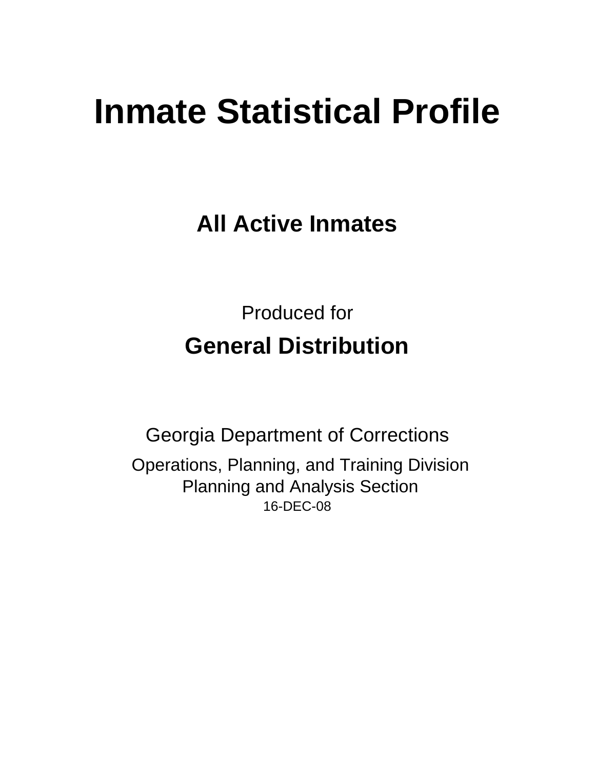# Inmate Statistical Profile

## All Active Inmates

Produced for

## General Distribution

Georgia Department of Corrections

Operations, Planning, and Training Division
Planning and Analysis Section
16-DEC-08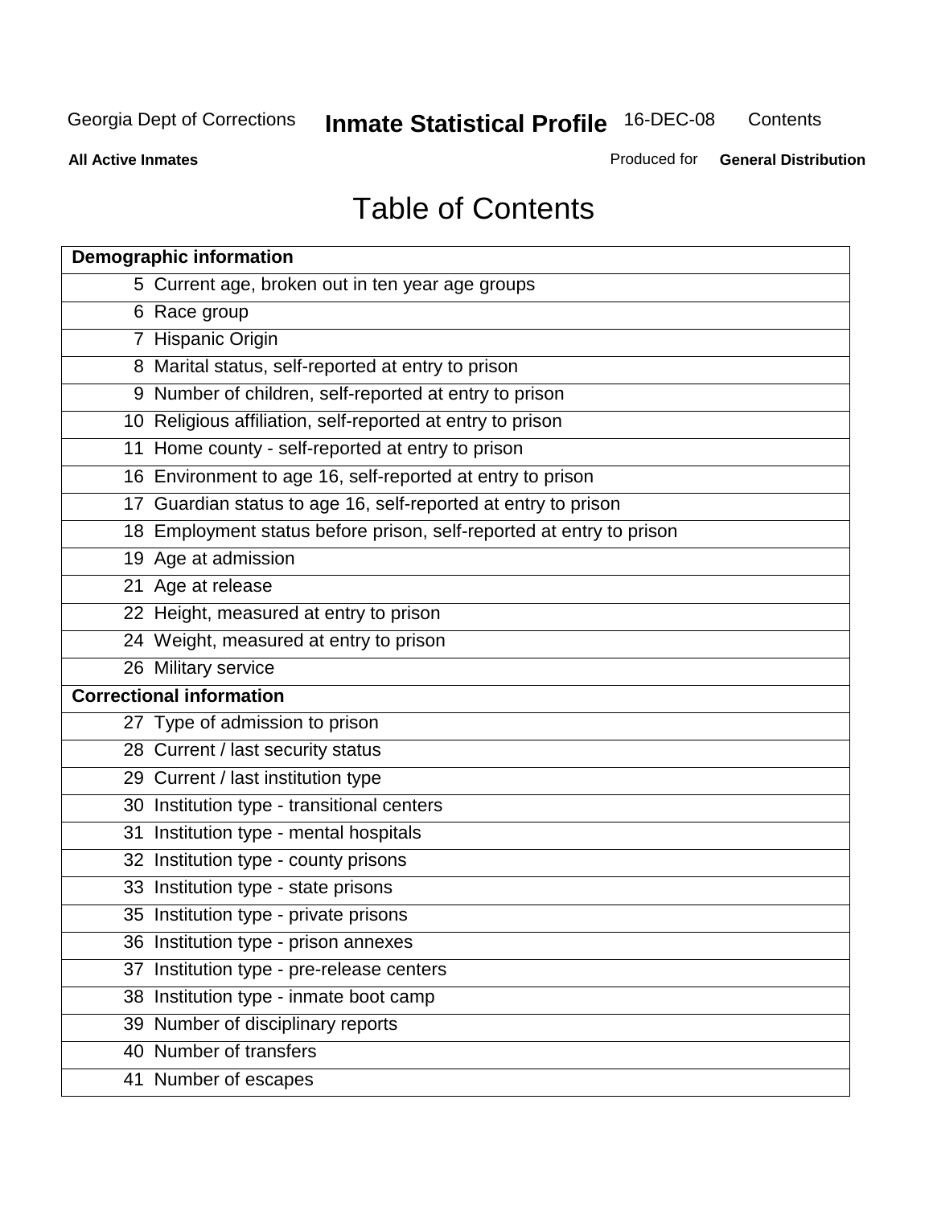# Table of Contents

| Demographic information | |
|---|---|
| 5 | Current age, broken out in ten year age groups |
| 6 | Race group |
| 7 | Hispanic Origin |
| 8 | Marital status, self-reported at entry to prison |
| 9 | Number of children, self-reported at entry to prison |
| 10 | Religious affiliation, self-reported at entry to prison |
| 11 | Home county - self-reported at entry to prison |
| 16 | Environment to age 16, self-reported at entry to prison |
| 17 | Guardian status to age 16, self-reported at entry to prison |
| 18 | Employment status before prison, self-reported at entry to prison |
| 19 | Age at admission |
| 21 | Age at release |
| 22 | Height, measured at entry to prison |
| 24 | Weight, measured at entry to prison |
| 26 | Military service |
| **Correctional information** | |
| 27 | Type of admission to prison |
| 28 | Current / last security status |
| 29 | Current / last institution type |
| 30 | Institution type - transitional centers |
| 31 | Institution type - mental hospitals |
| 32 | Institution type - county prisons |
| 33 | Institution type - state prisons |
| 35 | Institution type - private prisons |
| 36 | Institution type - prison annexes |
| 37 | Institution type - pre-release centers |
| 38 | Institution type - inmate boot camp |
| 39 | Number of disciplinary reports |
| 40 | Number of transfers |
| 41 | Number of escapes |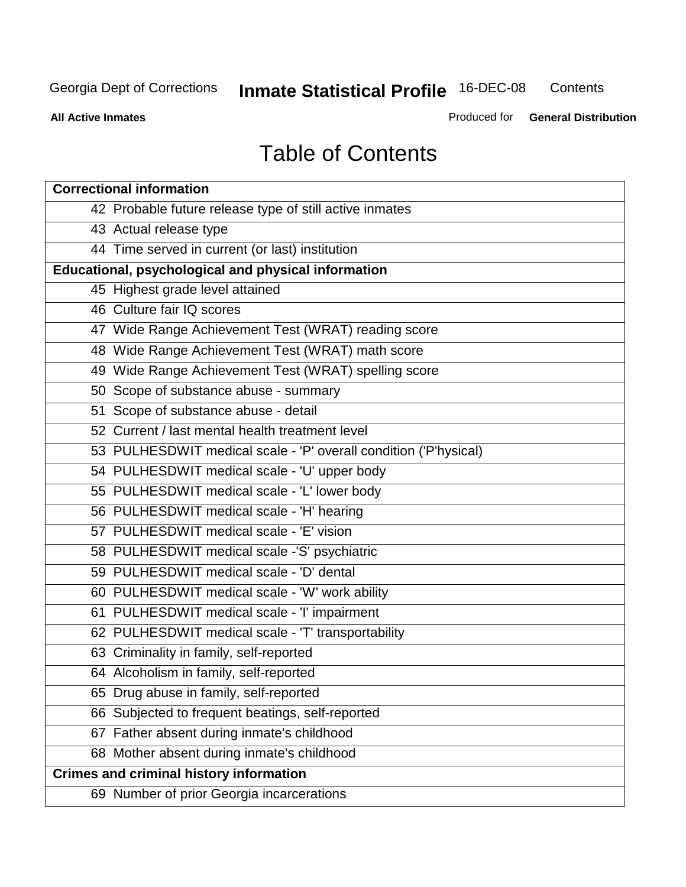# Table of Contents

| Correctional information |
|---|
| 42 Probable future release type of still active inmates |
| 43 Actual release type |
| 44 Time served in current (or last) institution |
| **Educational, psychological and physical information** |
| 45 Highest grade level attained |
| 46 Culture fair IQ scores |
| 47 Wide Range Achievement Test (WRAT) reading score |
| 48 Wide Range Achievement Test (WRAT) math score |
| 49 Wide Range Achievement Test (WRAT) spelling score |
| 50 Scope of substance abuse - summary |
| 51 Scope of substance abuse - detail |
| 52 Current / last mental health treatment level |
| 53 PULHESDWIT medical scale - 'P' overall condition ('P'hysical) |
| 54 PULHESDWIT medical scale - 'U' upper body |
| 55 PULHESDWIT medical scale - 'L' lower body |
| 56 PULHESDWIT medical scale - 'H' hearing |
| 57 PULHESDWIT medical scale - 'E' vision |
| 58 PULHESDWIT medical scale -'S' psychiatric |
| 59 PULHESDWIT medical scale - 'D' dental |
| 60 PULHESDWIT medical scale - 'W' work ability |
| 61 PULHESDWIT medical scale - 'I' impairment |
| 62 PULHESDWIT medical scale - 'T' transportability |
| 63 Criminality in family, self-reported |
| 64 Alcoholism in family, self-reported |
| 65 Drug abuse in family, self-reported |
| 66 Subjected to frequent beatings, self-reported |
| 67 Father absent during inmate's childhood |
| 68 Mother absent during inmate's childhood |
| **Crimes and criminal history information** |
| 69 Number of prior Georgia incarcerations |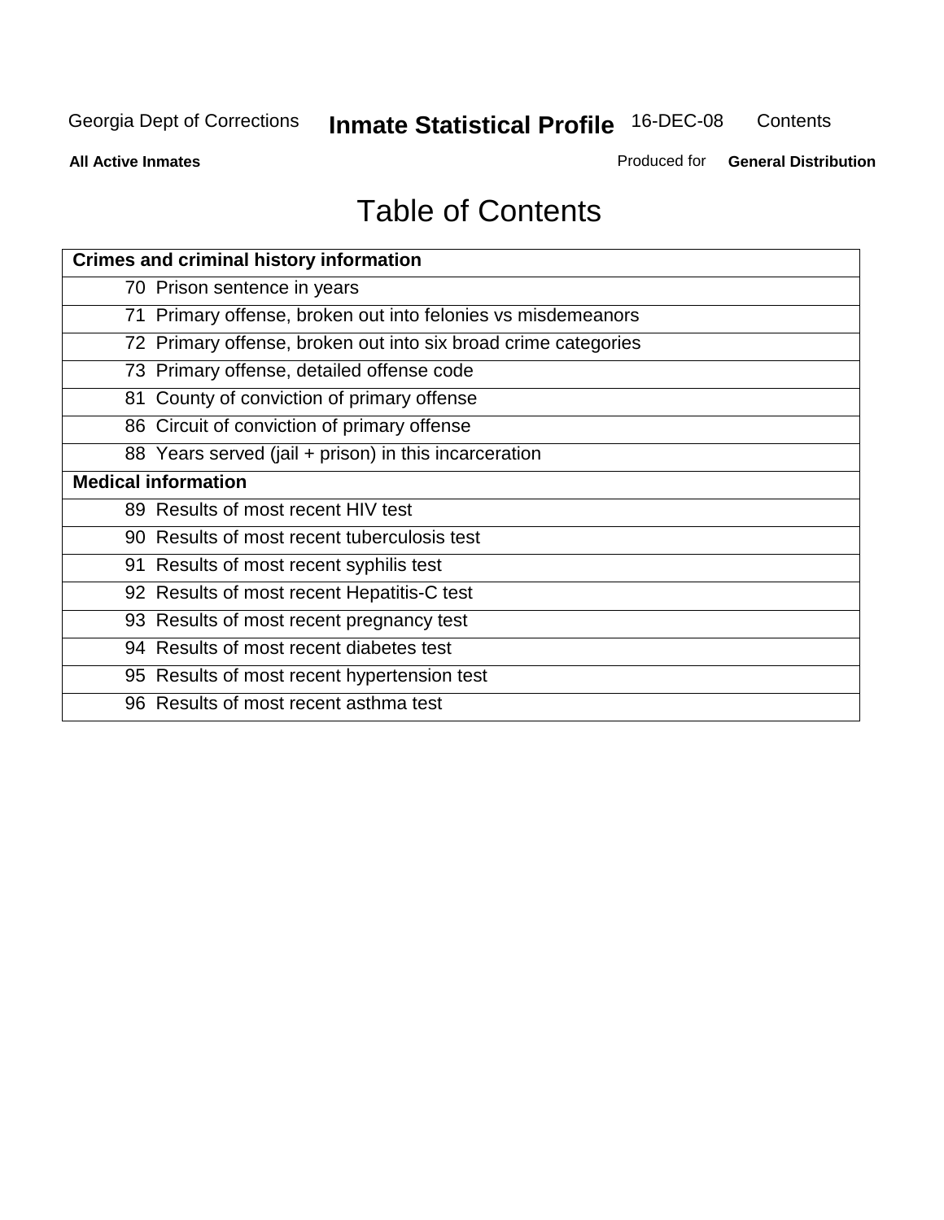# Table of Contents

| Crimes and criminal history information | |
|---|---|
| 70 | Prison sentence in years |
| 71 | Primary offense, broken out into felonies vs misdemeanors |
| 72 | Primary offense, broken out into six broad crime categories |
| 73 | Primary offense, detailed offense code |
| 81 | County of conviction of primary offense |
| 86 | Circuit of conviction of primary offense |
| 88 | Years served (jail + prison) in this incarceration |
| **Medical information** | |
| 89 | Results of most recent HIV test |
| 90 | Results of most recent tuberculosis test |
| 91 | Results of most recent syphilis test |
| 92 | Results of most recent Hepatitis-C test |
| 93 | Results of most recent pregnancy test |
| 94 | Results of most recent diabetes test |
| 95 | Results of most recent hypertension test |
| 96 | Results of most recent asthma test |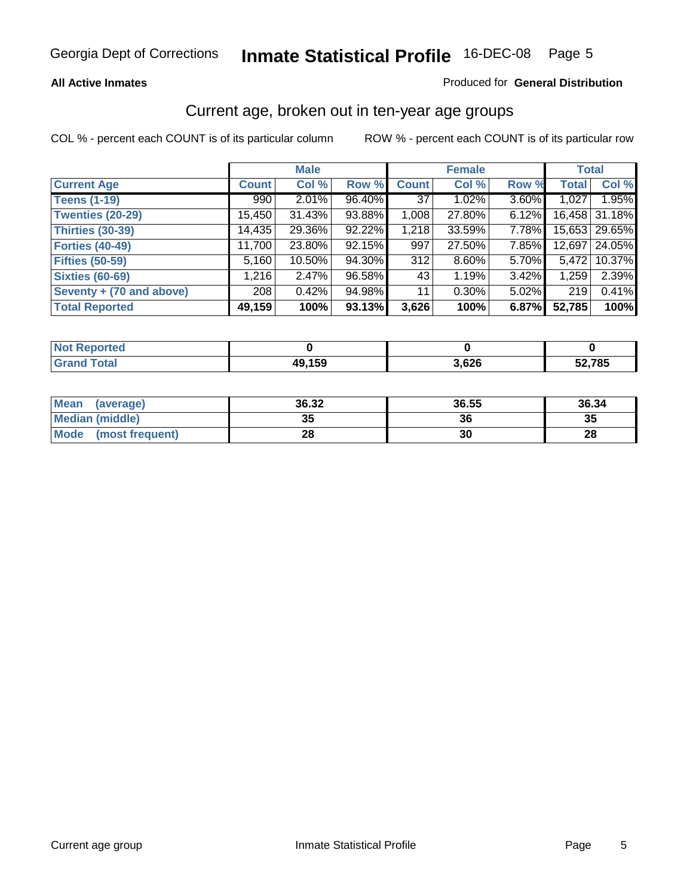**All Active Inmates**

Produced for **General Distribution**

## Current age, broken out in ten-year age groups

COL % - percent each COUNT is of its particular column

ROW % - percent each COUNT is of its particular row

| | Male | | | Female | | | Total | |
|---|---|---|---|---|---|---|---|---|
| **Current Age** | **Count** | **Col %** | **Row %** | **Count** | **Col %** | **Row %** | **Total** | **Col %** |
| **Teens (1-19)** | 990 | 2.01% | 96.40% | 37 | 1.02% | 3.60% | 1,027 | 1.95% |
| **Twenties (20-29)** | 15,450 | 31.43% | 93.88% | 1,008 | 27.80% | 6.12% | 16,458 | 31.18% |
| **Thirties (30-39)** | 14,435 | 29.36% | 92.22% | 1,218 | 33.59% | 7.78% | 15,653 | 29.65% |
| **Forties (40-49)** | 11,700 | 23.80% | 92.15% | 997 | 27.50% | 7.85% | 12,697 | 24.05% |
| **Fifties (50-59)** | 5,160 | 10.50% | 94.30% | 312 | 8.60% | 5.70% | 5,472 | 10.37% |
| **Sixties (60-69)** | 1,216 | 2.47% | 96.58% | 43 | 1.19% | 3.42% | 1,259 | 2.39% |
| **Seventy + (70 and above)** | 208 | 0.42% | 94.98% | 11 | 0.30% | 5.02% | 219 | 0.41% |
| **Total Reported** | **49,159** | **100%** | **93.13%** | **3,626** | **100%** | **6.87%** | **52,785** | **100%** |

| | Male | Female | Total |
|---|---|---|---|
| **Not Reported** | **0** | **0** | **0** |
| **Grand Total** | **49,159** | **3,626** | **52,785** |

| | Male | Female | Total |
|---|---|---|---|
| **Mean (average)** | **36.32** | **36.55** | **36.34** |
| **Median (middle)** | **35** | **36** | **35** |
| **Mode (most frequent)** | **28** | **30** | **28** |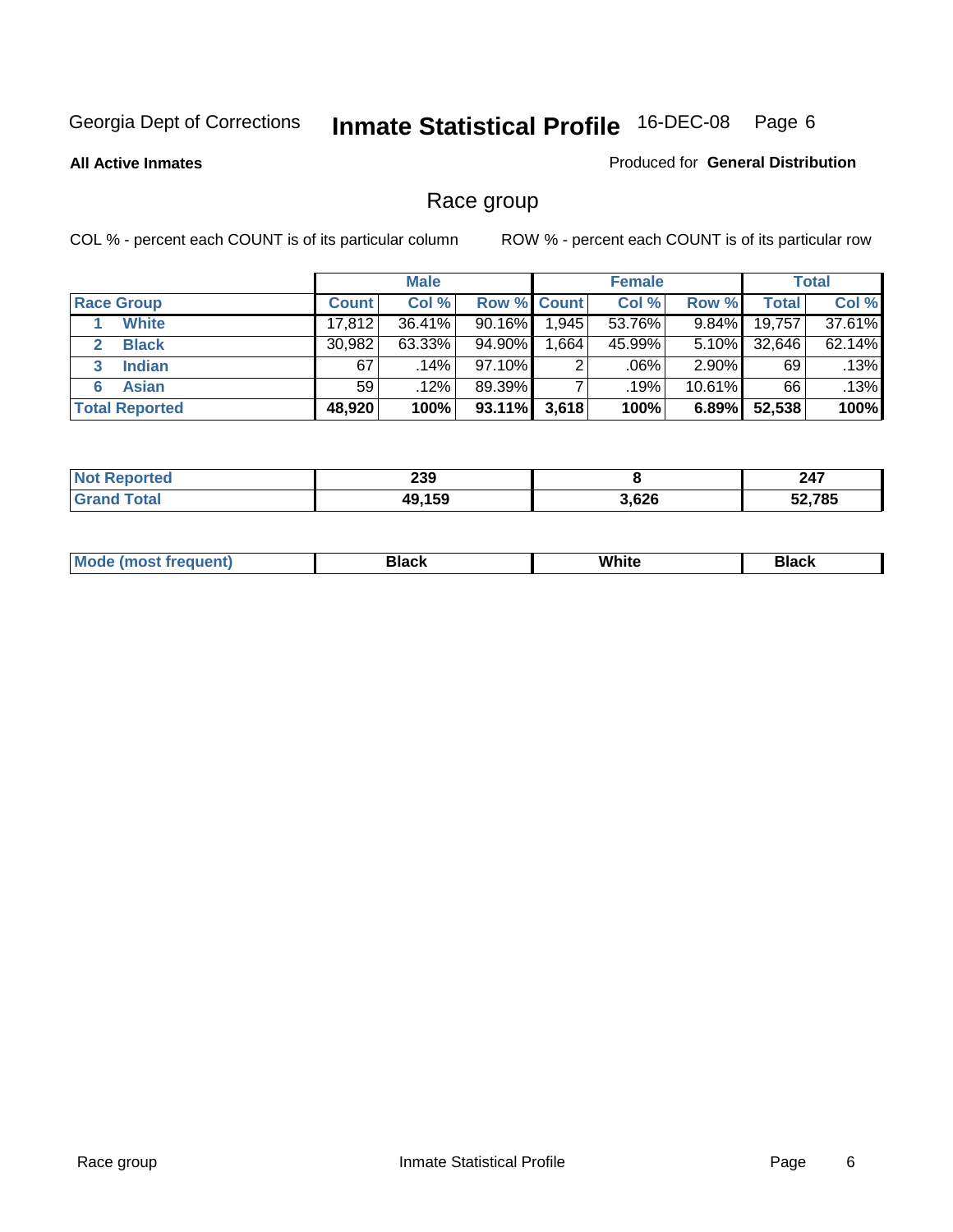Georgia Dept of Corrections **Inmate Statistical Profile** 16-DEC-08

**All Active Inmates**

Produced for **General Distribution**

## Race group

COL % - percent each COUNT is of its particular column  ROW % - percent each COUNT is of its particular row

| | | Male | | | Female | | | Total | |
|---|---|---|---|---|---|---|---|---|---|
| **Race Group** | | **Count** | **Col %** | **Row %** | **Count** | **Col %** | **Row %** | **Total** | **Col %** |
| 1 | **White** | 17,812 | 36.41% | 90.16% | 1,945 | 53.76% | 9.84% | 19,757 | 37.61% |
| 2 | **Black** | 30,982 | 63.33% | 94.90% | 1,664 | 45.99% | 5.10% | 32,646 | 62.14% |
| 3 | **Indian** | 67 | .14% | 97.10% | 2 | .06% | 2.90% | 69 | .13% |
| 6 | **Asian** | 59 | .12% | 89.39% | 7 | .19% | 10.61% | 66 | .13% |
| **Total Reported** | | **48,920** | **100%** | **93.11%** | **3,618** | **100%** | **6.89%** | **52,538** | **100%** |

| | Male | Female | Total |
|---|---|---|---|
| **Not Reported** | **239** | **8** | **247** |
| **Grand Total** | **49,159** | **3,626** | **52,785** |

| | Male | Female | Total |
|---|---|---|---|
| **Mode (most frequent)** | **Black** | **White** | **Black** |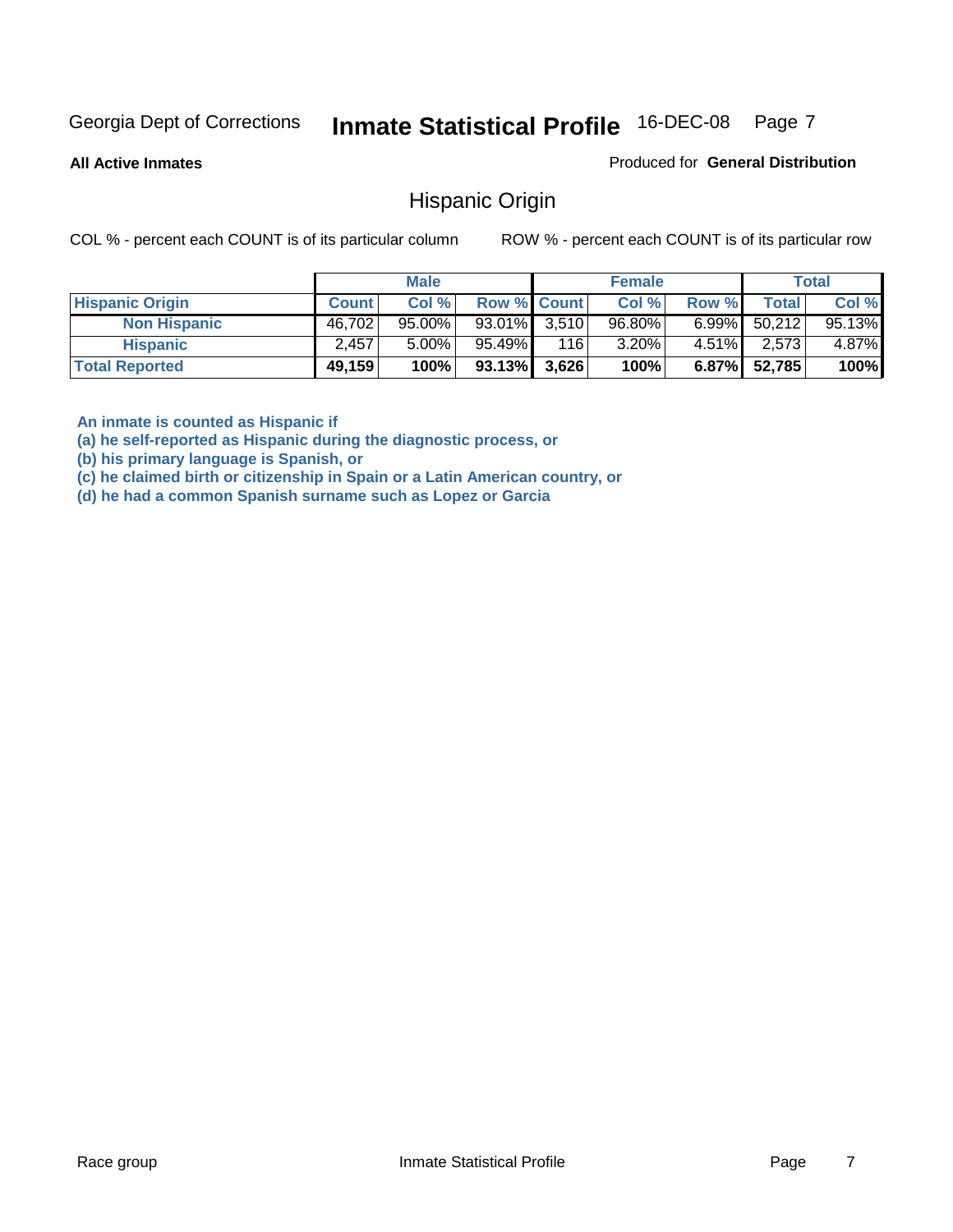Georgia Dept of Corrections **Inmate Statistical Profile** 16-DEC-08

**All Active Inmates**

Produced for **General Distribution**

## Hispanic Origin

COL % - percent each COUNT is of its particular column      ROW % - percent each COUNT is of its particular row

| | Male | | | Female | | | Total | |
|---|---|---|---|---|---|---|---|---|
| **Hispanic Origin** | **Count** | **Col %** | **Row %** | **Count** | **Col %** | **Row %** | **Total** | **Col %** |
| **Non Hispanic** | 46,702 | 95.00% | 93.01% | 3,510 | 96.80% | 6.99% | 50,212 | 95.13% |
| **Hispanic** | 2,457 | 5.00% | 95.49% | 116 | 3.20% | 4.51% | 2,573 | 4.87% |
| **Total Reported** | **49,159** | **100%** | **93.13%** | **3,626** | **100%** | **6.87%** | **52,785** | **100%** |

**An inmate is counted as Hispanic if**
**(a) he self-reported as Hispanic during the diagnostic process, or**
**(b) his primary language is Spanish, or**
**(c) he claimed birth or citizenship in Spain or a Latin American country, or**
**(d) he had a common Spanish surname such as Lopez or Garcia**

Race group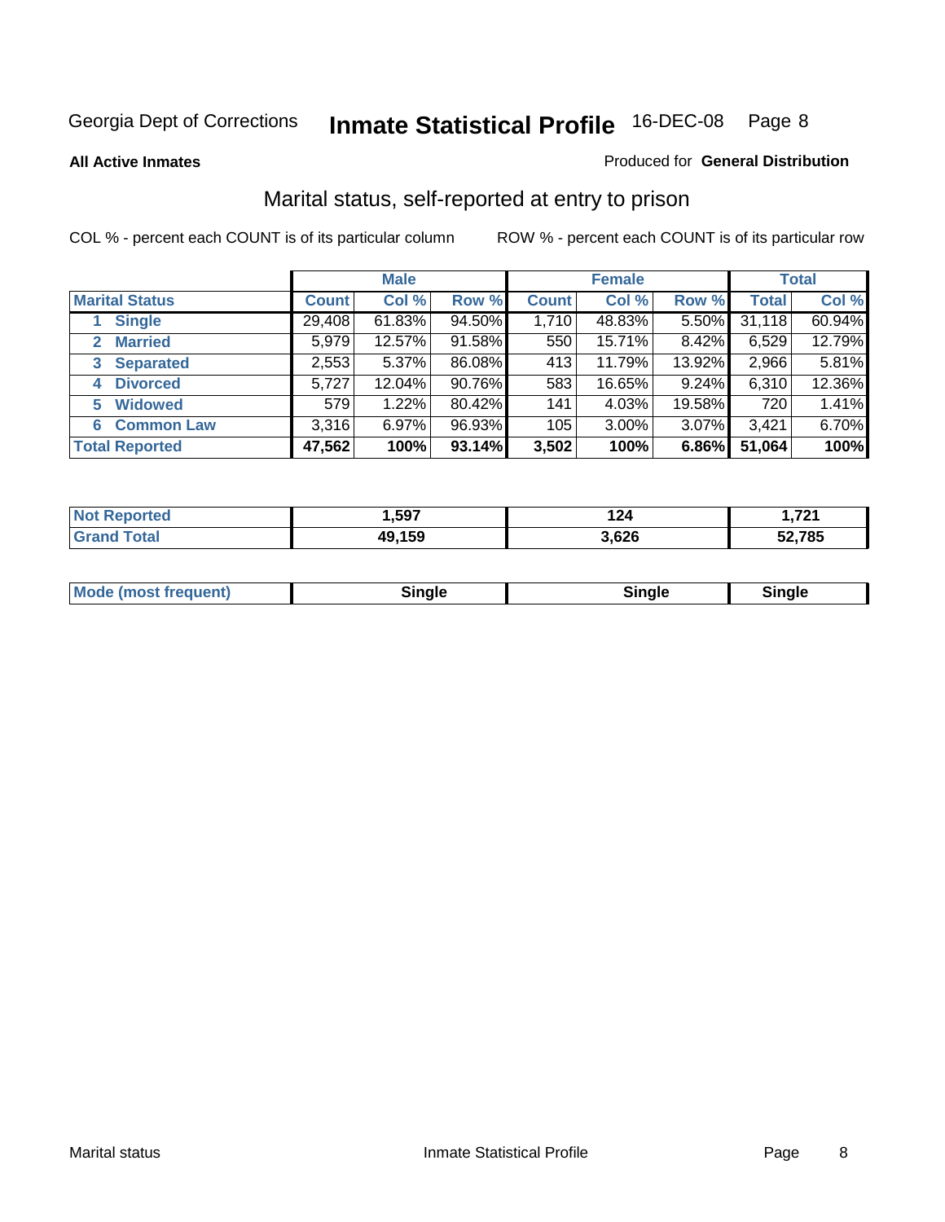Georgia Dept of Corrections **Inmate Statistical Profile** 16-DEC-08

**All Active Inmates**

Produced for **General Distribution**

## Marital status, self-reported at entry to prison

COL % - percent each COUNT is of its particular column

ROW % - percent each COUNT is of its particular row

| | Male | | | Female | | | Total | |
|---|---|---|---|---|---|---|---|---|
| **Marital Status** | **Count** | **Col %** | **Row %** | **Count** | **Col %** | **Row %** | **Total** | **Col %** |
| 1 **Single** | 29,408 | 61.83% | 94.50% | 1,710 | 48.83% | 5.50% | 31,118 | 60.94% |
| 2 **Married** | 5,979 | 12.57% | 91.58% | 550 | 15.71% | 8.42% | 6,529 | 12.79% |
| 3 **Separated** | 2,553 | 5.37% | 86.08% | 413 | 11.79% | 13.92% | 2,966 | 5.81% |
| 4 **Divorced** | 5,727 | 12.04% | 90.76% | 583 | 16.65% | 9.24% | 6,310 | 12.36% |
| 5 **Widowed** | 579 | 1.22% | 80.42% | 141 | 4.03% | 19.58% | 720 | 1.41% |
| 6 **Common Law** | 3,316 | 6.97% | 96.93% | 105 | 3.00% | 3.07% | 3,421 | 6.70% |
| **Total Reported** | **47,562** | **100%** | **93.14%** | **3,502** | **100%** | **6.86%** | **51,064** | **100%** |

| | Male | Female | Total |
|---|---|---|---|
| **Not Reported** | **1,597** | **124** | **1,721** |
| **Grand Total** | **49,159** | **3,626** | **52,785** |

| | Male | Female | Total |
|---|---|---|---|
| **Mode (most frequent)** | **Single** | **Single** | **Single** |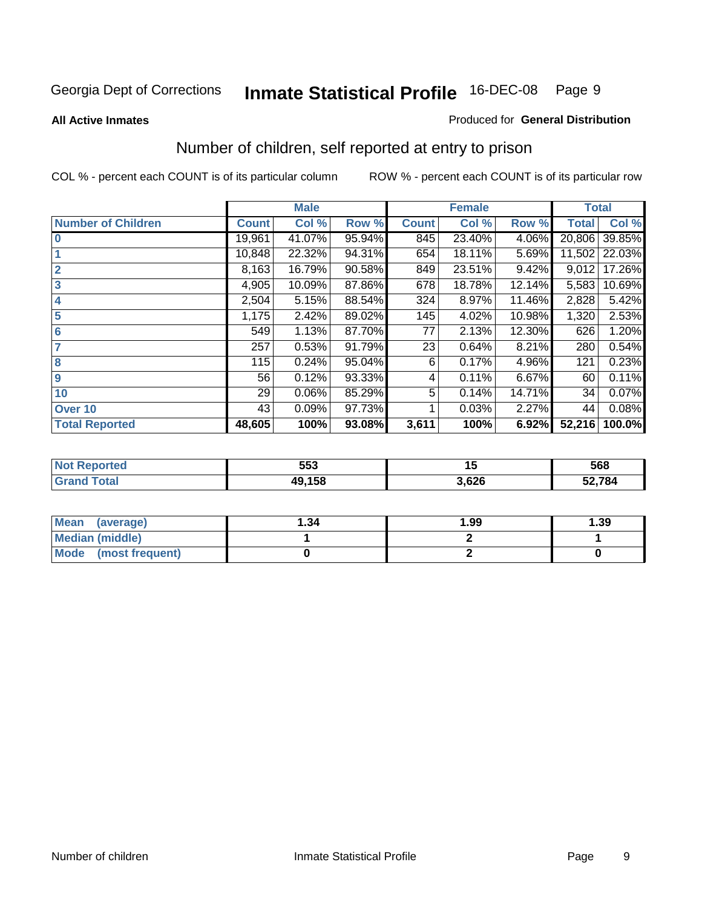Georgia Dept of Corrections **Inmate Statistical Profile** 16-DEC-08

**All Active Inmates**

Produced for **General Distribution**

## Number of children, self reported at entry to prison

COL % - percent each COUNT is of its particular column

ROW % - percent each COUNT is of its particular row

| | Male | | | Female | | | Total | |
|---|---|---|---|---|---|---|---|---|
| **Number of Children** | **Count** | **Col %** | **Row %** | **Count** | **Col %** | **Row %** | **Total** | **Col %** |
| 0 | 19,961 | 41.07% | 95.94% | 845 | 23.40% | 4.06% | 20,806 | 39.85% |
| 1 | 10,848 | 22.32% | 94.31% | 654 | 18.11% | 5.69% | 11,502 | 22.03% |
| 2 | 8,163 | 16.79% | 90.58% | 849 | 23.51% | 9.42% | 9,012 | 17.26% |
| 3 | 4,905 | 10.09% | 87.86% | 678 | 18.78% | 12.14% | 5,583 | 10.69% |
| 4 | 2,504 | 5.15% | 88.54% | 324 | 8.97% | 11.46% | 2,828 | 5.42% |
| 5 | 1,175 | 2.42% | 89.02% | 145 | 4.02% | 10.98% | 1,320 | 2.53% |
| 6 | 549 | 1.13% | 87.70% | 77 | 2.13% | 12.30% | 626 | 1.20% |
| 7 | 257 | 0.53% | 91.79% | 23 | 0.64% | 8.21% | 280 | 0.54% |
| 8 | 115 | 0.24% | 95.04% | 6 | 0.17% | 4.96% | 121 | 0.23% |
| 9 | 56 | 0.12% | 93.33% | 4 | 0.11% | 6.67% | 60 | 0.11% |
| 10 | 29 | 0.06% | 85.29% | 5 | 0.14% | 14.71% | 34 | 0.07% |
| Over 10 | 43 | 0.09% | 97.73% | 1 | 0.03% | 2.27% | 44 | 0.08% |
| **Total Reported** | **48,605** | **100%** | **93.08%** | **3,611** | **100%** | **6.92%** | **52,216** | **100.0%** |

| | Male | Female | Total |
|---|---|---|---|
| **Not Reported** | **553** | **15** | **568** |
| **Grand Total** | **49,158** | **3,626** | **52,784** |

| | Male | Female | Total |
|---|---|---|---|
| **Mean (average)** | **1.34** | **1.99** | **1.39** |
| **Median (middle)** | **1** | **2** | **1** |
| **Mode (most frequent)** | **0** | **2** | **0** |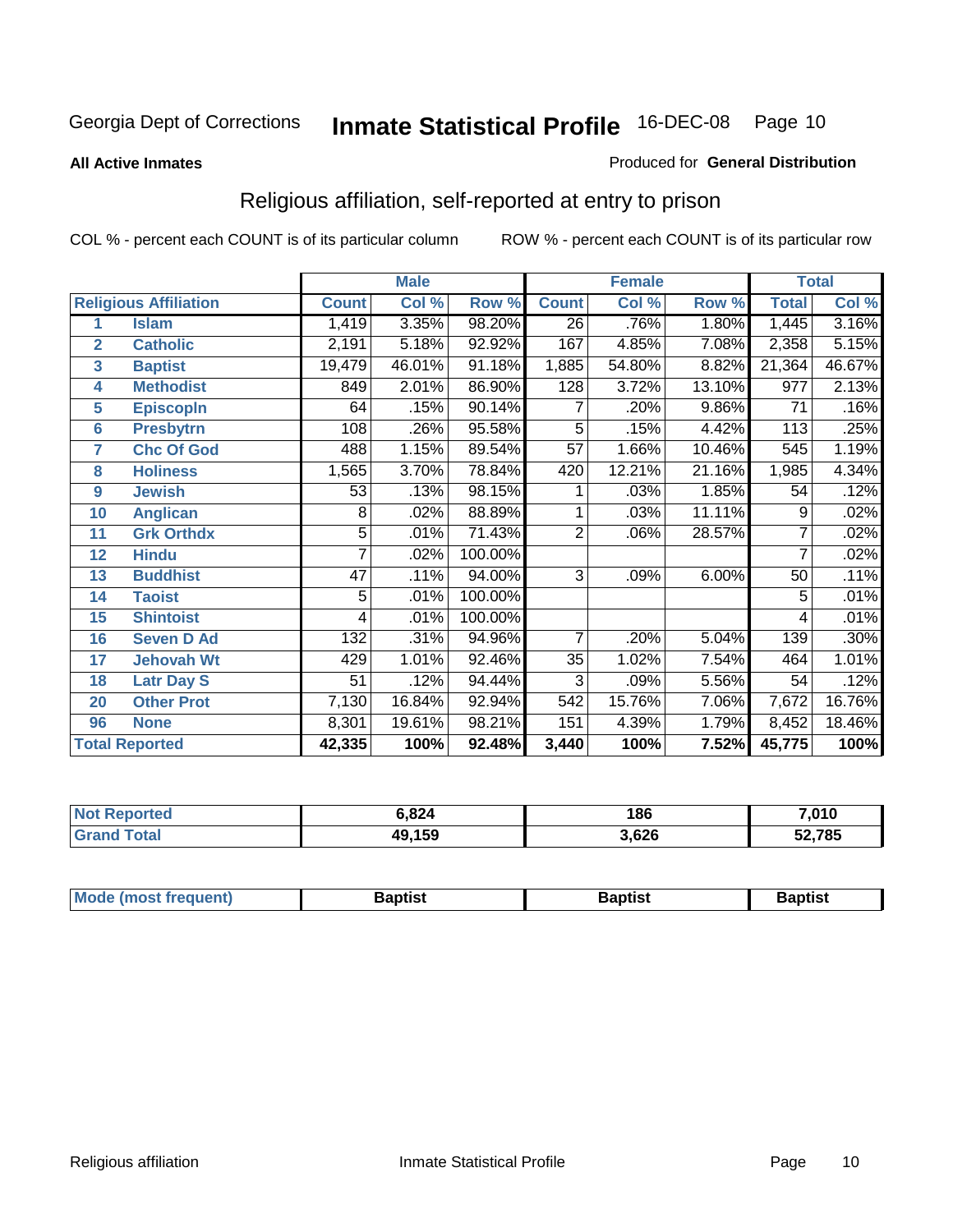Georgia Dept of Corrections **Inmate Statistical Profile** 16-DEC-08

**All Active Inmates**

Produced for **General Distribution**

## Religious affiliation, self-reported at entry to prison

COL % - percent each COUNT is of its particular column

ROW % - percent each COUNT is of its particular row

| Religious Affiliation | | Male | | | Female | | | Total | |
|---|---|---|---|---|---|---|---|---|---|
| | | Count | Col % | Row % | Count | Col % | Row % | Total | Col % |
| 1 | Islam | 1,419 | 3.35% | 98.20% | 26 | .76% | 1.80% | 1,445 | 3.16% |
| 2 | Catholic | 2,191 | 5.18% | 92.92% | 167 | 4.85% | 7.08% | 2,358 | 5.15% |
| 3 | Baptist | 19,479 | 46.01% | 91.18% | 1,885 | 54.80% | 8.82% | 21,364 | 46.67% |
| 4 | Methodist | 849 | 2.01% | 86.90% | 128 | 3.72% | 13.10% | 977 | 2.13% |
| 5 | Episcopln | 64 | .15% | 90.14% | 7 | .20% | 9.86% | 71 | .16% |
| 6 | Presbytrn | 108 | .26% | 95.58% | 5 | .15% | 4.42% | 113 | .25% |
| 7 | Chc Of God | 488 | 1.15% | 89.54% | 57 | 1.66% | 10.46% | 545 | 1.19% |
| 8 | Holiness | 1,565 | 3.70% | 78.84% | 420 | 12.21% | 21.16% | 1,985 | 4.34% |
| 9 | Jewish | 53 | .13% | 98.15% | 1 | .03% | 1.85% | 54 | .12% |
| 10 | Anglican | 8 | .02% | 88.89% | 1 | .03% | 11.11% | 9 | .02% |
| 11 | Grk Orthdx | 5 | .01% | 71.43% | 2 | .06% | 28.57% | 7 | .02% |
| 12 | Hindu | 7 | .02% | 100.00% | | | | 7 | .02% |
| 13 | Buddhist | 47 | .11% | 94.00% | 3 | .09% | 6.00% | 50 | .11% |
| 14 | Taoist | 5 | .01% | 100.00% | | | | 5 | .01% |
| 15 | Shintoist | 4 | .01% | 100.00% | | | | 4 | .01% |
| 16 | Seven D Ad | 132 | .31% | 94.96% | 7 | .20% | 5.04% | 139 | .30% |
| 17 | Jehovah Wt | 429 | 1.01% | 92.46% | 35 | 1.02% | 7.54% | 464 | 1.01% |
| 18 | Latr Day S | 51 | .12% | 94.44% | 3 | .09% | 5.56% | 54 | .12% |
| 20 | Other Prot | 7,130 | 16.84% | 92.94% | 542 | 15.76% | 7.06% | 7,672 | 16.76% |
| 96 | None | 8,301 | 19.61% | 98.21% | 151 | 4.39% | 1.79% | 8,452 | 18.46% |
| **Total Reported** | | **42,335** | **100%** | **92.48%** | **3,440** | **100%** | **7.52%** | **45,775** | **100%** |

| | Male | Female | Total |
|---|---|---|---|
| Not Reported | **6,824** | **186** | **7,010** |
| Grand Total | **49,159** | **3,626** | **52,785** |

| | Male | Female | Total |
|---|---|---|---|
| Mode (most frequent) | **Baptist** | **Baptist** | **Baptist** |

Religious affiliation

Inmate Statistical Profile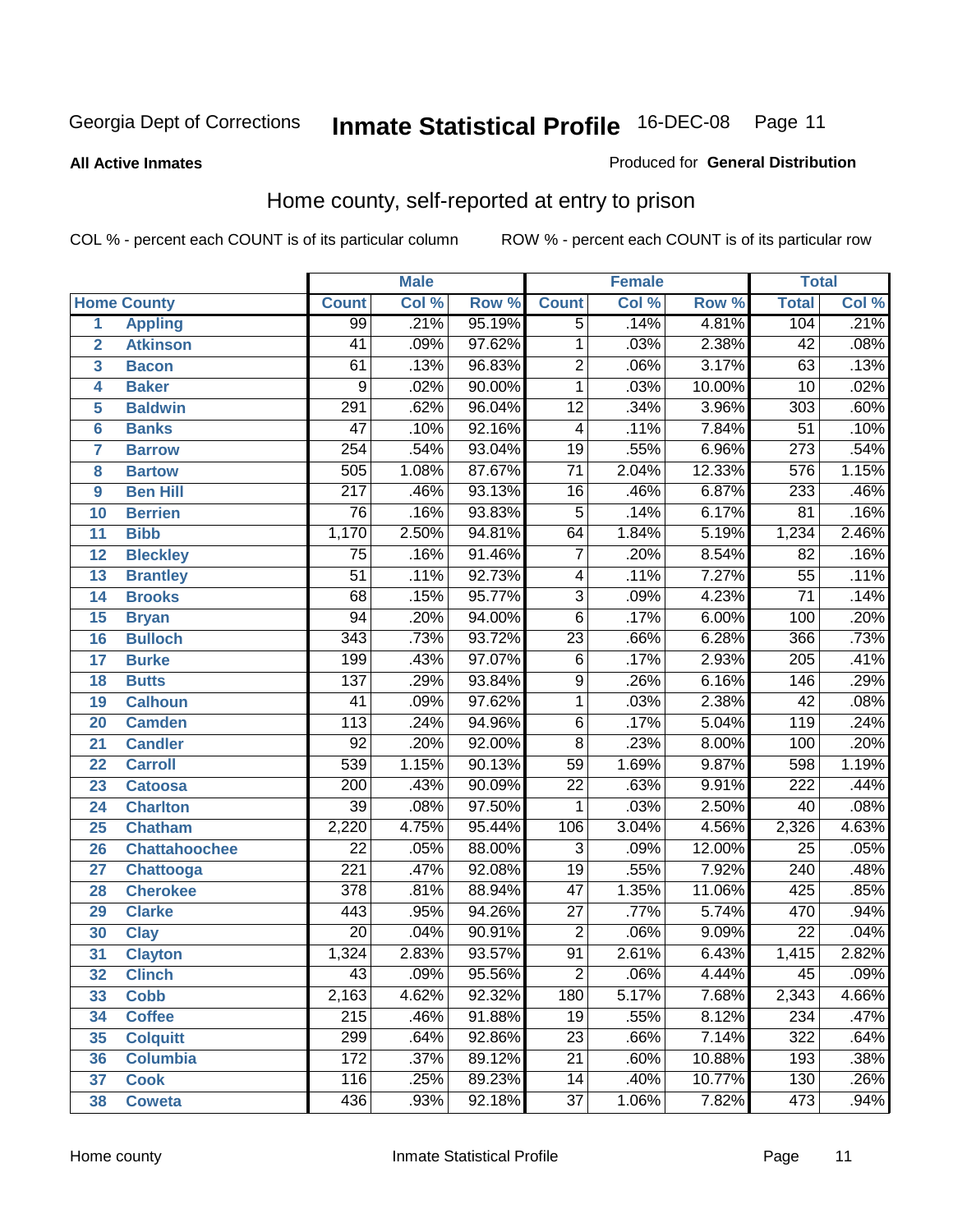Georgia Dept of Corrections **Inmate Statistical Profile** 16-DEC-08

**All Active Inmates**

Produced for **General Distribution**

## Home county, self-reported at entry to prison

COL % - percent each COUNT is of its particular column ROW % - percent each COUNT is of its particular row

| Home County | | Male | | | Female | | | Total | |
|---|---|---|---|---|---|---|---|---|---|
| | | Count | Col % | Row % | Count | Col % | Row % | Total | Col % |
| 1 | Appling | 99 | .21% | 95.19% | 5 | .14% | 4.81% | 104 | .21% |
| 2 | Atkinson | 41 | .09% | 97.62% | 1 | .03% | 2.38% | 42 | .08% |
| 3 | Bacon | 61 | .13% | 96.83% | 2 | .06% | 3.17% | 63 | .13% |
| 4 | Baker | 9 | .02% | 90.00% | 1 | .03% | 10.00% | 10 | .02% |
| 5 | Baldwin | 291 | .62% | 96.04% | 12 | .34% | 3.96% | 303 | .60% |
| 6 | Banks | 47 | .10% | 92.16% | 4 | .11% | 7.84% | 51 | .10% |
| 7 | Barrow | 254 | .54% | 93.04% | 19 | .55% | 6.96% | 273 | .54% |
| 8 | Bartow | 505 | 1.08% | 87.67% | 71 | 2.04% | 12.33% | 576 | 1.15% |
| 9 | Ben Hill | 217 | .46% | 93.13% | 16 | .46% | 6.87% | 233 | .46% |
| 10 | Berrien | 76 | .16% | 93.83% | 5 | .14% | 6.17% | 81 | .16% |
| 11 | Bibb | 1,170 | 2.50% | 94.81% | 64 | 1.84% | 5.19% | 1,234 | 2.46% |
| 12 | Bleckley | 75 | .16% | 91.46% | 7 | .20% | 8.54% | 82 | .16% |
| 13 | Brantley | 51 | .11% | 92.73% | 4 | .11% | 7.27% | 55 | .11% |
| 14 | Brooks | 68 | .15% | 95.77% | 3 | .09% | 4.23% | 71 | .14% |
| 15 | Bryan | 94 | .20% | 94.00% | 6 | .17% | 6.00% | 100 | .20% |
| 16 | Bulloch | 343 | .73% | 93.72% | 23 | .66% | 6.28% | 366 | .73% |
| 17 | Burke | 199 | .43% | 97.07% | 6 | .17% | 2.93% | 205 | .41% |
| 18 | Butts | 137 | .29% | 93.84% | 9 | .26% | 6.16% | 146 | .29% |
| 19 | Calhoun | 41 | .09% | 97.62% | 1 | .03% | 2.38% | 42 | .08% |
| 20 | Camden | 113 | .24% | 94.96% | 6 | .17% | 5.04% | 119 | .24% |
| 21 | Candler | 92 | .20% | 92.00% | 8 | .23% | 8.00% | 100 | .20% |
| 22 | Carroll | 539 | 1.15% | 90.13% | 59 | 1.69% | 9.87% | 598 | 1.19% |
| 23 | Catoosa | 200 | .43% | 90.09% | 22 | .63% | 9.91% | 222 | .44% |
| 24 | Charlton | 39 | .08% | 97.50% | 1 | .03% | 2.50% | 40 | .08% |
| 25 | Chatham | 2,220 | 4.75% | 95.44% | 106 | 3.04% | 4.56% | 2,326 | 4.63% |
| 26 | Chattahoochee | 22 | .05% | 88.00% | 3 | .09% | 12.00% | 25 | .05% |
| 27 | Chattooga | 221 | .47% | 92.08% | 19 | .55% | 7.92% | 240 | .48% |
| 28 | Cherokee | 378 | .81% | 88.94% | 47 | 1.35% | 11.06% | 425 | .85% |
| 29 | Clarke | 443 | .95% | 94.26% | 27 | .77% | 5.74% | 470 | .94% |
| 30 | Clay | 20 | .04% | 90.91% | 2 | .06% | 9.09% | 22 | .04% |
| 31 | Clayton | 1,324 | 2.83% | 93.57% | 91 | 2.61% | 6.43% | 1,415 | 2.82% |
| 32 | Clinch | 43 | .09% | 95.56% | 2 | .06% | 4.44% | 45 | .09% |
| 33 | Cobb | 2,163 | 4.62% | 92.32% | 180 | 5.17% | 7.68% | 2,343 | 4.66% |
| 34 | Coffee | 215 | .46% | 91.88% | 19 | .55% | 8.12% | 234 | .47% |
| 35 | Colquitt | 299 | .64% | 92.86% | 23 | .66% | 7.14% | 322 | .64% |
| 36 | Columbia | 172 | .37% | 89.12% | 21 | .60% | 10.88% | 193 | .38% |
| 37 | Cook | 116 | .25% | 89.23% | 14 | .40% | 10.77% | 130 | .26% |
| 38 | Coweta | 436 | .93% | 92.18% | 37 | 1.06% | 7.82% | 473 | .94% |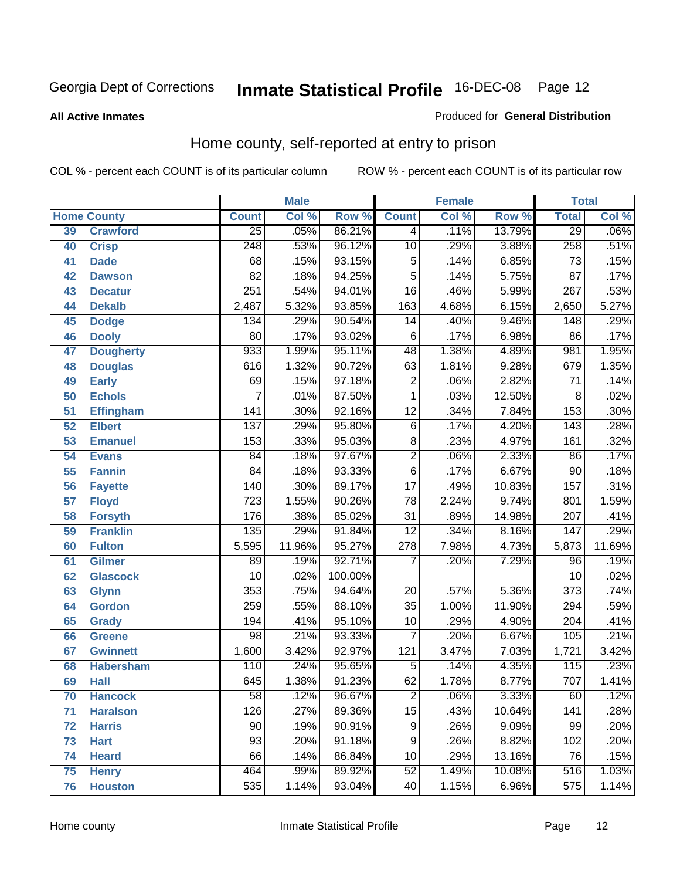Georgia Dept of Corrections **Inmate Statistical Profile** 16-DEC-08

**All Active Inmates**

Produced for **General Distribution**

## Home county, self-reported at entry to prison

COL % - percent each COUNT is of its particular column ROW % - percent each COUNT is of its particular row

| Home County | | Male | | | Female | | | Total | |
|---|---|---|---|---|---|---|---|---|---|
| | | Count | Col % | Row % | Count | Col % | Row % | Total | Col % |
| 39 | Crawford | 25 | .05% | 86.21% | 4 | .11% | 13.79% | 29 | .06% |
| 40 | Crisp | 248 | .53% | 96.12% | 10 | .29% | 3.88% | 258 | .51% |
| 41 | Dade | 68 | .15% | 93.15% | 5 | .14% | 6.85% | 73 | .15% |
| 42 | Dawson | 82 | .18% | 94.25% | 5 | .14% | 5.75% | 87 | .17% |
| 43 | Decatur | 251 | .54% | 94.01% | 16 | .46% | 5.99% | 267 | .53% |
| 44 | Dekalb | 2,487 | 5.32% | 93.85% | 163 | 4.68% | 6.15% | 2,650 | 5.27% |
| 45 | Dodge | 134 | .29% | 90.54% | 14 | .40% | 9.46% | 148 | .29% |
| 46 | Dooly | 80 | .17% | 93.02% | 6 | .17% | 6.98% | 86 | .17% |
| 47 | Dougherty | 933 | 1.99% | 95.11% | 48 | 1.38% | 4.89% | 981 | 1.95% |
| 48 | Douglas | 616 | 1.32% | 90.72% | 63 | 1.81% | 9.28% | 679 | 1.35% |
| 49 | Early | 69 | .15% | 97.18% | 2 | .06% | 2.82% | 71 | .14% |
| 50 | Echols | 7 | .01% | 87.50% | 1 | .03% | 12.50% | 8 | .02% |
| 51 | Effingham | 141 | .30% | 92.16% | 12 | .34% | 7.84% | 153 | .30% |
| 52 | Elbert | 137 | .29% | 95.80% | 6 | .17% | 4.20% | 143 | .28% |
| 53 | Emanuel | 153 | .33% | 95.03% | 8 | .23% | 4.97% | 161 | .32% |
| 54 | Evans | 84 | .18% | 97.67% | 2 | .06% | 2.33% | 86 | .17% |
| 55 | Fannin | 84 | .18% | 93.33% | 6 | .17% | 6.67% | 90 | .18% |
| 56 | Fayette | 140 | .30% | 89.17% | 17 | .49% | 10.83% | 157 | .31% |
| 57 | Floyd | 723 | 1.55% | 90.26% | 78 | 2.24% | 9.74% | 801 | 1.59% |
| 58 | Forsyth | 176 | .38% | 85.02% | 31 | .89% | 14.98% | 207 | .41% |
| 59 | Franklin | 135 | .29% | 91.84% | 12 | .34% | 8.16% | 147 | .29% |
| 60 | Fulton | 5,595 | 11.96% | 95.27% | 278 | 7.98% | 4.73% | 5,873 | 11.69% |
| 61 | Gilmer | 89 | .19% | 92.71% | 7 | .20% | 7.29% | 96 | .19% |
| 62 | Glascock | 10 | .02% | 100.00% | | | | 10 | .02% |
| 63 | Glynn | 353 | .75% | 94.64% | 20 | .57% | 5.36% | 373 | .74% |
| 64 | Gordon | 259 | .55% | 88.10% | 35 | 1.00% | 11.90% | 294 | .59% |
| 65 | Grady | 194 | .41% | 95.10% | 10 | .29% | 4.90% | 204 | .41% |
| 66 | Greene | 98 | .21% | 93.33% | 7 | .20% | 6.67% | 105 | .21% |
| 67 | Gwinnett | 1,600 | 3.42% | 92.97% | 121 | 3.47% | 7.03% | 1,721 | 3.42% |
| 68 | Habersham | 110 | .24% | 95.65% | 5 | .14% | 4.35% | 115 | .23% |
| 69 | Hall | 645 | 1.38% | 91.23% | 62 | 1.78% | 8.77% | 707 | 1.41% |
| 70 | Hancock | 58 | .12% | 96.67% | 2 | .06% | 3.33% | 60 | .12% |
| 71 | Haralson | 126 | .27% | 89.36% | 15 | .43% | 10.64% | 141 | .28% |
| 72 | Harris | 90 | .19% | 90.91% | 9 | .26% | 9.09% | 99 | .20% |
| 73 | Hart | 93 | .20% | 91.18% | 9 | .26% | 8.82% | 102 | .20% |
| 74 | Heard | 66 | .14% | 86.84% | 10 | .29% | 13.16% | 76 | .15% |
| 75 | Henry | 464 | .99% | 89.92% | 52 | 1.49% | 10.08% | 516 | 1.03% |
| 76 | Houston | 535 | 1.14% | 93.04% | 40 | 1.15% | 6.96% | 575 | 1.14% |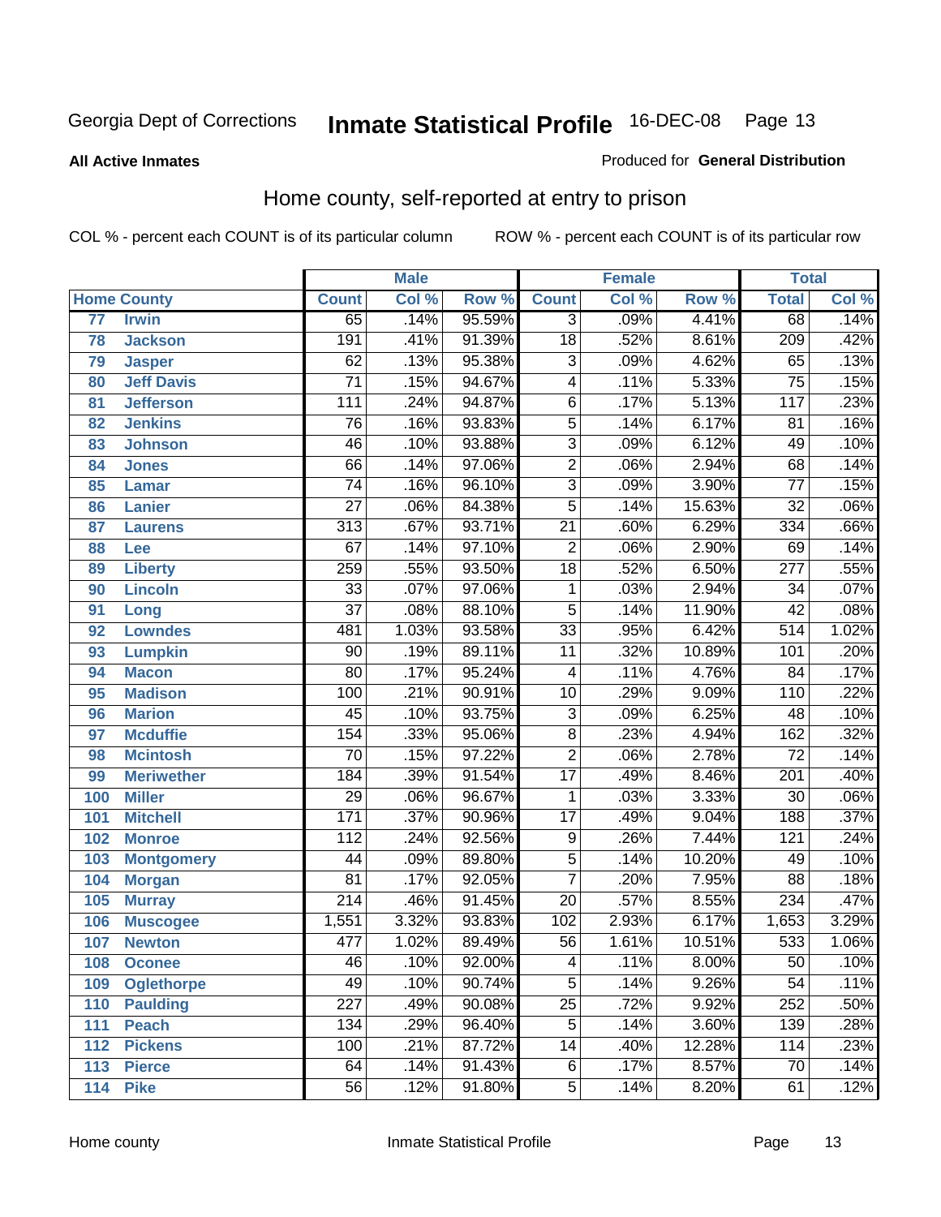# Inmate Statistical Profile

Georgia Dept of Corrections — 16-DEC-08

**All Active Inmates** — Produced for **General Distribution**

## Home county, self-reported at entry to prison

COL % - percent each COUNT is of its particular column — ROW % - percent each COUNT is of its particular row

| Home County | | Male | | | Female | | | Total | |
|---|---|---|---|---|---|---|---|---|---|
| | | Count | Col % | Row % | Count | Col % | Row % | Total | Col % |
| 77 | Irwin | 65 | .14% | 95.59% | 3 | .09% | 4.41% | 68 | .14% |
| 78 | Jackson | 191 | .41% | 91.39% | 18 | .52% | 8.61% | 209 | .42% |
| 79 | Jasper | 62 | .13% | 95.38% | 3 | .09% | 4.62% | 65 | .13% |
| 80 | Jeff Davis | 71 | .15% | 94.67% | 4 | .11% | 5.33% | 75 | .15% |
| 81 | Jefferson | 111 | .24% | 94.87% | 6 | .17% | 5.13% | 117 | .23% |
| 82 | Jenkins | 76 | .16% | 93.83% | 5 | .14% | 6.17% | 81 | .16% |
| 83 | Johnson | 46 | .10% | 93.88% | 3 | .09% | 6.12% | 49 | .10% |
| 84 | Jones | 66 | .14% | 97.06% | 2 | .06% | 2.94% | 68 | .14% |
| 85 | Lamar | 74 | .16% | 96.10% | 3 | .09% | 3.90% | 77 | .15% |
| 86 | Lanier | 27 | .06% | 84.38% | 5 | .14% | 15.63% | 32 | .06% |
| 87 | Laurens | 313 | .67% | 93.71% | 21 | .60% | 6.29% | 334 | .66% |
| 88 | Lee | 67 | .14% | 97.10% | 2 | .06% | 2.90% | 69 | .14% |
| 89 | Liberty | 259 | .55% | 93.50% | 18 | .52% | 6.50% | 277 | .55% |
| 90 | Lincoln | 33 | .07% | 97.06% | 1 | .03% | 2.94% | 34 | .07% |
| 91 | Long | 37 | .08% | 88.10% | 5 | .14% | 11.90% | 42 | .08% |
| 92 | Lowndes | 481 | 1.03% | 93.58% | 33 | .95% | 6.42% | 514 | 1.02% |
| 93 | Lumpkin | 90 | .19% | 89.11% | 11 | .32% | 10.89% | 101 | .20% |
| 94 | Macon | 80 | .17% | 95.24% | 4 | .11% | 4.76% | 84 | .17% |
| 95 | Madison | 100 | .21% | 90.91% | 10 | .29% | 9.09% | 110 | .22% |
| 96 | Marion | 45 | .10% | 93.75% | 3 | .09% | 6.25% | 48 | .10% |
| 97 | Mcduffie | 154 | .33% | 95.06% | 8 | .23% | 4.94% | 162 | .32% |
| 98 | Mcintosh | 70 | .15% | 97.22% | 2 | .06% | 2.78% | 72 | .14% |
| 99 | Meriwether | 184 | .39% | 91.54% | 17 | .49% | 8.46% | 201 | .40% |
| 100 | Miller | 29 | .06% | 96.67% | 1 | .03% | 3.33% | 30 | .06% |
| 101 | Mitchell | 171 | .37% | 90.96% | 17 | .49% | 9.04% | 188 | .37% |
| 102 | Monroe | 112 | .24% | 92.56% | 9 | .26% | 7.44% | 121 | .24% |
| 103 | Montgomery | 44 | .09% | 89.80% | 5 | .14% | 10.20% | 49 | .10% |
| 104 | Morgan | 81 | .17% | 92.05% | 7 | .20% | 7.95% | 88 | .18% |
| 105 | Murray | 214 | .46% | 91.45% | 20 | .57% | 8.55% | 234 | .47% |
| 106 | Muscogee | 1,551 | 3.32% | 93.83% | 102 | 2.93% | 6.17% | 1,653 | 3.29% |
| 107 | Newton | 477 | 1.02% | 89.49% | 56 | 1.61% | 10.51% | 533 | 1.06% |
| 108 | Oconee | 46 | .10% | 92.00% | 4 | .11% | 8.00% | 50 | .10% |
| 109 | Oglethorpe | 49 | .10% | 90.74% | 5 | .14% | 9.26% | 54 | .11% |
| 110 | Paulding | 227 | .49% | 90.08% | 25 | .72% | 9.92% | 252 | .50% |
| 111 | Peach | 134 | .29% | 96.40% | 5 | .14% | 3.60% | 139 | .28% |
| 112 | Pickens | 100 | .21% | 87.72% | 14 | .40% | 12.28% | 114 | .23% |
| 113 | Pierce | 64 | .14% | 91.43% | 6 | .17% | 8.57% | 70 | .14% |
| 114 | Pike | 56 | .12% | 91.80% | 5 | .14% | 8.20% | 61 | .12% |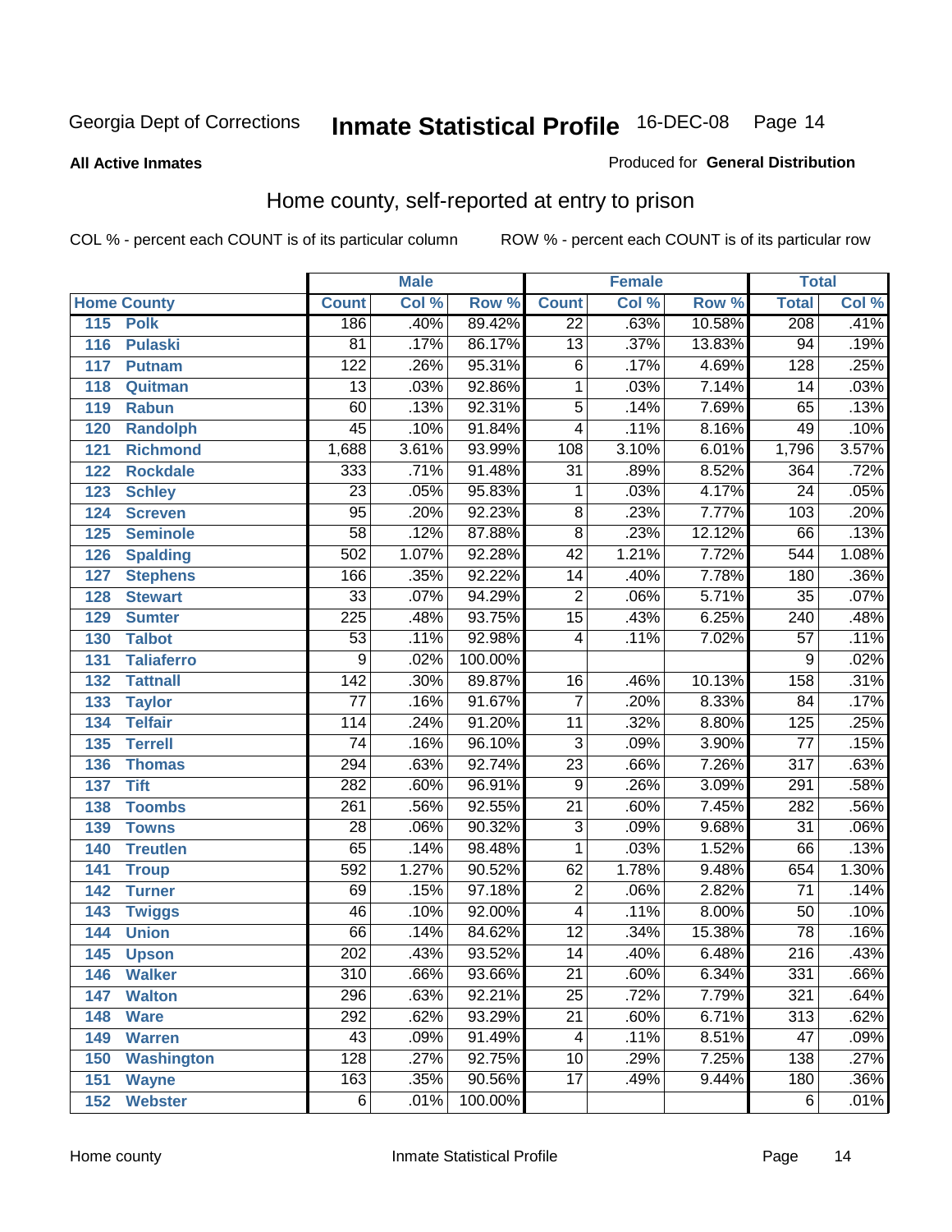Georgia Dept of Corrections **Inmate Statistical Profile** 16-DEC-08

**All Active Inmates**

Produced for **General Distribution**

## Home county, self-reported at entry to prison

COL % - percent each COUNT is of its particular column ROW % - percent each COUNT is of its particular row

| Home County | | Male | | | Female | | | Total | |
|---|---|---|---|---|---|---|---|---|---|
| | | Count | Col % | Row % | Count | Col % | Row % | Total | Col % |
| 115 | Polk | 186 | .40% | 89.42% | 22 | .63% | 10.58% | 208 | .41% |
| 116 | Pulaski | 81 | .17% | 86.17% | 13 | .37% | 13.83% | 94 | .19% |
| 117 | Putnam | 122 | .26% | 95.31% | 6 | .17% | 4.69% | 128 | .25% |
| 118 | Quitman | 13 | .03% | 92.86% | 1 | .03% | 7.14% | 14 | .03% |
| 119 | Rabun | 60 | .13% | 92.31% | 5 | .14% | 7.69% | 65 | .13% |
| 120 | Randolph | 45 | .10% | 91.84% | 4 | .11% | 8.16% | 49 | .10% |
| 121 | Richmond | 1,688 | 3.61% | 93.99% | 108 | 3.10% | 6.01% | 1,796 | 3.57% |
| 122 | Rockdale | 333 | .71% | 91.48% | 31 | .89% | 8.52% | 364 | .72% |
| 123 | Schley | 23 | .05% | 95.83% | 1 | .03% | 4.17% | 24 | .05% |
| 124 | Screven | 95 | .20% | 92.23% | 8 | .23% | 7.77% | 103 | .20% |
| 125 | Seminole | 58 | .12% | 87.88% | 8 | .23% | 12.12% | 66 | .13% |
| 126 | Spalding | 502 | 1.07% | 92.28% | 42 | 1.21% | 7.72% | 544 | 1.08% |
| 127 | Stephens | 166 | .35% | 92.22% | 14 | .40% | 7.78% | 180 | .36% |
| 128 | Stewart | 33 | .07% | 94.29% | 2 | .06% | 5.71% | 35 | .07% |
| 129 | Sumter | 225 | .48% | 93.75% | 15 | .43% | 6.25% | 240 | .48% |
| 130 | Talbot | 53 | .11% | 92.98% | 4 | .11% | 7.02% | 57 | .11% |
| 131 | Taliaferro | 9 | .02% | 100.00% | | | | 9 | .02% |
| 132 | Tattnall | 142 | .30% | 89.87% | 16 | .46% | 10.13% | 158 | .31% |
| 133 | Taylor | 77 | .16% | 91.67% | 7 | .20% | 8.33% | 84 | .17% |
| 134 | Telfair | 114 | .24% | 91.20% | 11 | .32% | 8.80% | 125 | .25% |
| 135 | Terrell | 74 | .16% | 96.10% | 3 | .09% | 3.90% | 77 | .15% |
| 136 | Thomas | 294 | .63% | 92.74% | 23 | .66% | 7.26% | 317 | .63% |
| 137 | Tift | 282 | .60% | 96.91% | 9 | .26% | 3.09% | 291 | .58% |
| 138 | Toombs | 261 | .56% | 92.55% | 21 | .60% | 7.45% | 282 | .56% |
| 139 | Towns | 28 | .06% | 90.32% | 3 | .09% | 9.68% | 31 | .06% |
| 140 | Treutlen | 65 | .14% | 98.48% | 1 | .03% | 1.52% | 66 | .13% |
| 141 | Troup | 592 | 1.27% | 90.52% | 62 | 1.78% | 9.48% | 654 | 1.30% |
| 142 | Turner | 69 | .15% | 97.18% | 2 | .06% | 2.82% | 71 | .14% |
| 143 | Twiggs | 46 | .10% | 92.00% | 4 | .11% | 8.00% | 50 | .10% |
| 144 | Union | 66 | .14% | 84.62% | 12 | .34% | 15.38% | 78 | .16% |
| 145 | Upson | 202 | .43% | 93.52% | 14 | .40% | 6.48% | 216 | .43% |
| 146 | Walker | 310 | .66% | 93.66% | 21 | .60% | 6.34% | 331 | .66% |
| 147 | Walton | 296 | .63% | 92.21% | 25 | .72% | 7.79% | 321 | .64% |
| 148 | Ware | 292 | .62% | 93.29% | 21 | .60% | 6.71% | 313 | .62% |
| 149 | Warren | 43 | .09% | 91.49% | 4 | .11% | 8.51% | 47 | .09% |
| 150 | Washington | 128 | .27% | 92.75% | 10 | .29% | 7.25% | 138 | .27% |
| 151 | Wayne | 163 | .35% | 90.56% | 17 | .49% | 9.44% | 180 | .36% |
| 152 | Webster | 6 | .01% | 100.00% | | | | 6 | .01% |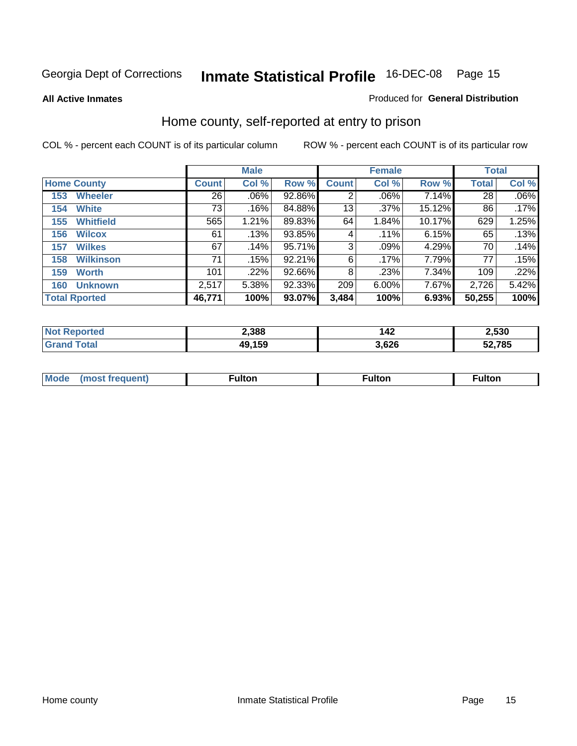Georgia Dept of Corrections **Inmate Statistical Profile** 16-DEC-08

**All Active Inmates**

Produced for **General Distribution**

## Home county, self-reported at entry to prison

COL % - percent each COUNT is of its particular column ROW % - percent each COUNT is of its particular row

| | Male | | | Female | | | Total | |
|---|---|---|---|---|---|---|---|---|
| **Home County** | **Count** | **Col %** | **Row %** | **Count** | **Col %** | **Row %** | **Total** | **Col %** |
| 153 Wheeler | 26 | .06% | 92.86% | 2 | .06% | 7.14% | 28 | .06% |
| 154 White | 73 | .16% | 84.88% | 13 | .37% | 15.12% | 86 | .17% |
| 155 Whitfield | 565 | 1.21% | 89.83% | 64 | 1.84% | 10.17% | 629 | 1.25% |
| 156 Wilcox | 61 | .13% | 93.85% | 4 | .11% | 6.15% | 65 | .13% |
| 157 Wilkes | 67 | .14% | 95.71% | 3 | .09% | 4.29% | 70 | .14% |
| 158 Wilkinson | 71 | .15% | 92.21% | 6 | .17% | 7.79% | 77 | .15% |
| 159 Worth | 101 | .22% | 92.66% | 8 | .23% | 7.34% | 109 | .22% |
| 160 Unknown | 2,517 | 5.38% | 92.33% | 209 | 6.00% | 7.67% | 2,726 | 5.42% |
| **Total Rported** | **46,771** | **100%** | **93.07%** | **3,484** | **100%** | **6.93%** | **50,255** | **100%** |

| | Male | Female | Total |
|---|---|---|---|
| **Not Reported** | **2,388** | **142** | **2,530** |
| **Grand Total** | **49,159** | **3,626** | **52,785** |

| | Male | Female | Total |
|---|---|---|---|
| **Mode (most frequent)** | **Fulton** | **Fulton** | **Fulton** |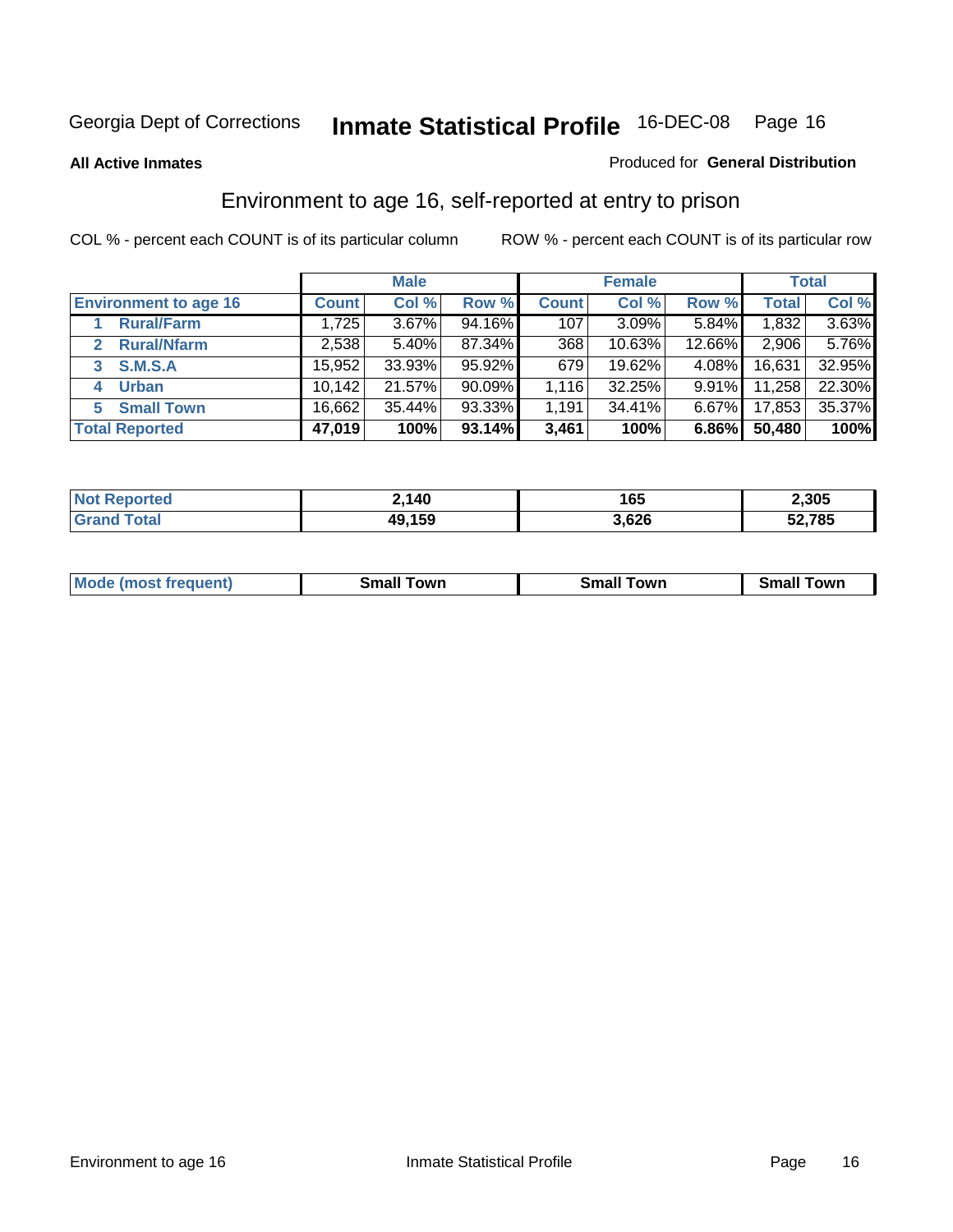Georgia Dept of Corrections **Inmate Statistical Profile** 16-DEC-08

**All Active Inmates**

Produced for **General Distribution**

## Environment to age 16, self-reported at entry to prison

COL % - percent each COUNT is of its particular column

ROW % - percent each COUNT is of its particular row

| | Male | | | Female | | | Total | |
|---|---|---|---|---|---|---|---|---|
| **Environment to age 16** | **Count** | **Col %** | **Row %** | **Count** | **Col %** | **Row %** | **Total** | **Col %** |
| 1 **Rural/Farm** | 1,725 | 3.67% | 94.16% | 107 | 3.09% | 5.84% | 1,832 | 3.63% |
| 2 **Rural/Nfarm** | 2,538 | 5.40% | 87.34% | 368 | 10.63% | 12.66% | 2,906 | 5.76% |
| 3 **S.M.S.A** | 15,952 | 33.93% | 95.92% | 679 | 19.62% | 4.08% | 16,631 | 32.95% |
| 4 **Urban** | 10,142 | 21.57% | 90.09% | 1,116 | 32.25% | 9.91% | 11,258 | 22.30% |
| 5 **Small Town** | 16,662 | 35.44% | 93.33% | 1,191 | 34.41% | 6.67% | 17,853 | 35.37% |
| **Total Reported** | **47,019** | **100%** | **93.14%** | **3,461** | **100%** | **6.86%** | **50,480** | **100%** |

| | Male | Female | Total |
|---|---|---|---|
| **Not Reported** | **2,140** | **165** | **2,305** |
| **Grand Total** | **49,159** | **3,626** | **52,785** |

| | Male | Female | Total |
|---|---|---|---|
| **Mode (most frequent)** | **Small Town** | **Small Town** | **Small Town** |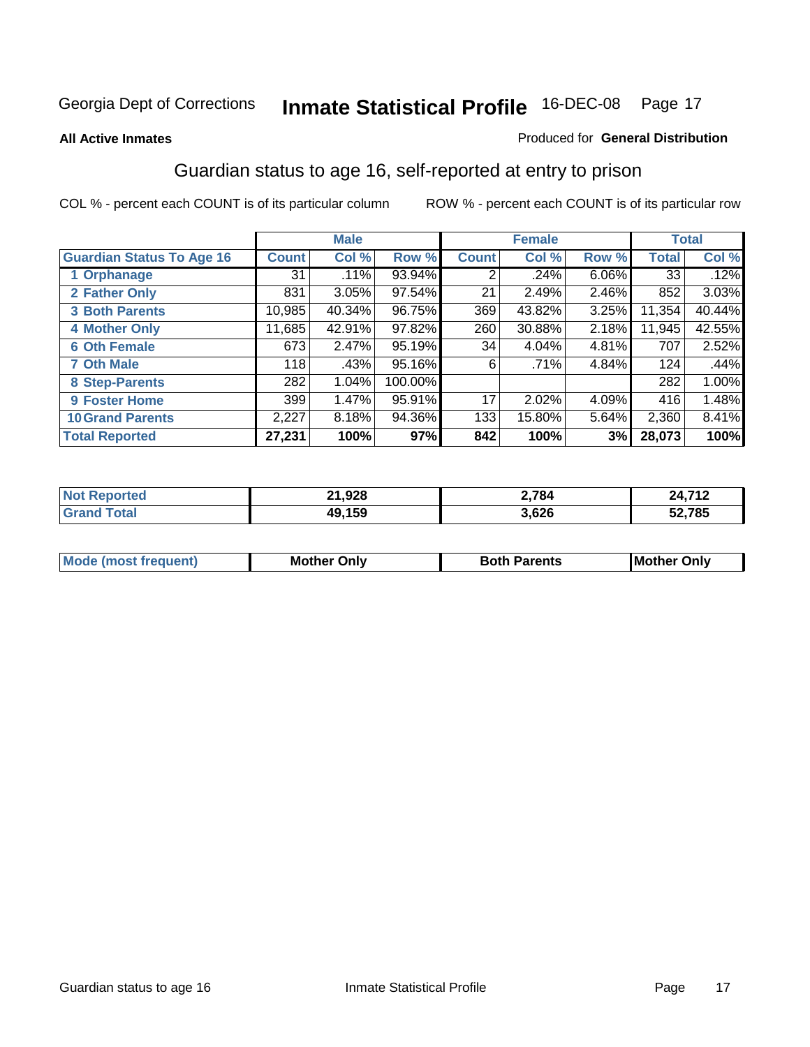Georgia Dept of Corrections **Inmate Statistical Profile** 16-DEC-08

**All Active Inmates**

Produced for **General Distribution**

## Guardian status to age 16, self-reported at entry to prison

COL % - percent each COUNT is of its particular column ROW % - percent each COUNT is of its particular row

| | Male | | | Female | | | Total | |
|---|---|---|---|---|---|---|---|---|
| **Guardian Status To Age 16** | **Count** | **Col %** | **Row %** | **Count** | **Col %** | **Row %** | **Total** | **Col %** |
| 1 Orphanage | 31 | .11% | 93.94% | 2 | .24% | 6.06% | 33 | .12% |
| 2 Father Only | 831 | 3.05% | 97.54% | 21 | 2.49% | 2.46% | 852 | 3.03% |
| 3 Both Parents | 10,985 | 40.34% | 96.75% | 369 | 43.82% | 3.25% | 11,354 | 40.44% |
| 4 Mother Only | 11,685 | 42.91% | 97.82% | 260 | 30.88% | 2.18% | 11,945 | 42.55% |
| 6 Oth Female | 673 | 2.47% | 95.19% | 34 | 4.04% | 4.81% | 707 | 2.52% |
| 7 Oth Male | 118 | .43% | 95.16% | 6 | .71% | 4.84% | 124 | .44% |
| 8 Step-Parents | 282 | 1.04% | 100.00% | | | | 282 | 1.00% |
| 9 Foster Home | 399 | 1.47% | 95.91% | 17 | 2.02% | 4.09% | 416 | 1.48% |
| 10 Grand Parents | 2,227 | 8.18% | 94.36% | 133 | 15.80% | 5.64% | 2,360 | 8.41% |
| **Total Reported** | **27,231** | **100%** | **97%** | **842** | **100%** | **3%** | **28,073** | **100%** |

| | Male | Female | Total |
|---|---|---|---|
| Not Reported | 21,928 | 2,784 | 24,712 |
| Grand Total | 49,159 | 3,626 | 52,785 |

| | Male | Female | Total |
|---|---|---|---|
| Mode (most frequent) | Mother Only | Both Parents | Mother Only |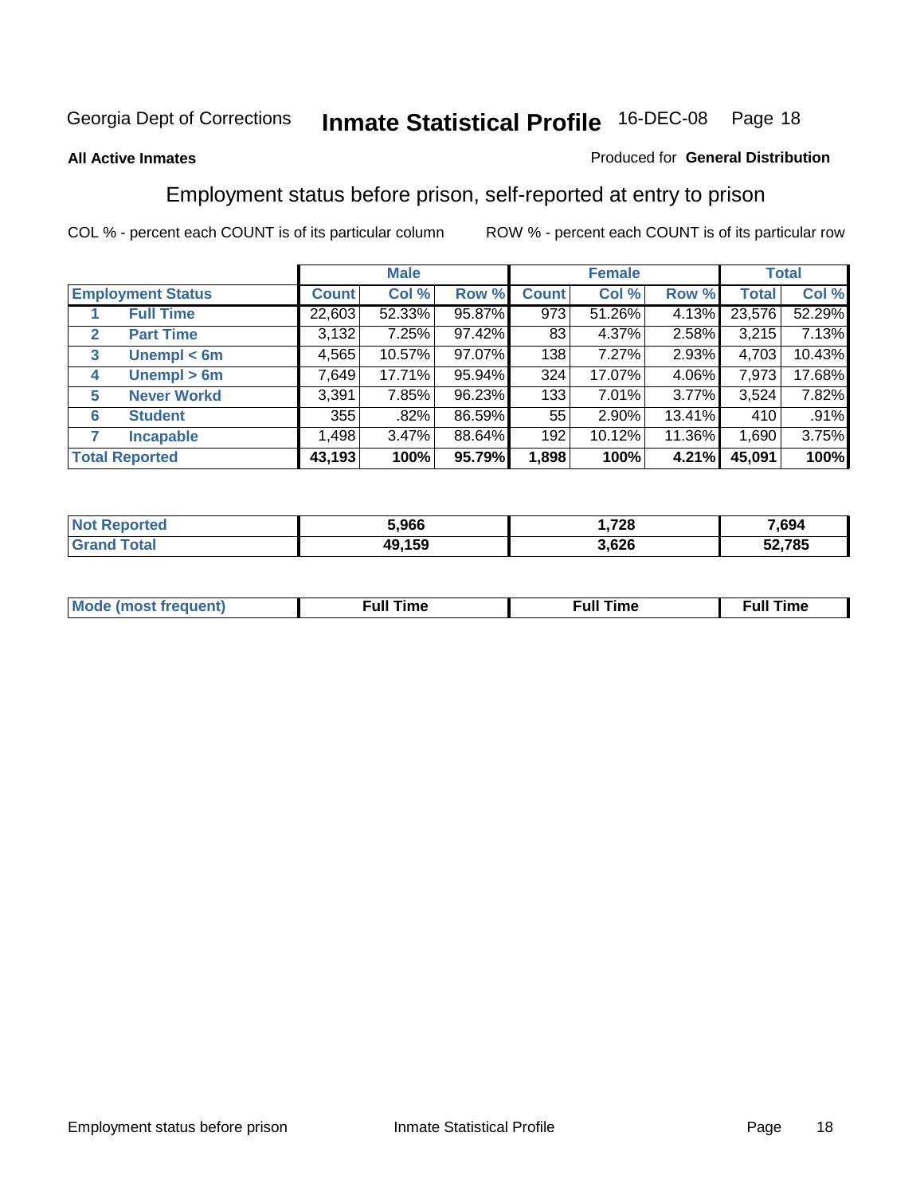Georgia Dept of Corrections **Inmate Statistical Profile** 16-DEC-08

**All Active Inmates**

Produced for **General Distribution**

## Employment status before prison, self-reported at entry to prison

COL % - percent each COUNT is of its particular column

ROW % - percent each COUNT is of its particular row

| | | Male | | | Female | | | Total | |
|---|---|---|---|---|---|---|---|---|---|
| **Employment Status** | | **Count** | **Col %** | **Row %** | **Count** | **Col %** | **Row %** | **Total** | **Col %** |
| 1 | **Full Time** | 22,603 | 52.33% | 95.87% | 973 | 51.26% | 4.13% | 23,576 | 52.29% |
| 2 | **Part Time** | 3,132 | 7.25% | 97.42% | 83 | 4.37% | 2.58% | 3,215 | 7.13% |
| 3 | **Unempl < 6m** | 4,565 | 10.57% | 97.07% | 138 | 7.27% | 2.93% | 4,703 | 10.43% |
| 4 | **Unempl > 6m** | 7,649 | 17.71% | 95.94% | 324 | 17.07% | 4.06% | 7,973 | 17.68% |
| 5 | **Never Workd** | 3,391 | 7.85% | 96.23% | 133 | 7.01% | 3.77% | 3,524 | 7.82% |
| 6 | **Student** | 355 | .82% | 86.59% | 55 | 2.90% | 13.41% | 410 | .91% |
| 7 | **Incapable** | 1,498 | 3.47% | 88.64% | 192 | 10.12% | 11.36% | 1,690 | 3.75% |
| **Total Reported** | | **43,193** | **100%** | **95.79%** | **1,898** | **100%** | **4.21%** | **45,091** | **100%** |

| | Male | Female | Total |
|---|---|---|---|
| **Not Reported** | **5,966** | **1,728** | **7,694** |
| **Grand Total** | **49,159** | **3,626** | **52,785** |

| | Male | Female | Total |
|---|---|---|---|
| **Mode (most frequent)** | **Full Time** | **Full Time** | **Full Time** |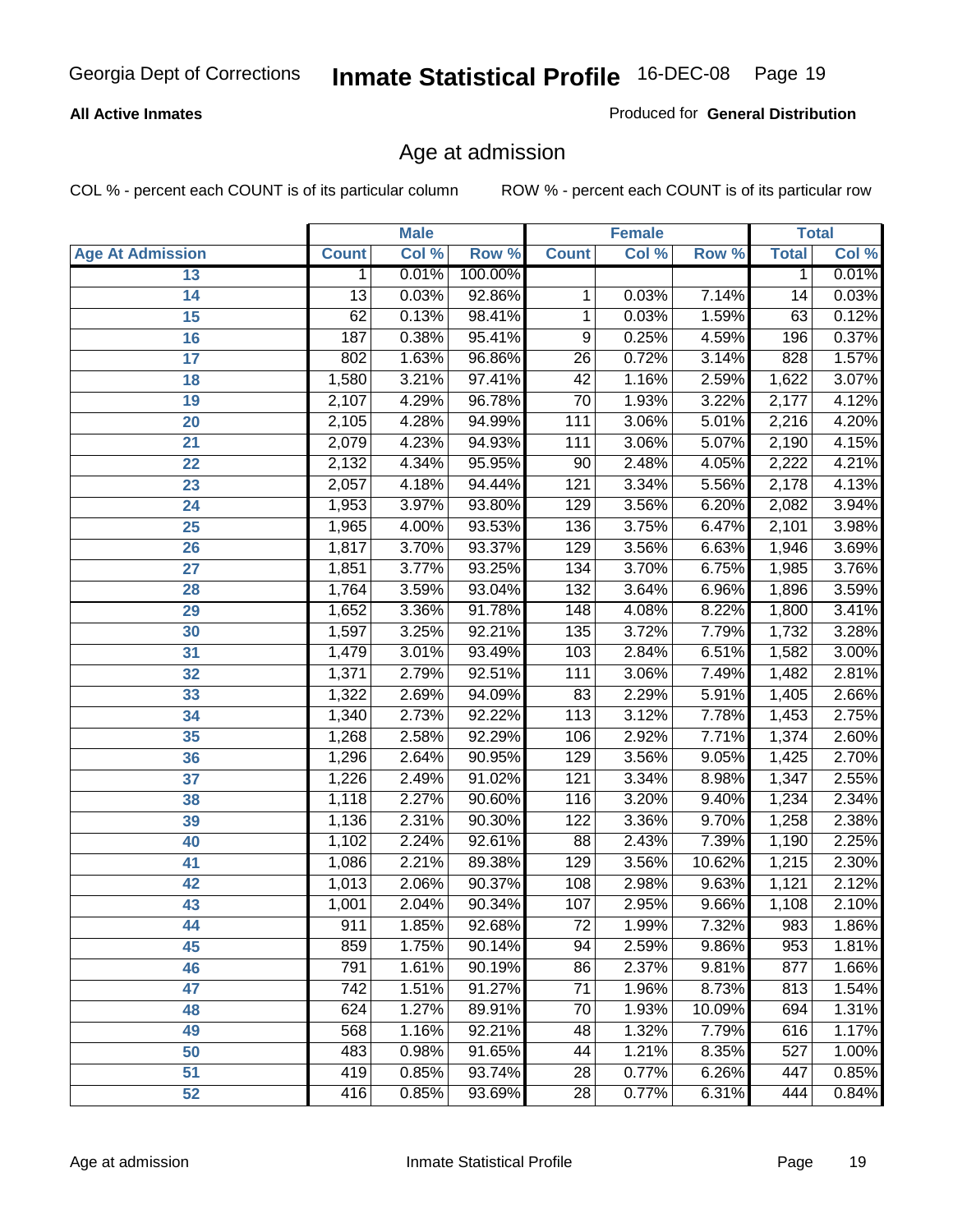Georgia Dept of Corrections **Inmate Statistical Profile** 16-DEC-08

**All Active Inmates**

Produced for **General Distribution**

## Age at admission

COL % - percent each COUNT is of its particular column    ROW % - percent each COUNT is of its particular row

| | Male | | | Female | | | Total | |
|---|---|---|---|---|---|---|---|---|
| Age At Admission | Count | Col % | Row % | Count | Col % | Row % | Total | Col % |
| 13 | 1 | 0.01% | 100.00% | | | | 1 | 0.01% |
| 14 | 13 | 0.03% | 92.86% | 1 | 0.03% | 7.14% | 14 | 0.03% |
| 15 | 62 | 0.13% | 98.41% | 1 | 0.03% | 1.59% | 63 | 0.12% |
| 16 | 187 | 0.38% | 95.41% | 9 | 0.25% | 4.59% | 196 | 0.37% |
| 17 | 802 | 1.63% | 96.86% | 26 | 0.72% | 3.14% | 828 | 1.57% |
| 18 | 1,580 | 3.21% | 97.41% | 42 | 1.16% | 2.59% | 1,622 | 3.07% |
| 19 | 2,107 | 4.29% | 96.78% | 70 | 1.93% | 3.22% | 2,177 | 4.12% |
| 20 | 2,105 | 4.28% | 94.99% | 111 | 3.06% | 5.01% | 2,216 | 4.20% |
| 21 | 2,079 | 4.23% | 94.93% | 111 | 3.06% | 5.07% | 2,190 | 4.15% |
| 22 | 2,132 | 4.34% | 95.95% | 90 | 2.48% | 4.05% | 2,222 | 4.21% |
| 23 | 2,057 | 4.18% | 94.44% | 121 | 3.34% | 5.56% | 2,178 | 4.13% |
| 24 | 1,953 | 3.97% | 93.80% | 129 | 3.56% | 6.20% | 2,082 | 3.94% |
| 25 | 1,965 | 4.00% | 93.53% | 136 | 3.75% | 6.47% | 2,101 | 3.98% |
| 26 | 1,817 | 3.70% | 93.37% | 129 | 3.56% | 6.63% | 1,946 | 3.69% |
| 27 | 1,851 | 3.77% | 93.25% | 134 | 3.70% | 6.75% | 1,985 | 3.76% |
| 28 | 1,764 | 3.59% | 93.04% | 132 | 3.64% | 6.96% | 1,896 | 3.59% |
| 29 | 1,652 | 3.36% | 91.78% | 148 | 4.08% | 8.22% | 1,800 | 3.41% |
| 30 | 1,597 | 3.25% | 92.21% | 135 | 3.72% | 7.79% | 1,732 | 3.28% |
| 31 | 1,479 | 3.01% | 93.49% | 103 | 2.84% | 6.51% | 1,582 | 3.00% |
| 32 | 1,371 | 2.79% | 92.51% | 111 | 3.06% | 7.49% | 1,482 | 2.81% |
| 33 | 1,322 | 2.69% | 94.09% | 83 | 2.29% | 5.91% | 1,405 | 2.66% |
| 34 | 1,340 | 2.73% | 92.22% | 113 | 3.12% | 7.78% | 1,453 | 2.75% |
| 35 | 1,268 | 2.58% | 92.29% | 106 | 2.92% | 7.71% | 1,374 | 2.60% |
| 36 | 1,296 | 2.64% | 90.95% | 129 | 3.56% | 9.05% | 1,425 | 2.70% |
| 37 | 1,226 | 2.49% | 91.02% | 121 | 3.34% | 8.98% | 1,347 | 2.55% |
| 38 | 1,118 | 2.27% | 90.60% | 116 | 3.20% | 9.40% | 1,234 | 2.34% |
| 39 | 1,136 | 2.31% | 90.30% | 122 | 3.36% | 9.70% | 1,258 | 2.38% |
| 40 | 1,102 | 2.24% | 92.61% | 88 | 2.43% | 7.39% | 1,190 | 2.25% |
| 41 | 1,086 | 2.21% | 89.38% | 129 | 3.56% | 10.62% | 1,215 | 2.30% |
| 42 | 1,013 | 2.06% | 90.37% | 108 | 2.98% | 9.63% | 1,121 | 2.12% |
| 43 | 1,001 | 2.04% | 90.34% | 107 | 2.95% | 9.66% | 1,108 | 2.10% |
| 44 | 911 | 1.85% | 92.68% | 72 | 1.99% | 7.32% | 983 | 1.86% |
| 45 | 859 | 1.75% | 90.14% | 94 | 2.59% | 9.86% | 953 | 1.81% |
| 46 | 791 | 1.61% | 90.19% | 86 | 2.37% | 9.81% | 877 | 1.66% |
| 47 | 742 | 1.51% | 91.27% | 71 | 1.96% | 8.73% | 813 | 1.54% |
| 48 | 624 | 1.27% | 89.91% | 70 | 1.93% | 10.09% | 694 | 1.31% |
| 49 | 568 | 1.16% | 92.21% | 48 | 1.32% | 7.79% | 616 | 1.17% |
| 50 | 483 | 0.98% | 91.65% | 44 | 1.21% | 8.35% | 527 | 1.00% |
| 51 | 419 | 0.85% | 93.74% | 28 | 0.77% | 6.26% | 447 | 0.85% |
| 52 | 416 | 0.85% | 93.69% | 28 | 0.77% | 6.31% | 444 | 0.84% |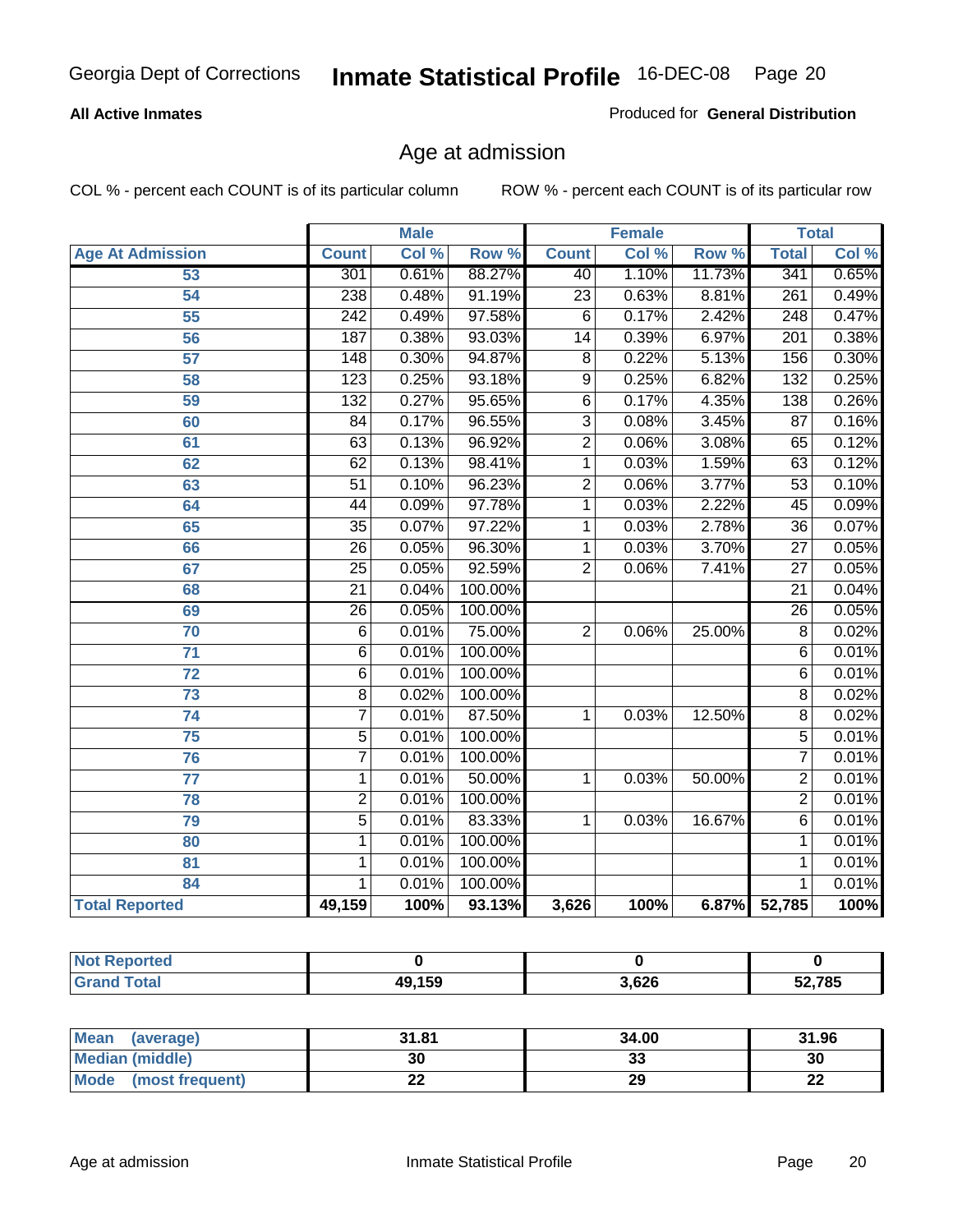# Georgia Dept of Corrections — Inmate Statistical Profile 16-DEC-08

**All Active Inmates**

Produced for **General Distribution**

## Age at admission

COL % - percent each COUNT is of its particular column

ROW % - percent each COUNT is of its particular row

| | Male | | | Female | | | Total | |
|---|---|---|---|---|---|---|---|---|
| **Age At Admission** | **Count** | **Col %** | **Row %** | **Count** | **Col %** | **Row %** | **Total** | **Col %** |
| 53 | 301 | 0.61% | 88.27% | 40 | 1.10% | 11.73% | 341 | 0.65% |
| 54 | 238 | 0.48% | 91.19% | 23 | 0.63% | 8.81% | 261 | 0.49% |
| 55 | 242 | 0.49% | 97.58% | 6 | 0.17% | 2.42% | 248 | 0.47% |
| 56 | 187 | 0.38% | 93.03% | 14 | 0.39% | 6.97% | 201 | 0.38% |
| 57 | 148 | 0.30% | 94.87% | 8 | 0.22% | 5.13% | 156 | 0.30% |
| 58 | 123 | 0.25% | 93.18% | 9 | 0.25% | 6.82% | 132 | 0.25% |
| 59 | 132 | 0.27% | 95.65% | 6 | 0.17% | 4.35% | 138 | 0.26% |
| 60 | 84 | 0.17% | 96.55% | 3 | 0.08% | 3.45% | 87 | 0.16% |
| 61 | 63 | 0.13% | 96.92% | 2 | 0.06% | 3.08% | 65 | 0.12% |
| 62 | 62 | 0.13% | 98.41% | 1 | 0.03% | 1.59% | 63 | 0.12% |
| 63 | 51 | 0.10% | 96.23% | 2 | 0.06% | 3.77% | 53 | 0.10% |
| 64 | 44 | 0.09% | 97.78% | 1 | 0.03% | 2.22% | 45 | 0.09% |
| 65 | 35 | 0.07% | 97.22% | 1 | 0.03% | 2.78% | 36 | 0.07% |
| 66 | 26 | 0.05% | 96.30% | 1 | 0.03% | 3.70% | 27 | 0.05% |
| 67 | 25 | 0.05% | 92.59% | 2 | 0.06% | 7.41% | 27 | 0.05% |
| 68 | 21 | 0.04% | 100.00% | | | | 21 | 0.04% |
| 69 | 26 | 0.05% | 100.00% | | | | 26 | 0.05% |
| 70 | 6 | 0.01% | 75.00% | 2 | 0.06% | 25.00% | 8 | 0.02% |
| 71 | 6 | 0.01% | 100.00% | | | | 6 | 0.01% |
| 72 | 6 | 0.01% | 100.00% | | | | 6 | 0.01% |
| 73 | 8 | 0.02% | 100.00% | | | | 8 | 0.02% |
| 74 | 7 | 0.01% | 87.50% | 1 | 0.03% | 12.50% | 8 | 0.02% |
| 75 | 5 | 0.01% | 100.00% | | | | 5 | 0.01% |
| 76 | 7 | 0.01% | 100.00% | | | | 7 | 0.01% |
| 77 | 1 | 0.01% | 50.00% | 1 | 0.03% | 50.00% | 2 | 0.01% |
| 78 | 2 | 0.01% | 100.00% | | | | 2 | 0.01% |
| 79 | 5 | 0.01% | 83.33% | 1 | 0.03% | 16.67% | 6 | 0.01% |
| 80 | 1 | 0.01% | 100.00% | | | | 1 | 0.01% |
| 81 | 1 | 0.01% | 100.00% | | | | 1 | 0.01% |
| 84 | 1 | 0.01% | 100.00% | | | | 1 | 0.01% |
| **Total Reported** | **49,159** | **100%** | **93.13%** | **3,626** | **100%** | **6.87%** | **52,785** | **100%** |

| | Male | Female | Total |
|---|---|---|---|
| Not Reported | 0 | 0 | 0 |
| Grand Total | 49,159 | 3,626 | 52,785 |

| | Male | Female | Total |
|---|---|---|---|
| Mean (average) | 31.81 | 34.00 | 31.96 |
| Median (middle) | 30 | 33 | 30 |
| Mode (most frequent) | 22 | 29 | 22 |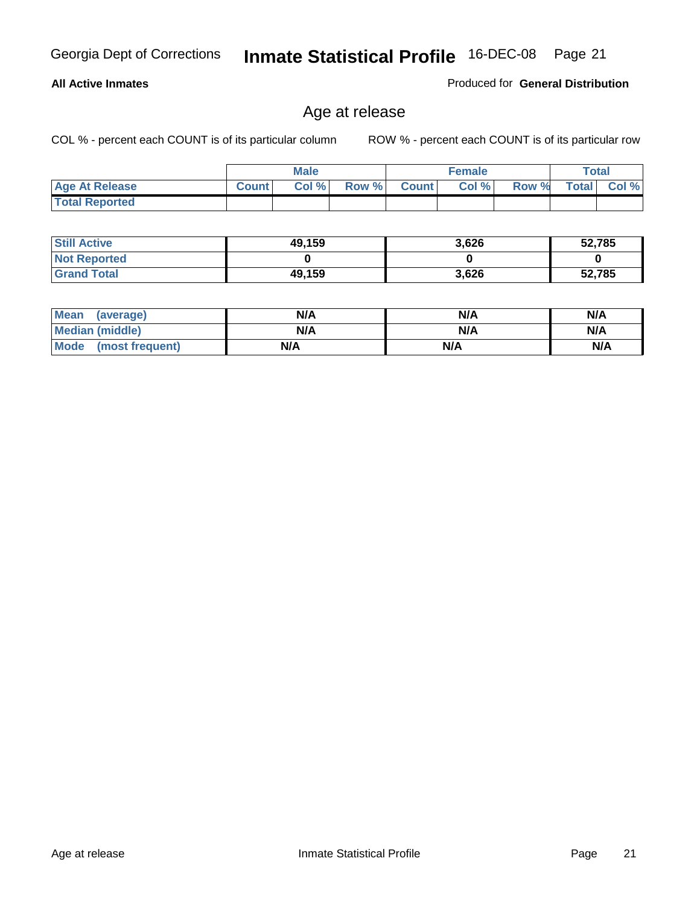Georgia Dept of Corrections **Inmate Statistical Profile** 16-DEC-08

**All Active Inmates** Produced for **General Distribution**

## Age at release

COL % - percent each COUNT is of its particular column ROW % - percent each COUNT is of its particular row

| | Male | | | Female | | | Total | |
|---|---|---|---|---|---|---|---|---|
| **Age At Release** | **Count** | **Col %** | **Row %** | **Count** | **Col %** | **Row %** | **Total** | **Col %** |
| **Total Reported** | | | | | | | | |

| | Male | Female | Total |
|---|---|---|---|
| **Still Active** | **49,159** | **3,626** | **52,785** |
| **Not Reported** | **0** | **0** | **0** |
| **Grand Total** | **49,159** | **3,626** | **52,785** |

| | Male | Female | Total |
|---|---|---|---|
| **Mean (average)** | **N/A** | **N/A** | **N/A** |
| **Median (middle)** | **N/A** | **N/A** | **N/A** |
| **Mode (most frequent)** | **N/A** | **N/A** | **N/A** |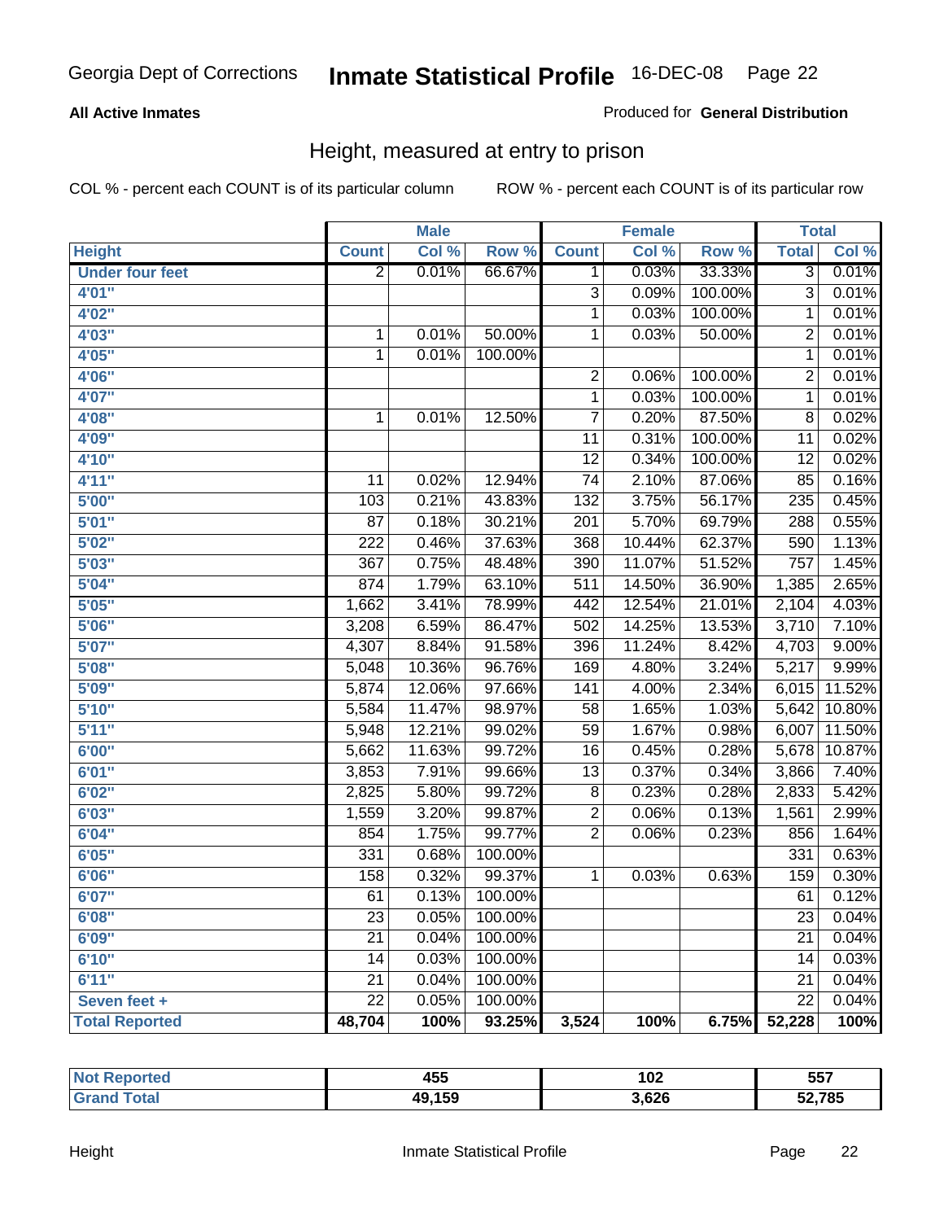Georgia Dept of Corrections **Inmate Statistical Profile** 16-DEC-08

**All Active Inmates**

Produced for **General Distribution**

## Height, measured at entry to prison

COL % - percent each COUNT is of its particular column    ROW % - percent each COUNT is of its particular row

| | Male | | | Female | | | Total | |
|---|---|---|---|---|---|---|---|---|
| **Height** | **Count** | **Col %** | **Row %** | **Count** | **Col %** | **Row %** | **Total** | **Col %** |
| **Under four feet** | 2 | 0.01% | 66.67% | 1 | 0.03% | 33.33% | 3 | 0.01% |
| **4'01"** | | | | 3 | 0.09% | 100.00% | 3 | 0.01% |
| **4'02"** | | | | 1 | 0.03% | 100.00% | 1 | 0.01% |
| **4'03"** | 1 | 0.01% | 50.00% | 1 | 0.03% | 50.00% | 2 | 0.01% |
| **4'05"** | 1 | 0.01% | 100.00% | | | | 1 | 0.01% |
| **4'06"** | | | | 2 | 0.06% | 100.00% | 2 | 0.01% |
| **4'07"** | | | | 1 | 0.03% | 100.00% | 1 | 0.01% |
| **4'08"** | 1 | 0.01% | 12.50% | 7 | 0.20% | 87.50% | 8 | 0.02% |
| **4'09"** | | | | 11 | 0.31% | 100.00% | 11 | 0.02% |
| **4'10"** | | | | 12 | 0.34% | 100.00% | 12 | 0.02% |
| **4'11"** | 11 | 0.02% | 12.94% | 74 | 2.10% | 87.06% | 85 | 0.16% |
| **5'00"** | 103 | 0.21% | 43.83% | 132 | 3.75% | 56.17% | 235 | 0.45% |
| **5'01"** | 87 | 0.18% | 30.21% | 201 | 5.70% | 69.79% | 288 | 0.55% |
| **5'02"** | 222 | 0.46% | 37.63% | 368 | 10.44% | 62.37% | 590 | 1.13% |
| **5'03"** | 367 | 0.75% | 48.48% | 390 | 11.07% | 51.52% | 757 | 1.45% |
| **5'04"** | 874 | 1.79% | 63.10% | 511 | 14.50% | 36.90% | 1,385 | 2.65% |
| **5'05"** | 1,662 | 3.41% | 78.99% | 442 | 12.54% | 21.01% | 2,104 | 4.03% |
| **5'06"** | 3,208 | 6.59% | 86.47% | 502 | 14.25% | 13.53% | 3,710 | 7.10% |
| **5'07"** | 4,307 | 8.84% | 91.58% | 396 | 11.24% | 8.42% | 4,703 | 9.00% |
| **5'08"** | 5,048 | 10.36% | 96.76% | 169 | 4.80% | 3.24% | 5,217 | 9.99% |
| **5'09"** | 5,874 | 12.06% | 97.66% | 141 | 4.00% | 2.34% | 6,015 | 11.52% |
| **5'10"** | 5,584 | 11.47% | 98.97% | 58 | 1.65% | 1.03% | 5,642 | 10.80% |
| **5'11"** | 5,948 | 12.21% | 99.02% | 59 | 1.67% | 0.98% | 6,007 | 11.50% |
| **6'00"** | 5,662 | 11.63% | 99.72% | 16 | 0.45% | 0.28% | 5,678 | 10.87% |
| **6'01"** | 3,853 | 7.91% | 99.66% | 13 | 0.37% | 0.34% | 3,866 | 7.40% |
| **6'02"** | 2,825 | 5.80% | 99.72% | 8 | 0.23% | 0.28% | 2,833 | 5.42% |
| **6'03"** | 1,559 | 3.20% | 99.87% | 2 | 0.06% | 0.13% | 1,561 | 2.99% |
| **6'04"** | 854 | 1.75% | 99.77% | 2 | 0.06% | 0.23% | 856 | 1.64% |
| **6'05"** | 331 | 0.68% | 100.00% | | | | 331 | 0.63% |
| **6'06"** | 158 | 0.32% | 99.37% | 1 | 0.03% | 0.63% | 159 | 0.30% |
| **6'07"** | 61 | 0.13% | 100.00% | | | | 61 | 0.12% |
| **6'08"** | 23 | 0.05% | 100.00% | | | | 23 | 0.04% |
| **6'09"** | 21 | 0.04% | 100.00% | | | | 21 | 0.04% |
| **6'10"** | 14 | 0.03% | 100.00% | | | | 14 | 0.03% |
| **6'11"** | 21 | 0.04% | 100.00% | | | | 21 | 0.04% |
| **Seven feet +** | 22 | 0.05% | 100.00% | | | | 22 | 0.04% |
| **Total Reported** | **48,704** | **100%** | **93.25%** | **3,524** | **100%** | **6.75%** | **52,228** | **100%** |

| | Male | Female | Total |
|---|---|---|---|
| **Not Reported** | **455** | **102** | **557** |
| **Grand Total** | **49,159** | **3,626** | **52,785** |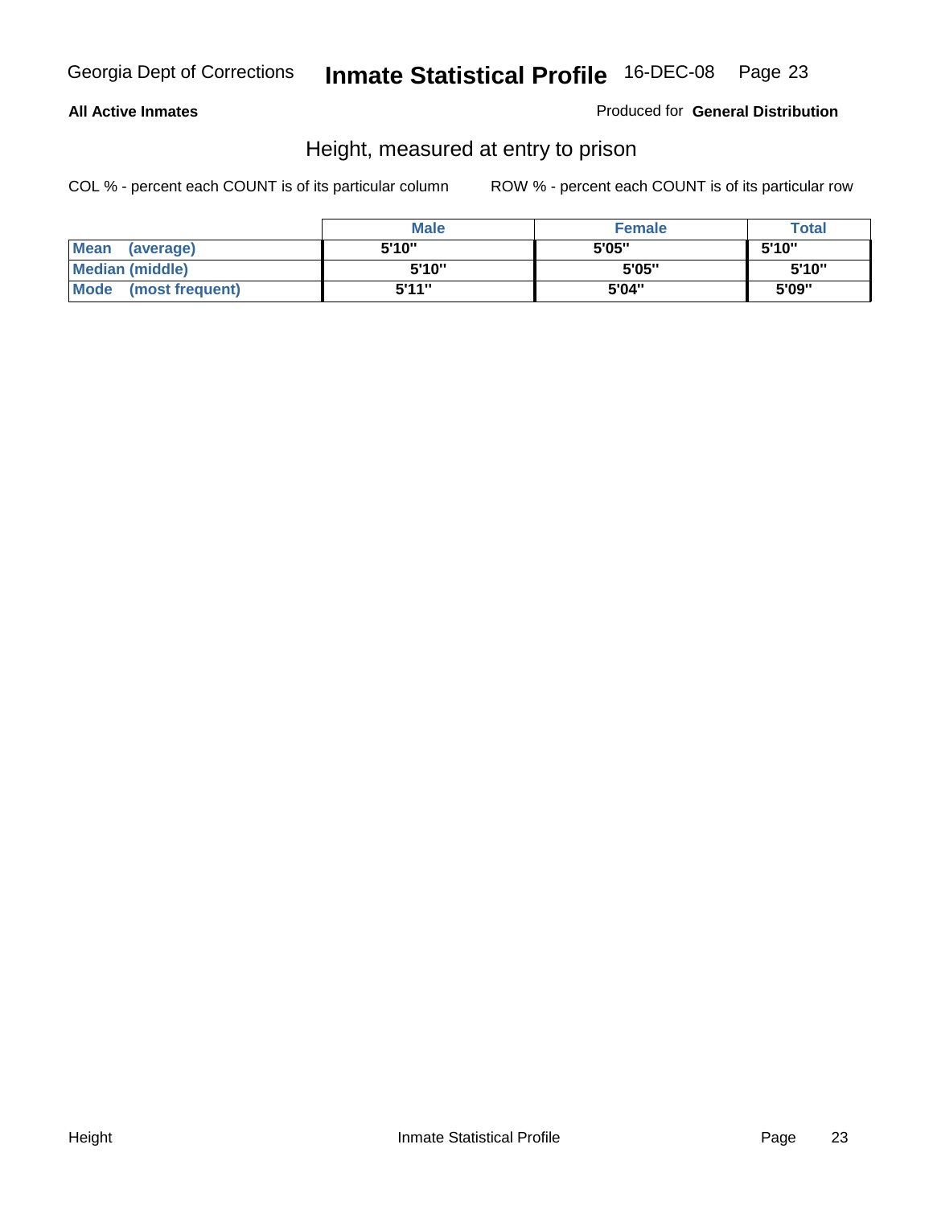Georgia Dept of Corrections **Inmate Statistical Profile** 16-DEC-08

**All Active Inmates**

Produced for **General Distribution**

## Height, measured at entry to prison

COL % - percent each COUNT is of its particular column        ROW % - percent each COUNT is of its particular row

| | Male | Female | Total |
|---|---|---|---|
| **Mean (average)** | **5'10"** | **5'05"** | **5'10"** |
| **Median (middle)** | **5'10"** | **5'05"** | **5'10"** |
| **Mode (most frequent)** | **5'11"** | **5'04"** | **5'09"** |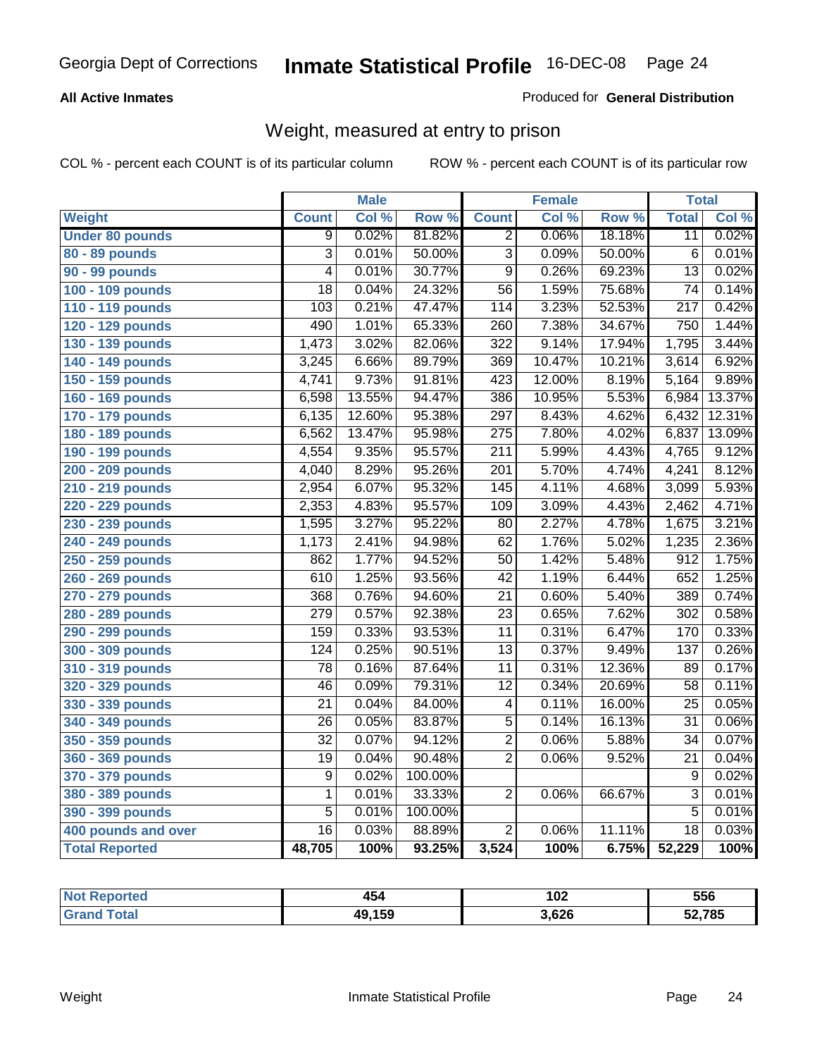**All Active Inmates**

Produced for **General Distribution**

## Weight, measured at entry to prison

COL % - percent each COUNT is of its particular column

ROW % - percent each COUNT is of its particular row

| | Male | | | Female | | | Total | |
|---|---|---|---|---|---|---|---|---|
| **Weight** | **Count** | **Col %** | **Row %** | **Count** | **Col %** | **Row %** | **Total** | **Col %** |
| Under 80 pounds | 9 | 0.02% | 81.82% | 2 | 0.06% | 18.18% | 11 | 0.02% |
| 80 - 89 pounds | 3 | 0.01% | 50.00% | 3 | 0.09% | 50.00% | 6 | 0.01% |
| 90 - 99 pounds | 4 | 0.01% | 30.77% | 9 | 0.26% | 69.23% | 13 | 0.02% |
| 100 - 109 pounds | 18 | 0.04% | 24.32% | 56 | 1.59% | 75.68% | 74 | 0.14% |
| 110 - 119 pounds | 103 | 0.21% | 47.47% | 114 | 3.23% | 52.53% | 217 | 0.42% |
| 120 - 129 pounds | 490 | 1.01% | 65.33% | 260 | 7.38% | 34.67% | 750 | 1.44% |
| 130 - 139 pounds | 1,473 | 3.02% | 82.06% | 322 | 9.14% | 17.94% | 1,795 | 3.44% |
| 140 - 149 pounds | 3,245 | 6.66% | 89.79% | 369 | 10.47% | 10.21% | 3,614 | 6.92% |
| 150 - 159 pounds | 4,741 | 9.73% | 91.81% | 423 | 12.00% | 8.19% | 5,164 | 9.89% |
| 160 - 169 pounds | 6,598 | 13.55% | 94.47% | 386 | 10.95% | 5.53% | 6,984 | 13.37% |
| 170 - 179 pounds | 6,135 | 12.60% | 95.38% | 297 | 8.43% | 4.62% | 6,432 | 12.31% |
| 180 - 189 pounds | 6,562 | 13.47% | 95.98% | 275 | 7.80% | 4.02% | 6,837 | 13.09% |
| 190 - 199 pounds | 4,554 | 9.35% | 95.57% | 211 | 5.99% | 4.43% | 4,765 | 9.12% |
| 200 - 209 pounds | 4,040 | 8.29% | 95.26% | 201 | 5.70% | 4.74% | 4,241 | 8.12% |
| 210 - 219 pounds | 2,954 | 6.07% | 95.32% | 145 | 4.11% | 4.68% | 3,099 | 5.93% |
| 220 - 229 pounds | 2,353 | 4.83% | 95.57% | 109 | 3.09% | 4.43% | 2,462 | 4.71% |
| 230 - 239 pounds | 1,595 | 3.27% | 95.22% | 80 | 2.27% | 4.78% | 1,675 | 3.21% |
| 240 - 249 pounds | 1,173 | 2.41% | 94.98% | 62 | 1.76% | 5.02% | 1,235 | 2.36% |
| 250 - 259 pounds | 862 | 1.77% | 94.52% | 50 | 1.42% | 5.48% | 912 | 1.75% |
| 260 - 269 pounds | 610 | 1.25% | 93.56% | 42 | 1.19% | 6.44% | 652 | 1.25% |
| 270 - 279 pounds | 368 | 0.76% | 94.60% | 21 | 0.60% | 5.40% | 389 | 0.74% |
| 280 - 289 pounds | 279 | 0.57% | 92.38% | 23 | 0.65% | 7.62% | 302 | 0.58% |
| 290 - 299 pounds | 159 | 0.33% | 93.53% | 11 | 0.31% | 6.47% | 170 | 0.33% |
| 300 - 309 pounds | 124 | 0.25% | 90.51% | 13 | 0.37% | 9.49% | 137 | 0.26% |
| 310 - 319 pounds | 78 | 0.16% | 87.64% | 11 | 0.31% | 12.36% | 89 | 0.17% |
| 320 - 329 pounds | 46 | 0.09% | 79.31% | 12 | 0.34% | 20.69% | 58 | 0.11% |
| 330 - 339 pounds | 21 | 0.04% | 84.00% | 4 | 0.11% | 16.00% | 25 | 0.05% |
| 340 - 349 pounds | 26 | 0.05% | 83.87% | 5 | 0.14% | 16.13% | 31 | 0.06% |
| 350 - 359 pounds | 32 | 0.07% | 94.12% | 2 | 0.06% | 5.88% | 34 | 0.07% |
| 360 - 369 pounds | 19 | 0.04% | 90.48% | 2 | 0.06% | 9.52% | 21 | 0.04% |
| 370 - 379 pounds | 9 | 0.02% | 100.00% | | | | 9 | 0.02% |
| 380 - 389 pounds | 1 | 0.01% | 33.33% | 2 | 0.06% | 66.67% | 3 | 0.01% |
| 390 - 399 pounds | 5 | 0.01% | 100.00% | | | | 5 | 0.01% |
| 400 pounds and over | 16 | 0.03% | 88.89% | 2 | 0.06% | 11.11% | 18 | 0.03% |
| **Total Reported** | **48,705** | **100%** | **93.25%** | **3,524** | **100%** | **6.75%** | **52,229** | **100%** |

| | Male | Female | Total |
|---|---|---|---|
| Not Reported | 454 | 102 | 556 |
| Grand Total | 49,159 | 3,626 | 52,785 |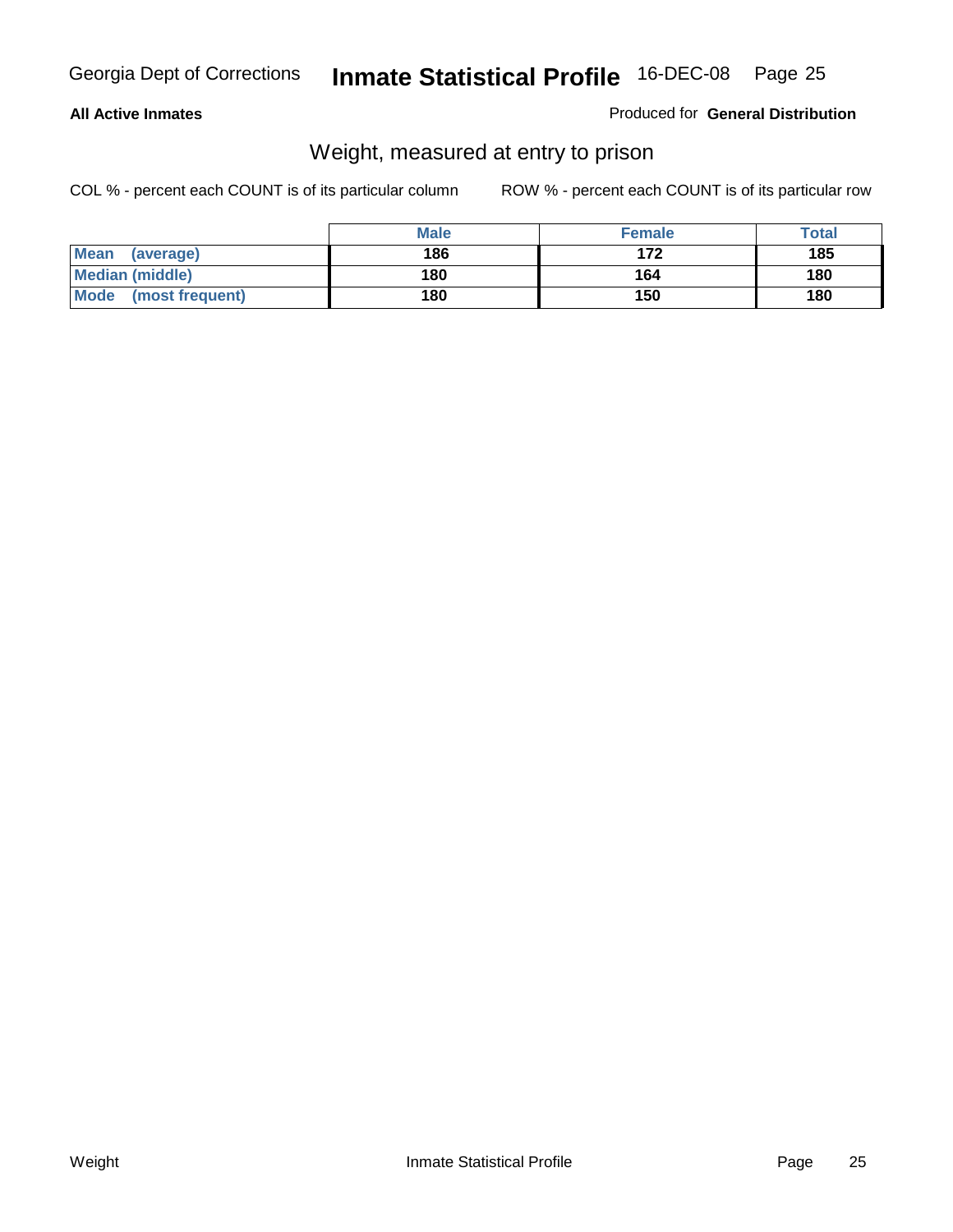**All Active Inmates**

Produced for **General Distribution**

## Weight, measured at entry to prison

COL % - percent each COUNT is of its particular column

ROW % - percent each COUNT is of its particular row

| | Male | Female | Total |
|---|---|---|---|
| **Mean (average)** | 186 | 172 | 185 |
| **Median (middle)** | 180 | 164 | 180 |
| **Mode (most frequent)** | 180 | 150 | 180 |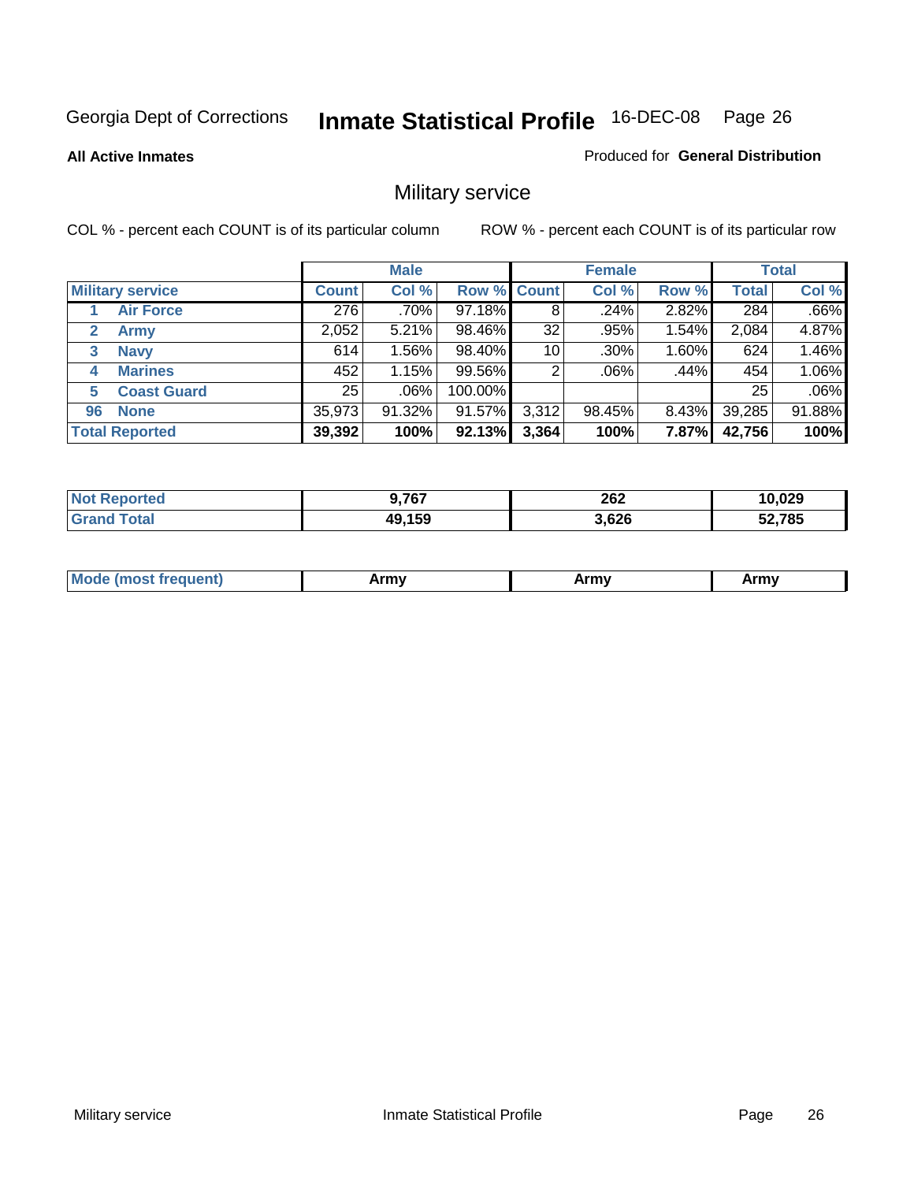Georgia Dept of Corrections **Inmate Statistical Profile** 16-DEC-08

**All Active Inmates**

Produced for **General Distribution**

## Military service

COL % - percent each COUNT is of its particular column

ROW % - percent each COUNT is of its particular row

| | | Male | | | Female | | | Total | |
|---|---|---|---|---|---|---|---|---|---|
| Military service | | Count | Col % | Row % | Count | Col % | Row % | Total | Col % |
| 1 | Air Force | 276 | .70% | 97.18% | 8 | .24% | 2.82% | 284 | .66% |
| 2 | Army | 2,052 | 5.21% | 98.46% | 32 | .95% | 1.54% | 2,084 | 4.87% |
| 3 | Navy | 614 | 1.56% | 98.40% | 10 | .30% | 1.60% | 624 | 1.46% |
| 4 | Marines | 452 | 1.15% | 99.56% | 2 | .06% | .44% | 454 | 1.06% |
| 5 | Coast Guard | 25 | .06% | 100.00% | | | | 25 | .06% |
| 96 | None | 35,973 | 91.32% | 91.57% | 3,312 | 98.45% | 8.43% | 39,285 | 91.88% |
| **Total Reported** | | **39,392** | **100%** | **92.13%** | **3,364** | **100%** | **7.87%** | **42,756** | **100%** |

| | Male | Female | Total |
|---|---|---|---|
| Not Reported | 9,767 | 262 | 10,029 |
| Grand Total | 49,159 | 3,626 | 52,785 |

| | Male | Female | Total |
|---|---|---|---|
| Mode (most frequent) | Army | Army | Army |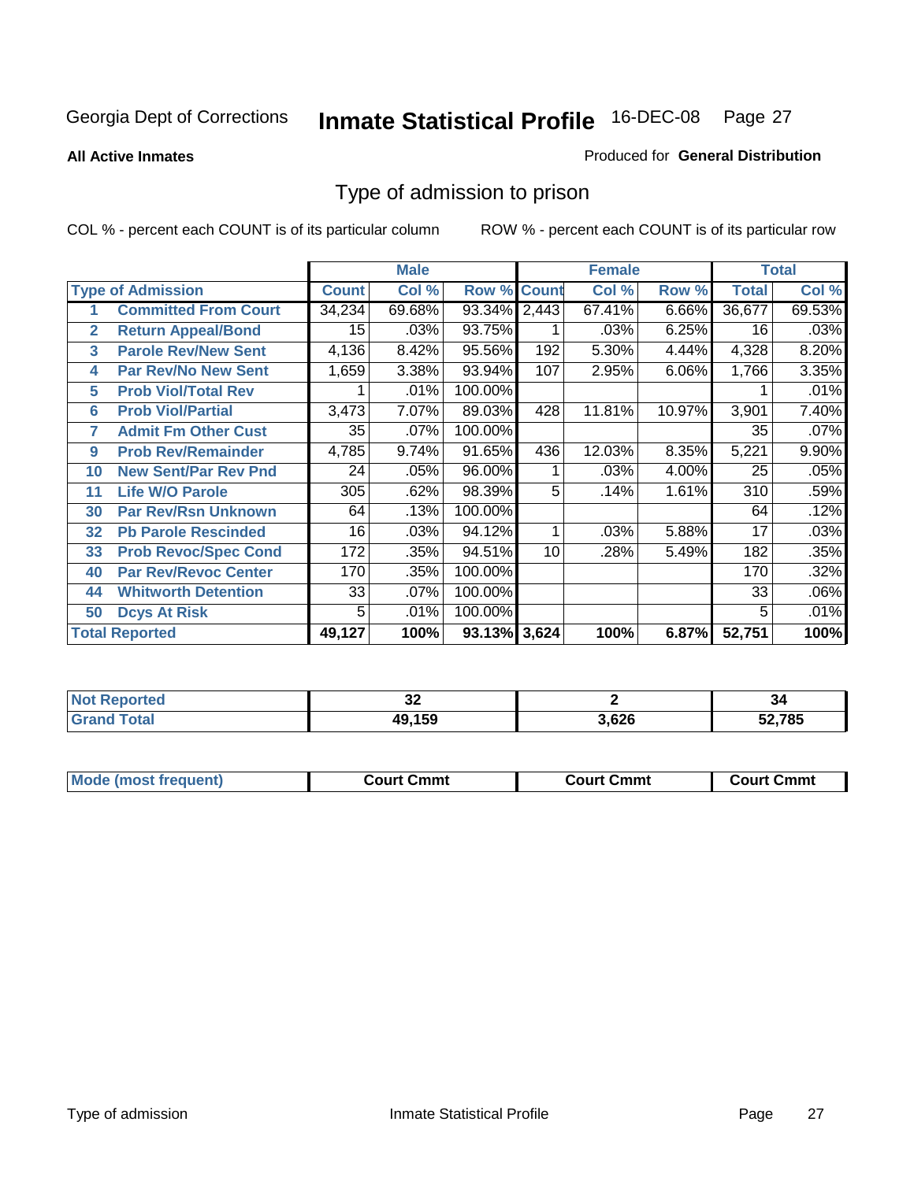Georgia Dept of Corrections **Inmate Statistical Profile** 16-DEC-08

**All Active Inmates**

Produced for **General Distribution**

## Type of admission to prison

COL % - percent each COUNT is of its particular column ROW % - percent each COUNT is of its particular row

| | | Male | | | Female | | | Total | |
|---|---|---|---|---|---|---|---|---|---|
| **Type of Admission** | | **Count** | **Col %** | **Row %** | **Count** | **Col %** | **Row %** | **Total** | **Col %** |
| 1 | Committed From Court | 34,234 | 69.68% | 93.34% | 2,443 | 67.41% | 6.66% | 36,677 | 69.53% |
| 2 | Return Appeal/Bond | 15 | .03% | 93.75% | 1 | .03% | 6.25% | 16 | .03% |
| 3 | Parole Rev/New Sent | 4,136 | 8.42% | 95.56% | 192 | 5.30% | 4.44% | 4,328 | 8.20% |
| 4 | Par Rev/No New Sent | 1,659 | 3.38% | 93.94% | 107 | 2.95% | 6.06% | 1,766 | 3.35% |
| 5 | Prob Viol/Total Rev | 1 | .01% | 100.00% | | | | 1 | .01% |
| 6 | Prob Viol/Partial | 3,473 | 7.07% | 89.03% | 428 | 11.81% | 10.97% | 3,901 | 7.40% |
| 7 | Admit Fm Other Cust | 35 | .07% | 100.00% | | | | 35 | .07% |
| 9 | Prob Rev/Remainder | 4,785 | 9.74% | 91.65% | 436 | 12.03% | 8.35% | 5,221 | 9.90% |
| 10 | New Sent/Par Rev Pnd | 24 | .05% | 96.00% | 1 | .03% | 4.00% | 25 | .05% |
| 11 | Life W/O Parole | 305 | .62% | 98.39% | 5 | .14% | 1.61% | 310 | .59% |
| 30 | Par Rev/Rsn Unknown | 64 | .13% | 100.00% | | | | 64 | .12% |
| 32 | Pb Parole Rescinded | 16 | .03% | 94.12% | 1 | .03% | 5.88% | 17 | .03% |
| 33 | Prob Revoc/Spec Cond | 172 | .35% | 94.51% | 10 | .28% | 5.49% | 182 | .35% |
| 40 | Par Rev/Revoc Center | 170 | .35% | 100.00% | | | | 170 | .32% |
| 44 | Whitworth Detention | 33 | .07% | 100.00% | | | | 33 | .06% |
| 50 | Dcys At Risk | 5 | .01% | 100.00% | | | | 5 | .01% |
| **Total Reported** | | **49,127** | **100%** | **93.13%** | **3,624** | **100%** | **6.87%** | **52,751** | **100%** |

| | Male | Female | Total |
|---|---|---|---|
| **Not Reported** | **32** | **2** | **34** |
| **Grand Total** | **49,159** | **3,626** | **52,785** |

| | Male | Female | Total |
|---|---|---|---|
| **Mode (most frequent)** | **Court Cmmt** | **Court Cmmt** | **Court Cmmt** |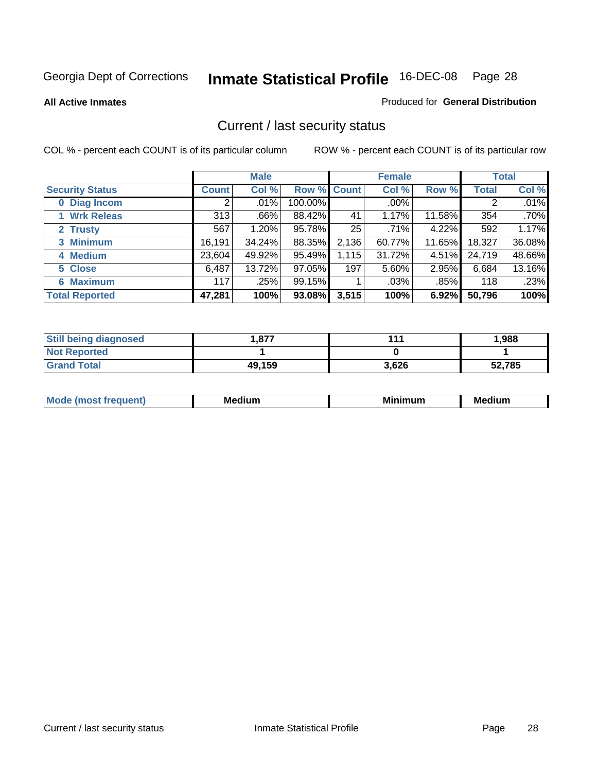Georgia Dept of Corrections **Inmate Statistical Profile** 16-DEC-08 Page 28

**All Active Inmates**

Produced for **General Distribution**

## Current / last security status

COL % - percent each COUNT is of its particular column ROW % - percent each COUNT is of its particular row

| | Male | | | Female | | | Total | |
|---|---|---|---|---|---|---|---|---|
| **Security Status** | **Count** | **Col %** | **Row %** | **Count** | **Col %** | **Row %** | **Total** | **Col %** |
| 0 Diag Incom | 2 | .01% | 100.00% | | .00% | | 2 | .01% |
| 1 Wrk Releas | 313 | .66% | 88.42% | 41 | 1.17% | 11.58% | 354 | .70% |
| 2 Trusty | 567 | 1.20% | 95.78% | 25 | .71% | 4.22% | 592 | 1.17% |
| 3 Minimum | 16,191 | 34.24% | 88.35% | 2,136 | 60.77% | 11.65% | 18,327 | 36.08% |
| 4 Medium | 23,604 | 49.92% | 95.49% | 1,115 | 31.72% | 4.51% | 24,719 | 48.66% |
| 5 Close | 6,487 | 13.72% | 97.05% | 197 | 5.60% | 2.95% | 6,684 | 13.16% |
| 6 Maximum | 117 | .25% | 99.15% | 1 | .03% | .85% | 118 | .23% |
| **Total Reported** | **47,281** | **100%** | **93.08%** | **3,515** | **100%** | **6.92%** | **50,796** | **100%** |

| | Male | Female | Total |
|---|---|---|---|
| Still being diagnosed | 1,877 | 111 | 1,988 |
| Not Reported | 1 | 0 | 1 |
| Grand Total | 49,159 | 3,626 | 52,785 |

| | Male | Female | Total |
|---|---|---|---|
| Mode (most frequent) | Medium | Minimum | Medium |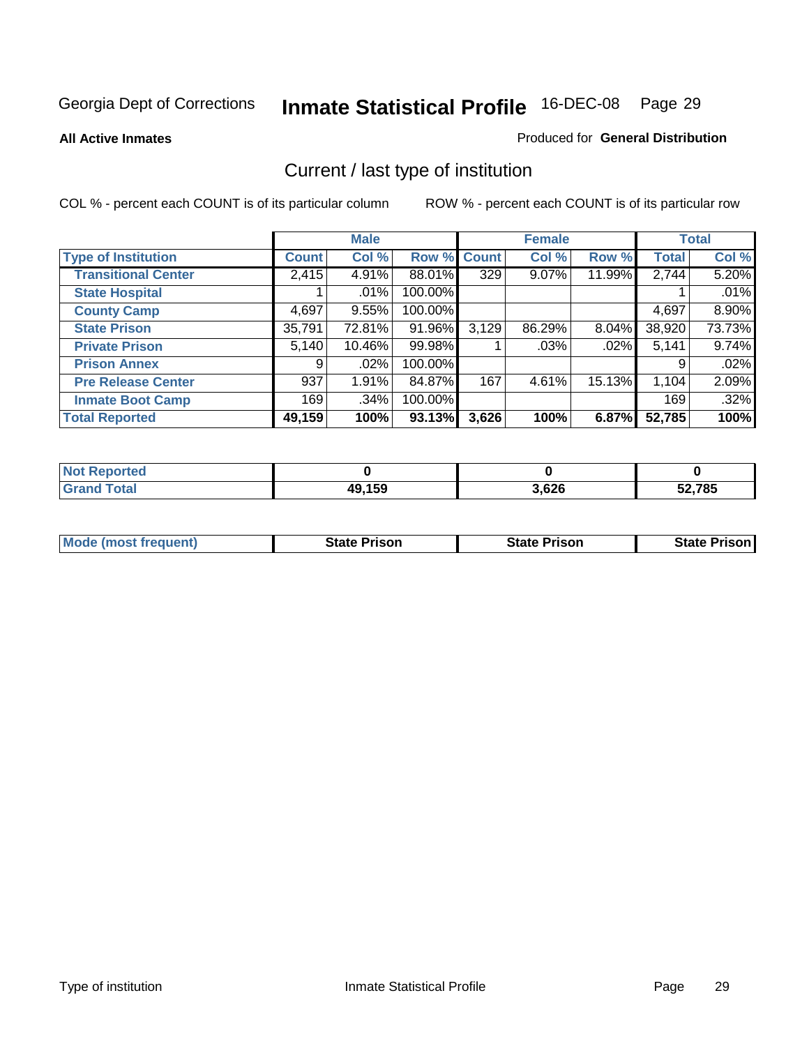Georgia Dept of Corrections

# Inmate Statistical Profile

16-DEC-08

**All Active Inmates**

Produced for **General Distribution**

## Current / last type of institution

COL % - percent each COUNT is of its particular column

ROW % - percent each COUNT is of its particular row

| | Male | | | Female | | | Total | |
|---|---|---|---|---|---|---|---|---|
| **Type of Institution** | **Count** | **Col %** | **Row %** | **Count** | **Col %** | **Row %** | **Total** | **Col %** |
| **Transitional Center** | 2,415 | 4.91% | 88.01% | 329 | 9.07% | 11.99% | 2,744 | 5.20% |
| **State Hospital** | 1 | .01% | 100.00% | | | | 1 | .01% |
| **County Camp** | 4,697 | 9.55% | 100.00% | | | | 4,697 | 8.90% |
| **State Prison** | 35,791 | 72.81% | 91.96% | 3,129 | 86.29% | 8.04% | 38,920 | 73.73% |
| **Private Prison** | 5,140 | 10.46% | 99.98% | 1 | .03% | .02% | 5,141 | 9.74% |
| **Prison Annex** | 9 | .02% | 100.00% | | | | 9 | .02% |
| **Pre Release Center** | 937 | 1.91% | 84.87% | 167 | 4.61% | 15.13% | 1,104 | 2.09% |
| **Inmate Boot Camp** | 169 | .34% | 100.00% | | | | 169 | .32% |
| **Total Reported** | **49,159** | **100%** | **93.13%** | **3,626** | **100%** | **6.87%** | **52,785** | **100%** |

| | Male | Female | Total |
|---|---|---|---|
| **Not Reported** | **0** | **0** | **0** |
| **Grand Total** | **49,159** | **3,626** | **52,785** |

| | Male | Female | Total |
|---|---|---|---|
| **Mode (most frequent)** | **State Prison** | **State Prison** | **State Prison** |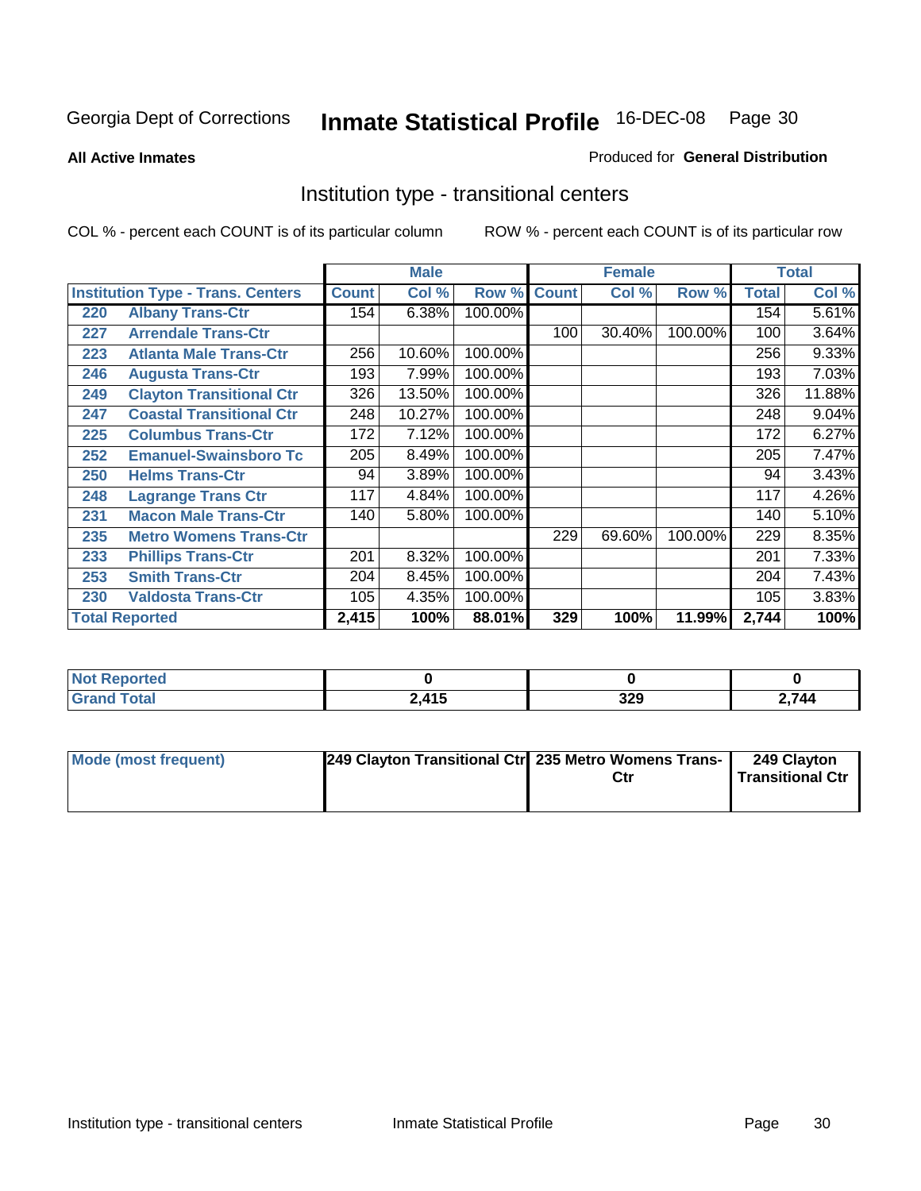Georgia Dept of Corrections **Inmate Statistical Profile** 16-DEC-08

**All Active Inmates**

Produced for **General Distribution**

## Institution type - transitional centers

COL % - percent each COUNT is of its particular column

ROW % - percent each COUNT is of its particular row

| | | Male | | | Female | | | Total | |
|---|---|---|---|---|---|---|---|---|---|
| **Institution Type - Trans. Centers** | | **Count** | **Col %** | **Row %** | **Count** | **Col %** | **Row %** | **Total** | **Col %** |
| 220 | Albany Trans-Ctr | 154 | 6.38% | 100.00% | | | | 154 | 5.61% |
| 227 | Arrendale Trans-Ctr | | | | 100 | 30.40% | 100.00% | 100 | 3.64% |
| 223 | Atlanta Male Trans-Ctr | 256 | 10.60% | 100.00% | | | | 256 | 9.33% |
| 246 | Augusta Trans-Ctr | 193 | 7.99% | 100.00% | | | | 193 | 7.03% |
| 249 | Clayton Transitional Ctr | 326 | 13.50% | 100.00% | | | | 326 | 11.88% |
| 247 | Coastal Transitional Ctr | 248 | 10.27% | 100.00% | | | | 248 | 9.04% |
| 225 | Columbus Trans-Ctr | 172 | 7.12% | 100.00% | | | | 172 | 6.27% |
| 252 | Emanuel-Swainsboro Tc | 205 | 8.49% | 100.00% | | | | 205 | 7.47% |
| 250 | Helms Trans-Ctr | 94 | 3.89% | 100.00% | | | | 94 | 3.43% |
| 248 | Lagrange Trans Ctr | 117 | 4.84% | 100.00% | | | | 117 | 4.26% |
| 231 | Macon Male Trans-Ctr | 140 | 5.80% | 100.00% | | | | 140 | 5.10% |
| 235 | Metro Womens Trans-Ctr | | | | 229 | 69.60% | 100.00% | 229 | 8.35% |
| 233 | Phillips Trans-Ctr | 201 | 8.32% | 100.00% | | | | 201 | 7.33% |
| 253 | Smith Trans-Ctr | 204 | 8.45% | 100.00% | | | | 204 | 7.43% |
| 230 | Valdosta Trans-Ctr | 105 | 4.35% | 100.00% | | | | 105 | 3.83% |
| **Total Reported** | | **2,415** | **100%** | **88.01%** | **329** | **100%** | **11.99%** | **2,744** | **100%** |

| | Male | Female | Total |
|---|---|---|---|
| **Not Reported** | **0** | **0** | **0** |
| **Grand Total** | **2,415** | **329** | **2,744** |

| | Male | Female | Total |
|---|---|---|---|
| **Mode (most frequent)** | **249 Clayton Transitional Ctr** | **235 Metro Womens Trans-Ctr** | **249 Clayton Transitional Ctr** |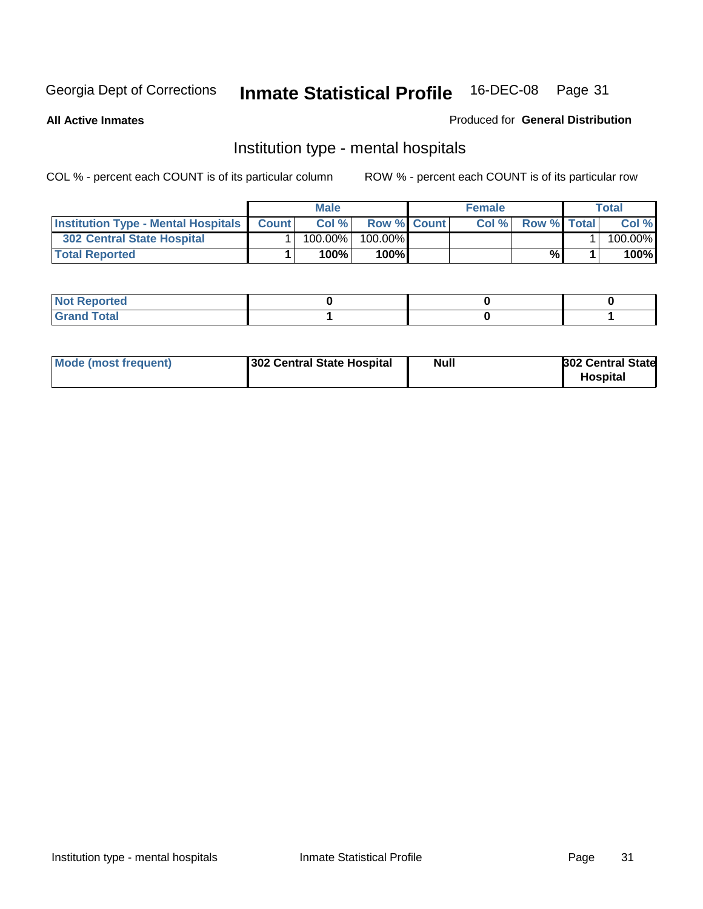Georgia Dept of Corrections **Inmate Statistical Profile** 16-DEC-08

**All Active Inmates**

Produced for **General Distribution**

## Institution type - mental hospitals

COL % - percent each COUNT is of its particular column ROW % - percent each COUNT is of its particular row

| | Male | | | Female | | | Total | |
|---|---|---|---|---|---|---|---|---|
| **Institution Type - Mental Hospitals** | **Count** | **Col %** | **Row %** | **Count** | **Col %** | **Row %** | **Total** | **Col %** |
| **302 Central State Hospital** | 1 | 100.00% | 100.00% | | | | 1 | 100.00% |
| **Total Reported** | **1** | **100%** | **100%** | | | **%** | **1** | **100%** |

| | Male | Female | Total |
|---|---|---|---|
| **Not Reported** | **0** | **0** | **0** |
| **Grand Total** | **1** | **0** | **1** |

| | Male | Female | Total |
|---|---|---|---|
| **Mode (most frequent)** | **302 Central State Hospital** | **Null** | **302 Central State Hospital** |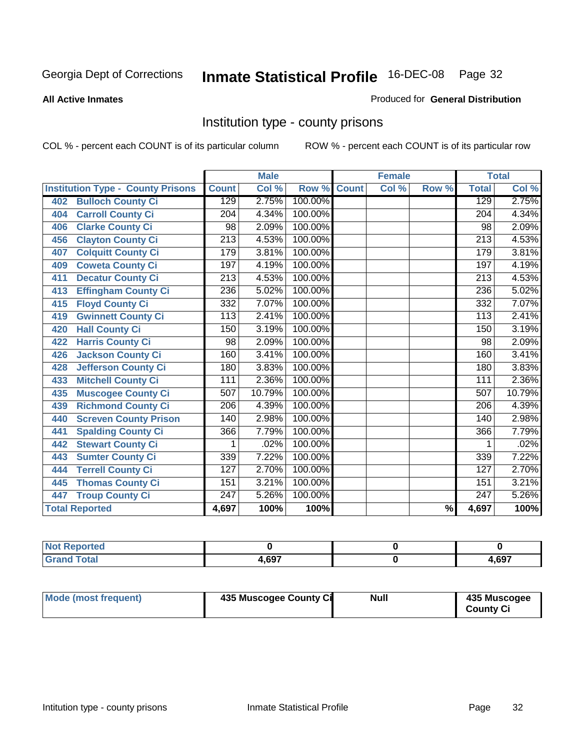Georgia Dept of Corrections **Inmate Statistical Profile** 16-DEC-08

**All Active Inmates**

Produced for **General Distribution**

## Institution type - county prisons

COL % - percent each COUNT is of its particular column ROW % - percent each COUNT is of its particular row

| | Male | | | Female | | | Total | |
|---|---|---|---|---|---|---|---|---|
| **Institution Type - County Prisons** | **Count** | **Col %** | **Row %** | **Count** | **Col %** | **Row %** | **Total** | **Col %** |
| 402 Bulloch County Ci | 129 | 2.75% | 100.00% | | | | 129 | 2.75% |
| 404 Carroll County Ci | 204 | 4.34% | 100.00% | | | | 204 | 4.34% |
| 406 Clarke County Ci | 98 | 2.09% | 100.00% | | | | 98 | 2.09% |
| 456 Clayton County Ci | 213 | 4.53% | 100.00% | | | | 213 | 4.53% |
| 407 Colquitt County Ci | 179 | 3.81% | 100.00% | | | | 179 | 3.81% |
| 409 Coweta County Ci | 197 | 4.19% | 100.00% | | | | 197 | 4.19% |
| 411 Decatur County Ci | 213 | 4.53% | 100.00% | | | | 213 | 4.53% |
| 413 Effingham County Ci | 236 | 5.02% | 100.00% | | | | 236 | 5.02% |
| 415 Floyd County Ci | 332 | 7.07% | 100.00% | | | | 332 | 7.07% |
| 419 Gwinnett County Ci | 113 | 2.41% | 100.00% | | | | 113 | 2.41% |
| 420 Hall County Ci | 150 | 3.19% | 100.00% | | | | 150 | 3.19% |
| 422 Harris County Ci | 98 | 2.09% | 100.00% | | | | 98 | 2.09% |
| 426 Jackson County Ci | 160 | 3.41% | 100.00% | | | | 160 | 3.41% |
| 428 Jefferson County Ci | 180 | 3.83% | 100.00% | | | | 180 | 3.83% |
| 433 Mitchell County Ci | 111 | 2.36% | 100.00% | | | | 111 | 2.36% |
| 435 Muscogee County Ci | 507 | 10.79% | 100.00% | | | | 507 | 10.79% |
| 439 Richmond County Ci | 206 | 4.39% | 100.00% | | | | 206 | 4.39% |
| 440 Screven County Prison | 140 | 2.98% | 100.00% | | | | 140 | 2.98% |
| 441 Spalding County Ci | 366 | 7.79% | 100.00% | | | | 366 | 7.79% |
| 442 Stewart County Ci | 1 | .02% | 100.00% | | | | 1 | .02% |
| 443 Sumter County Ci | 339 | 7.22% | 100.00% | | | | 339 | 7.22% |
| 444 Terrell County Ci | 127 | 2.70% | 100.00% | | | | 127 | 2.70% |
| 445 Thomas County Ci | 151 | 3.21% | 100.00% | | | | 151 | 3.21% |
| 447 Troup County Ci | 247 | 5.26% | 100.00% | | | | 247 | 5.26% |
| **Total Reported** | **4,697** | **100%** | **100%** | | | **%** | **4,697** | **100%** |

| | Male | Female | Total |
|---|---|---|---|
| Not Reported | 0 | 0 | 0 |
| Grand Total | 4,697 | 0 | 4,697 |

| | Male | Female | Total |
|---|---|---|---|
| Mode (most frequent) | 435 Muscogee County Ci | Null | 435 Muscogee County Ci |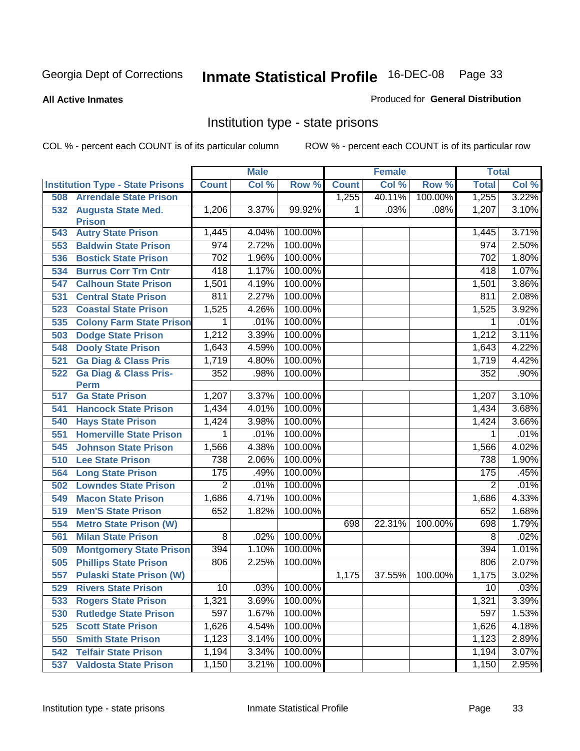Georgia Dept of Corrections **Inmate Statistical Profile** 16-DEC-08

**All Active Inmates**

Produced for **General Distribution**

## Institution type - state prisons

COL % - percent each COUNT is of its particular column ROW % - percent each COUNT is of its particular row

| Institution Type - State Prisons | Male | | | Female | | | Total | |
|---|---|---|---|---|---|---|---|---|
| | Count | Col % | Row % | Count | Col % | Row % | Total | Col % |
| 508 Arrendale State Prison | | | | 1,255 | 40.11% | 100.00% | 1,255 | 3.22% |
| 532 Augusta State Med. Prison | 1,206 | 3.37% | 99.92% | 1 | .03% | .08% | 1,207 | 3.10% |
| 543 Autry State Prison | 1,445 | 4.04% | 100.00% | | | | 1,445 | 3.71% |
| 553 Baldwin State Prison | 974 | 2.72% | 100.00% | | | | 974 | 2.50% |
| 536 Bostick State Prison | 702 | 1.96% | 100.00% | | | | 702 | 1.80% |
| 534 Burrus Corr Trn Cntr | 418 | 1.17% | 100.00% | | | | 418 | 1.07% |
| 547 Calhoun State Prison | 1,501 | 4.19% | 100.00% | | | | 1,501 | 3.86% |
| 531 Central State Prison | 811 | 2.27% | 100.00% | | | | 811 | 2.08% |
| 523 Coastal State Prison | 1,525 | 4.26% | 100.00% | | | | 1,525 | 3.92% |
| 535 Colony Farm State Prison | 1 | .01% | 100.00% | | | | 1 | .01% |
| 503 Dodge State Prison | 1,212 | 3.39% | 100.00% | | | | 1,212 | 3.11% |
| 548 Dooly State Prison | 1,643 | 4.59% | 100.00% | | | | 1,643 | 4.22% |
| 521 Ga Diag & Class Pris | 1,719 | 4.80% | 100.00% | | | | 1,719 | 4.42% |
| 522 Ga Diag & Class Pris-Perm | 352 | .98% | 100.00% | | | | 352 | .90% |
| 517 Ga State Prison | 1,207 | 3.37% | 100.00% | | | | 1,207 | 3.10% |
| 541 Hancock State Prison | 1,434 | 4.01% | 100.00% | | | | 1,434 | 3.68% |
| 540 Hays State Prison | 1,424 | 3.98% | 100.00% | | | | 1,424 | 3.66% |
| 551 Homerville State Prison | 1 | .01% | 100.00% | | | | 1 | .01% |
| 545 Johnson State Prison | 1,566 | 4.38% | 100.00% | | | | 1,566 | 4.02% |
| 510 Lee State Prison | 738 | 2.06% | 100.00% | | | | 738 | 1.90% |
| 564 Long State Prison | 175 | .49% | 100.00% | | | | 175 | .45% |
| 502 Lowndes State Prison | 2 | .01% | 100.00% | | | | 2 | .01% |
| 549 Macon State Prison | 1,686 | 4.71% | 100.00% | | | | 1,686 | 4.33% |
| 519 Men'S State Prison | 652 | 1.82% | 100.00% | | | | 652 | 1.68% |
| 554 Metro State Prison (W) | | | | 698 | 22.31% | 100.00% | 698 | 1.79% |
| 561 Milan State Prison | 8 | .02% | 100.00% | | | | 8 | .02% |
| 509 Montgomery State Prison | 394 | 1.10% | 100.00% | | | | 394 | 1.01% |
| 505 Phillips State Prison | 806 | 2.25% | 100.00% | | | | 806 | 2.07% |
| 557 Pulaski State Prison (W) | | | | 1,175 | 37.55% | 100.00% | 1,175 | 3.02% |
| 529 Rivers State Prison | 10 | .03% | 100.00% | | | | 10 | .03% |
| 533 Rogers State Prison | 1,321 | 3.69% | 100.00% | | | | 1,321 | 3.39% |
| 530 Rutledge State Prison | 597 | 1.67% | 100.00% | | | | 597 | 1.53% |
| 525 Scott State Prison | 1,626 | 4.54% | 100.00% | | | | 1,626 | 4.18% |
| 550 Smith State Prison | 1,123 | 3.14% | 100.00% | | | | 1,123 | 2.89% |
| 542 Telfair State Prison | 1,194 | 3.34% | 100.00% | | | | 1,194 | 3.07% |
| 537 Valdosta State Prison | 1,150 | 3.21% | 100.00% | | | | 1,150 | 2.95% |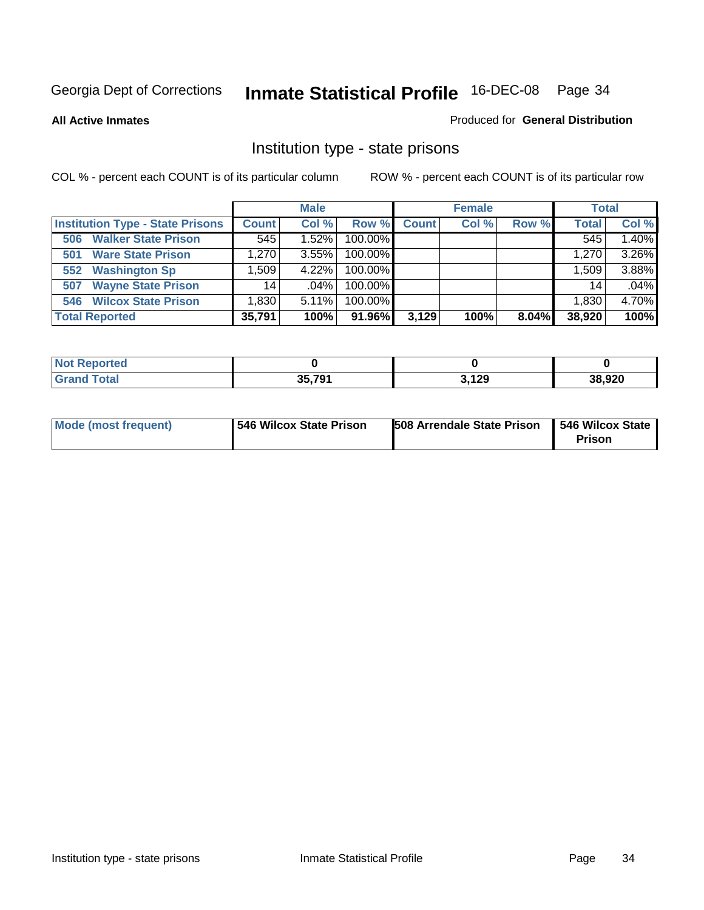Georgia Dept of Corrections **Inmate Statistical Profile** 16-DEC-08

**All Active Inmates**

Produced for **General Distribution**

## Institution type - state prisons

COL % - percent each COUNT is of its particular column

ROW % - percent each COUNT is of its particular row

| | Male | | | Female | | | Total | |
|---|---|---|---|---|---|---|---|---|
| **Institution Type - State Prisons** | **Count** | **Col %** | **Row %** | **Count** | **Col %** | **Row %** | **Total** | **Col %** |
| 506 Walker State Prison | 545 | 1.52% | 100.00% | | | | 545 | 1.40% |
| 501 Ware State Prison | 1,270 | 3.55% | 100.00% | | | | 1,270 | 3.26% |
| 552 Washington Sp | 1,509 | 4.22% | 100.00% | | | | 1,509 | 3.88% |
| 507 Wayne State Prison | 14 | .04% | 100.00% | | | | 14 | .04% |
| 546 Wilcox State Prison | 1,830 | 5.11% | 100.00% | | | | 1,830 | 4.70% |
| **Total Reported** | **35,791** | **100%** | **91.96%** | **3,129** | **100%** | **8.04%** | **38,920** | **100%** |

| | Male | Female | Total |
|---|---|---|---|
| **Not Reported** | **0** | **0** | **0** |
| **Grand Total** | **35,791** | **3,129** | **38,920** |

| | Male | Female | Total |
|---|---|---|---|
| **Mode (most frequent)** | **546 Wilcox State Prison** | **508 Arrendale State Prison** | **546 Wilcox State Prison** |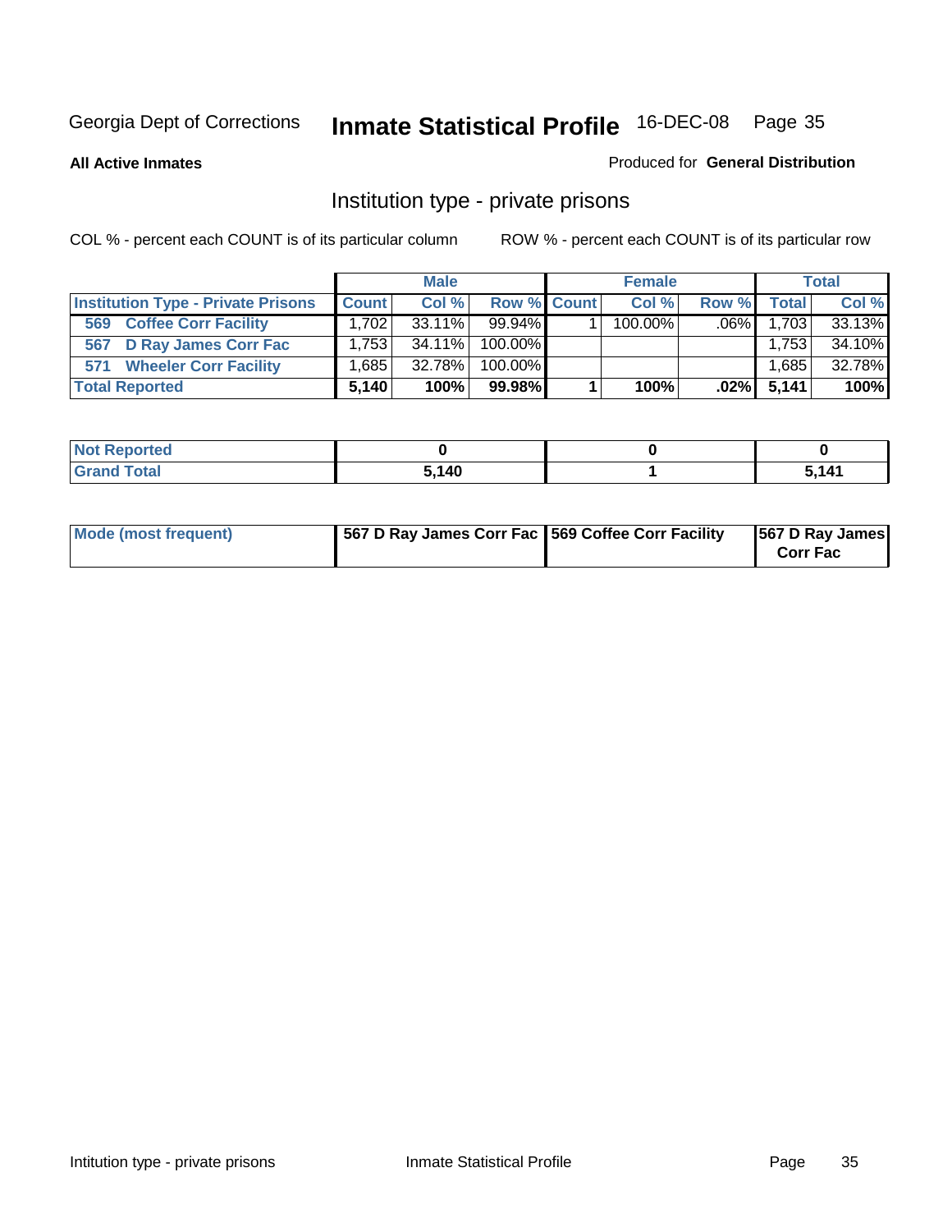Georgia Dept of Corrections **Inmate Statistical Profile** 16-DEC-08 Page 35

**All Active Inmates**

Produced for **General Distribution**

## Institution type - private prisons

COL % - percent each COUNT is of its particular column

ROW % - percent each COUNT is of its particular row

| | Male | | | Female | | | Total | |
|---|---|---|---|---|---|---|---|---|
| **Institution Type - Private Prisons** | **Count** | **Col %** | **Row %** | **Count** | **Col %** | **Row %** | **Total** | **Col %** |
| 569 Coffee Corr Facility | 1,702 | 33.11% | 99.94% | 1 | 100.00% | .06% | 1,703 | 33.13% |
| 567 D Ray James Corr Fac | 1,753 | 34.11% | 100.00% | | | | 1,753 | 34.10% |
| 571 Wheeler Corr Facility | 1,685 | 32.78% | 100.00% | | | | 1,685 | 32.78% |
| **Total Reported** | **5,140** | **100%** | **99.98%** | **1** | **100%** | **.02%** | **5,141** | **100%** |

| | Male | Female | Total |
|---|---|---|---|
| Not Reported | 0 | 0 | 0 |
| Grand Total | 5,140 | 1 | 5,141 |

| | Male | Female | Total |
|---|---|---|---|
| Mode (most frequent) | 567 D Ray James Corr Fac | 569 Coffee Corr Facility | 567 D Ray James Corr Fac |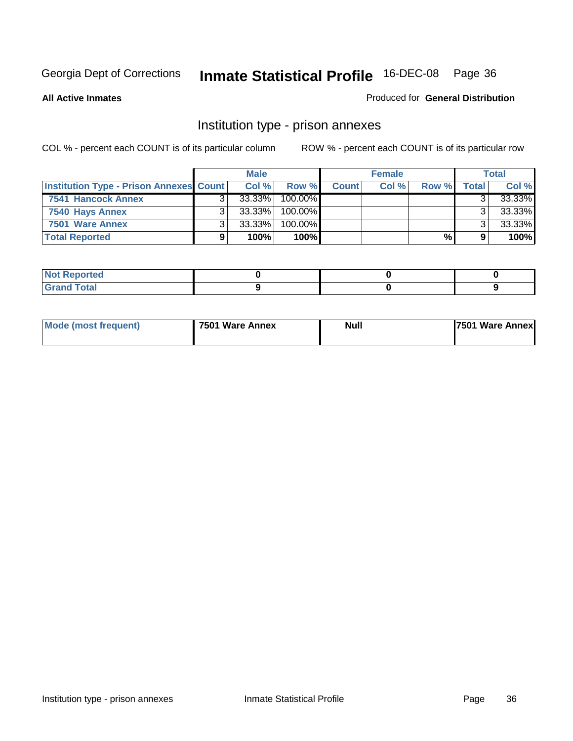Georgia Dept of Corrections **Inmate Statistical Profile** 16-DEC-08

**All Active Inmates**

Produced for **General Distribution**

## Institution type - prison annexes

COL % - percent each COUNT is of its particular column    ROW % - percent each COUNT is of its particular row

| | Male | | | Female | | | Total | |
|---|---|---|---|---|---|---|---|---|
| **Institution Type - Prison Annexes** | **Count** | **Col %** | **Row %** | **Count** | **Col %** | **Row %** | **Total** | **Col %** |
| **7541 Hancock Annex** | 3 | 33.33% | 100.00% | | | | 3 | 33.33% |
| **7540 Hays Annex** | 3 | 33.33% | 100.00% | | | | 3 | 33.33% |
| **7501 Ware Annex** | 3 | 33.33% | 100.00% | | | | 3 | 33.33% |
| **Total Reported** | **9** | **100%** | **100%** | | | **%** | **9** | **100%** |

| | Male | Female | Total |
|---|---|---|---|
| **Not Reported** | **0** | **0** | **0** |
| **Grand Total** | **9** | **0** | **9** |

| | Male | Female | Total |
|---|---|---|---|
| **Mode (most frequent)** | **7501 Ware Annex** | **Null** | **7501 Ware Annex** |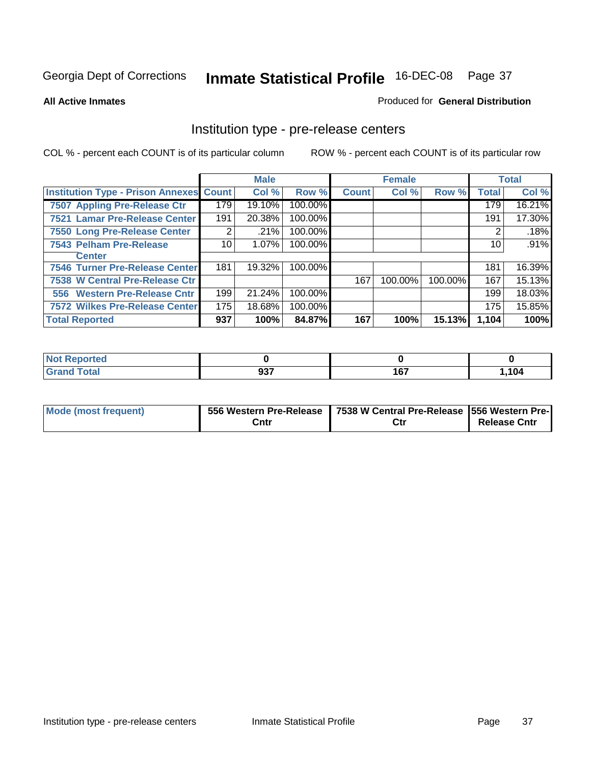Georgia Dept of Corrections **Inmate Statistical Profile** 16-DEC-08

**All Active Inmates**

Produced for **General Distribution**

## Institution type - pre-release centers

COL % - percent each COUNT is of its particular column     ROW % - percent each COUNT is of its particular row

| | Male | | | Female | | | Total | |
|---|---|---|---|---|---|---|---|---|
| **Institution Type - Prison Annexes** | **Count** | **Col %** | **Row %** | **Count** | **Col %** | **Row %** | **Total** | **Col %** |
| 7507 Appling Pre-Release Ctr | 179 | 19.10% | 100.00% | | | | 179 | 16.21% |
| 7521 Lamar Pre-Release Center | 191 | 20.38% | 100.00% | | | | 191 | 17.30% |
| 7550 Long Pre-Release Center | 2 | .21% | 100.00% | | | | 2 | .18% |
| 7543 Pelham Pre-Release Center | 10 | 1.07% | 100.00% | | | | 10 | .91% |
| 7546 Turner Pre-Release Center | 181 | 19.32% | 100.00% | | | | 181 | 16.39% |
| 7538 W Central Pre-Release Ctr | | | | 167 | 100.00% | 100.00% | 167 | 15.13% |
| 556 Western Pre-Release Cntr | 199 | 21.24% | 100.00% | | | | 199 | 18.03% |
| 7572 Wilkes Pre-Release Center | 175 | 18.68% | 100.00% | | | | 175 | 15.85% |
| **Total Reported** | **937** | **100%** | **84.87%** | **167** | **100%** | **15.13%** | **1,104** | **100%** |

| | Male | Female | Total |
|---|---|---|---|
| **Not Reported** | **0** | **0** | **0** |
| **Grand Total** | **937** | **167** | **1,104** |

| | Male | Female | Total |
|---|---|---|---|
| **Mode (most frequent)** | **556 Western Pre-Release Cntr** | **7538 W Central Pre-Release Ctr** | **556 Western Pre-Release Cntr** |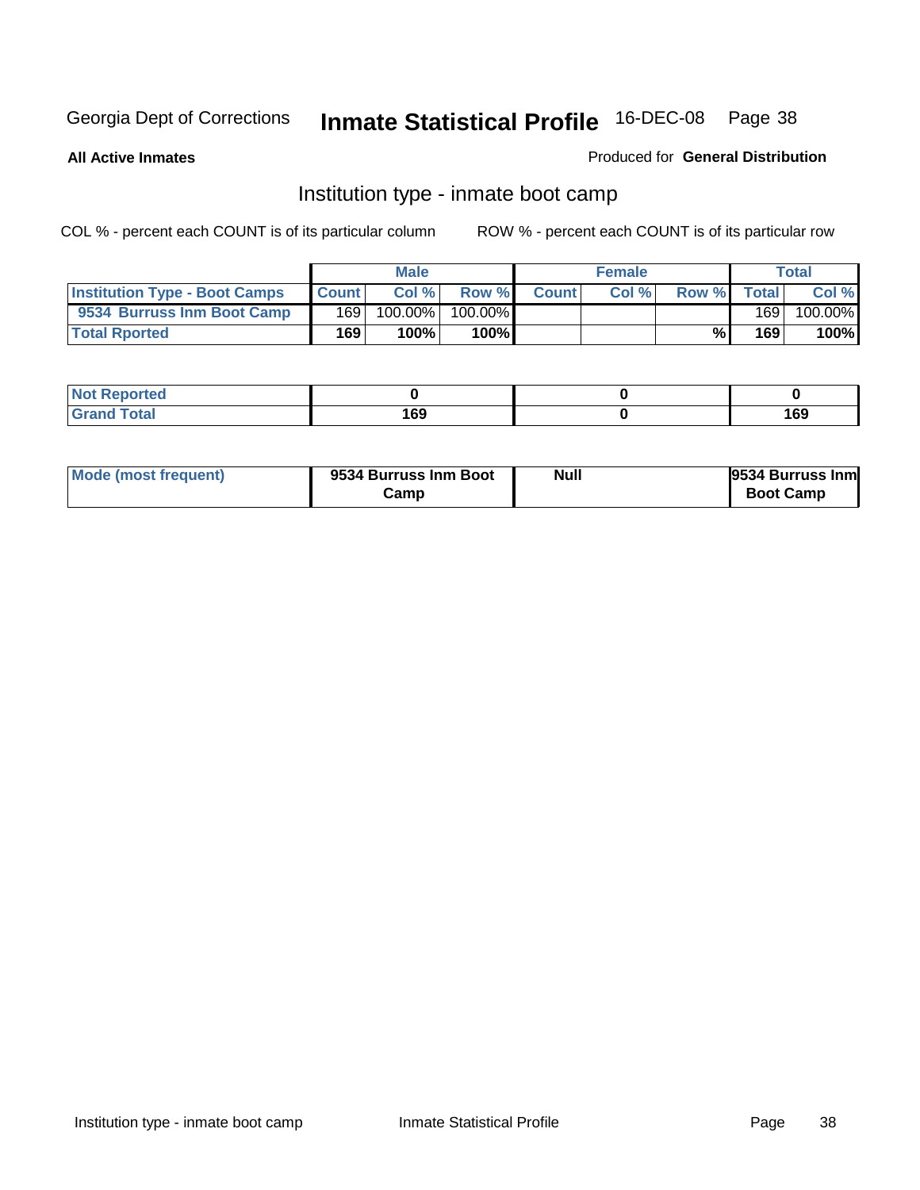Georgia Dept of Corrections **Inmate Statistical Profile** 16-DEC-08

**All Active Inmates**

Produced for **General Distribution**

## Institution type - inmate boot camp

COL % - percent each COUNT is of its particular column

ROW % - percent each COUNT is of its particular row

| | Male | | | Female | | | Total | |
|---|---|---|---|---|---|---|---|---|
| **Institution Type - Boot Camps** | **Count** | **Col %** | **Row %** | **Count** | **Col %** | **Row %** | **Total** | **Col %** |
| **9534 Burruss Inm Boot Camp** | 169 | 100.00% | 100.00% | | | | 169 | 100.00% |
| **Total Rported** | **169** | **100%** | **100%** | | | **%** | **169** | **100%** |

| | Male | Female | Total |
|---|---|---|---|
| **Not Reported** | **0** | **0** | **0** |
| **Grand Total** | **169** | **0** | **169** |

| | Male | Female | Total |
|---|---|---|---|
| **Mode (most frequent)** | **9534 Burruss Inm Boot Camp** | **Null** | **9534 Burruss Inm Boot Camp** |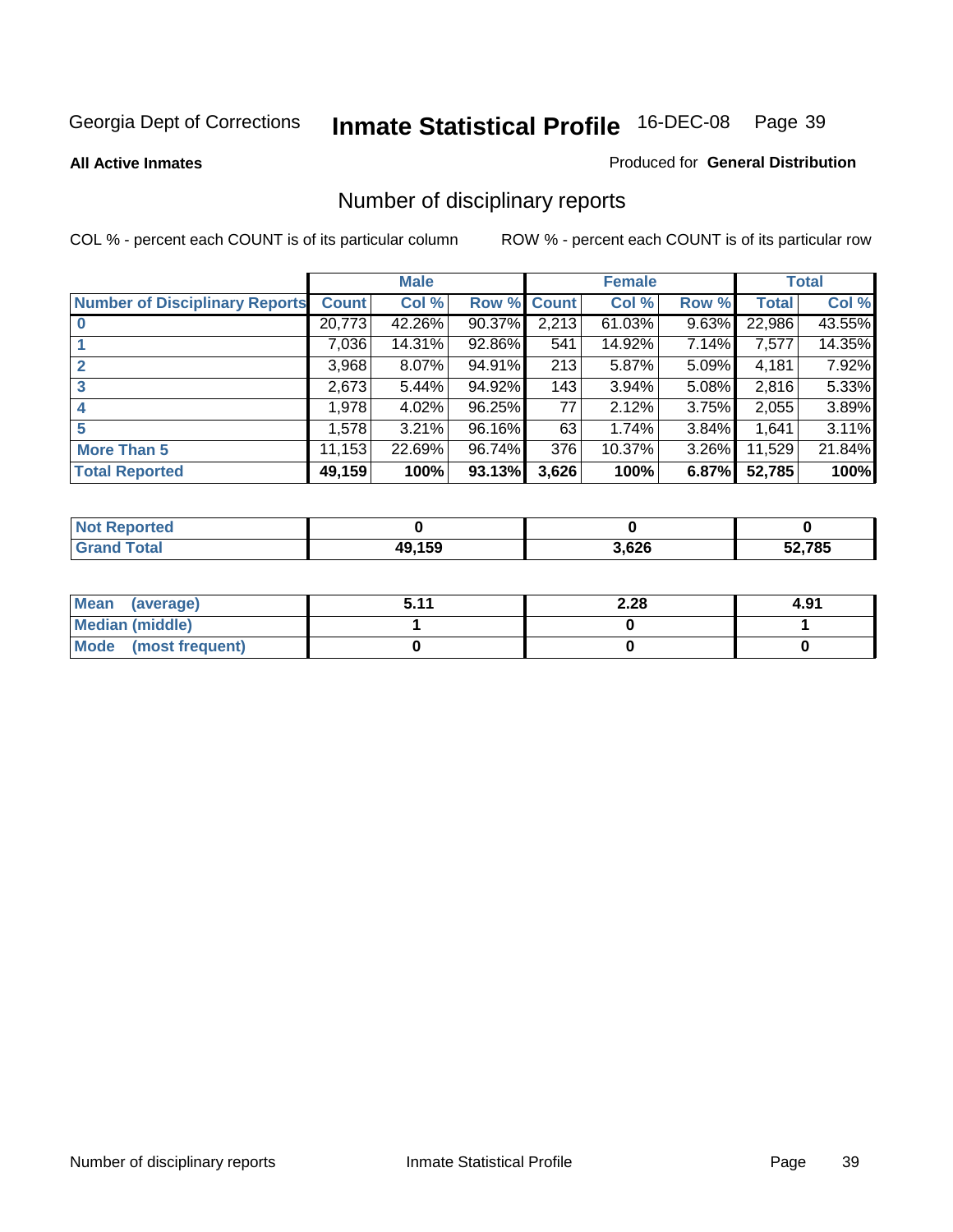Georgia Dept of Corrections **Inmate Statistical Profile** 16-DEC-08

**All Active Inmates**

Produced for **General Distribution**

## Number of disciplinary reports

COL % - percent each COUNT is of its particular column

ROW % - percent each COUNT is of its particular row

| | Male | | | Female | | | Total | |
|---|---|---|---|---|---|---|---|---|
| Number of Disciplinary Reports | Count | Col % | Row % | Count | Col % | Row % | Total | Col % |
| 0 | 20,773 | 42.26% | 90.37% | 2,213 | 61.03% | 9.63% | 22,986 | 43.55% |
| 1 | 7,036 | 14.31% | 92.86% | 541 | 14.92% | 7.14% | 7,577 | 14.35% |
| 2 | 3,968 | 8.07% | 94.91% | 213 | 5.87% | 5.09% | 4,181 | 7.92% |
| 3 | 2,673 | 5.44% | 94.92% | 143 | 3.94% | 5.08% | 2,816 | 5.33% |
| 4 | 1,978 | 4.02% | 96.25% | 77 | 2.12% | 3.75% | 2,055 | 3.89% |
| 5 | 1,578 | 3.21% | 96.16% | 63 | 1.74% | 3.84% | 1,641 | 3.11% |
| More Than 5 | 11,153 | 22.69% | 96.74% | 376 | 10.37% | 3.26% | 11,529 | 21.84% |
| **Total Reported** | **49,159** | **100%** | **93.13%** | **3,626** | **100%** | **6.87%** | **52,785** | **100%** |

| | Male | Female | Total |
|---|---|---|---|
| Not Reported | **0** | **0** | **0** |
| Grand Total | **49,159** | **3,626** | **52,785** |

| | Male | Female | Total |
|---|---|---|---|
| Mean (average) | **5.11** | **2.28** | **4.91** |
| Median (middle) | **1** | **0** | **1** |
| Mode (most frequent) | **0** | **0** | **0** |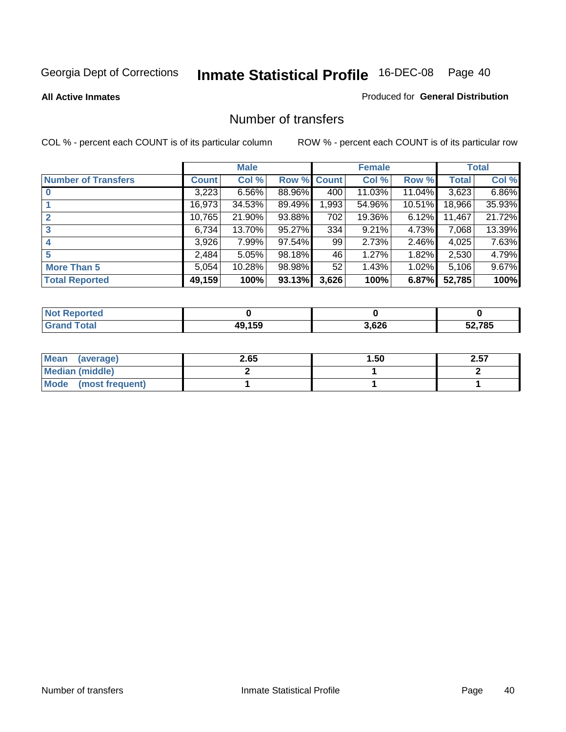Georgia Dept of Corrections **Inmate Statistical Profile** 16-DEC-08

**All Active Inmates**

Produced for **General Distribution**

# Number of transfers

COL % - percent each COUNT is of its particular column

ROW % - percent each COUNT is of its particular row

| | Male | | | Female | | | Total | |
|---|---|---|---|---|---|---|---|---|
| **Number of Transfers** | **Count** | **Col %** | **Row %** | **Count** | **Col %** | **Row %** | **Total** | **Col %** |
| **0** | 3,223 | 6.56% | 88.96% | 400 | 11.03% | 11.04% | 3,623 | 6.86% |
| **1** | 16,973 | 34.53% | 89.49% | 1,993 | 54.96% | 10.51% | 18,966 | 35.93% |
| **2** | 10,765 | 21.90% | 93.88% | 702 | 19.36% | 6.12% | 11,467 | 21.72% |
| **3** | 6,734 | 13.70% | 95.27% | 334 | 9.21% | 4.73% | 7,068 | 13.39% |
| **4** | 3,926 | 7.99% | 97.54% | 99 | 2.73% | 2.46% | 4,025 | 7.63% |
| **5** | 2,484 | 5.05% | 98.18% | 46 | 1.27% | 1.82% | 2,530 | 4.79% |
| **More Than 5** | 5,054 | 10.28% | 98.98% | 52 | 1.43% | 1.02% | 5,106 | 9.67% |
| **Total Reported** | **49,159** | **100%** | **93.13%** | **3,626** | **100%** | **6.87%** | **52,785** | **100%** |

| | Male | Female | Total |
|---|---|---|---|
| **Not Reported** | **0** | **0** | **0** |
| **Grand Total** | **49,159** | **3,626** | **52,785** |

| | Male | Female | Total |
|---|---|---|---|
| **Mean (average)** | **2.65** | **1.50** | **2.57** |
| **Median (middle)** | **2** | **1** | **2** |
| **Mode (most frequent)** | **1** | **1** | **1** |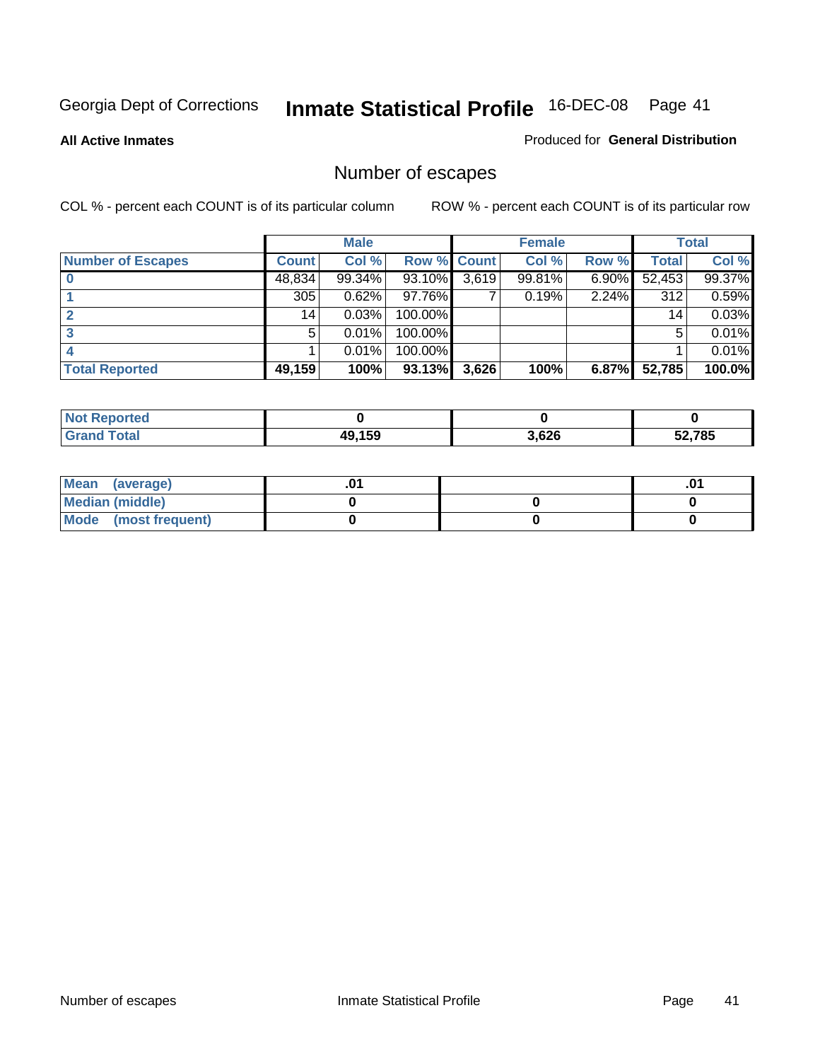Georgia Dept of Corrections **Inmate Statistical Profile** 16-DEC-08

**All Active Inmates**

Produced for **General Distribution**

# Number of escapes

COL % - percent each COUNT is of its particular column    ROW % - percent each COUNT is of its particular row

| | Male | | | Female | | | Total | |
|---|---|---|---|---|---|---|---|---|
| Number of Escapes | Count | Col % | Row % | Count | Col % | Row % | Total | Col % |
| 0 | 48,834 | 99.34% | 93.10% | 3,619 | 99.81% | 6.90% | 52,453 | 99.37% |
| 1 | 305 | 0.62% | 97.76% | 7 | 0.19% | 2.24% | 312 | 0.59% |
| 2 | 14 | 0.03% | 100.00% | | | | 14 | 0.03% |
| 3 | 5 | 0.01% | 100.00% | | | | 5 | 0.01% |
| 4 | 1 | 0.01% | 100.00% | | | | 1 | 0.01% |
| **Total Reported** | **49,159** | **100%** | **93.13%** | **3,626** | **100%** | **6.87%** | **52,785** | **100.0%** |

| | Male | Female | Total |
|---|---|---|---|
| Not Reported | 0 | 0 | 0 |
| Grand Total | 49,159 | 3,626 | 52,785 |

| | Male | Female | Total |
|---|---|---|---|
| Mean (average) | .01 | | .01 |
| Median (middle) | 0 | 0 | 0 |
| Mode (most frequent) | 0 | 0 | 0 |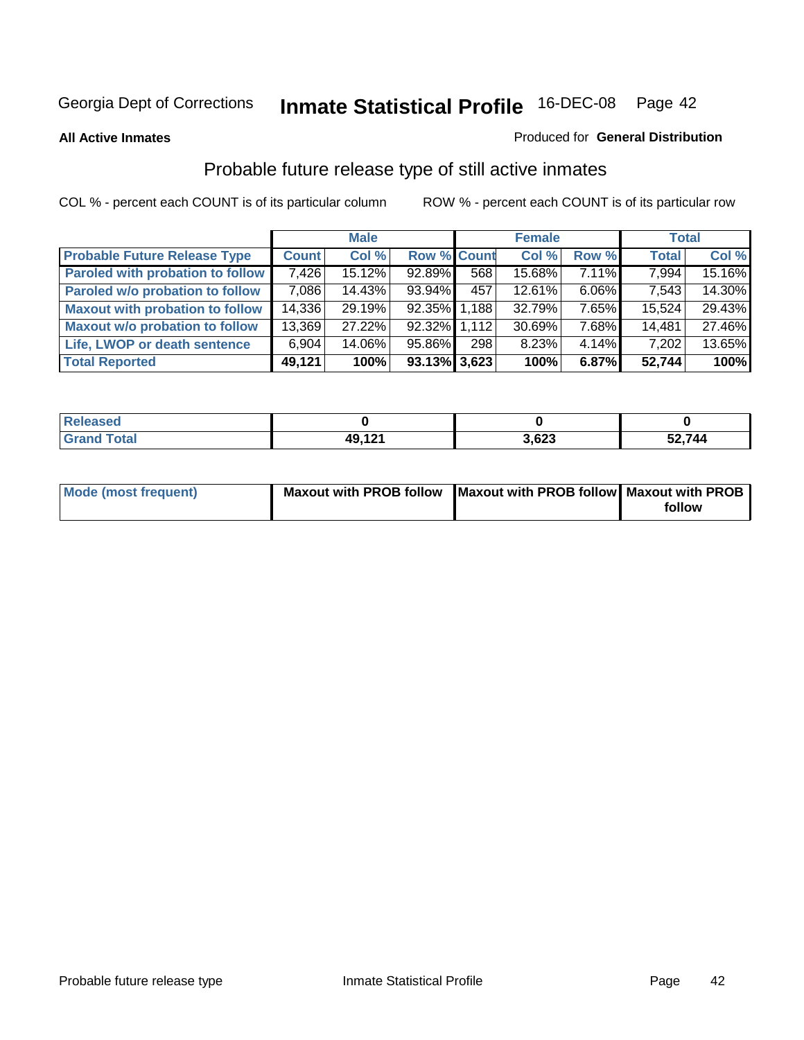Georgia Dept of Corrections **Inmate Statistical Profile** 16-DEC-08

**All Active Inmates**

Produced for **General Distribution**

## Probable future release type of still active inmates

COL % - percent each COUNT is of its particular column

ROW % - percent each COUNT is of its particular row

| | Male | | | Female | | | Total | |
|---|---|---|---|---|---|---|---|---|
| **Probable Future Release Type** | **Count** | **Col %** | **Row %** | **Count** | **Col %** | **Row %** | **Total** | **Col %** |
| **Paroled with probation to follow** | 7,426 | 15.12% | 92.89% | 568 | 15.68% | 7.11% | 7,994 | 15.16% |
| **Paroled w/o probation to follow** | 7,086 | 14.43% | 93.94% | 457 | 12.61% | 6.06% | 7,543 | 14.30% |
| **Maxout with probation to follow** | 14,336 | 29.19% | 92.35% | 1,188 | 32.79% | 7.65% | 15,524 | 29.43% |
| **Maxout w/o probation to follow** | 13,369 | 27.22% | 92.32% | 1,112 | 30.69% | 7.68% | 14,481 | 27.46% |
| **Life, LWOP or death sentence** | 6,904 | 14.06% | 95.86% | 298 | 8.23% | 4.14% | 7,202 | 13.65% |
| **Total Reported** | **49,121** | **100%** | **93.13%** | **3,623** | **100%** | **6.87%** | **52,744** | **100%** |

| | Male | Female | Total |
|---|---|---|---|
| **Released** | 0 | 0 | 0 |
| **Grand Total** | 49,121 | 3,623 | 52,744 |

| | Male | Female | Total |
|---|---|---|---|
| **Mode (most frequent)** | Maxout with PROB follow | Maxout with PROB follow | Maxout with PROB follow |

Probable future release type

Inmate Statistical Profile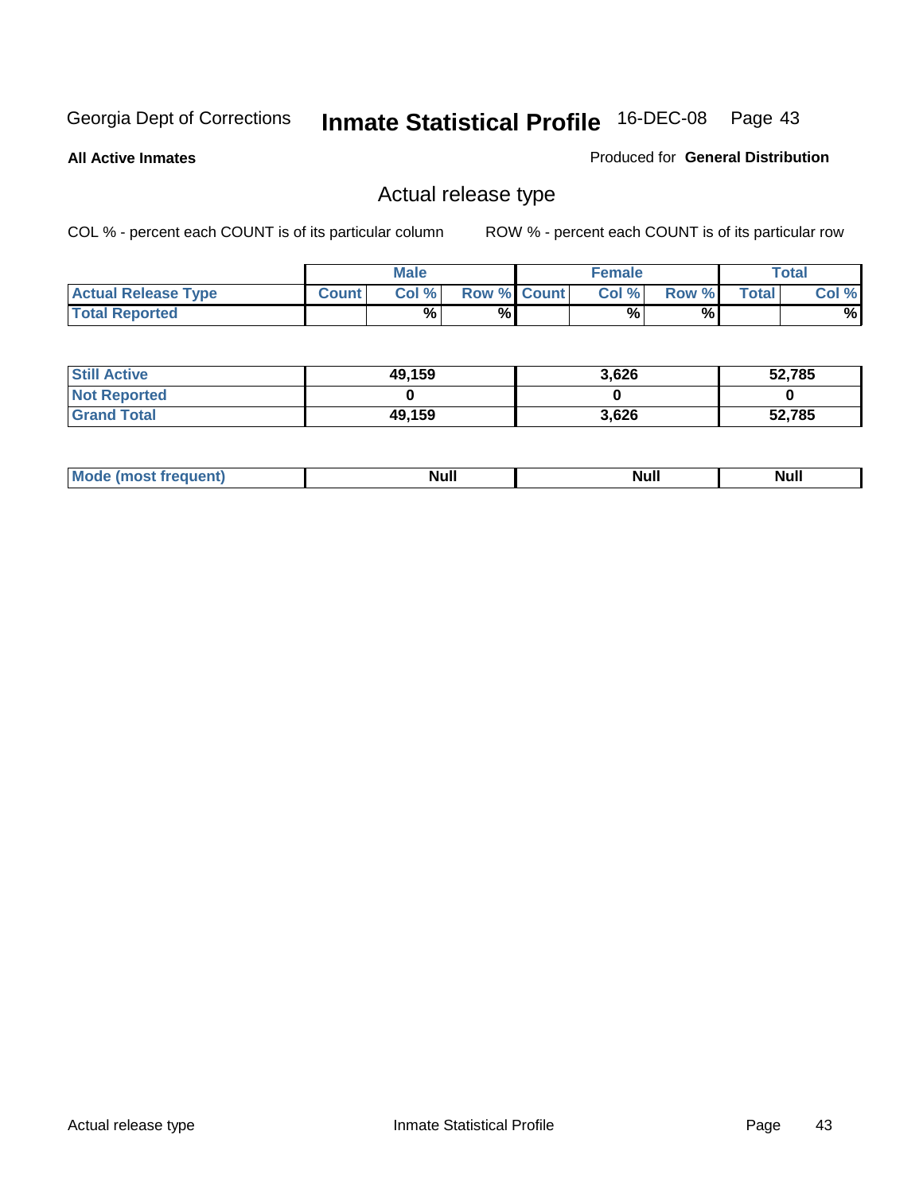Georgia Dept of Corrections **Inmate Statistical Profile** 16-DEC-08

**All Active Inmates**

Produced for **General Distribution**

## Actual release type

COL % - percent each COUNT is of its particular column    ROW % - percent each COUNT is of its particular row

| | Male | | | Female | | | Total | |
|---|---|---|---|---|---|---|---|---|
| **Actual Release Type** | **Count** | **Col %** | **Row %** | **Count** | **Col %** | **Row %** | **Total** | **Col %** |
| **Total Reported** | | **%** | **%** | | **%** | **%** | | **%** |
| **Still Active** | **49,159** | | | **3,626** | | | **52,785** | |
| **Not Reported** | **0** | | | **0** | | | **0** | |
| **Grand Total** | **49,159** | | | **3,626** | | | **52,785** | |
| **Mode (most frequent)** | **Null** | | | **Null** | | | **Null** | |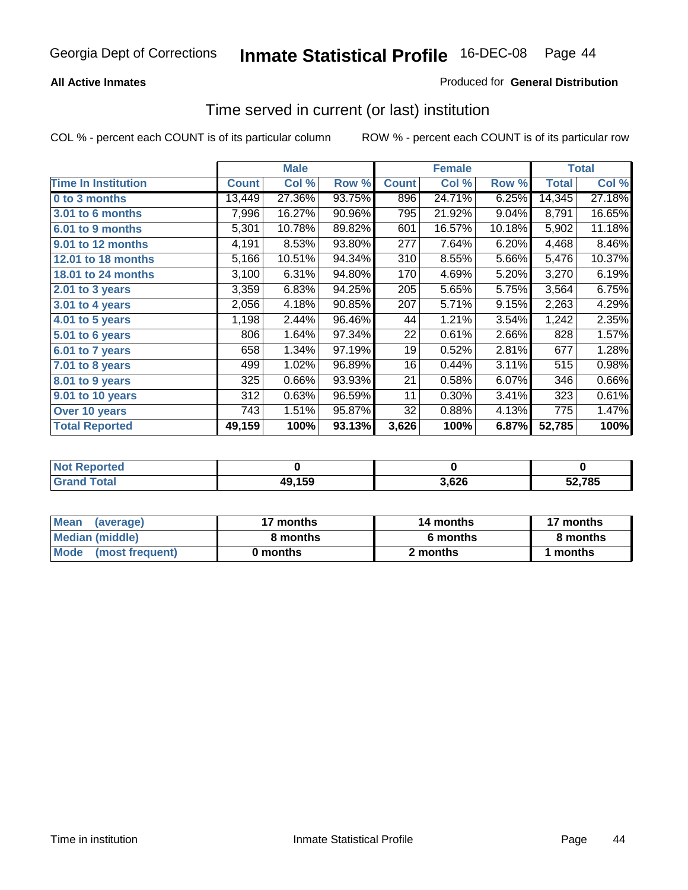Georgia Dept of Corrections **Inmate Statistical Profile** 16-DEC-08

**All Active Inmates**

Produced for **General Distribution**

## Time served in current (or last) institution

COL % - percent each COUNT is of its particular column

ROW % - percent each COUNT is of its particular row

| | Male | | | Female | | | Total | |
|---|---|---|---|---|---|---|---|---|
| **Time In Institution** | **Count** | **Col %** | **Row %** | **Count** | **Col %** | **Row %** | **Total** | **Col %** |
| **0 to 3 months** | 13,449 | 27.36% | 93.75% | 896 | 24.71% | 6.25% | 14,345 | 27.18% |
| **3.01 to 6 months** | 7,996 | 16.27% | 90.96% | 795 | 21.92% | 9.04% | 8,791 | 16.65% |
| **6.01 to 9 months** | 5,301 | 10.78% | 89.82% | 601 | 16.57% | 10.18% | 5,902 | 11.18% |
| **9.01 to 12 months** | 4,191 | 8.53% | 93.80% | 277 | 7.64% | 6.20% | 4,468 | 8.46% |
| **12.01 to 18 months** | 5,166 | 10.51% | 94.34% | 310 | 8.55% | 5.66% | 5,476 | 10.37% |
| **18.01 to 24 months** | 3,100 | 6.31% | 94.80% | 170 | 4.69% | 5.20% | 3,270 | 6.19% |
| **2.01 to 3 years** | 3,359 | 6.83% | 94.25% | 205 | 5.65% | 5.75% | 3,564 | 6.75% |
| **3.01 to 4 years** | 2,056 | 4.18% | 90.85% | 207 | 5.71% | 9.15% | 2,263 | 4.29% |
| **4.01 to 5 years** | 1,198 | 2.44% | 96.46% | 44 | 1.21% | 3.54% | 1,242 | 2.35% |
| **5.01 to 6 years** | 806 | 1.64% | 97.34% | 22 | 0.61% | 2.66% | 828 | 1.57% |
| **6.01 to 7 years** | 658 | 1.34% | 97.19% | 19 | 0.52% | 2.81% | 677 | 1.28% |
| **7.01 to 8 years** | 499 | 1.02% | 96.89% | 16 | 0.44% | 3.11% | 515 | 0.98% |
| **8.01 to 9 years** | 325 | 0.66% | 93.93% | 21 | 0.58% | 6.07% | 346 | 0.66% |
| **9.01 to 10 years** | 312 | 0.63% | 96.59% | 11 | 0.30% | 3.41% | 323 | 0.61% |
| **Over 10 years** | 743 | 1.51% | 95.87% | 32 | 0.88% | 4.13% | 775 | 1.47% |
| **Total Reported** | **49,159** | **100%** | **93.13%** | **3,626** | **100%** | **6.87%** | **52,785** | **100%** |

| | Male | Female | Total |
|---|---|---|---|
| **Not Reported** | **0** | **0** | **0** |
| **Grand Total** | **49,159** | **3,626** | **52,785** |

| | Male | Female | Total |
|---|---|---|---|
| **Mean (average)** | **17 months** | **14 months** | **17 months** |
| **Median (middle)** | **8 months** | **6 months** | **8 months** |
| **Mode (most frequent)** | **0 months** | **2 months** | **1 months** |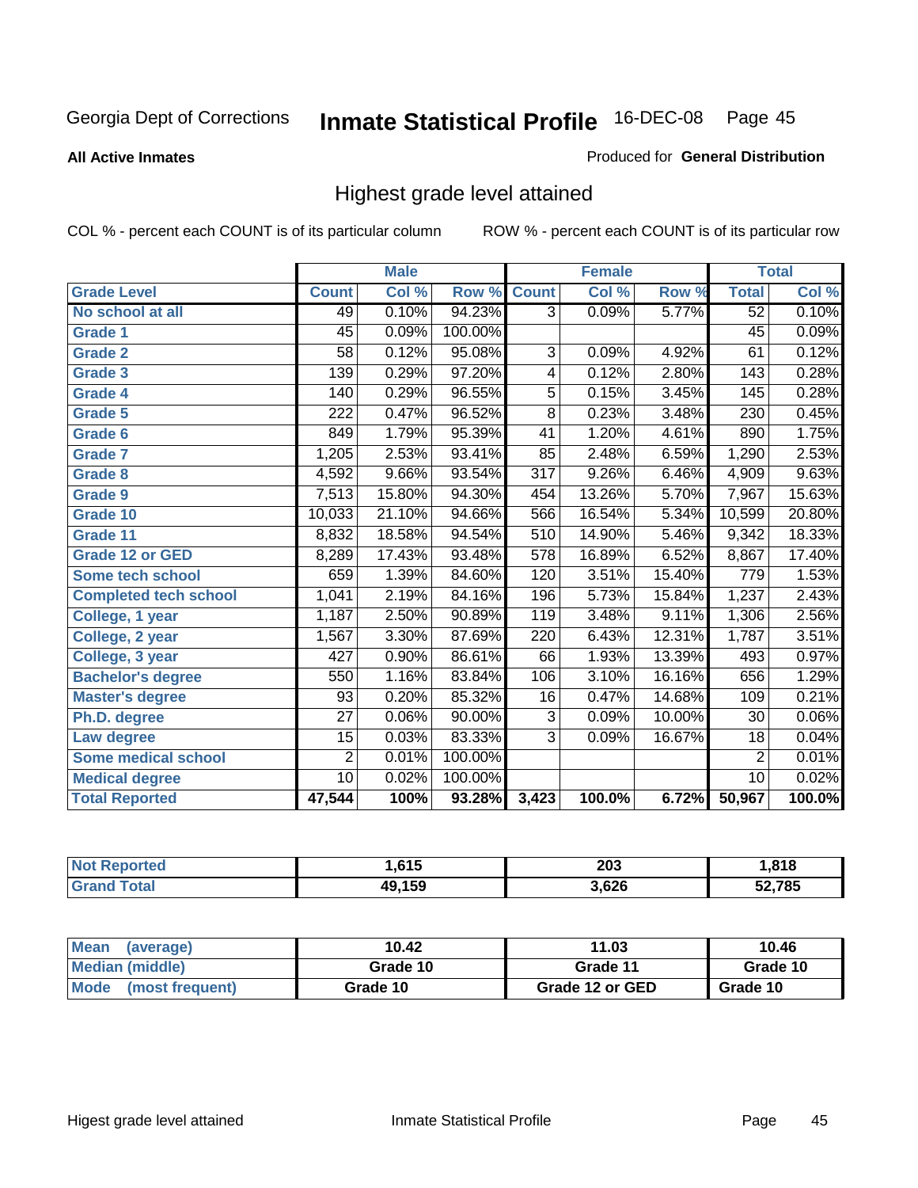Georgia Dept of Corrections **Inmate Statistical Profile** 16-DEC-08

**All Active Inmates**

Produced for **General Distribution**

## Highest grade level attained

COL % - percent each COUNT is of its particular column

ROW % - percent each COUNT is of its particular row

| | Male | | | Female | | | Total | |
|---|---|---|---|---|---|---|---|---|
| **Grade Level** | **Count** | **Col %** | **Row %** | **Count** | **Col %** | **Row %** | **Total** | **Col %** |
| No school at all | 49 | 0.10% | 94.23% | 3 | 0.09% | 5.77% | 52 | 0.10% |
| Grade 1 | 45 | 0.09% | 100.00% | | | | 45 | 0.09% |
| Grade 2 | 58 | 0.12% | 95.08% | 3 | 0.09% | 4.92% | 61 | 0.12% |
| Grade 3 | 139 | 0.29% | 97.20% | 4 | 0.12% | 2.80% | 143 | 0.28% |
| Grade 4 | 140 | 0.29% | 96.55% | 5 | 0.15% | 3.45% | 145 | 0.28% |
| Grade 5 | 222 | 0.47% | 96.52% | 8 | 0.23% | 3.48% | 230 | 0.45% |
| Grade 6 | 849 | 1.79% | 95.39% | 41 | 1.20% | 4.61% | 890 | 1.75% |
| Grade 7 | 1,205 | 2.53% | 93.41% | 85 | 2.48% | 6.59% | 1,290 | 2.53% |
| Grade 8 | 4,592 | 9.66% | 93.54% | 317 | 9.26% | 6.46% | 4,909 | 9.63% |
| Grade 9 | 7,513 | 15.80% | 94.30% | 454 | 13.26% | 5.70% | 7,967 | 15.63% |
| Grade 10 | 10,033 | 21.10% | 94.66% | 566 | 16.54% | 5.34% | 10,599 | 20.80% |
| Grade 11 | 8,832 | 18.58% | 94.54% | 510 | 14.90% | 5.46% | 9,342 | 18.33% |
| Grade 12 or GED | 8,289 | 17.43% | 93.48% | 578 | 16.89% | 6.52% | 8,867 | 17.40% |
| Some tech school | 659 | 1.39% | 84.60% | 120 | 3.51% | 15.40% | 779 | 1.53% |
| Completed tech school | 1,041 | 2.19% | 84.16% | 196 | 5.73% | 15.84% | 1,237 | 2.43% |
| College, 1 year | 1,187 | 2.50% | 90.89% | 119 | 3.48% | 9.11% | 1,306 | 2.56% |
| College, 2 year | 1,567 | 3.30% | 87.69% | 220 | 6.43% | 12.31% | 1,787 | 3.51% |
| College, 3 year | 427 | 0.90% | 86.61% | 66 | 1.93% | 13.39% | 493 | 0.97% |
| Bachelor's degree | 550 | 1.16% | 83.84% | 106 | 3.10% | 16.16% | 656 | 1.29% |
| Master's degree | 93 | 0.20% | 85.32% | 16 | 0.47% | 14.68% | 109 | 0.21% |
| Ph.D. degree | 27 | 0.06% | 90.00% | 3 | 0.09% | 10.00% | 30 | 0.06% |
| Law degree | 15 | 0.03% | 83.33% | 3 | 0.09% | 16.67% | 18 | 0.04% |
| Some medical school | 2 | 0.01% | 100.00% | | | | 2 | 0.01% |
| Medical degree | 10 | 0.02% | 100.00% | | | | 10 | 0.02% |
| **Total Reported** | **47,544** | **100%** | **93.28%** | **3,423** | **100.0%** | **6.72%** | **50,967** | **100.0%** |

| | Male | Female | Total |
|---|---|---|---|
| Not Reported | 1,615 | 203 | 1,818 |
| Grand Total | 49,159 | 3,626 | 52,785 |

| | Male | Female | Total |
|---|---|---|---|
| Mean (average) | 10.42 | 11.03 | 10.46 |
| Median (middle) | Grade 10 | Grade 11 | Grade 10 |
| Mode (most frequent) | Grade 10 | Grade 12 or GED | Grade 10 |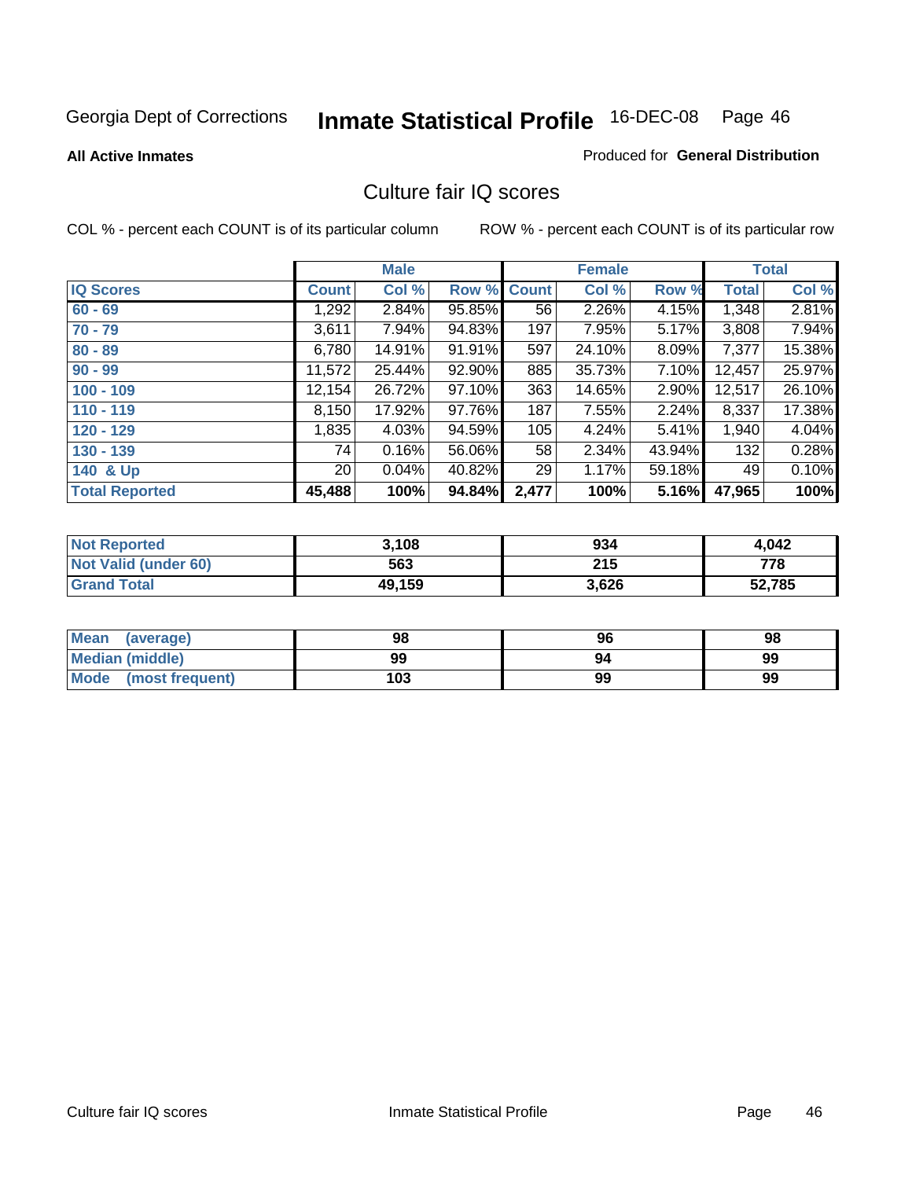Georgia Dept of Corrections **Inmate Statistical Profile** 16-DEC-08

**All Active Inmates**

Produced for **General Distribution**

## Culture fair IQ scores

COL % - percent each COUNT is of its particular column

ROW % - percent each COUNT is of its particular row

| | Male | | | Female | | | Total | |
|---|---|---|---|---|---|---|---|---|
| IQ Scores | Count | Col % | Row % | Count | Col % | Row % | Total | Col % |
| 60 - 69 | 1,292 | 2.84% | 95.85% | 56 | 2.26% | 4.15% | 1,348 | 2.81% |
| 70 - 79 | 3,611 | 7.94% | 94.83% | 197 | 7.95% | 5.17% | 3,808 | 7.94% |
| 80 - 89 | 6,780 | 14.91% | 91.91% | 597 | 24.10% | 8.09% | 7,377 | 15.38% |
| 90 - 99 | 11,572 | 25.44% | 92.90% | 885 | 35.73% | 7.10% | 12,457 | 25.97% |
| 100 - 109 | 12,154 | 26.72% | 97.10% | 363 | 14.65% | 2.90% | 12,517 | 26.10% |
| 110 - 119 | 8,150 | 17.92% | 97.76% | 187 | 7.55% | 2.24% | 8,337 | 17.38% |
| 120 - 129 | 1,835 | 4.03% | 94.59% | 105 | 4.24% | 5.41% | 1,940 | 4.04% |
| 130 - 139 | 74 | 0.16% | 56.06% | 58 | 2.34% | 43.94% | 132 | 0.28% |
| 140 & Up | 20 | 0.04% | 40.82% | 29 | 1.17% | 59.18% | 49 | 0.10% |
| **Total Reported** | **45,488** | **100%** | **94.84%** | **2,477** | **100%** | **5.16%** | **47,965** | **100%** |

| | Male | Female | Total |
|---|---|---|---|
| Not Reported | 3,108 | 934 | 4,042 |
| Not Valid (under 60) | 563 | 215 | 778 |
| Grand Total | 49,159 | 3,626 | 52,785 |

| | Male | Female | Total |
|---|---|---|---|
| Mean (average) | 98 | 96 | 98 |
| Median (middle) | 99 | 94 | 99 |
| Mode (most frequent) | 103 | 99 | 99 |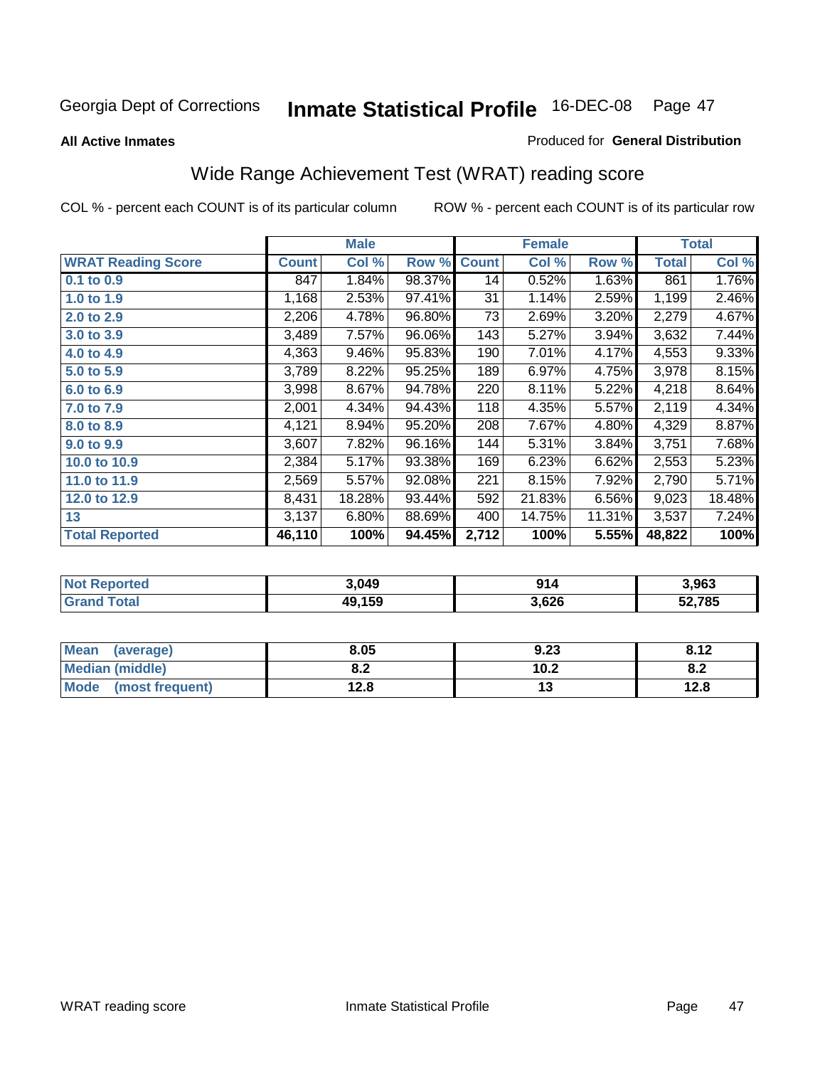Georgia Dept of Corrections **Inmate Statistical Profile** 16-DEC-08

**All Active Inmates**

Produced for **General Distribution**

## Wide Range Achievement Test (WRAT) reading score

COL % - percent each COUNT is of its particular column

ROW % - percent each COUNT is of its particular row

| | Male | | | Female | | | Total | |
|---|---|---|---|---|---|---|---|---|
| **WRAT Reading Score** | **Count** | **Col %** | **Row %** | **Count** | **Col %** | **Row %** | **Total** | **Col %** |
| **0.1 to 0.9** | 847 | 1.84% | 98.37% | 14 | 0.52% | 1.63% | 861 | 1.76% |
| **1.0 to 1.9** | 1,168 | 2.53% | 97.41% | 31 | 1.14% | 2.59% | 1,199 | 2.46% |
| **2.0 to 2.9** | 2,206 | 4.78% | 96.80% | 73 | 2.69% | 3.20% | 2,279 | 4.67% |
| **3.0 to 3.9** | 3,489 | 7.57% | 96.06% | 143 | 5.27% | 3.94% | 3,632 | 7.44% |
| **4.0 to 4.9** | 4,363 | 9.46% | 95.83% | 190 | 7.01% | 4.17% | 4,553 | 9.33% |
| **5.0 to 5.9** | 3,789 | 8.22% | 95.25% | 189 | 6.97% | 4.75% | 3,978 | 8.15% |
| **6.0 to 6.9** | 3,998 | 8.67% | 94.78% | 220 | 8.11% | 5.22% | 4,218 | 8.64% |
| **7.0 to 7.9** | 2,001 | 4.34% | 94.43% | 118 | 4.35% | 5.57% | 2,119 | 4.34% |
| **8.0 to 8.9** | 4,121 | 8.94% | 95.20% | 208 | 7.67% | 4.80% | 4,329 | 8.87% |
| **9.0 to 9.9** | 3,607 | 7.82% | 96.16% | 144 | 5.31% | 3.84% | 3,751 | 7.68% |
| **10.0 to 10.9** | 2,384 | 5.17% | 93.38% | 169 | 6.23% | 6.62% | 2,553 | 5.23% |
| **11.0 to 11.9** | 2,569 | 5.57% | 92.08% | 221 | 8.15% | 7.92% | 2,790 | 5.71% |
| **12.0 to 12.9** | 8,431 | 18.28% | 93.44% | 592 | 21.83% | 6.56% | 9,023 | 18.48% |
| **13** | 3,137 | 6.80% | 88.69% | 400 | 14.75% | 11.31% | 3,537 | 7.24% |
| **Total Reported** | **46,110** | **100%** | **94.45%** | **2,712** | **100%** | **5.55%** | **48,822** | **100%** |

| | Male | Female | Total |
|---|---|---|---|
| **Not Reported** | **3,049** | **914** | **3,963** |
| **Grand Total** | **49,159** | **3,626** | **52,785** |

| | Male | Female | Total |
|---|---|---|---|
| **Mean (average)** | **8.05** | **9.23** | **8.12** |
| **Median (middle)** | **8.2** | **10.2** | **8.2** |
| **Mode (most frequent)** | **12.8** | **13** | **12.8** |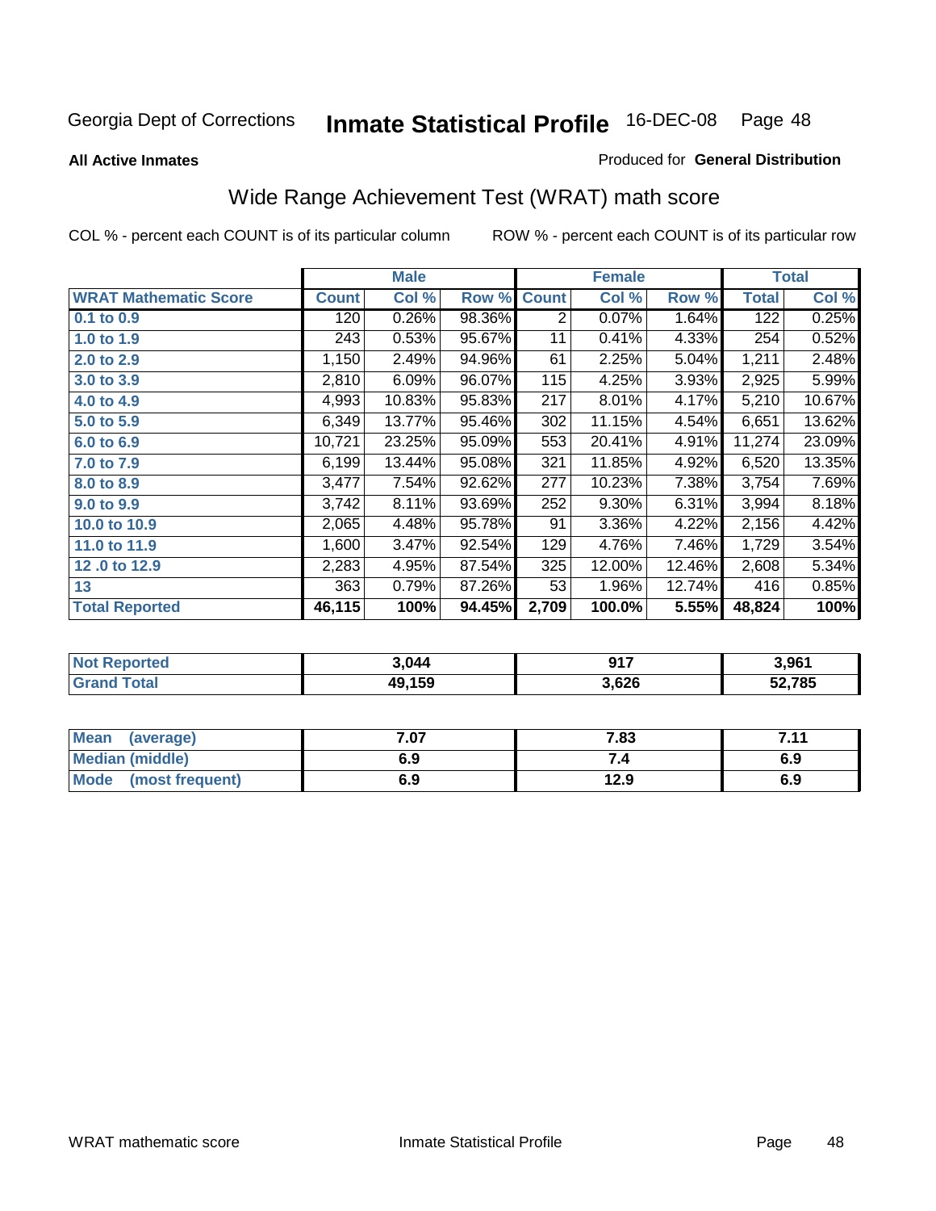Georgia Dept of Corrections **Inmate Statistical Profile** 16-DEC-08

**All Active Inmates**

Produced for **General Distribution**

## Wide Range Achievement Test (WRAT) math score

COL % - percent each COUNT is of its particular column ROW % - percent each COUNT is of its particular row

| | Male | | | Female | | | Total | |
|---|---|---|---|---|---|---|---|---|
| **WRAT Mathematic Score** | **Count** | **Col %** | **Row %** | **Count** | **Col %** | **Row %** | **Total** | **Col %** |
| 0.1 to 0.9 | 120 | 0.26% | 98.36% | 2 | 0.07% | 1.64% | 122 | 0.25% |
| 1.0 to 1.9 | 243 | 0.53% | 95.67% | 11 | 0.41% | 4.33% | 254 | 0.52% |
| 2.0 to 2.9 | 1,150 | 2.49% | 94.96% | 61 | 2.25% | 5.04% | 1,211 | 2.48% |
| 3.0 to 3.9 | 2,810 | 6.09% | 96.07% | 115 | 4.25% | 3.93% | 2,925 | 5.99% |
| 4.0 to 4.9 | 4,993 | 10.83% | 95.83% | 217 | 8.01% | 4.17% | 5,210 | 10.67% |
| 5.0 to 5.9 | 6,349 | 13.77% | 95.46% | 302 | 11.15% | 4.54% | 6,651 | 13.62% |
| 6.0 to 6.9 | 10,721 | 23.25% | 95.09% | 553 | 20.41% | 4.91% | 11,274 | 23.09% |
| 7.0 to 7.9 | 6,199 | 13.44% | 95.08% | 321 | 11.85% | 4.92% | 6,520 | 13.35% |
| 8.0 to 8.9 | 3,477 | 7.54% | 92.62% | 277 | 10.23% | 7.38% | 3,754 | 7.69% |
| 9.0 to 9.9 | 3,742 | 8.11% | 93.69% | 252 | 9.30% | 6.31% | 3,994 | 8.18% |
| 10.0 to 10.9 | 2,065 | 4.48% | 95.78% | 91 | 3.36% | 4.22% | 2,156 | 4.42% |
| 11.0 to 11.9 | 1,600 | 3.47% | 92.54% | 129 | 4.76% | 7.46% | 1,729 | 3.54% |
| 12 .0 to 12.9 | 2,283 | 4.95% | 87.54% | 325 | 12.00% | 12.46% | 2,608 | 5.34% |
| 13 | 363 | 0.79% | 87.26% | 53 | 1.96% | 12.74% | 416 | 0.85% |
| **Total Reported** | **46,115** | **100%** | **94.45%** | **2,709** | **100.0%** | **5.55%** | **48,824** | **100%** |

| | Male | Female | Total |
|---|---|---|---|
| **Not Reported** | **3,044** | **917** | **3,961** |
| **Grand Total** | **49,159** | **3,626** | **52,785** |

| | Male | Female | Total |
|---|---|---|---|
| **Mean (average)** | **7.07** | **7.83** | **7.11** |
| **Median (middle)** | **6.9** | **7.4** | **6.9** |
| **Mode (most frequent)** | **6.9** | **12.9** | **6.9** |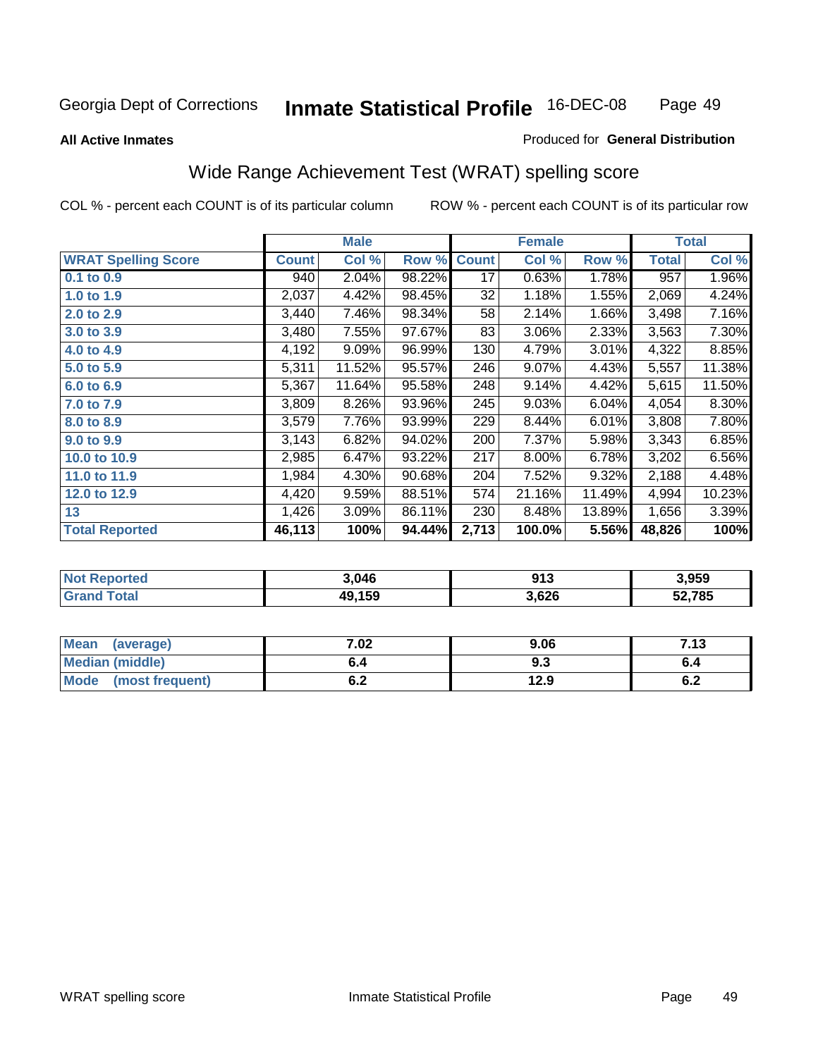Georgia Dept of Corrections **Inmate Statistical Profile** 16-DEC-08

**All Active Inmates**

Produced for **General Distribution**

## Wide Range Achievement Test (WRAT) spelling score

COL % - percent each COUNT is of its particular column ROW % - percent each COUNT is of its particular row

| | Male | | | Female | | | Total | |
|---|---|---|---|---|---|---|---|---|
| **WRAT Spelling Score** | **Count** | **Col %** | **Row %** | **Count** | **Col %** | **Row %** | **Total** | **Col %** |
| 0.1 to 0.9 | 940 | 2.04% | 98.22% | 17 | 0.63% | 1.78% | 957 | 1.96% |
| 1.0 to 1.9 | 2,037 | 4.42% | 98.45% | 32 | 1.18% | 1.55% | 2,069 | 4.24% |
| 2.0 to 2.9 | 3,440 | 7.46% | 98.34% | 58 | 2.14% | 1.66% | 3,498 | 7.16% |
| 3.0 to 3.9 | 3,480 | 7.55% | 97.67% | 83 | 3.06% | 2.33% | 3,563 | 7.30% |
| 4.0 to 4.9 | 4,192 | 9.09% | 96.99% | 130 | 4.79% | 3.01% | 4,322 | 8.85% |
| 5.0 to 5.9 | 5,311 | 11.52% | 95.57% | 246 | 9.07% | 4.43% | 5,557 | 11.38% |
| 6.0 to 6.9 | 5,367 | 11.64% | 95.58% | 248 | 9.14% | 4.42% | 5,615 | 11.50% |
| 7.0 to 7.9 | 3,809 | 8.26% | 93.96% | 245 | 9.03% | 6.04% | 4,054 | 8.30% |
| 8.0 to 8.9 | 3,579 | 7.76% | 93.99% | 229 | 8.44% | 6.01% | 3,808 | 7.80% |
| 9.0 to 9.9 | 3,143 | 6.82% | 94.02% | 200 | 7.37% | 5.98% | 3,343 | 6.85% |
| 10.0 to 10.9 | 2,985 | 6.47% | 93.22% | 217 | 8.00% | 6.78% | 3,202 | 6.56% |
| 11.0 to 11.9 | 1,984 | 4.30% | 90.68% | 204 | 7.52% | 9.32% | 2,188 | 4.48% |
| 12.0 to 12.9 | 4,420 | 9.59% | 88.51% | 574 | 21.16% | 11.49% | 4,994 | 10.23% |
| 13 | 1,426 | 3.09% | 86.11% | 230 | 8.48% | 13.89% | 1,656 | 3.39% |
| **Total Reported** | **46,113** | **100%** | **94.44%** | **2,713** | **100.0%** | **5.56%** | **48,826** | **100%** |

| | Male | Female | Total |
|---|---|---|---|
| Not Reported | 3,046 | 913 | 3,959 |
| Grand Total | 49,159 | 3,626 | 52,785 |

| | Male | Female | Total |
|---|---|---|---|
| Mean (average) | 7.02 | 9.06 | 7.13 |
| Median (middle) | 6.4 | 9.3 | 6.4 |
| Mode (most frequent) | 6.2 | 12.9 | 6.2 |

WRAT spelling score Inmate Statistical Profile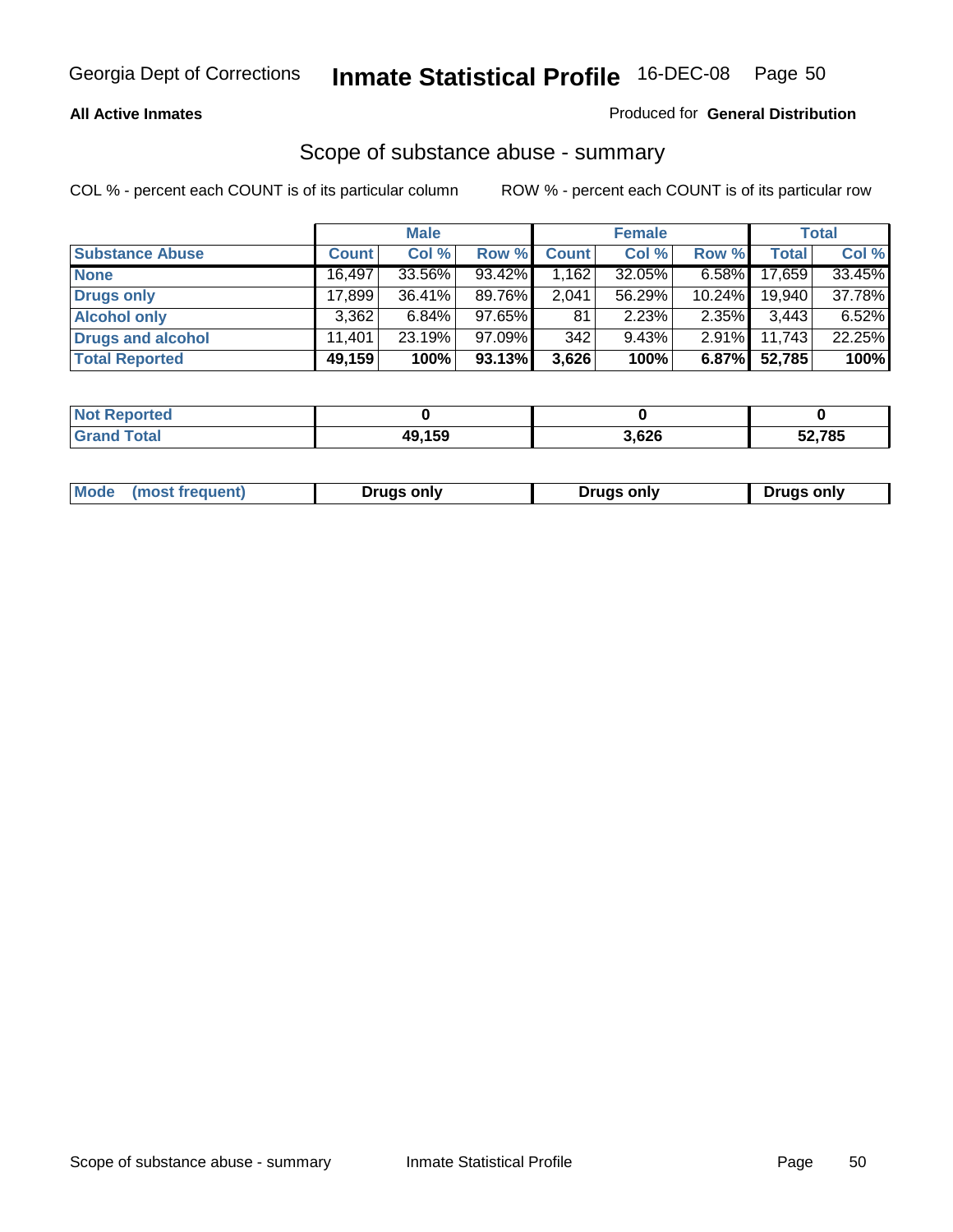**All Active Inmates**

Produced for **General Distribution**

## Scope of substance abuse - summary

COL % - percent each COUNT is of its particular column

ROW % - percent each COUNT is of its particular row

| | Male | | | Female | | | Total | |
|---|---|---|---|---|---|---|---|---|
| **Substance Abuse** | **Count** | **Col %** | **Row %** | **Count** | **Col %** | **Row %** | **Total** | **Col %** |
| **None** | 16,497 | 33.56% | 93.42% | 1,162 | 32.05% | 6.58% | 17,659 | 33.45% |
| **Drugs only** | 17,899 | 36.41% | 89.76% | 2,041 | 56.29% | 10.24% | 19,940 | 37.78% |
| **Alcohol only** | 3,362 | 6.84% | 97.65% | 81 | 2.23% | 2.35% | 3,443 | 6.52% |
| **Drugs and alcohol** | 11,401 | 23.19% | 97.09% | 342 | 9.43% | 2.91% | 11,743 | 22.25% |
| **Total Reported** | **49,159** | **100%** | **93.13%** | **3,626** | **100%** | **6.87%** | **52,785** | **100%** |

| | Male | Female | Total |
|---|---|---|---|
| **Not Reported** | **0** | **0** | **0** |
| **Grand Total** | **49,159** | **3,626** | **52,785** |

| | Male | Female | Total |
|---|---|---|---|
| **Mode (most frequent)** | **Drugs only** | **Drugs only** | **Drugs only** |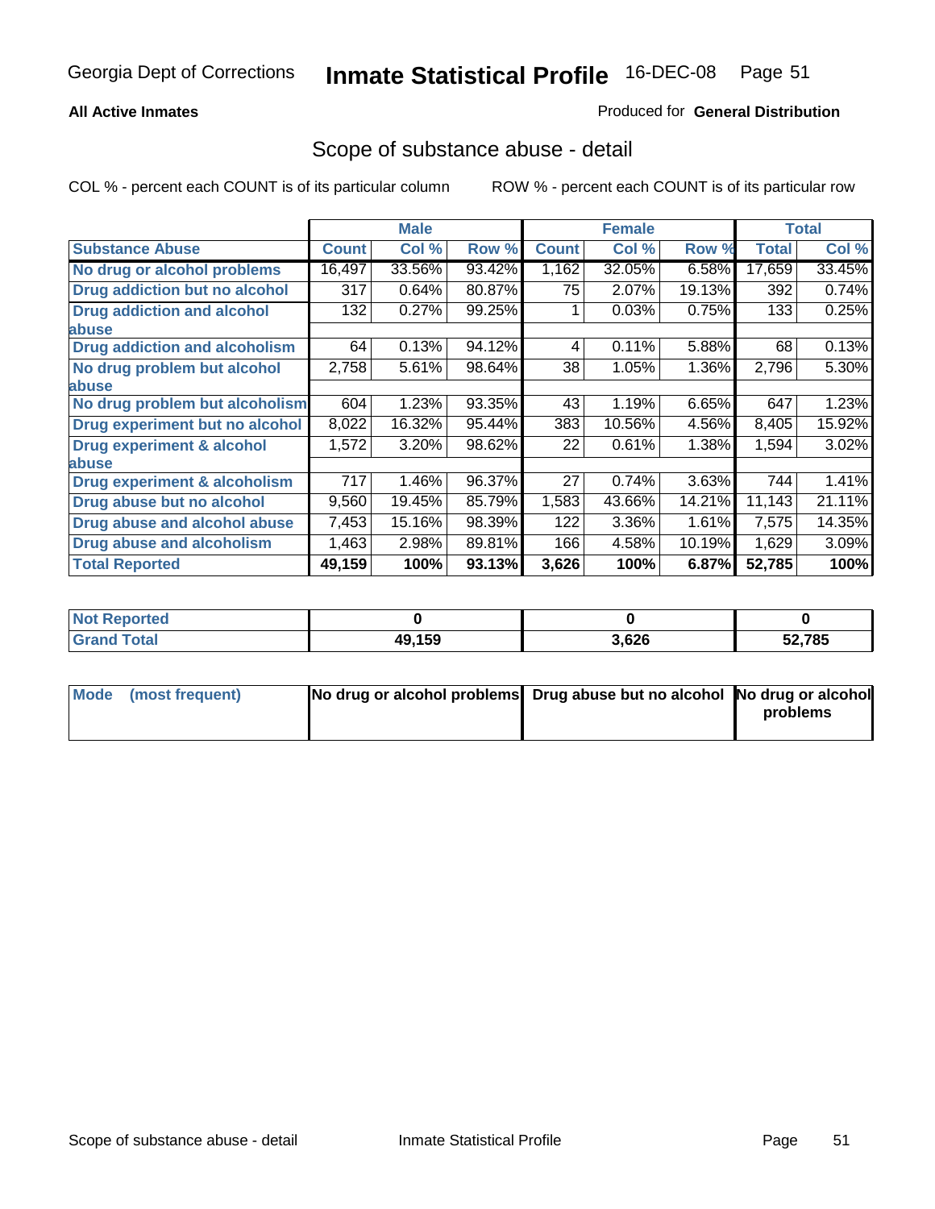Georgia Dept of Corrections **Inmate Statistical Profile** 16-DEC-08

**All Active Inmates**

Produced for **General Distribution**

## Scope of substance abuse - detail

COL % - percent each COUNT is of its particular column ROW % - percent each COUNT is of its particular row

| | Male | | | Female | | | Total | |
|---|---|---|---|---|---|---|---|---|
| **Substance Abuse** | **Count** | **Col %** | **Row %** | **Count** | **Col %** | **Row %** | **Total** | **Col %** |
| **No drug or alcohol problems** | 16,497 | 33.56% | 93.42% | 1,162 | 32.05% | 6.58% | 17,659 | 33.45% |
| **Drug addiction but no alcohol** | 317 | 0.64% | 80.87% | 75 | 2.07% | 19.13% | 392 | 0.74% |
| **Drug addiction and alcohol abuse** | 132 | 0.27% | 99.25% | 1 | 0.03% | 0.75% | 133 | 0.25% |
| **Drug addiction and alcoholism** | 64 | 0.13% | 94.12% | 4 | 0.11% | 5.88% | 68 | 0.13% |
| **No drug problem but alcohol abuse** | 2,758 | 5.61% | 98.64% | 38 | 1.05% | 1.36% | 2,796 | 5.30% |
| **No drug problem but alcoholism** | 604 | 1.23% | 93.35% | 43 | 1.19% | 6.65% | 647 | 1.23% |
| **Drug experiment but no alcohol** | 8,022 | 16.32% | 95.44% | 383 | 10.56% | 4.56% | 8,405 | 15.92% |
| **Drug experiment & alcohol abuse** | 1,572 | 3.20% | 98.62% | 22 | 0.61% | 1.38% | 1,594 | 3.02% |
| **Drug experiment & alcoholism** | 717 | 1.46% | 96.37% | 27 | 0.74% | 3.63% | 744 | 1.41% |
| **Drug abuse but no alcohol** | 9,560 | 19.45% | 85.79% | 1,583 | 43.66% | 14.21% | 11,143 | 21.11% |
| **Drug abuse and alcohol abuse** | 7,453 | 15.16% | 98.39% | 122 | 3.36% | 1.61% | 7,575 | 14.35% |
| **Drug abuse and alcoholism** | 1,463 | 2.98% | 89.81% | 166 | 4.58% | 10.19% | 1,629 | 3.09% |
| **Total Reported** | **49,159** | **100%** | **93.13%** | **3,626** | **100%** | **6.87%** | **52,785** | **100%** |

| | Male | Female | Total |
|---|---|---|---|
| **Not Reported** | **0** | **0** | **0** |
| **Grand Total** | **49,159** | **3,626** | **52,785** |

| | Male | Female | Total |
|---|---|---|---|
| **Mode (most frequent)** | **No drug or alcohol problems** | **Drug abuse but no alcohol** | **No drug or alcohol problems** |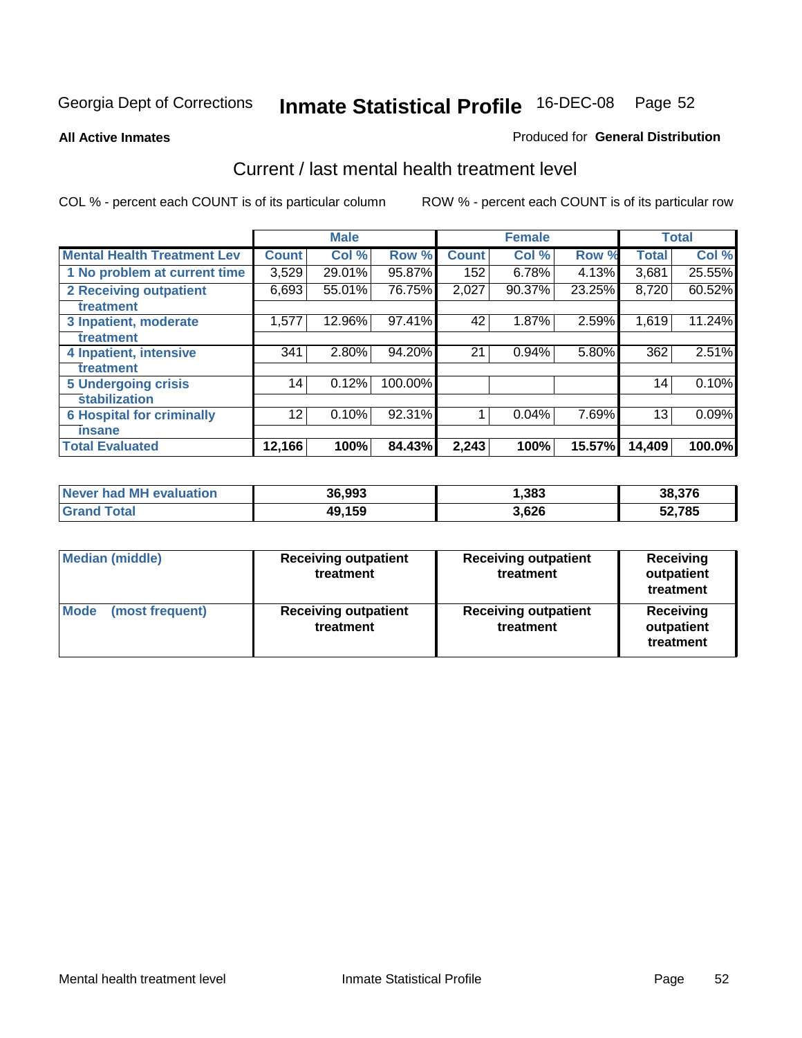Georgia Dept of Corrections **Inmate Statistical Profile** 16-DEC-08

**All Active Inmates**

Produced for **General Distribution**

## Current / last mental health treatment level

COL % - percent each COUNT is of its particular column

ROW % - percent each COUNT is of its particular row

| | Male | | | Female | | | Total | |
|---|---|---|---|---|---|---|---|---|
| **Mental Health Treatment Lev** | **Count** | **Col %** | **Row %** | **Count** | **Col %** | **Row %** | **Total** | **Col %** |
| 1 No problem at current time | 3,529 | 29.01% | 95.87% | 152 | 6.78% | 4.13% | 3,681 | 25.55% |
| 2 Receiving outpatient treatment | 6,693 | 55.01% | 76.75% | 2,027 | 90.37% | 23.25% | 8,720 | 60.52% |
| 3 Inpatient, moderate treatment | 1,577 | 12.96% | 97.41% | 42 | 1.87% | 2.59% | 1,619 | 11.24% |
| 4 Inpatient, intensive treatment | 341 | 2.80% | 94.20% | 21 | 0.94% | 5.80% | 362 | 2.51% |
| 5 Undergoing crisis stabilization | 14 | 0.12% | 100.00% | | | | 14 | 0.10% |
| 6 Hospital for criminally insane | 12 | 0.10% | 92.31% | 1 | 0.04% | 7.69% | 13 | 0.09% |
| **Total Evaluated** | **12,166** | **100%** | **84.43%** | **2,243** | **100%** | **15.57%** | **14,409** | **100.0%** |

| | Male | Female | Total |
|---|---|---|---|
| **Never had MH evaluation** | **36,993** | **1,383** | **38,376** |
| **Grand Total** | **49,159** | **3,626** | **52,785** |

| | Male | Female | Total |
|---|---|---|---|
| **Median (middle)** | **Receiving outpatient treatment** | **Receiving outpatient treatment** | **Receiving outpatient treatment** |
| **Mode (most frequent)** | **Receiving outpatient treatment** | **Receiving outpatient treatment** | **Receiving outpatient treatment** |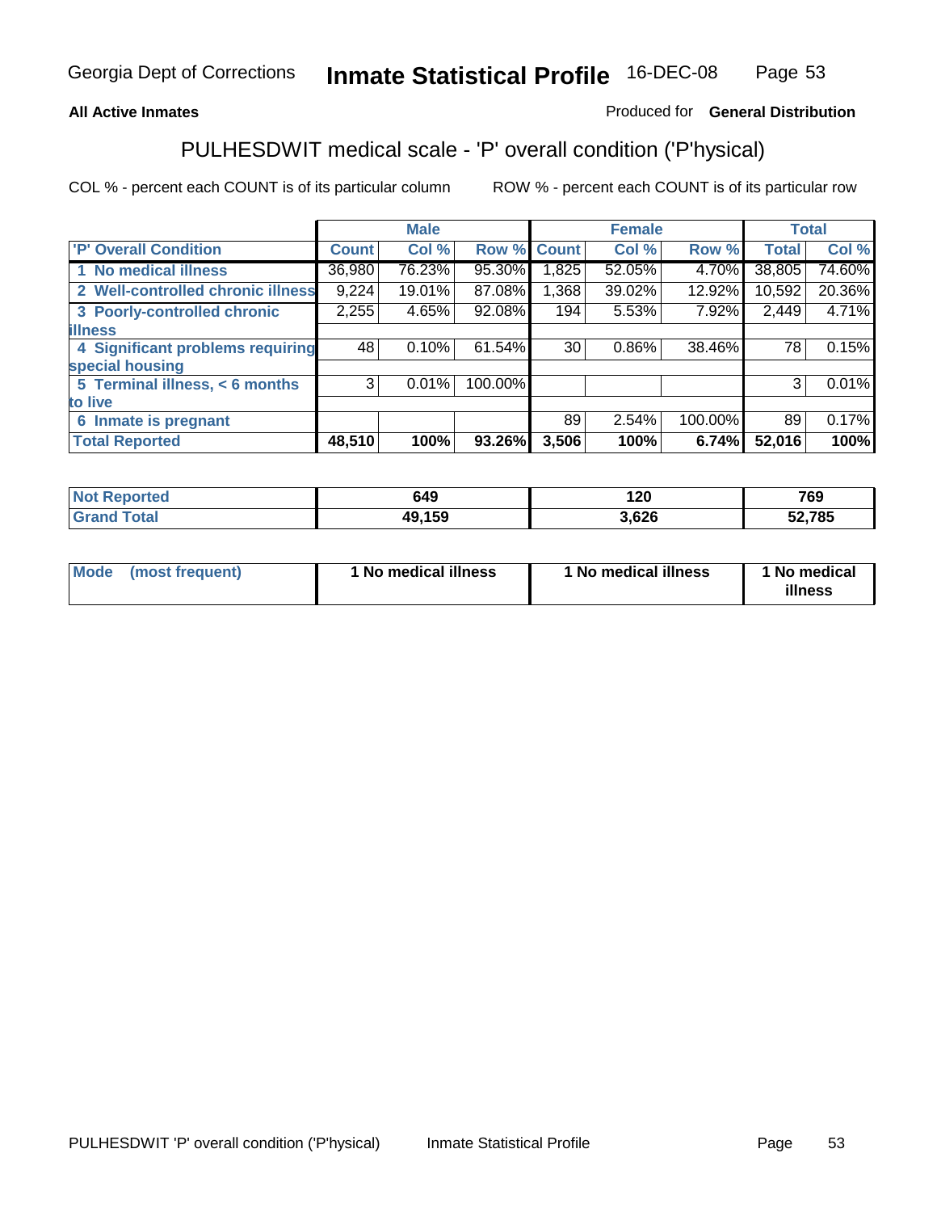**All Active Inmates**

Produced for **General Distribution**

## PULHESDWIT medical scale - 'P' overall condition ('P'hysical)

COL % - percent each COUNT is of its particular column

ROW % - percent each COUNT is of its particular row

| | Male | | | Female | | | Total | |
|---|---|---|---|---|---|---|---|---|
| 'P' Overall Condition | Count | Col % | Row % | Count | Col % | Row % | Total | Col % |
| 1 No medical illness | 36,980 | 76.23% | 95.30% | 1,825 | 52.05% | 4.70% | 38,805 | 74.60% |
| 2 Well-controlled chronic illness | 9,224 | 19.01% | 87.08% | 1,368 | 39.02% | 12.92% | 10,592 | 20.36% |
| 3 Poorly-controlled chronic illness | 2,255 | 4.65% | 92.08% | 194 | 5.53% | 7.92% | 2,449 | 4.71% |
| 4 Significant problems requiring special housing | 48 | 0.10% | 61.54% | 30 | 0.86% | 38.46% | 78 | 0.15% |
| 5 Terminal illness, < 6 months to live | 3 | 0.01% | 100.00% | | | | 3 | 0.01% |
| 6 Inmate is pregnant | | | | 89 | 2.54% | 100.00% | 89 | 0.17% |
| **Total Reported** | **48,510** | **100%** | **93.26%** | **3,506** | **100%** | **6.74%** | **52,016** | **100%** |

| | Male | Female | Total |
|---|---|---|---|
| Not Reported | 649 | 120 | 769 |
| Grand Total | 49,159 | 3,626 | 52,785 |

| | Male | Female | Total |
|---|---|---|---|
| Mode (most frequent) | 1 No medical illness | 1 No medical illness | 1 No medical illness |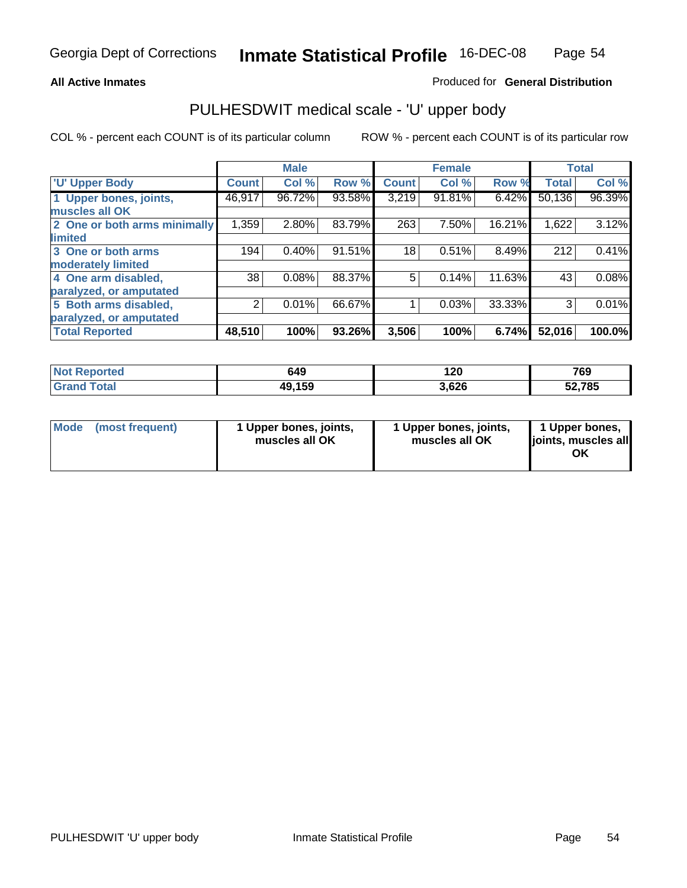**All Active Inmates**

Produced for **General Distribution**

## PULHESDWIT medical scale - 'U' upper body

COL % - percent each COUNT is of its particular column

ROW % - percent each COUNT is of its particular row

| | Male | | | Female | | | Total | |
|---|---|---|---|---|---|---|---|---|
| 'U' Upper Body | Count | Col % | Row % | Count | Col % | Row % | Total | Col % |
| 1 Upper bones, joints, muscles all OK | 46,917 | 96.72% | 93.58% | 3,219 | 91.81% | 6.42% | 50,136 | 96.39% |
| 2 One or both arms minimally limited | 1,359 | 2.80% | 83.79% | 263 | 7.50% | 16.21% | 1,622 | 3.12% |
| 3 One or both arms moderately limited | 194 | 0.40% | 91.51% | 18 | 0.51% | 8.49% | 212 | 0.41% |
| 4 One arm disabled, paralyzed, or amputated | 38 | 0.08% | 88.37% | 5 | 0.14% | 11.63% | 43 | 0.08% |
| 5 Both arms disabled, paralyzed, or amputated | 2 | 0.01% | 66.67% | 1 | 0.03% | 33.33% | 3 | 0.01% |
| **Total Reported** | **48,510** | **100%** | **93.26%** | **3,506** | **100%** | **6.74%** | **52,016** | **100.0%** |

| | Male | Female | Total |
|---|---|---|---|
| Not Reported | 649 | 120 | 769 |
| Grand Total | 49,159 | 3,626 | 52,785 |

| | Male | Female | Total |
|---|---|---|---|
| Mode (most frequent) | 1 Upper bones, joints, muscles all OK | 1 Upper bones, joints, muscles all OK | 1 Upper bones, joints, muscles all OK |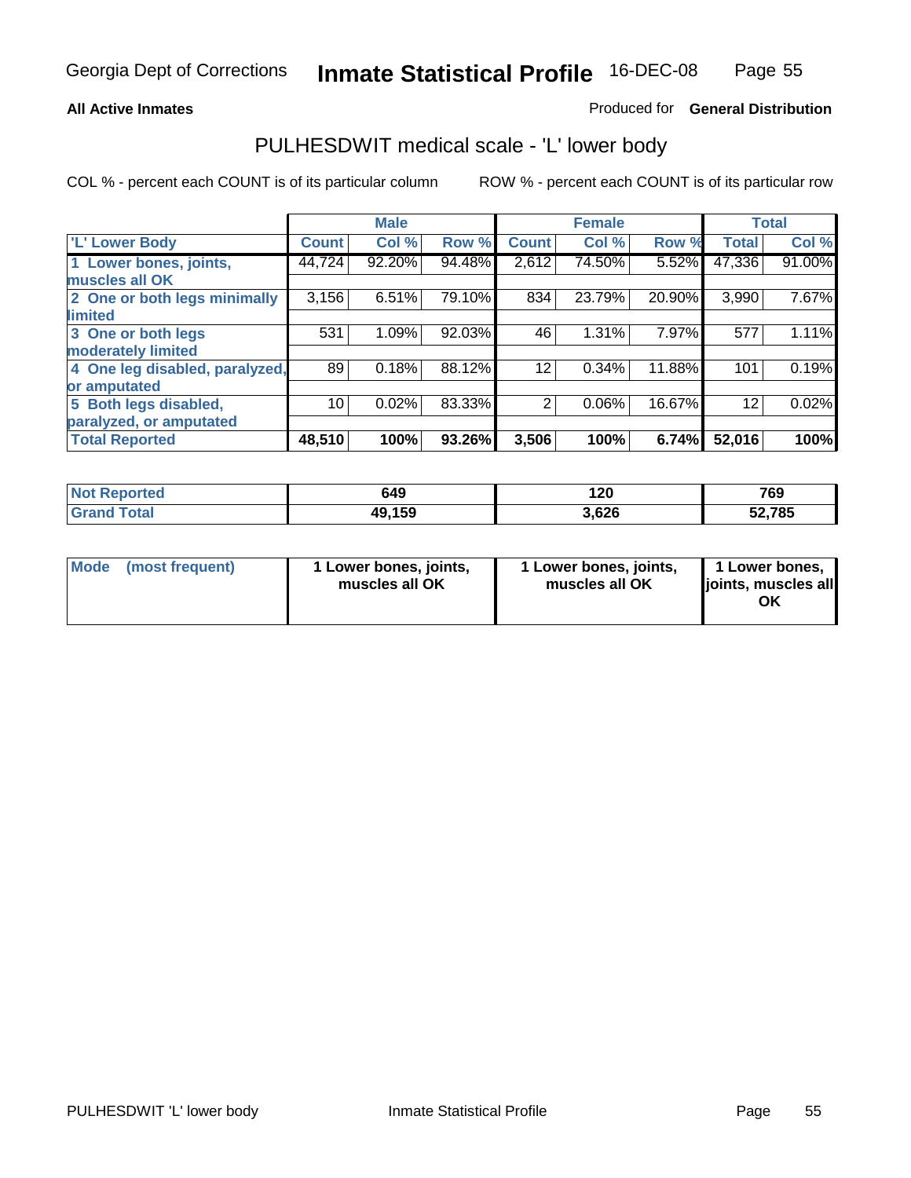Georgia Dept of Corrections **Inmate Statistical Profile** 16-DEC-08

**All Active Inmates**

Produced for **General Distribution**

## PULHESDWIT medical scale - 'L' lower body

COL % - percent each COUNT is of its particular column

ROW % - percent each COUNT is of its particular row

| | Male | | | Female | | | Total | |
|---|---|---|---|---|---|---|---|---|
| 'L' Lower Body | Count | Col % | Row % | Count | Col % | Row % | Total | Col % |
| 1 Lower bones, joints, muscles all OK | 44,724 | 92.20% | 94.48% | 2,612 | 74.50% | 5.52% | 47,336 | 91.00% |
| 2 One or both legs minimally limited | 3,156 | 6.51% | 79.10% | 834 | 23.79% | 20.90% | 3,990 | 7.67% |
| 3 One or both legs moderately limited | 531 | 1.09% | 92.03% | 46 | 1.31% | 7.97% | 577 | 1.11% |
| 4 One leg disabled, paralyzed, or amputated | 89 | 0.18% | 88.12% | 12 | 0.34% | 11.88% | 101 | 0.19% |
| 5 Both legs disabled, paralyzed, or amputated | 10 | 0.02% | 83.33% | 2 | 0.06% | 16.67% | 12 | 0.02% |
| **Total Reported** | **48,510** | **100%** | **93.26%** | **3,506** | **100%** | **6.74%** | **52,016** | **100%** |

| | Male | Female | Total |
|---|---|---|---|
| Not Reported | 649 | 120 | 769 |
| Grand Total | 49,159 | 3,626 | 52,785 |

| | Male | Female | Total |
|---|---|---|---|
| Mode (most frequent) | 1 Lower bones, joints, muscles all OK | 1 Lower bones, joints, muscles all OK | 1 Lower bones, joints, muscles all OK |

PULHESDWIT 'L' lower body

Inmate Statistical Profile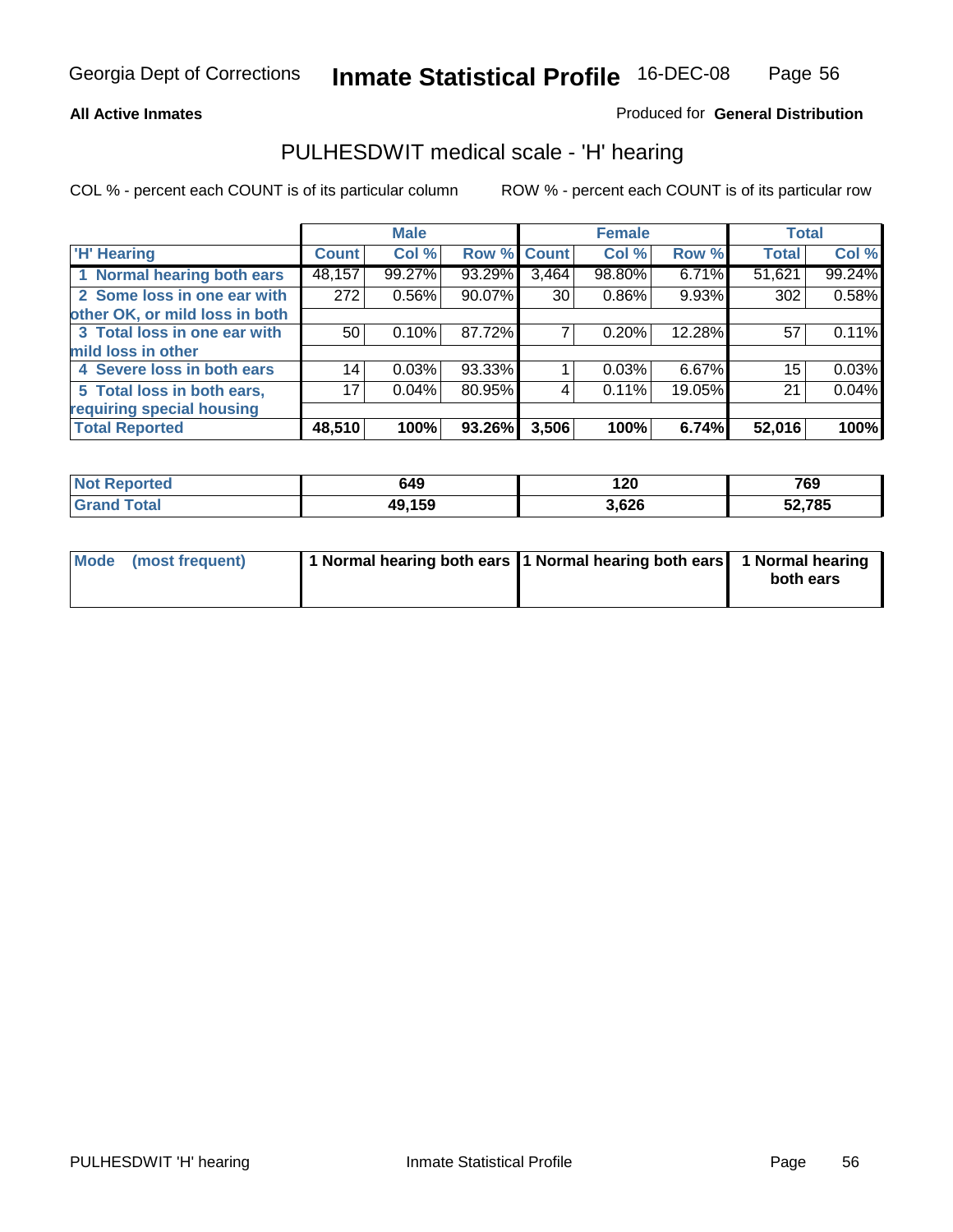Georgia Dept of Corrections **Inmate Statistical Profile** 16-DEC-08

**All Active Inmates**

Produced for **General Distribution**

## PULHESDWIT medical scale - 'H' hearing

COL % - percent each COUNT is of its particular column

ROW % - percent each COUNT is of its particular row

| | Male | | | Female | | | Total | |
|---|---|---|---|---|---|---|---|---|
| 'H' Hearing | Count | Col % | Row % | Count | Col % | Row % | Total | Col % |
| 1 Normal hearing both ears | 48,157 | 99.27% | 93.29% | 3,464 | 98.80% | 6.71% | 51,621 | 99.24% |
| 2 Some loss in one ear with other OK, or mild loss in both | 272 | 0.56% | 90.07% | 30 | 0.86% | 9.93% | 302 | 0.58% |
| 3 Total loss in one ear with mild loss in other | 50 | 0.10% | 87.72% | 7 | 0.20% | 12.28% | 57 | 0.11% |
| 4 Severe loss in both ears | 14 | 0.03% | 93.33% | 1 | 0.03% | 6.67% | 15 | 0.03% |
| 5 Total loss in both ears, requiring special housing | 17 | 0.04% | 80.95% | 4 | 0.11% | 19.05% | 21 | 0.04% |
| **Total Reported** | **48,510** | **100%** | **93.26%** | **3,506** | **100%** | **6.74%** | **52,016** | **100%** |

| | Male | Female | Total |
|---|---|---|---|
| Not Reported | 649 | 120 | 769 |
| Grand Total | 49,159 | 3,626 | 52,785 |

| | Male | Female | Total |
|---|---|---|---|
| Mode (most frequent) | 1 Normal hearing both ears | 1 Normal hearing both ears | 1 Normal hearing both ears |

PULHESDWIT 'H' hearing

Inmate Statistical Profile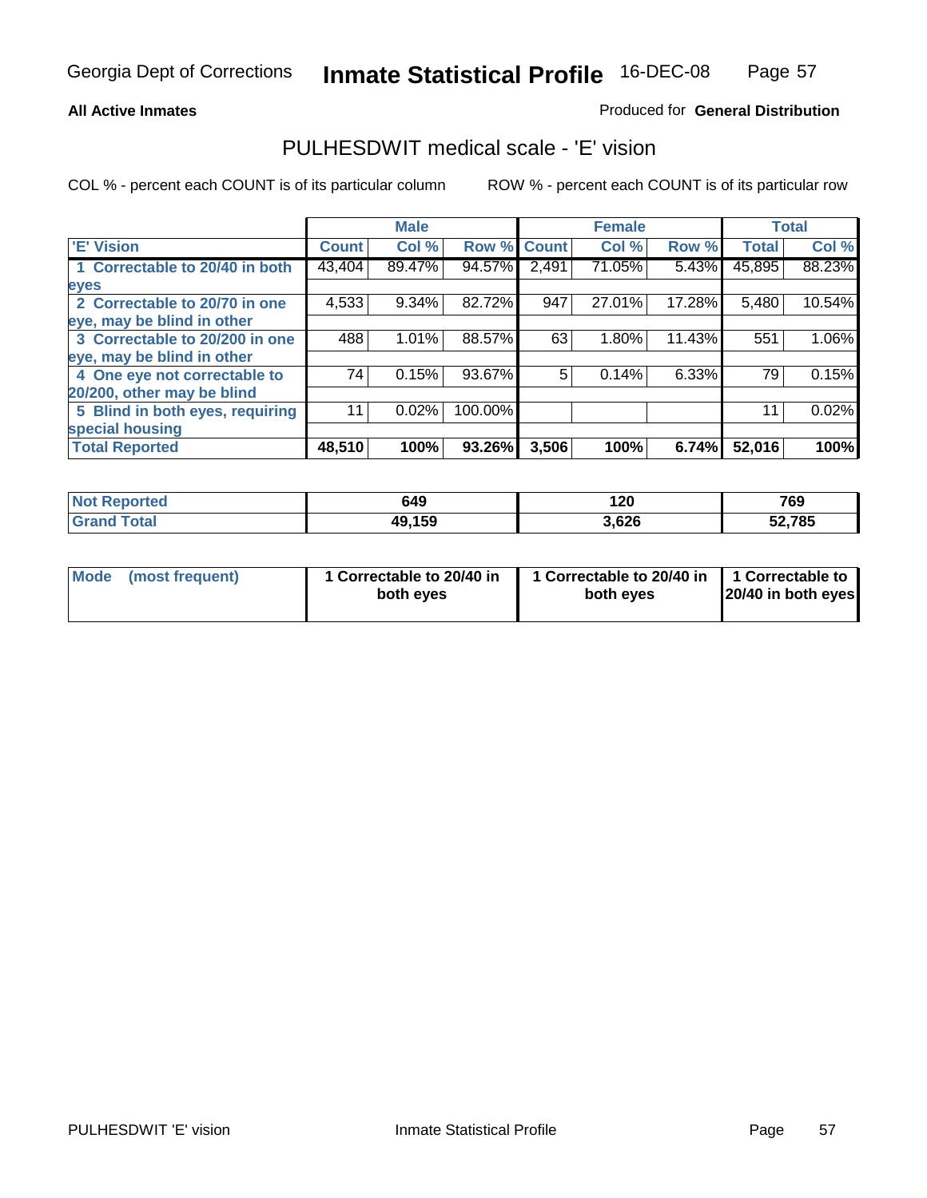**All Active Inmates**

Produced for **General Distribution**

## PULHESDWIT medical scale - 'E' vision

COL % - percent each COUNT is of its particular column

ROW % - percent each COUNT is of its particular row

| 'E' Vision | Male | | | Female | | | Total | |
|---|---|---|---|---|---|---|---|---|
| | Count | Col % | Row % | Count | Col % | Row % | Total | Col % |
| 1 Correctable to 20/40 in both eyes | 43,404 | 89.47% | 94.57% | 2,491 | 71.05% | 5.43% | 45,895 | 88.23% |
| 2 Correctable to 20/70 in one eye, may be blind in other | 4,533 | 9.34% | 82.72% | 947 | 27.01% | 17.28% | 5,480 | 10.54% |
| 3 Correctable to 20/200 in one eye, may be blind in other | 488 | 1.01% | 88.57% | 63 | 1.80% | 11.43% | 551 | 1.06% |
| 4 One eye not correctable to 20/200, other may be blind | 74 | 0.15% | 93.67% | 5 | 0.14% | 6.33% | 79 | 0.15% |
| 5 Blind in both eyes, requiring special housing | 11 | 0.02% | 100.00% | | | | 11 | 0.02% |
| **Total Reported** | **48,510** | **100%** | **93.26%** | **3,506** | **100%** | **6.74%** | **52,016** | **100%** |

| | Male | Female | Total |
|---|---|---|---|
| Not Reported | 649 | 120 | 769 |
| Grand Total | 49,159 | 3,626 | 52,785 |

| Mode (most frequent) | 1 Correctable to 20/40 in both eyes | 1 Correctable to 20/40 in both eyes | 1 Correctable to 20/40 in both eyes |
|---|---|---|---|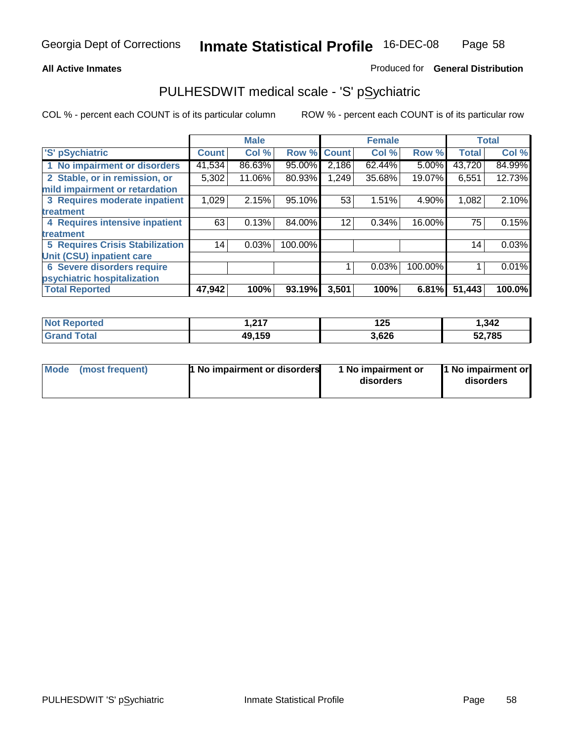Georgia Dept of Corrections **Inmate Statistical Profile** 16-DEC-08

**All Active Inmates**

Produced for **General Distribution**

## PULHESDWIT medical scale - 'S' pSychiatric

COL % - percent each COUNT is of its particular column ROW % - percent each COUNT is of its particular row

| 'S' pSychiatric | Male | | | Female | | | Total | |
|---|---|---|---|---|---|---|---|---|
| | Count | Col % | Row % | Count | Col % | Row % | Total | Col % |
| 1 No impairment or disorders | 41,534 | 86.63% | 95.00% | 2,186 | 62.44% | 5.00% | 43,720 | 84.99% |
| 2 Stable, or in remission, or mild impairment or retardation | 5,302 | 11.06% | 80.93% | 1,249 | 35.68% | 19.07% | 6,551 | 12.73% |
| 3 Requires moderate inpatient treatment | 1,029 | 2.15% | 95.10% | 53 | 1.51% | 4.90% | 1,082 | 2.10% |
| 4 Requires intensive inpatient treatment | 63 | 0.13% | 84.00% | 12 | 0.34% | 16.00% | 75 | 0.15% |
| 5 Requires Crisis Stabilization Unit (CSU) inpatient care | 14 | 0.03% | 100.00% | | | | 14 | 0.03% |
| 6 Severe disorders require psychiatric hospitalization | | | | 1 | 0.03% | 100.00% | 1 | 0.01% |
| **Total Reported** | **47,942** | **100%** | **93.19%** | **3,501** | **100%** | **6.81%** | **51,443** | **100.0%** |

| | Male | Female | Total |
|---|---|---|---|
| Not Reported | 1,217 | 125 | 1,342 |
| Grand Total | 49,159 | 3,626 | 52,785 |

| | Male | Female | Total |
|---|---|---|---|
| Mode (most frequent) | 1 No impairment or disorders | 1 No impairment or disorders | 1 No impairment or disorders |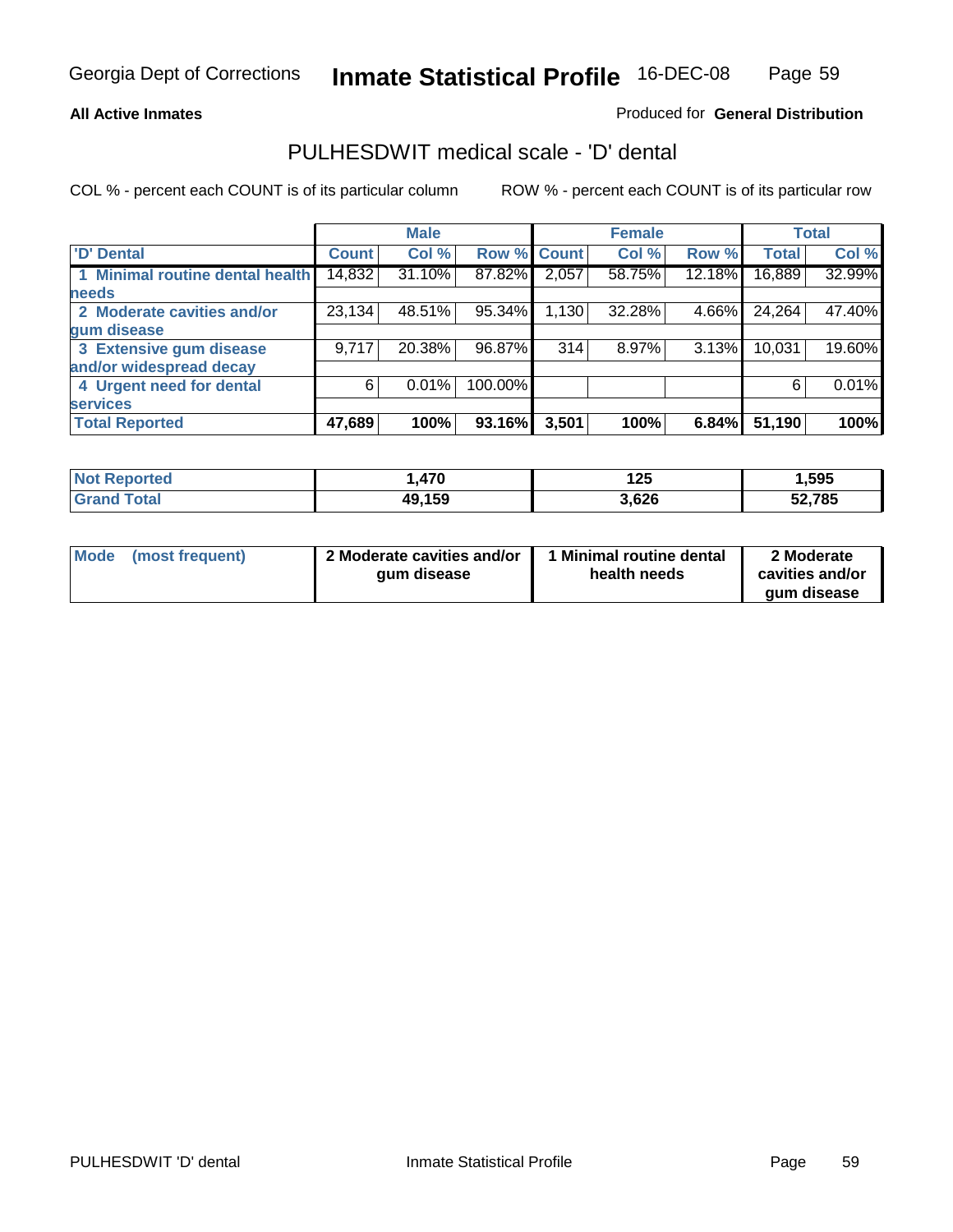Georgia Dept of Corrections **Inmate Statistical Profile** 16-DEC-08

**All Active Inmates**

Produced for **General Distribution**

## PULHESDWIT medical scale - 'D' dental

COL % - percent each COUNT is of its particular column ROW % - percent each COUNT is of its particular row

| | Male | | | Female | | | Total | |
|---|---|---|---|---|---|---|---|---|
| 'D' Dental | Count | Col % | Row % | Count | Col % | Row % | Total | Col % |
| 1 Minimal routine dental health needs | 14,832 | 31.10% | 87.82% | 2,057 | 58.75% | 12.18% | 16,889 | 32.99% |
| 2 Moderate cavities and/or gum disease | 23,134 | 48.51% | 95.34% | 1,130 | 32.28% | 4.66% | 24,264 | 47.40% |
| 3 Extensive gum disease and/or widespread decay | 9,717 | 20.38% | 96.87% | 314 | 8.97% | 3.13% | 10,031 | 19.60% |
| 4 Urgent need for dental services | 6 | 0.01% | 100.00% | | | | 6 | 0.01% |
| **Total Reported** | **47,689** | **100%** | **93.16%** | **3,501** | **100%** | **6.84%** | **51,190** | **100%** |

| | Male | Female | Total |
|---|---|---|---|
| Not Reported | 1,470 | 125 | 1,595 |
| Grand Total | 49,159 | 3,626 | 52,785 |

| | Male | Female | Total |
|---|---|---|---|
| Mode (most frequent) | 2 Moderate cavities and/or gum disease | 1 Minimal routine dental health needs | 2 Moderate cavities and/or gum disease |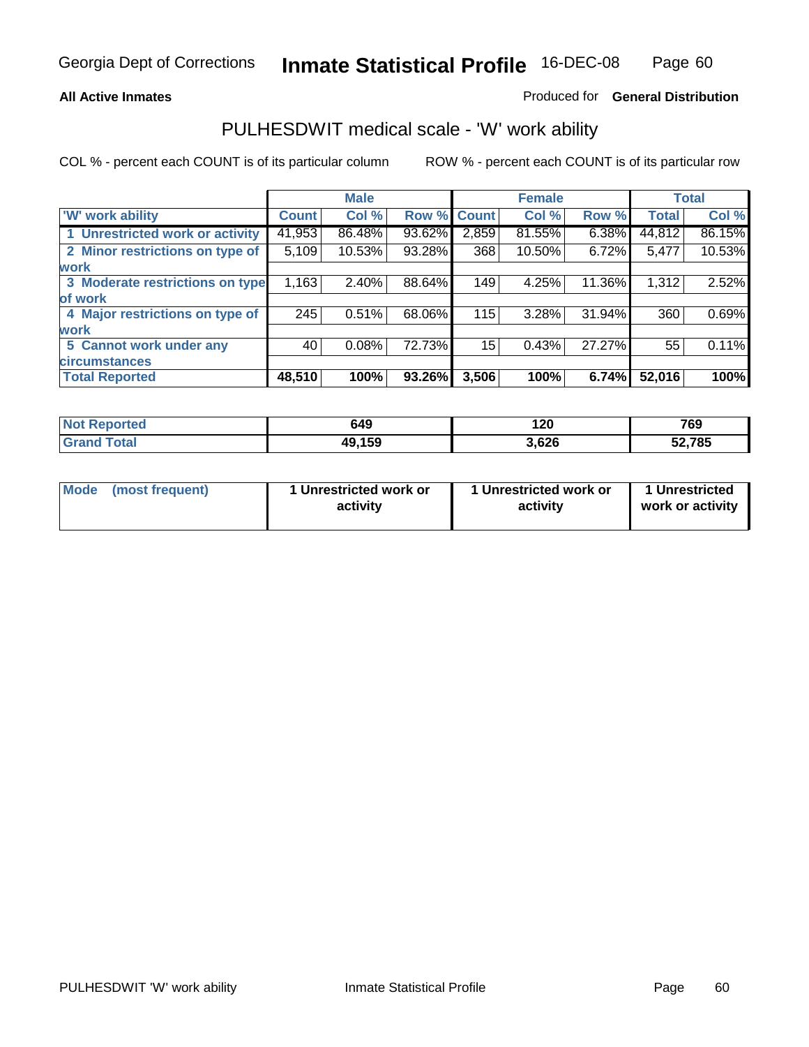Georgia Dept of Corrections **Inmate Statistical Profile** 16-DEC-08

**All Active Inmates**

Produced for **General Distribution**

## PULHESDWIT medical scale - 'W' work ability

COL % - percent each COUNT is of its particular column

ROW % - percent each COUNT is of its particular row

| | Male | | | Female | | | Total | |
|---|---|---|---|---|---|---|---|---|
| 'W' work ability | Count | Col % | Row % | Count | Col % | Row % | Total | Col % |
| 1 Unrestricted work or activity | 41,953 | 86.48% | 93.62% | 2,859 | 81.55% | 6.38% | 44,812 | 86.15% |
| 2 Minor restrictions on type of work | 5,109 | 10.53% | 93.28% | 368 | 10.50% | 6.72% | 5,477 | 10.53% |
| 3 Moderate restrictions on type of work | 1,163 | 2.40% | 88.64% | 149 | 4.25% | 11.36% | 1,312 | 2.52% |
| 4 Major restrictions on type of work | 245 | 0.51% | 68.06% | 115 | 3.28% | 31.94% | 360 | 0.69% |
| 5 Cannot work under any circumstances | 40 | 0.08% | 72.73% | 15 | 0.43% | 27.27% | 55 | 0.11% |
| **Total Reported** | **48,510** | **100%** | **93.26%** | **3,506** | **100%** | **6.74%** | **52,016** | **100%** |

| | Male | Female | Total |
|---|---|---|---|
| Not Reported | 649 | 120 | 769 |
| Grand Total | 49,159 | 3,626 | 52,785 |

| | Male | Female | Total |
|---|---|---|---|
| Mode (most frequent) | 1 Unrestricted work or activity | 1 Unrestricted work or activity | 1 Unrestricted work or activity |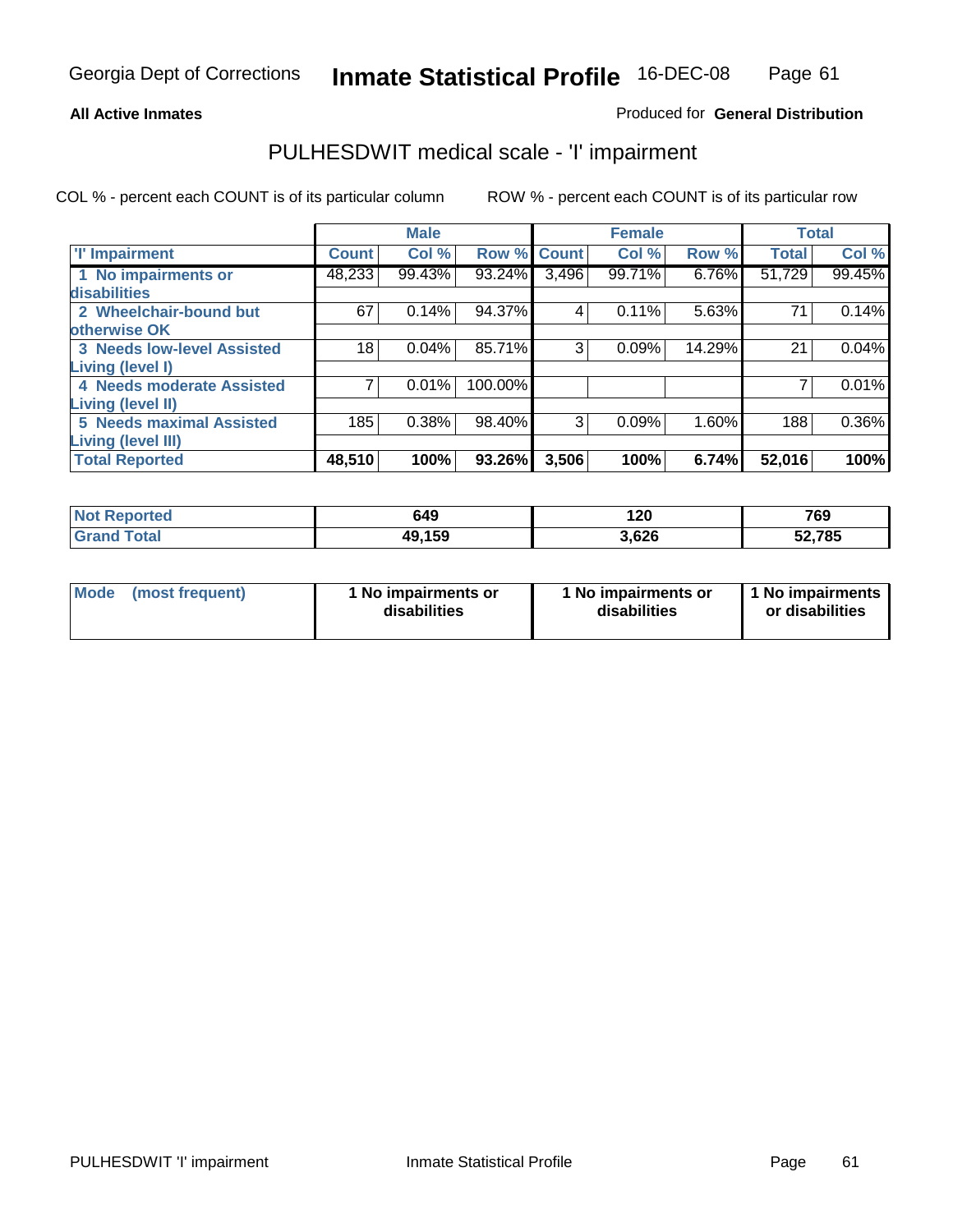**All Active Inmates**

Produced for **General Distribution**

## PULHESDWIT medical scale - 'I' impairment

COL % - percent each COUNT is of its particular column    ROW % - percent each COUNT is of its particular row

| | Male | | | Female | | | Total | |
|---|---|---|---|---|---|---|---|---|
| 'I' Impairment | Count | Col % | Row % | Count | Col % | Row % | Total | Col % |
| 1 No impairments or disabilities | 48,233 | 99.43% | 93.24% | 3,496 | 99.71% | 6.76% | 51,729 | 99.45% |
| 2 Wheelchair-bound but otherwise OK | 67 | 0.14% | 94.37% | 4 | 0.11% | 5.63% | 71 | 0.14% |
| 3 Needs low-level Assisted Living (level I) | 18 | 0.04% | 85.71% | 3 | 0.09% | 14.29% | 21 | 0.04% |
| 4 Needs moderate Assisted Living (level II) | 7 | 0.01% | 100.00% | | | | 7 | 0.01% |
| 5 Needs maximal Assisted Living (level III) | 185 | 0.38% | 98.40% | 3 | 0.09% | 1.60% | 188 | 0.36% |
| **Total Reported** | **48,510** | **100%** | **93.26%** | **3,506** | **100%** | **6.74%** | **52,016** | **100%** |

| | Male | Female | Total |
|---|---|---|---|
| Not Reported | 649 | 120 | 769 |
| Grand Total | 49,159 | 3,626 | 52,785 |

| | Male | Female | Total |
|---|---|---|---|
| Mode (most frequent) | 1 No impairments or disabilities | 1 No impairments or disabilities | 1 No impairments or disabilities |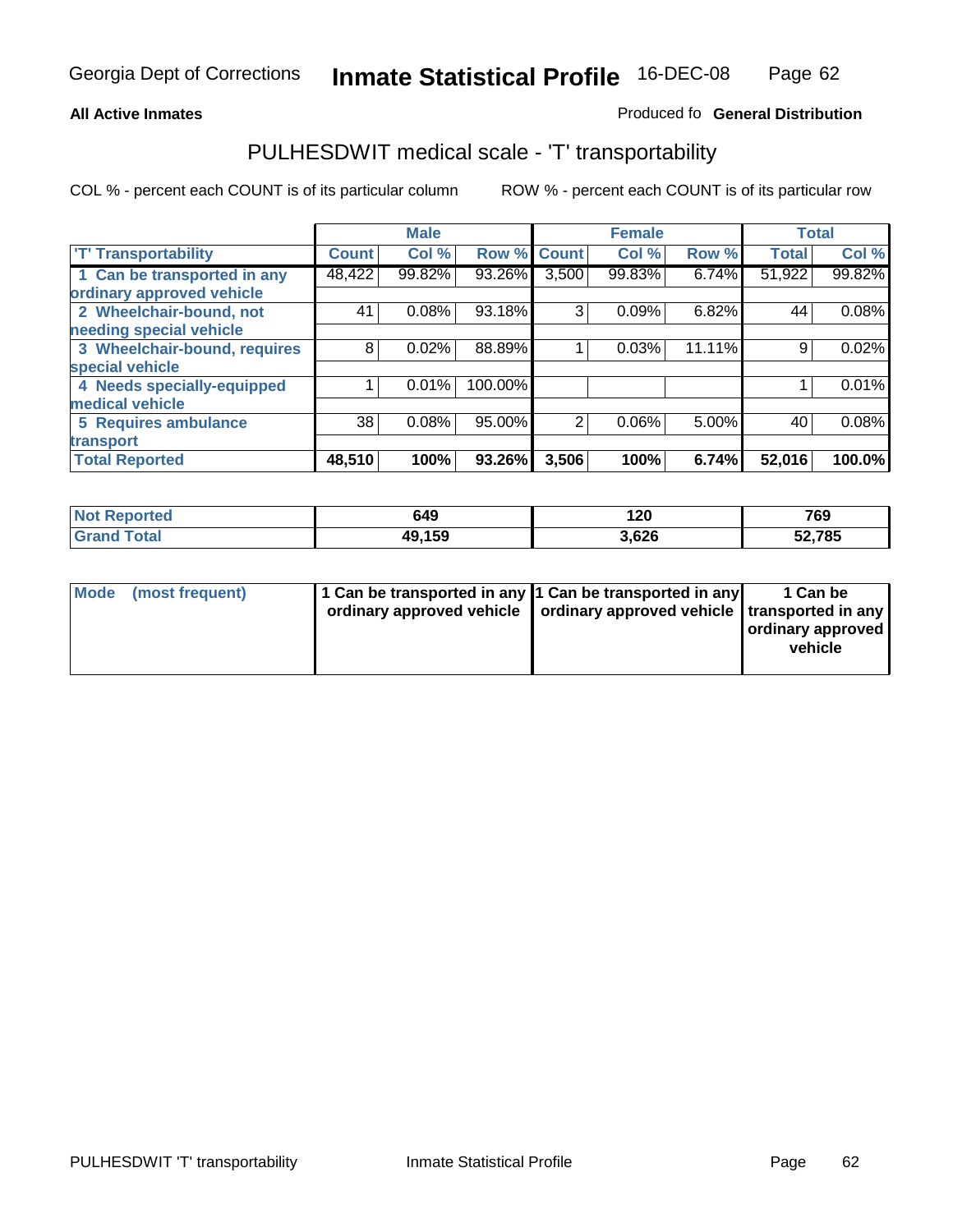**All Active Inmates**

Produced fo **General Distribution**

## PULHESDWIT medical scale - 'T' transportability

COL % - percent each COUNT is of its particular column

ROW % - percent each COUNT is of its particular row

| | Male | | | Female | | | Total | |
|---|---|---|---|---|---|---|---|---|
| 'T' Transportability | Count | Col % | Row % | Count | Col % | Row % | Total | Col % |
| 1 Can be transported in any ordinary approved vehicle | 48,422 | 99.82% | 93.26% | 3,500 | 99.83% | 6.74% | 51,922 | 99.82% |
| 2 Wheelchair-bound, not needing special vehicle | 41 | 0.08% | 93.18% | 3 | 0.09% | 6.82% | 44 | 0.08% |
| 3 Wheelchair-bound, requires special vehicle | 8 | 0.02% | 88.89% | 1 | 0.03% | 11.11% | 9 | 0.02% |
| 4 Needs specially-equipped medical vehicle | 1 | 0.01% | 100.00% | | | | 1 | 0.01% |
| 5 Requires ambulance transport | 38 | 0.08% | 95.00% | 2 | 0.06% | 5.00% | 40 | 0.08% |
| **Total Reported** | **48,510** | **100%** | **93.26%** | **3,506** | **100%** | **6.74%** | **52,016** | **100.0%** |

| | Male | Female | Total |
|---|---|---|---|
| **Not Reported** | **649** | **120** | **769** |
| **Grand Total** | **49,159** | **3,626** | **52,785** |

| | Male | Female | Total |
|---|---|---|---|
| **Mode (most frequent)** | **1 Can be transported in any ordinary approved vehicle** | **1 Can be transported in any ordinary approved vehicle** | **1 Can be transported in any ordinary approved vehicle** |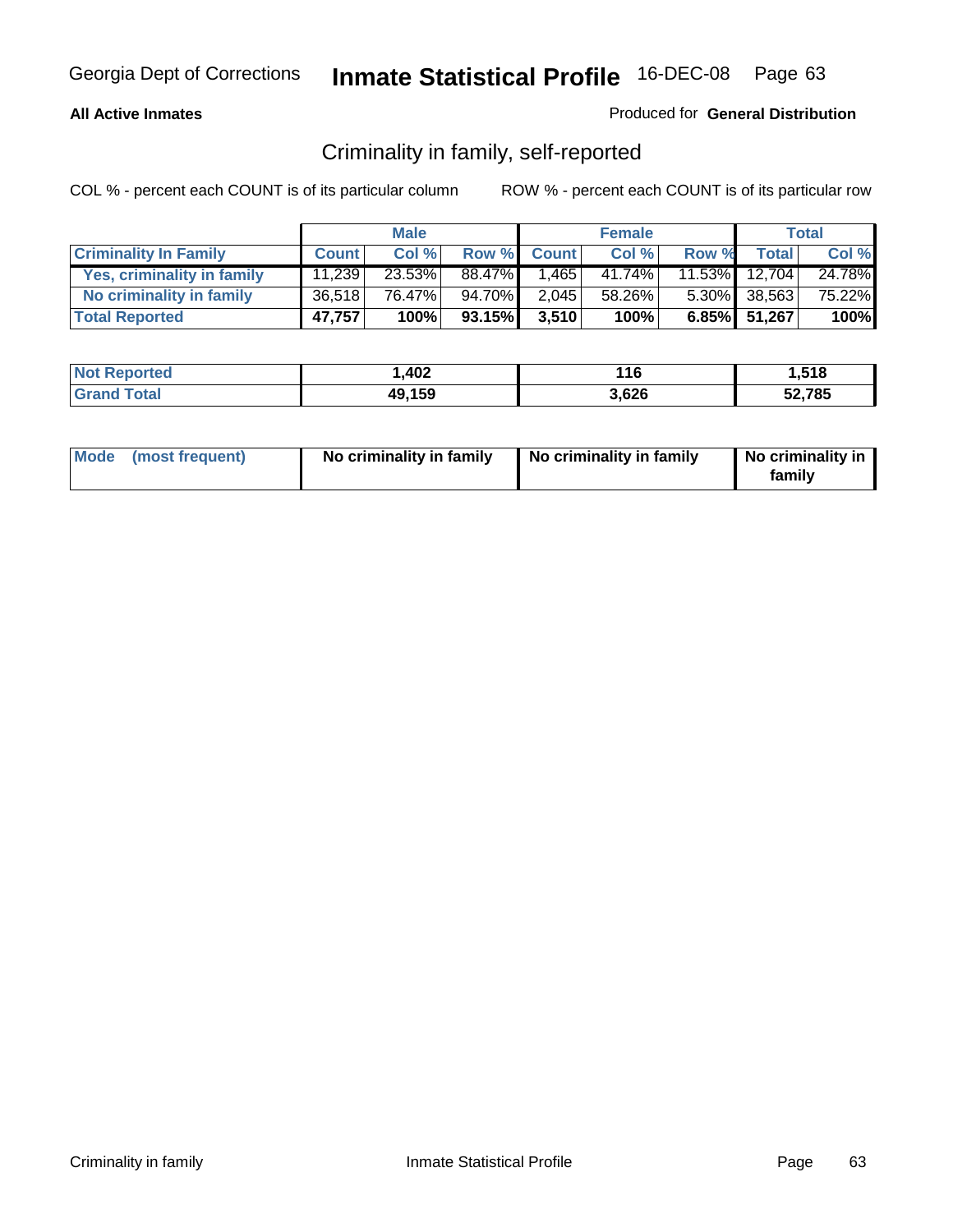**All Active Inmates**

Produced for **General Distribution**

## Criminality in family, self-reported

COL % - percent each COUNT is of its particular column

ROW % - percent each COUNT is of its particular row

| | Male | | | Female | | | Total | |
|---|---|---|---|---|---|---|---|---|
| **Criminality In Family** | **Count** | **Col %** | **Row %** | **Count** | **Col %** | **Row %** | **Total** | **Col %** |
| **Yes, criminality in family** | 11,239 | 23.53% | 88.47% | 1,465 | 41.74% | 11.53% | 12,704 | 24.78% |
| **No criminality in family** | 36,518 | 76.47% | 94.70% | 2,045 | 58.26% | 5.30% | 38,563 | 75.22% |
| **Total Reported** | **47,757** | **100%** | **93.15%** | **3,510** | **100%** | **6.85%** | **51,267** | **100%** |

| | Male | Female | Total |
|---|---|---|---|
| **Not Reported** | **1,402** | **116** | **1,518** |
| **Grand Total** | **49,159** | **3,626** | **52,785** |

| | Male | Female | Total |
|---|---|---|---|
| **Mode (most frequent)** | **No criminality in family** | **No criminality in family** | **No criminality in family** |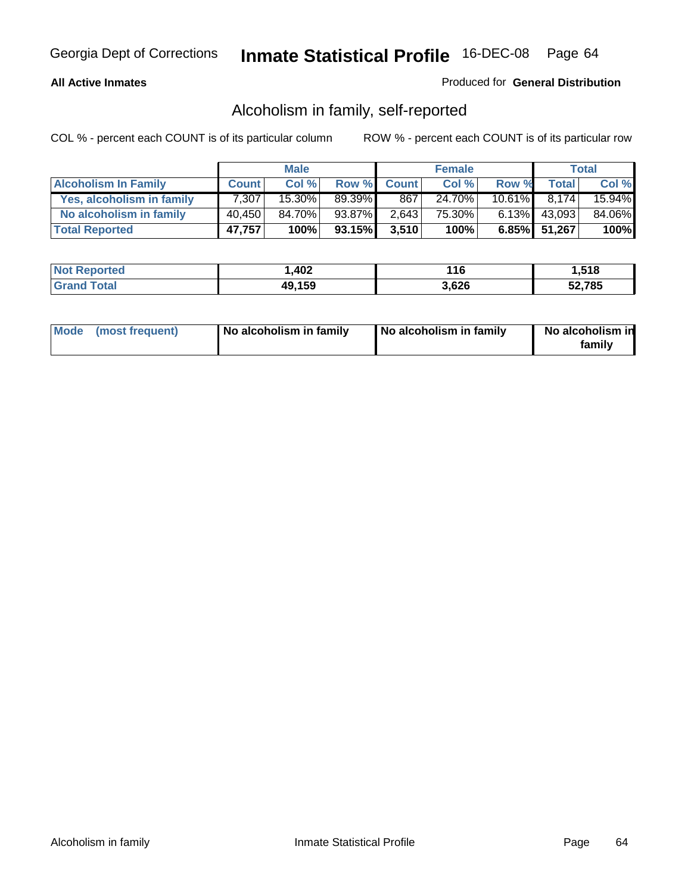Georgia Dept of Corrections **Inmate Statistical Profile** 16-DEC-08

**All Active Inmates**

Produced for **General Distribution**

## Alcoholism in family, self-reported

COL % - percent each COUNT is of its particular column    ROW % - percent each COUNT is of its particular row

| | Male | | | Female | | | Total | |
|---|---|---|---|---|---|---|---|---|
| **Alcoholism In Family** | **Count** | **Col %** | **Row %** | **Count** | **Col %** | **Row %** | **Total** | **Col %** |
| **Yes, alcoholism in family** | 7,307 | 15.30% | 89.39% | 867 | 24.70% | 10.61% | 8,174 | 15.94% |
| **No alcoholism in family** | 40,450 | 84.70% | 93.87% | 2,643 | 75.30% | 6.13% | 43,093 | 84.06% |
| **Total Reported** | **47,757** | **100%** | **93.15%** | **3,510** | **100%** | **6.85%** | **51,267** | **100%** |

| | Male | Female | Total |
|---|---|---|---|
| **Not Reported** | **1,402** | **116** | **1,518** |
| **Grand Total** | **49,159** | **3,626** | **52,785** |

| | Male | Female | Total |
|---|---|---|---|
| **Mode (most frequent)** | **No alcoholism in family** | **No alcoholism in family** | **No alcoholism in family** |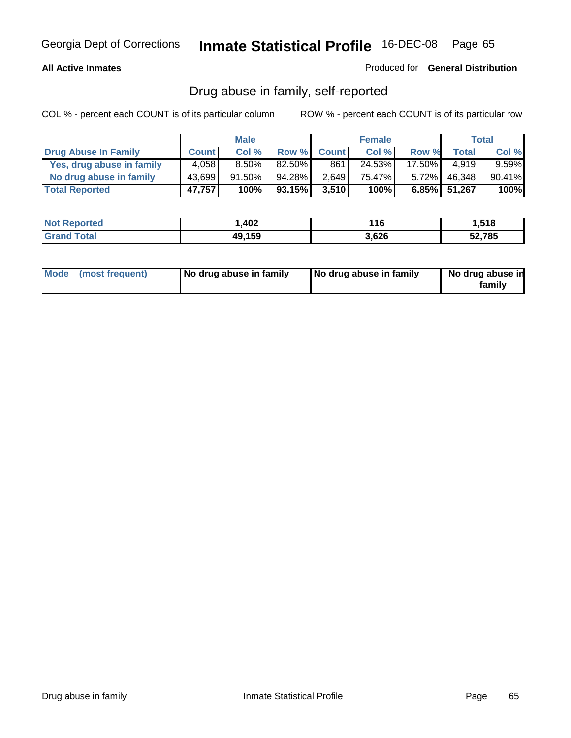**All Active Inmates** | Produced for **General Distribution**

## Drug abuse in family, self-reported

COL % - percent each COUNT is of its particular column | ROW % - percent each COUNT is of its particular row

| | Male | | | Female | | | Total | |
|---|---|---|---|---|---|---|---|---|
| **Drug Abuse In Family** | **Count** | **Col %** | **Row %** | **Count** | **Col %** | **Row %** | **Total** | **Col %** |
| Yes, drug abuse in family | 4,058 | 8.50% | 82.50% | 861 | 24.53% | 17.50% | 4,919 | 9.59% |
| No drug abuse in family | 43,699 | 91.50% | 94.28% | 2,649 | 75.47% | 5.72% | 46,348 | 90.41% |
| **Total Reported** | **47,757** | **100%** | **93.15%** | **3,510** | **100%** | **6.85%** | **51,267** | **100%** |

| | Male | Female | Total |
|---|---|---|---|
| **Not Reported** | **1,402** | **116** | **1,518** |
| **Grand Total** | **49,159** | **3,626** | **52,785** |

| | Male | Female | Total |
|---|---|---|---|
| **Mode (most frequent)** | **No drug abuse in family** | **No drug abuse in family** | **No drug abuse in family** |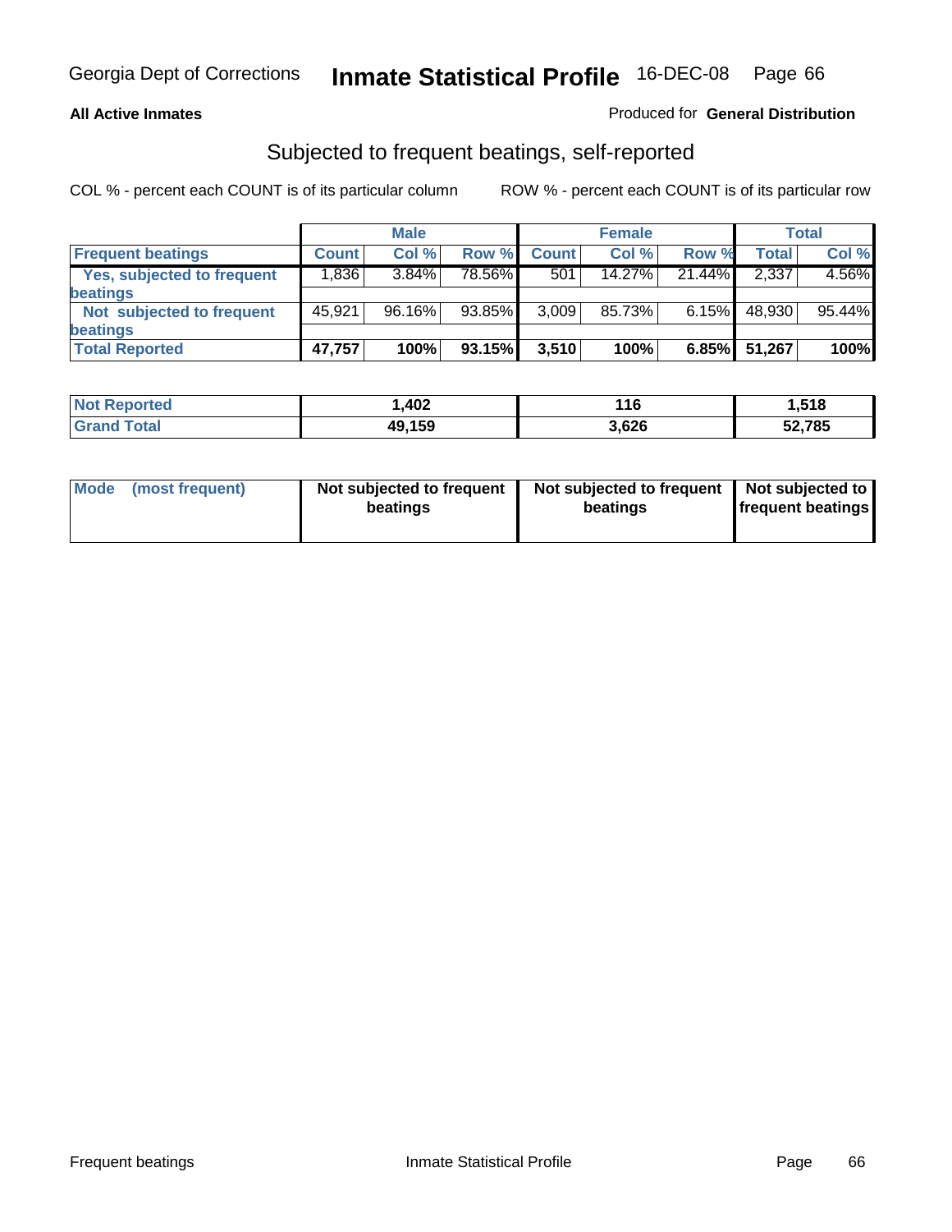Georgia Dept of Corrections **Inmate Statistical Profile** 16-DEC-08

**All Active Inmates**

Produced for **General Distribution**

## Subjected to frequent beatings, self-reported

COL % - percent each COUNT is of its particular column ROW % - percent each COUNT is of its particular row

| | Male | | | Female | | | Total | |
|---|---|---|---|---|---|---|---|---|
| **Frequent beatings** | **Count** | **Col %** | **Row %** | **Count** | **Col %** | **Row %** | **Total** | **Col %** |
| **Yes, subjected to frequent beatings** | 1,836 | 3.84% | 78.56% | 501 | 14.27% | 21.44% | 2,337 | 4.56% |
| **Not subjected to frequent beatings** | 45,921 | 96.16% | 93.85% | 3,009 | 85.73% | 6.15% | 48,930 | 95.44% |
| **Total Reported** | **47,757** | **100%** | **93.15%** | **3,510** | **100%** | **6.85%** | **51,267** | **100%** |

| | Male | Female | Total |
|---|---|---|---|
| **Not Reported** | **1,402** | **116** | **1,518** |
| **Grand Total** | **49,159** | **3,626** | **52,785** |

| | Male | Female | Total |
|---|---|---|---|
| **Mode (most frequent)** | **Not subjected to frequent beatings** | **Not subjected to frequent beatings** | **Not subjected to frequent beatings** |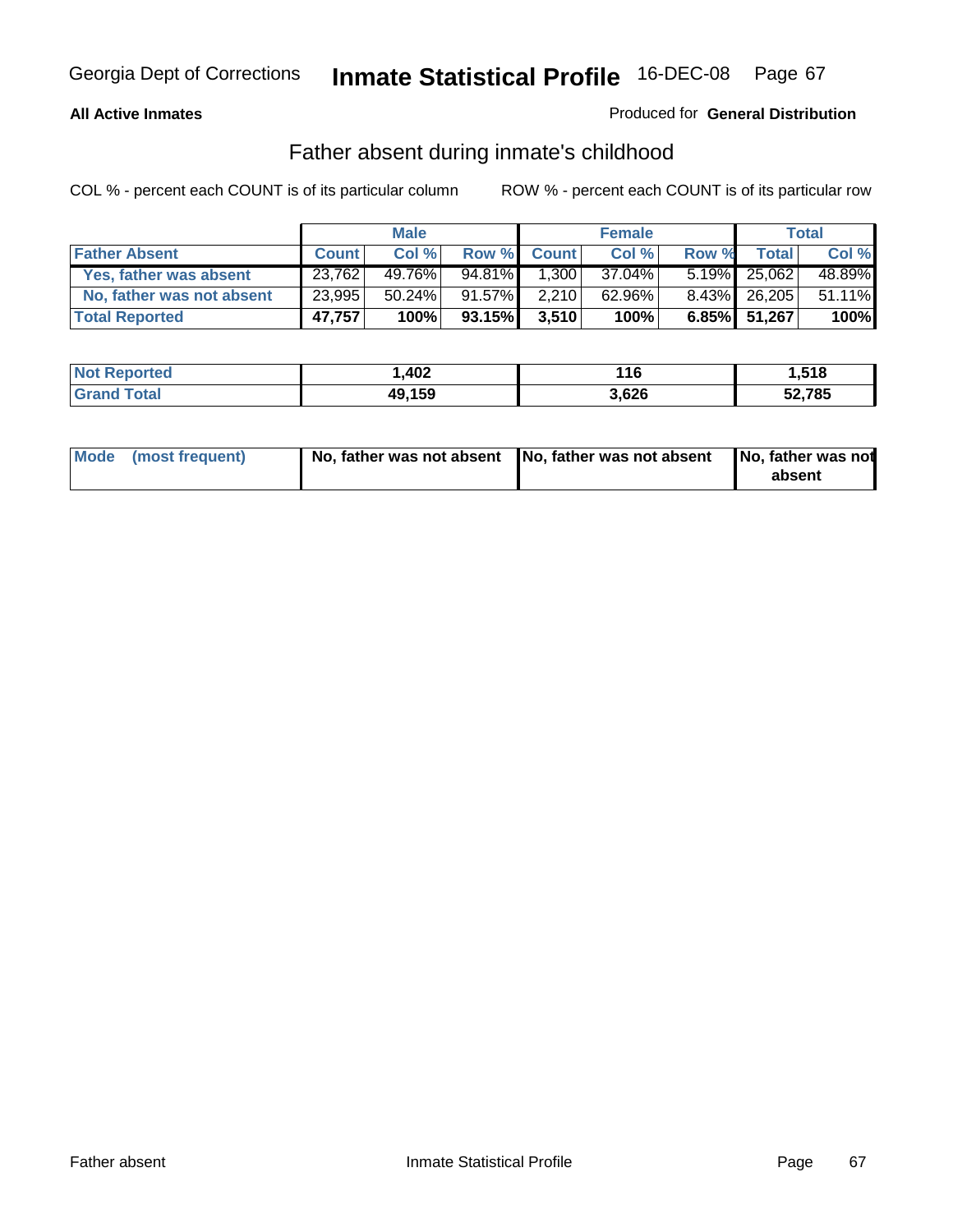**All Active Inmates** Produced for **General Distribution**

## Father absent during inmate's childhood

COL % - percent each COUNT is of its particular column ROW % - percent each COUNT is of its particular row

| | Male | | | Female | | | Total | |
|---|---|---|---|---|---|---|---|---|
| **Father Absent** | **Count** | **Col %** | **Row %** | **Count** | **Col %** | **Row %** | **Total** | **Col %** |
| **Yes, father was absent** | 23,762 | 49.76% | 94.81% | 1,300 | 37.04% | 5.19% | 25,062 | 48.89% |
| **No, father was not absent** | 23,995 | 50.24% | 91.57% | 2,210 | 62.96% | 8.43% | 26,205 | 51.11% |
| **Total Reported** | **47,757** | **100%** | **93.15%** | **3,510** | **100%** | **6.85%** | **51,267** | **100%** |

| | Male | Female | Total |
|---|---|---|---|
| **Not Reported** | **1,402** | **116** | **1,518** |
| **Grand Total** | **49,159** | **3,626** | **52,785** |

| | Male | Female | Total |
|---|---|---|---|
| **Mode (most frequent)** | **No, father was not absent** | **No, father was not absent** | **No, father was not absent** |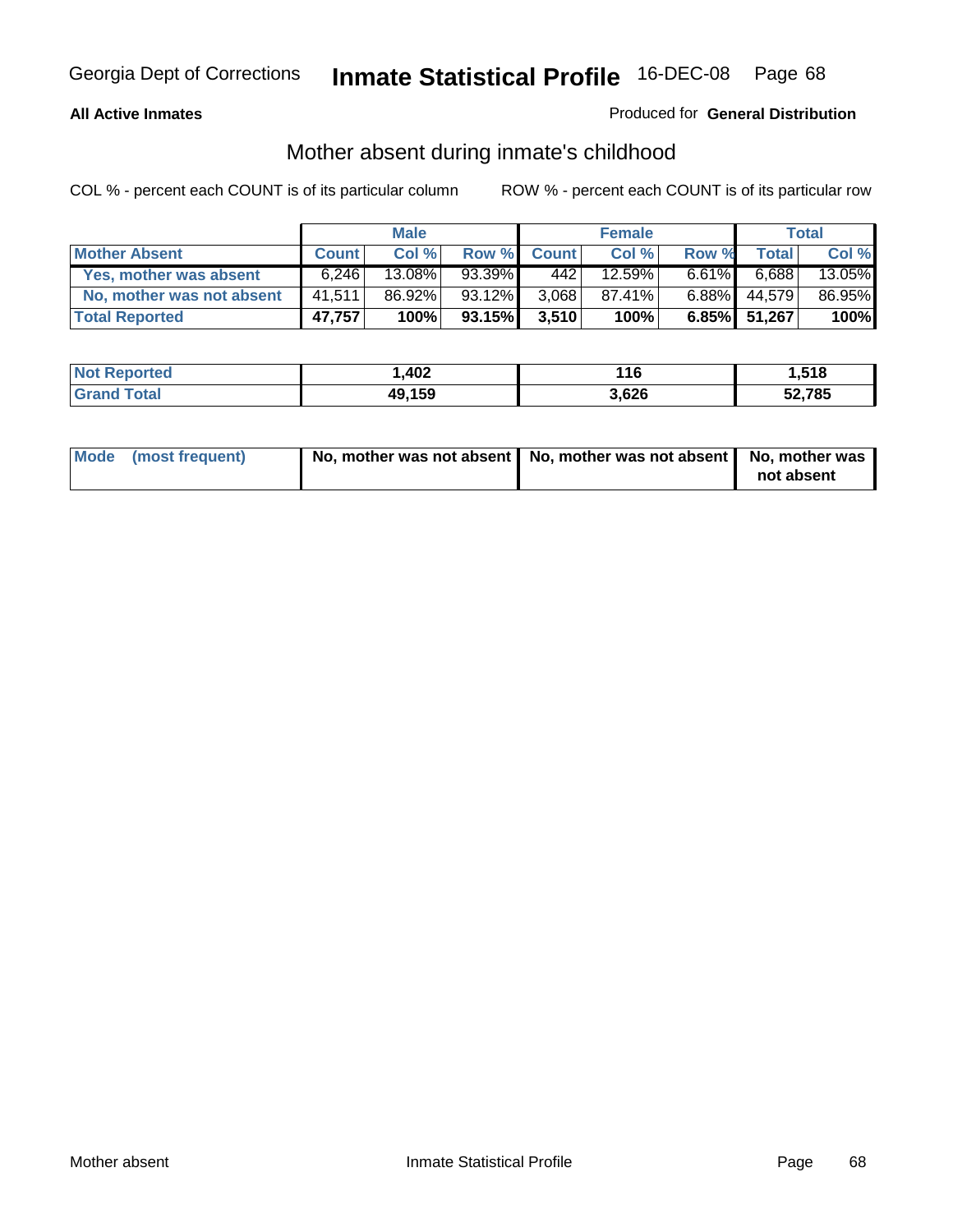**All Active Inmates**

Produced for **General Distribution**

## Mother absent during inmate's childhood

COL % - percent each COUNT is of its particular column

ROW % - percent each COUNT is of its particular row

| | Male | | | Female | | | Total | |
|---|---|---|---|---|---|---|---|---|
| **Mother Absent** | **Count** | **Col %** | **Row %** | **Count** | **Col %** | **Row %** | **Total** | **Col %** |
| **Yes, mother was absent** | 6,246 | 13.08% | 93.39% | 442 | 12.59% | 6.61% | 6,688 | 13.05% |
| **No, mother was not absent** | 41,511 | 86.92% | 93.12% | 3,068 | 87.41% | 6.88% | 44,579 | 86.95% |
| **Total Reported** | **47,757** | **100%** | **93.15%** | **3,510** | **100%** | **6.85%** | **51,267** | **100%** |

| | Male | Female | Total |
|---|---|---|---|
| **Not Reported** | **1,402** | **116** | **1,518** |
| **Grand Total** | **49,159** | **3,626** | **52,785** |

| | Male | Female | Total |
|---|---|---|---|
| **Mode (most frequent)** | **No, mother was not absent** | **No, mother was not absent** | **No, mother was not absent** |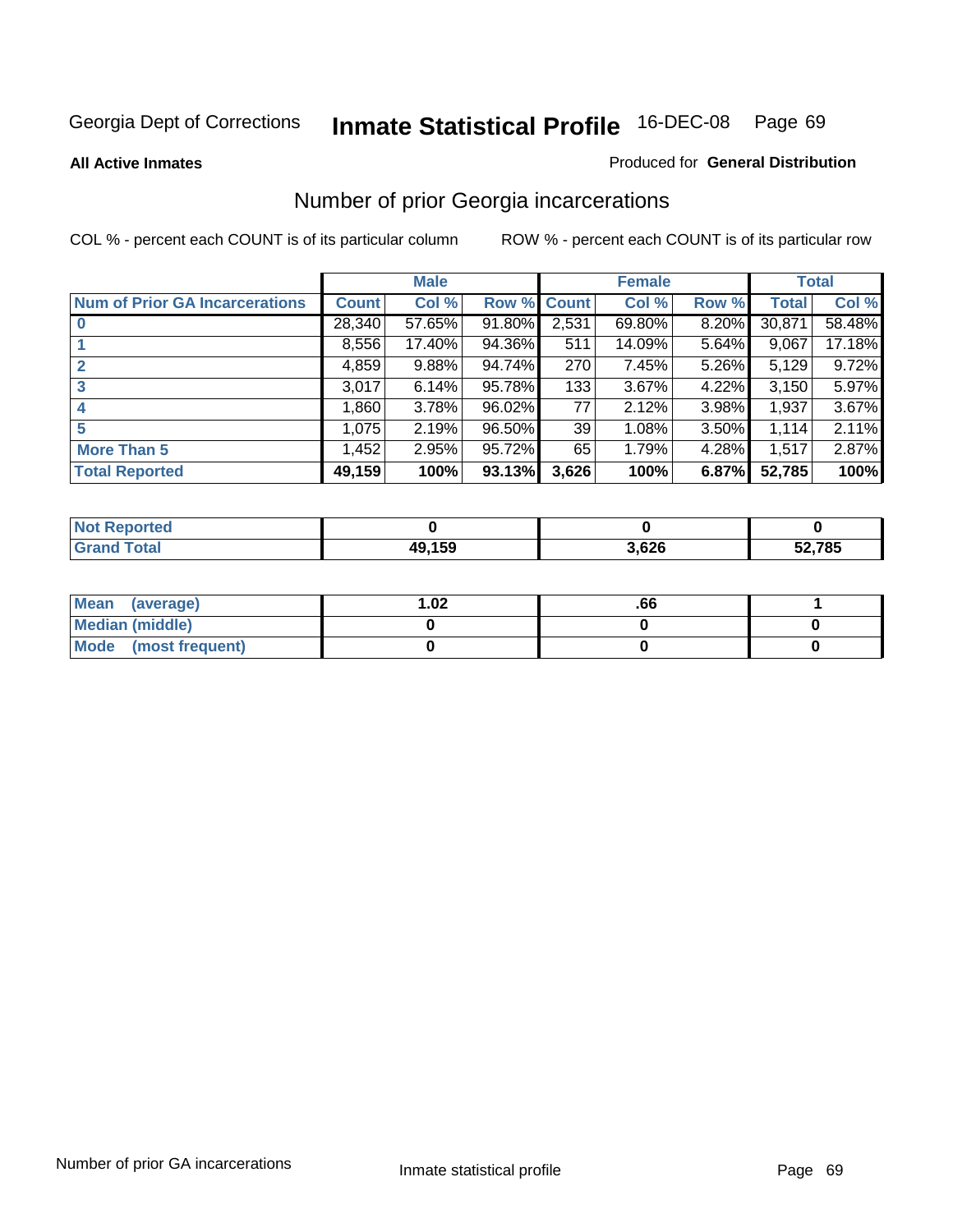Georgia Dept of Corrections **Inmate Statistical Profile** 16-DEC-08

**All Active Inmates**

Produced for **General Distribution**

## Number of prior Georgia incarcerations

COL % - percent each COUNT is of its particular column

ROW % - percent each COUNT is of its particular row

| | Male | | | Female | | | Total | |
|---|---|---|---|---|---|---|---|---|
| **Num of Prior GA Incarcerations** | **Count** | **Col %** | **Row %** | **Count** | **Col %** | **Row %** | **Total** | **Col %** |
| **0** | 28,340 | 57.65% | 91.80% | 2,531 | 69.80% | 8.20% | 30,871 | 58.48% |
| **1** | 8,556 | 17.40% | 94.36% | 511 | 14.09% | 5.64% | 9,067 | 17.18% |
| **2** | 4,859 | 9.88% | 94.74% | 270 | 7.45% | 5.26% | 5,129 | 9.72% |
| **3** | 3,017 | 6.14% | 95.78% | 133 | 3.67% | 4.22% | 3,150 | 5.97% |
| **4** | 1,860 | 3.78% | 96.02% | 77 | 2.12% | 3.98% | 1,937 | 3.67% |
| **5** | 1,075 | 2.19% | 96.50% | 39 | 1.08% | 3.50% | 1,114 | 2.11% |
| **More Than 5** | 1,452 | 2.95% | 95.72% | 65 | 1.79% | 4.28% | 1,517 | 2.87% |
| **Total Reported** | **49,159** | **100%** | **93.13%** | **3,626** | **100%** | **6.87%** | **52,785** | **100%** |

| | Male | Female | Total |
|---|---|---|---|
| **Not Reported** | **0** | **0** | **0** |
| **Grand Total** | **49,159** | **3,626** | **52,785** |

| | Male | Female | Total |
|---|---|---|---|
| **Mean (average)** | **1.02** | **.66** | **1** |
| **Median (middle)** | **0** | **0** | **0** |
| **Mode (most frequent)** | **0** | **0** | **0** |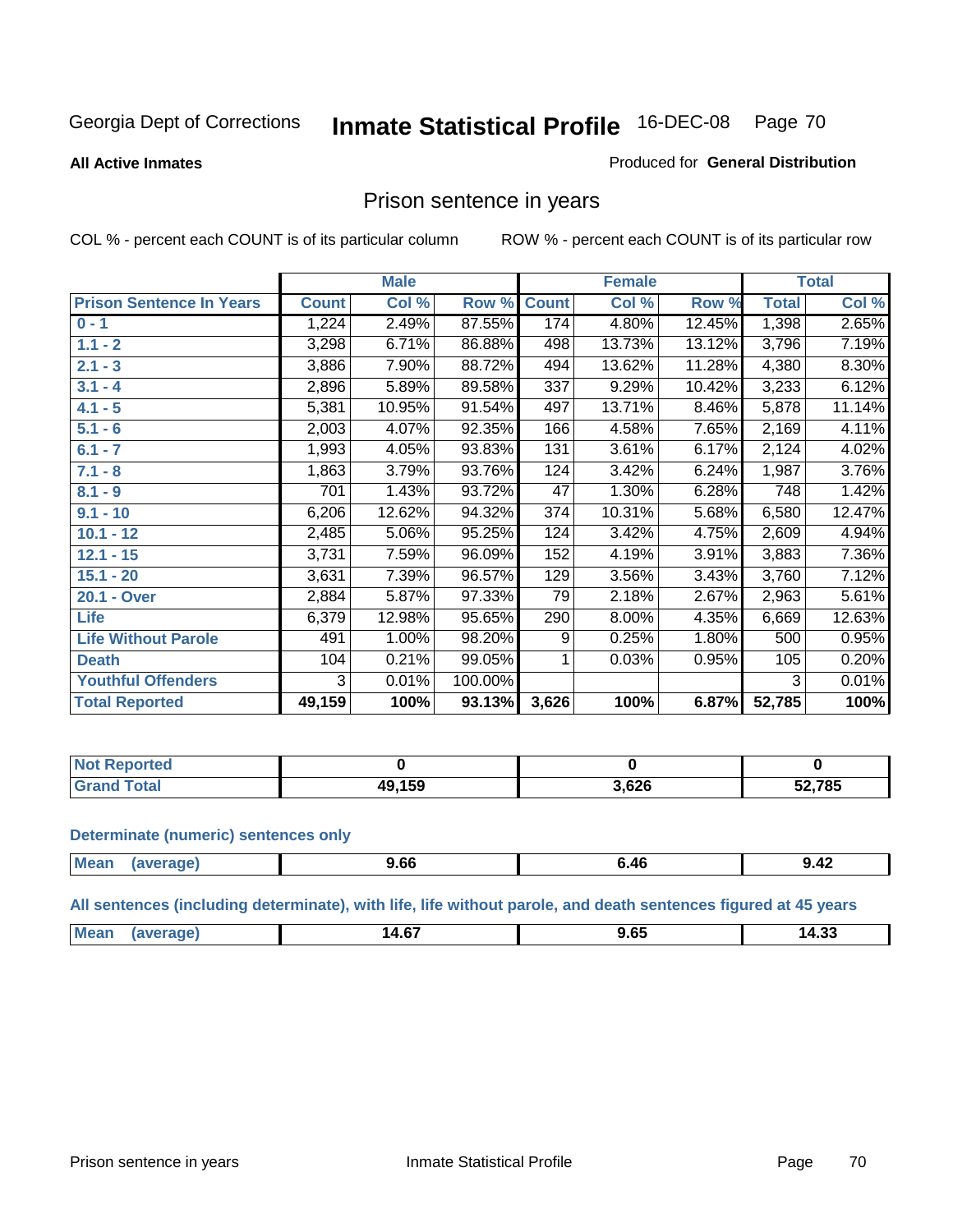Georgia Dept of Corrections **Inmate Statistical Profile** 16-DEC-08

**All Active Inmates**

Produced for **General Distribution**

## Prison sentence in years

COL % - percent each COUNT is of its particular column

ROW % - percent each COUNT is of its particular row

| | Male | | | Female | | | Total | |
|---|---|---|---|---|---|---|---|---|
| **Prison Sentence In Years** | **Count** | **Col %** | **Row %** | **Count** | **Col %** | **Row %** | **Total** | **Col %** |
| **0 - 1** | 1,224 | 2.49% | 87.55% | 174 | 4.80% | 12.45% | 1,398 | 2.65% |
| **1.1 - 2** | 3,298 | 6.71% | 86.88% | 498 | 13.73% | 13.12% | 3,796 | 7.19% |
| **2.1 - 3** | 3,886 | 7.90% | 88.72% | 494 | 13.62% | 11.28% | 4,380 | 8.30% |
| **3.1 - 4** | 2,896 | 5.89% | 89.58% | 337 | 9.29% | 10.42% | 3,233 | 6.12% |
| **4.1 - 5** | 5,381 | 10.95% | 91.54% | 497 | 13.71% | 8.46% | 5,878 | 11.14% |
| **5.1 - 6** | 2,003 | 4.07% | 92.35% | 166 | 4.58% | 7.65% | 2,169 | 4.11% |
| **6.1 - 7** | 1,993 | 4.05% | 93.83% | 131 | 3.61% | 6.17% | 2,124 | 4.02% |
| **7.1 - 8** | 1,863 | 3.79% | 93.76% | 124 | 3.42% | 6.24% | 1,987 | 3.76% |
| **8.1 - 9** | 701 | 1.43% | 93.72% | 47 | 1.30% | 6.28% | 748 | 1.42% |
| **9.1 - 10** | 6,206 | 12.62% | 94.32% | 374 | 10.31% | 5.68% | 6,580 | 12.47% |
| **10.1 - 12** | 2,485 | 5.06% | 95.25% | 124 | 3.42% | 4.75% | 2,609 | 4.94% |
| **12.1 - 15** | 3,731 | 7.59% | 96.09% | 152 | 4.19% | 3.91% | 3,883 | 7.36% |
| **15.1 - 20** | 3,631 | 7.39% | 96.57% | 129 | 3.56% | 3.43% | 3,760 | 7.12% |
| **20.1 - Over** | 2,884 | 5.87% | 97.33% | 79 | 2.18% | 2.67% | 2,963 | 5.61% |
| **Life** | 6,379 | 12.98% | 95.65% | 290 | 8.00% | 4.35% | 6,669 | 12.63% |
| **Life Without Parole** | 491 | 1.00% | 98.20% | 9 | 0.25% | 1.80% | 500 | 0.95% |
| **Death** | 104 | 0.21% | 99.05% | 1 | 0.03% | 0.95% | 105 | 0.20% |
| **Youthful Offenders** | 3 | 0.01% | 100.00% | | | | 3 | 0.01% |
| **Total Reported** | **49,159** | **100%** | **93.13%** | **3,626** | **100%** | **6.87%** | **52,785** | **100%** |

| | Male | Female | Total |
|---|---|---|---|
| **Not Reported** | **0** | **0** | **0** |
| **Grand Total** | **49,159** | **3,626** | **52,785** |

**Determinate (numeric) sentences only**

| | Male | Female | Total |
|---|---|---|---|
| **Mean (average)** | **9.66** | **6.46** | **9.42** |

**All sentences (including determinate), with life, life without parole, and death sentences figured at 45 years**

| | Male | Female | Total |
|---|---|---|---|
| **Mean (average)** | **14.67** | **9.65** | **14.33** |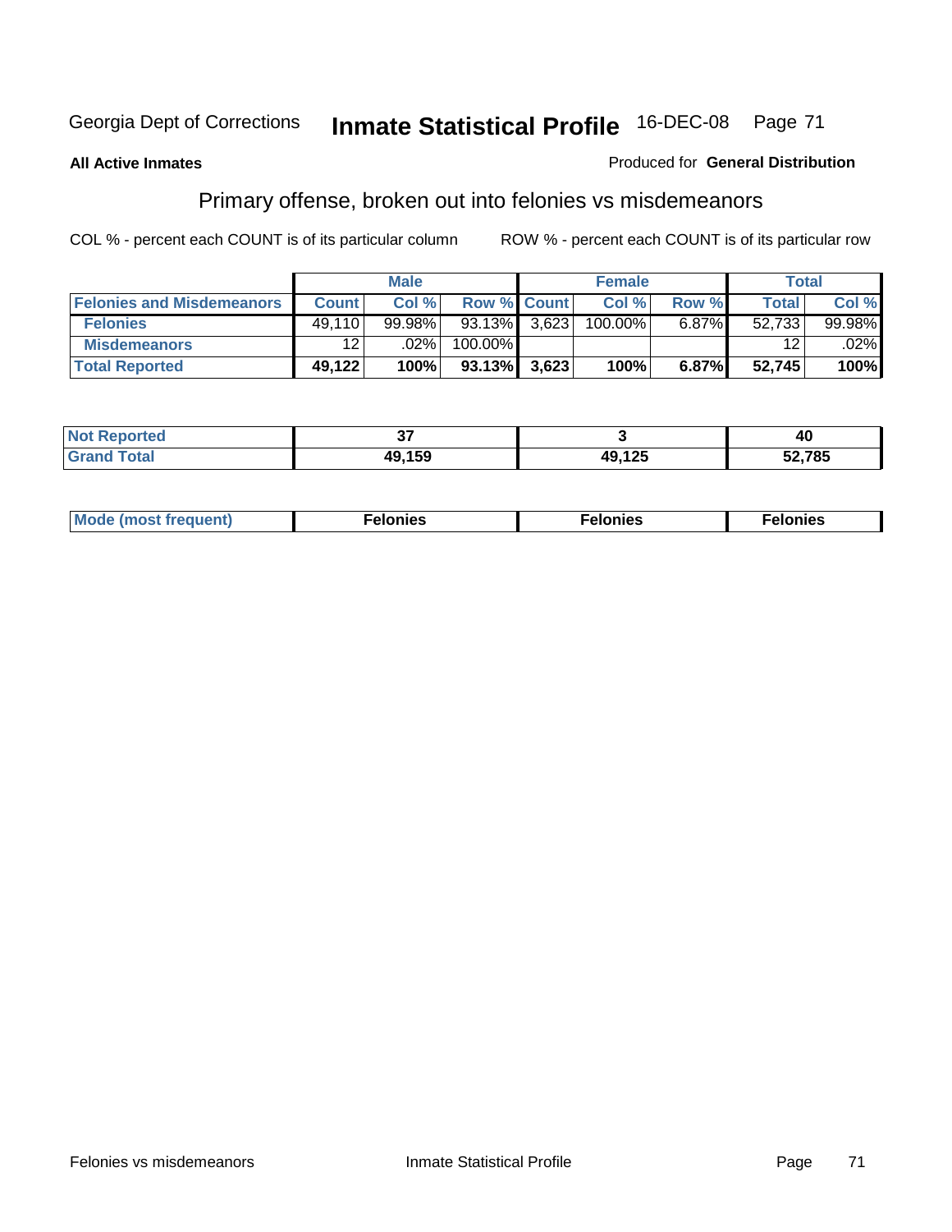Georgia Dept of Corrections **Inmate Statistical Profile** 16-DEC-08 Page 71

**All Active Inmates**

Produced for **General Distribution**

## Primary offense, broken out into felonies vs misdemeanors

COL % - percent each COUNT is of its particular column

ROW % - percent each COUNT is of its particular row

| | Male | | | Female | | | Total | |
|---|---|---|---|---|---|---|---|---|
| **Felonies and Misdemeanors** | **Count** | **Col %** | **Row %** | **Count** | **Col %** | **Row %** | **Total** | **Col %** |
| **Felonies** | 49,110 | 99.98% | 93.13% | 3,623 | 100.00% | 6.87% | 52,733 | 99.98% |
| **Misdemeanors** | 12 | .02% | 100.00% | | | | 12 | .02% |
| **Total Reported** | **49,122** | **100%** | **93.13%** | **3,623** | **100%** | **6.87%** | **52,745** | **100%** |

| | Male | Female | Total |
|---|---|---|---|
| **Not Reported** | **37** | **3** | **40** |
| **Grand Total** | **49,159** | **49,125** | **52,785** |

| | Male | Female | Total |
|---|---|---|---|
| **Mode (most frequent)** | **Felonies** | **Felonies** | **Felonies** |

Felonies vs misdemeanors | Inmate Statistical Profile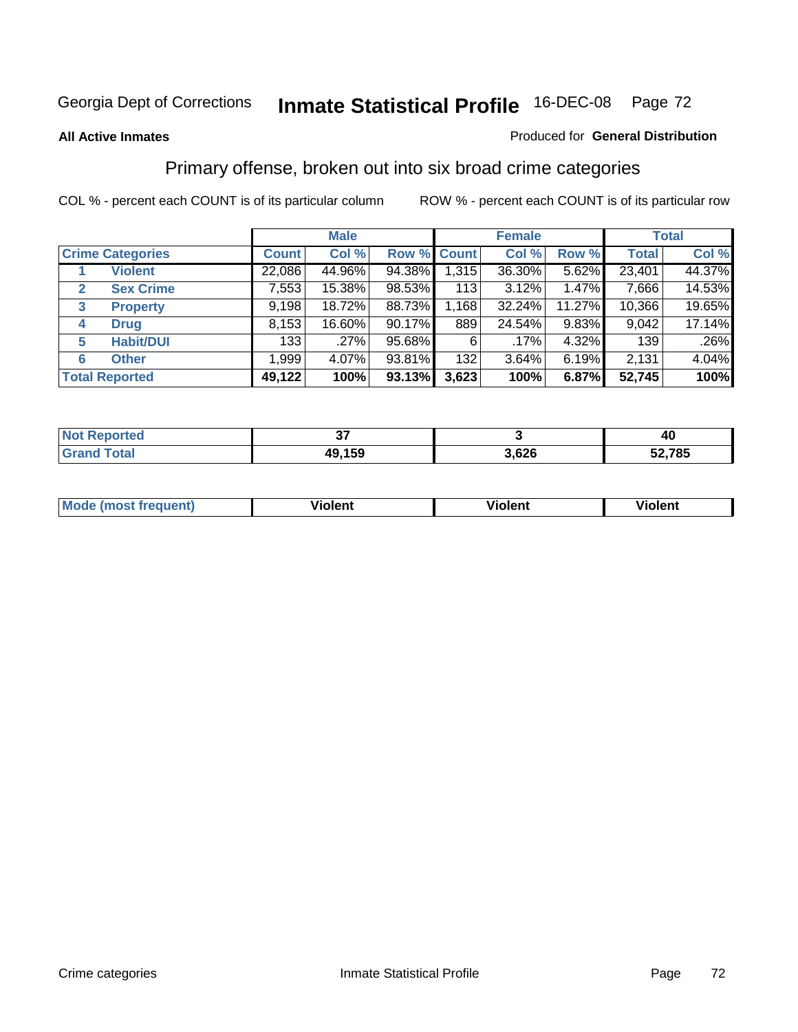Georgia Dept of Corrections **Inmate Statistical Profile** 16-DEC-08

**All Active Inmates**

Produced for **General Distribution**

## Primary offense, broken out into six broad crime categories

COL % - percent each COUNT is of its particular column

ROW % - percent each COUNT is of its particular row

| | | Male | | | Female | | | Total | |
|---|---|---|---|---|---|---|---|---|---|
| **Crime Categories** | | **Count** | **Col %** | **Row %** | **Count** | **Col %** | **Row %** | **Total** | **Col %** |
| 1 | **Violent** | 22,086 | 44.96% | 94.38% | 1,315 | 36.30% | 5.62% | 23,401 | 44.37% |
| 2 | **Sex Crime** | 7,553 | 15.38% | 98.53% | 113 | 3.12% | 1.47% | 7,666 | 14.53% |
| 3 | **Property** | 9,198 | 18.72% | 88.73% | 1,168 | 32.24% | 11.27% | 10,366 | 19.65% |
| 4 | **Drug** | 8,153 | 16.60% | 90.17% | 889 | 24.54% | 9.83% | 9,042 | 17.14% |
| 5 | **Habit/DUI** | 133 | .27% | 95.68% | 6 | .17% | 4.32% | 139 | .26% |
| 6 | **Other** | 1,999 | 4.07% | 93.81% | 132 | 3.64% | 6.19% | 2,131 | 4.04% |
| **Total Reported** | | **49,122** | **100%** | **93.13%** | **3,623** | **100%** | **6.87%** | **52,745** | **100%** |

| | Male | Female | Total |
|---|---|---|---|
| **Not Reported** | **37** | **3** | **40** |
| **Grand Total** | **49,159** | **3,626** | **52,785** |

| | Male | Female | Total |
|---|---|---|---|
| **Mode (most frequent)** | **Violent** | **Violent** | **Violent** |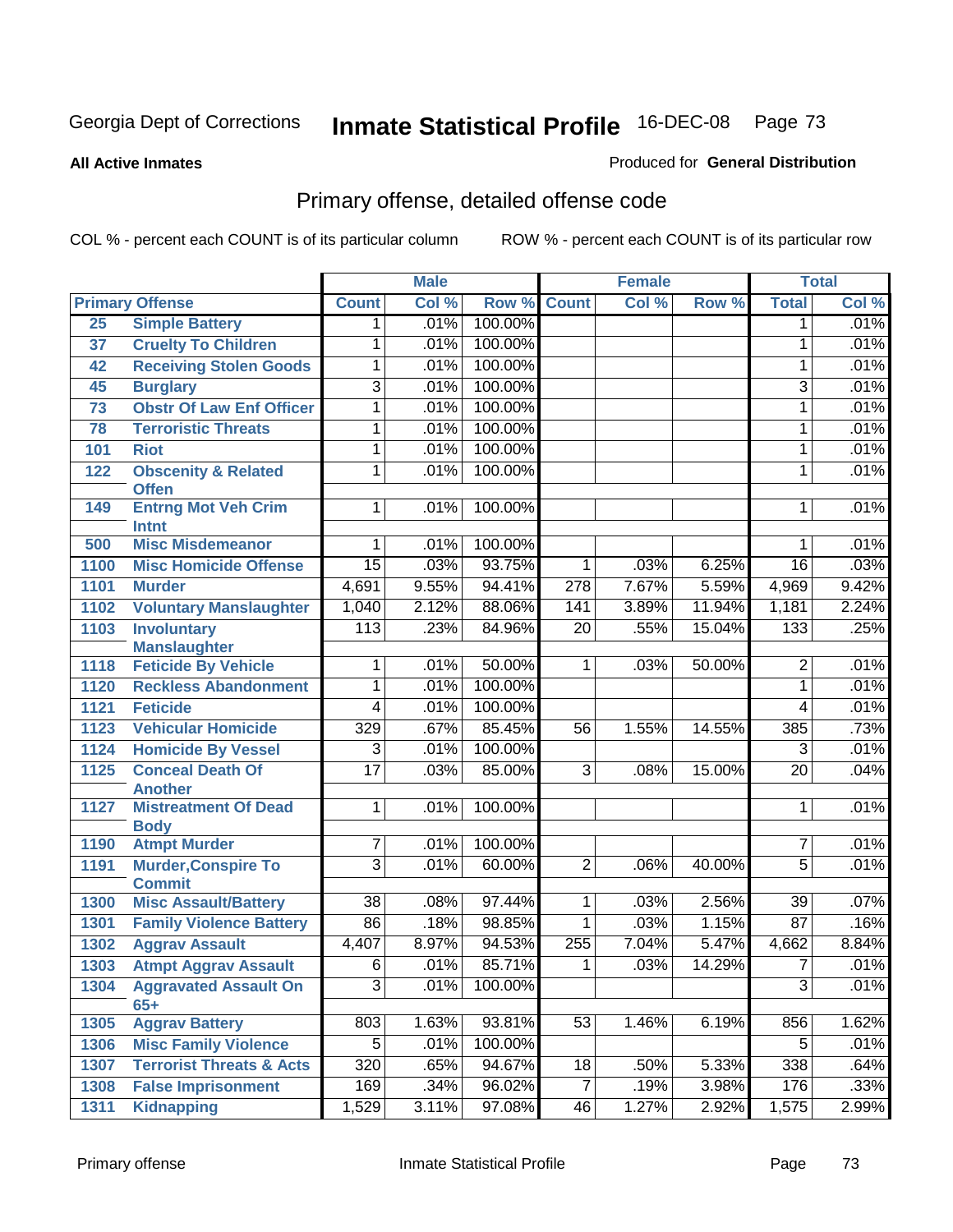Georgia Dept of Corrections **Inmate Statistical Profile** 16-DEC-08

**All Active Inmates**

Produced for **General Distribution**

## Primary offense, detailed offense code

COL % - percent each COUNT is of its particular column

ROW % - percent each COUNT is of its particular row

| Primary Offense | | Male | | | Female | | | Total | |
|---|---|---|---|---|---|---|---|---|---|
| | | Count | Col % | Row % | Count | Col % | Row % | Total | Col % |
| 25 | Simple Battery | 1 | .01% | 100.00% | | | | 1 | .01% |
| 37 | Cruelty To Children | 1 | .01% | 100.00% | | | | 1 | .01% |
| 42 | Receiving Stolen Goods | 1 | .01% | 100.00% | | | | 1 | .01% |
| 45 | Burglary | 3 | .01% | 100.00% | | | | 3 | .01% |
| 73 | Obstr Of Law Enf Officer | 1 | .01% | 100.00% | | | | 1 | .01% |
| 78 | Terroristic Threats | 1 | .01% | 100.00% | | | | 1 | .01% |
| 101 | Riot | 1 | .01% | 100.00% | | | | 1 | .01% |
| 122 | Obscenity & Related Offen | 1 | .01% | 100.00% | | | | 1 | .01% |
| 149 | Entrng Mot Veh Crim Intnt | 1 | .01% | 100.00% | | | | 1 | .01% |
| 500 | Misc Misdemeanor | 1 | .01% | 100.00% | | | | 1 | .01% |
| 1100 | Misc Homicide Offense | 15 | .03% | 93.75% | 1 | .03% | 6.25% | 16 | .03% |
| 1101 | Murder | 4,691 | 9.55% | 94.41% | 278 | 7.67% | 5.59% | 4,969 | 9.42% |
| 1102 | Voluntary Manslaughter | 1,040 | 2.12% | 88.06% | 141 | 3.89% | 11.94% | 1,181 | 2.24% |
| 1103 | Involuntary Manslaughter | 113 | .23% | 84.96% | 20 | .55% | 15.04% | 133 | .25% |
| 1118 | Feticide By Vehicle | 1 | .01% | 50.00% | 1 | .03% | 50.00% | 2 | .01% |
| 1120 | Reckless Abandonment | 1 | .01% | 100.00% | | | | 1 | .01% |
| 1121 | Feticide | 4 | .01% | 100.00% | | | | 4 | .01% |
| 1123 | Vehicular Homicide | 329 | .67% | 85.45% | 56 | 1.55% | 14.55% | 385 | .73% |
| 1124 | Homicide By Vessel | 3 | .01% | 100.00% | | | | 3 | .01% |
| 1125 | Conceal Death Of Another | 17 | .03% | 85.00% | 3 | .08% | 15.00% | 20 | .04% |
| 1127 | Mistreatment Of Dead Body | 1 | .01% | 100.00% | | | | 1 | .01% |
| 1190 | Atmpt Murder | 7 | .01% | 100.00% | | | | 7 | .01% |
| 1191 | Murder,Conspire To Commit | 3 | .01% | 60.00% | 2 | .06% | 40.00% | 5 | .01% |
| 1300 | Misc Assault/Battery | 38 | .08% | 97.44% | 1 | .03% | 2.56% | 39 | .07% |
| 1301 | Family Violence Battery | 86 | .18% | 98.85% | 1 | .03% | 1.15% | 87 | .16% |
| 1302 | Aggrav Assault | 4,407 | 8.97% | 94.53% | 255 | 7.04% | 5.47% | 4,662 | 8.84% |
| 1303 | Atmpt Aggrav Assault | 6 | .01% | 85.71% | 1 | .03% | 14.29% | 7 | .01% |
| 1304 | Aggravated Assault On 65+ | 3 | .01% | 100.00% | | | | 3 | .01% |
| 1305 | Aggrav Battery | 803 | 1.63% | 93.81% | 53 | 1.46% | 6.19% | 856 | 1.62% |
| 1306 | Misc Family Violence | 5 | .01% | 100.00% | | | | 5 | .01% |
| 1307 | Terrorist Threats & Acts | 320 | .65% | 94.67% | 18 | .50% | 5.33% | 338 | .64% |
| 1308 | False Imprisonment | 169 | .34% | 96.02% | 7 | .19% | 3.98% | 176 | .33% |
| 1311 | Kidnapping | 1,529 | 3.11% | 97.08% | 46 | 1.27% | 2.92% | 1,575 | 2.99% |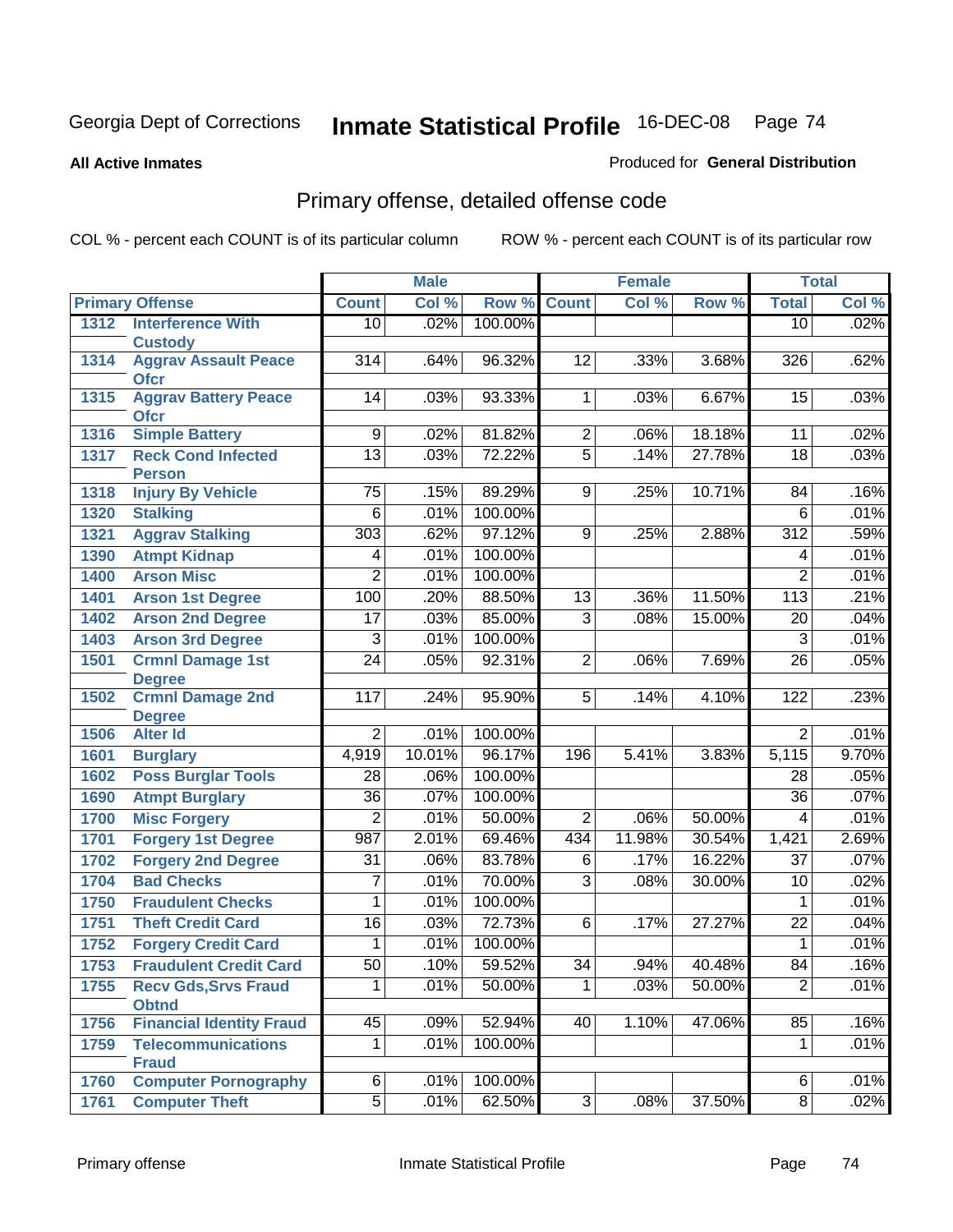Georgia Dept of Corrections **Inmate Statistical Profile** 16-DEC-08

**All Active Inmates**

Produced for **General Distribution**

## Primary offense, detailed offense code

COL % - percent each COUNT is of its particular column ROW % - percent each COUNT is of its particular row

| Primary Offense | | Male | | | Female | | | Total | |
|---|---|---|---|---|---|---|---|---|---|
| | | Count | Col % | Row % | Count | Col % | Row % | Total | Col % |
| 1312 | Interference With Custody | 10 | .02% | 100.00% | | | | 10 | .02% |
| 1314 | Aggrav Assault Peace Ofcr | 314 | .64% | 96.32% | 12 | .33% | 3.68% | 326 | .62% |
| 1315 | Aggrav Battery Peace Ofcr | 14 | .03% | 93.33% | 1 | .03% | 6.67% | 15 | .03% |
| 1316 | Simple Battery | 9 | .02% | 81.82% | 2 | .06% | 18.18% | 11 | .02% |
| 1317 | Reck Cond Infected Person | 13 | .03% | 72.22% | 5 | .14% | 27.78% | 18 | .03% |
| 1318 | Injury By Vehicle | 75 | .15% | 89.29% | 9 | .25% | 10.71% | 84 | .16% |
| 1320 | Stalking | 6 | .01% | 100.00% | | | | 6 | .01% |
| 1321 | Aggrav Stalking | 303 | .62% | 97.12% | 9 | .25% | 2.88% | 312 | .59% |
| 1390 | Atmpt Kidnap | 4 | .01% | 100.00% | | | | 4 | .01% |
| 1400 | Arson Misc | 2 | .01% | 100.00% | | | | 2 | .01% |
| 1401 | Arson 1st Degree | 100 | .20% | 88.50% | 13 | .36% | 11.50% | 113 | .21% |
| 1402 | Arson 2nd Degree | 17 | .03% | 85.00% | 3 | .08% | 15.00% | 20 | .04% |
| 1403 | Arson 3rd Degree | 3 | .01% | 100.00% | | | | 3 | .01% |
| 1501 | Crmnl Damage 1st Degree | 24 | .05% | 92.31% | 2 | .06% | 7.69% | 26 | .05% |
| 1502 | Crmnl Damage 2nd Degree | 117 | .24% | 95.90% | 5 | .14% | 4.10% | 122 | .23% |
| 1506 | Alter Id | 2 | .01% | 100.00% | | | | 2 | .01% |
| 1601 | Burglary | 4,919 | 10.01% | 96.17% | 196 | 5.41% | 3.83% | 5,115 | 9.70% |
| 1602 | Poss Burglar Tools | 28 | .06% | 100.00% | | | | 28 | .05% |
| 1690 | Atmpt Burglary | 36 | .07% | 100.00% | | | | 36 | .07% |
| 1700 | Misc Forgery | 2 | .01% | 50.00% | 2 | .06% | 50.00% | 4 | .01% |
| 1701 | Forgery 1st Degree | 987 | 2.01% | 69.46% | 434 | 11.98% | 30.54% | 1,421 | 2.69% |
| 1702 | Forgery 2nd Degree | 31 | .06% | 83.78% | 6 | .17% | 16.22% | 37 | .07% |
| 1704 | Bad Checks | 7 | .01% | 70.00% | 3 | .08% | 30.00% | 10 | .02% |
| 1750 | Fraudulent Checks | 1 | .01% | 100.00% | | | | 1 | .01% |
| 1751 | Theft Credit Card | 16 | .03% | 72.73% | 6 | .17% | 27.27% | 22 | .04% |
| 1752 | Forgery Credit Card | 1 | .01% | 100.00% | | | | 1 | .01% |
| 1753 | Fraudulent Credit Card | 50 | .10% | 59.52% | 34 | .94% | 40.48% | 84 | .16% |
| 1755 | Recv Gds,Srvs Fraud Obtnd | 1 | .01% | 50.00% | 1 | .03% | 50.00% | 2 | .01% |
| 1756 | Financial Identity Fraud | 45 | .09% | 52.94% | 40 | 1.10% | 47.06% | 85 | .16% |
| 1759 | Telecommunications Fraud | 1 | .01% | 100.00% | | | | 1 | .01% |
| 1760 | Computer Pornography | 6 | .01% | 100.00% | | | | 6 | .01% |
| 1761 | Computer Theft | 5 | .01% | 62.50% | 3 | .08% | 37.50% | 8 | .02% |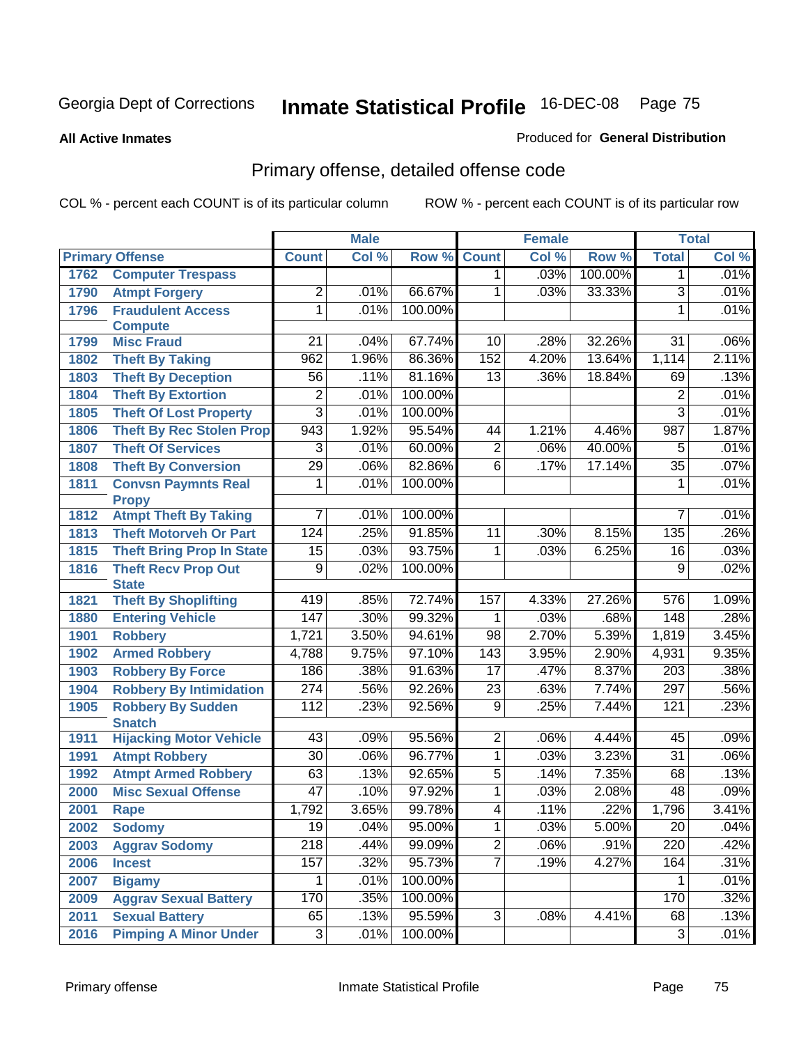Georgia Dept of Corrections **Inmate Statistical Profile** 16-DEC-08

**All Active Inmates**

Produced for **General Distribution**

## Primary offense, detailed offense code

COL % - percent each COUNT is of its particular column

ROW % - percent each COUNT is of its particular row

| Primary Offense | | Male | | | Female | | | Total | |
|---|---|---|---|---|---|---|---|---|---|
| | | Count | Col % | Row % | Count | Col % | Row % | Total | Col % |
| 1762 | Computer Trespass | | | | 1 | .03% | 100.00% | 1 | .01% |
| 1790 | Atmpt Forgery | 2 | .01% | 66.67% | 1 | .03% | 33.33% | 3 | .01% |
| 1796 | Fraudulent Access Compute | 1 | .01% | 100.00% | | | | 1 | .01% |
| 1799 | Misc Fraud | 21 | .04% | 67.74% | 10 | .28% | 32.26% | 31 | .06% |
| 1802 | Theft By Taking | 962 | 1.96% | 86.36% | 152 | 4.20% | 13.64% | 1,114 | 2.11% |
| 1803 | Theft By Deception | 56 | .11% | 81.16% | 13 | .36% | 18.84% | 69 | .13% |
| 1804 | Theft By Extortion | 2 | .01% | 100.00% | | | | 2 | .01% |
| 1805 | Theft Of Lost Property | 3 | .01% | 100.00% | | | | 3 | .01% |
| 1806 | Theft By Rec Stolen Prop | 943 | 1.92% | 95.54% | 44 | 1.21% | 4.46% | 987 | 1.87% |
| 1807 | Theft Of Services | 3 | .01% | 60.00% | 2 | .06% | 40.00% | 5 | .01% |
| 1808 | Theft By Conversion | 29 | .06% | 82.86% | 6 | .17% | 17.14% | 35 | .07% |
| 1811 | Convsn Paymnts Real Propy | 1 | .01% | 100.00% | | | | 1 | .01% |
| 1812 | Atmpt Theft By Taking | 7 | .01% | 100.00% | | | | 7 | .01% |
| 1813 | Theft Motorveh Or Part | 124 | .25% | 91.85% | 11 | .30% | 8.15% | 135 | .26% |
| 1815 | Theft Bring Prop In State | 15 | .03% | 93.75% | 1 | .03% | 6.25% | 16 | .03% |
| 1816 | Theft Recv Prop Out State | 9 | .02% | 100.00% | | | | 9 | .02% |
| 1821 | Theft By Shoplifting | 419 | .85% | 72.74% | 157 | 4.33% | 27.26% | 576 | 1.09% |
| 1880 | Entering Vehicle | 147 | .30% | 99.32% | 1 | .03% | .68% | 148 | .28% |
| 1901 | Robbery | 1,721 | 3.50% | 94.61% | 98 | 2.70% | 5.39% | 1,819 | 3.45% |
| 1902 | Armed Robbery | 4,788 | 9.75% | 97.10% | 143 | 3.95% | 2.90% | 4,931 | 9.35% |
| 1903 | Robbery By Force | 186 | .38% | 91.63% | 17 | .47% | 8.37% | 203 | .38% |
| 1904 | Robbery By Intimidation | 274 | .56% | 92.26% | 23 | .63% | 7.74% | 297 | .56% |
| 1905 | Robbery By Sudden Snatch | 112 | .23% | 92.56% | 9 | .25% | 7.44% | 121 | .23% |
| 1911 | Hijacking Motor Vehicle | 43 | .09% | 95.56% | 2 | .06% | 4.44% | 45 | .09% |
| 1991 | Atmpt Robbery | 30 | .06% | 96.77% | 1 | .03% | 3.23% | 31 | .06% |
| 1992 | Atmpt Armed Robbery | 63 | .13% | 92.65% | 5 | .14% | 7.35% | 68 | .13% |
| 2000 | Misc Sexual Offense | 47 | .10% | 97.92% | 1 | .03% | 2.08% | 48 | .09% |
| 2001 | Rape | 1,792 | 3.65% | 99.78% | 4 | .11% | .22% | 1,796 | 3.41% |
| 2002 | Sodomy | 19 | .04% | 95.00% | 1 | .03% | 5.00% | 20 | .04% |
| 2003 | Aggrav Sodomy | 218 | .44% | 99.09% | 2 | .06% | .91% | 220 | .42% |
| 2006 | Incest | 157 | .32% | 95.73% | 7 | .19% | 4.27% | 164 | .31% |
| 2007 | Bigamy | 1 | .01% | 100.00% | | | | 1 | .01% |
| 2009 | Aggrav Sexual Battery | 170 | .35% | 100.00% | | | | 170 | .32% |
| 2011 | Sexual Battery | 65 | .13% | 95.59% | 3 | .08% | 4.41% | 68 | .13% |
| 2016 | Pimping A Minor Under | 3 | .01% | 100.00% | | | | 3 | .01% |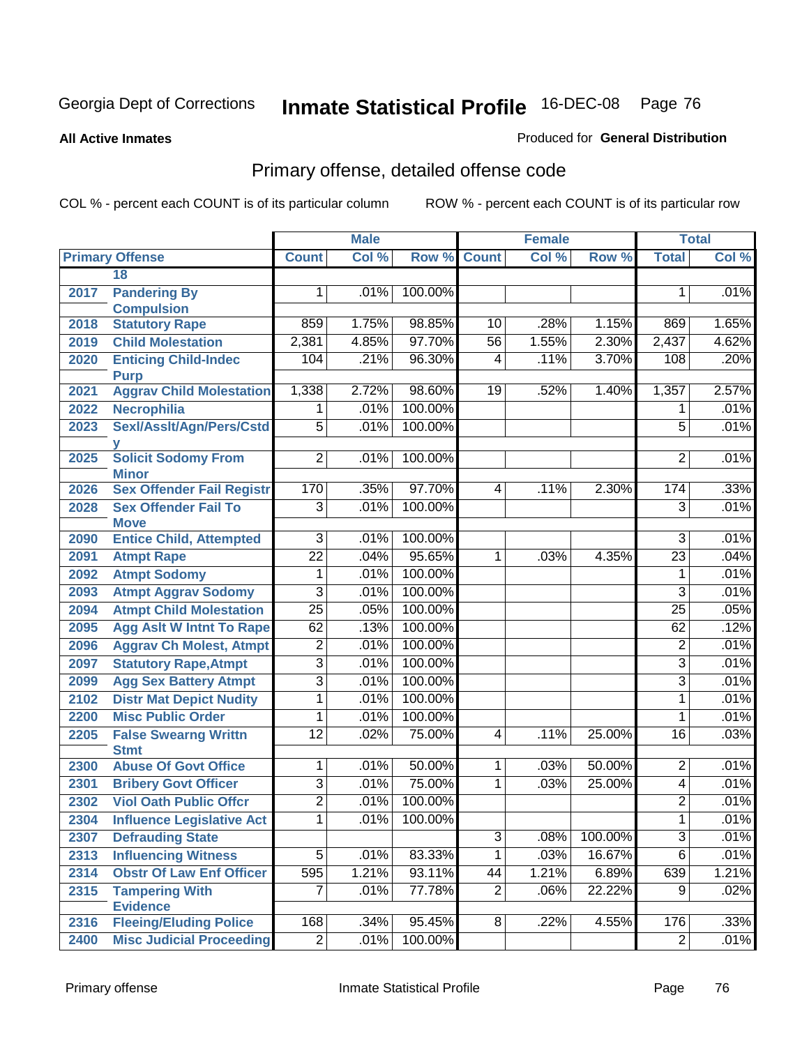Georgia Dept of Corrections **Inmate Statistical Profile** 16-DEC-08

**All Active Inmates**

Produced for **General Distribution**

## Primary offense, detailed offense code

COL % - percent each COUNT is of its particular column

ROW % - percent each COUNT is of its particular row

| Primary Offense | | Male | | | Female | | | Total | |
|---|---|---|---|---|---|---|---|---|---|
| | | Count | Col % | Row % | Count | Col % | Row % | Total | Col % |
| | 18 | | | | | | | | |
| 2017 | Pandering By Compulsion | 1 | .01% | 100.00% | | | | 1 | .01% |
| 2018 | Statutory Rape | 859 | 1.75% | 98.85% | 10 | .28% | 1.15% | 869 | 1.65% |
| 2019 | Child Molestation | 2,381 | 4.85% | 97.70% | 56 | 1.55% | 2.30% | 2,437 | 4.62% |
| 2020 | Enticing Child-Indec Purp | 104 | .21% | 96.30% | 4 | .11% | 3.70% | 108 | .20% |
| 2021 | Aggrav Child Molestation | 1,338 | 2.72% | 98.60% | 19 | .52% | 1.40% | 1,357 | 2.57% |
| 2022 | Necrophilia | 1 | .01% | 100.00% | | | | 1 | .01% |
| 2023 | Sexl/Asslt/Agn/Pers/Cstdy | 5 | .01% | 100.00% | | | | 5 | .01% |
| 2025 | Solicit Sodomy From Minor | 2 | .01% | 100.00% | | | | 2 | .01% |
| 2026 | Sex Offender Fail Registr | 170 | .35% | 97.70% | 4 | .11% | 2.30% | 174 | .33% |
| 2028 | Sex Offender Fail To Move | 3 | .01% | 100.00% | | | | 3 | .01% |
| 2090 | Entice Child, Attempted | 3 | .01% | 100.00% | | | | 3 | .01% |
| 2091 | Atmpt Rape | 22 | .04% | 95.65% | 1 | .03% | 4.35% | 23 | .04% |
| 2092 | Atmpt Sodomy | 1 | .01% | 100.00% | | | | 1 | .01% |
| 2093 | Atmpt Aggrav Sodomy | 3 | .01% | 100.00% | | | | 3 | .01% |
| 2094 | Atmpt Child Molestation | 25 | .05% | 100.00% | | | | 25 | .05% |
| 2095 | Agg Aslt W Intnt To Rape | 62 | .13% | 100.00% | | | | 62 | .12% |
| 2096 | Aggrav Ch Molest, Atmpt | 2 | .01% | 100.00% | | | | 2 | .01% |
| 2097 | Statutory Rape,Atmpt | 3 | .01% | 100.00% | | | | 3 | .01% |
| 2099 | Agg Sex Battery Atmpt | 3 | .01% | 100.00% | | | | 3 | .01% |
| 2102 | Distr Mat Depict Nudity | 1 | .01% | 100.00% | | | | 1 | .01% |
| 2200 | Misc Public Order | 1 | .01% | 100.00% | | | | 1 | .01% |
| 2205 | False Swearng Writtn Stmt | 12 | .02% | 75.00% | 4 | .11% | 25.00% | 16 | .03% |
| 2300 | Abuse Of Govt Office | 1 | .01% | 50.00% | 1 | .03% | 50.00% | 2 | .01% |
| 2301 | Bribery Govt Officer | 3 | .01% | 75.00% | 1 | .03% | 25.00% | 4 | .01% |
| 2302 | Viol Oath Public Offcr | 2 | .01% | 100.00% | | | | 2 | .01% |
| 2304 | Influence Legislative Act | 1 | .01% | 100.00% | | | | 1 | .01% |
| 2307 | Defrauding State | | | | 3 | .08% | 100.00% | 3 | .01% |
| 2313 | Influencing Witness | 5 | .01% | 83.33% | 1 | .03% | 16.67% | 6 | .01% |
| 2314 | Obstr Of Law Enf Officer | 595 | 1.21% | 93.11% | 44 | 1.21% | 6.89% | 639 | 1.21% |
| 2315 | Tampering With Evidence | 7 | .01% | 77.78% | 2 | .06% | 22.22% | 9 | .02% |
| 2316 | Fleeing/Eluding Police | 168 | .34% | 95.45% | 8 | .22% | 4.55% | 176 | .33% |
| 2400 | Misc Judicial Proceeding | 2 | .01% | 100.00% | | | | 2 | .01% |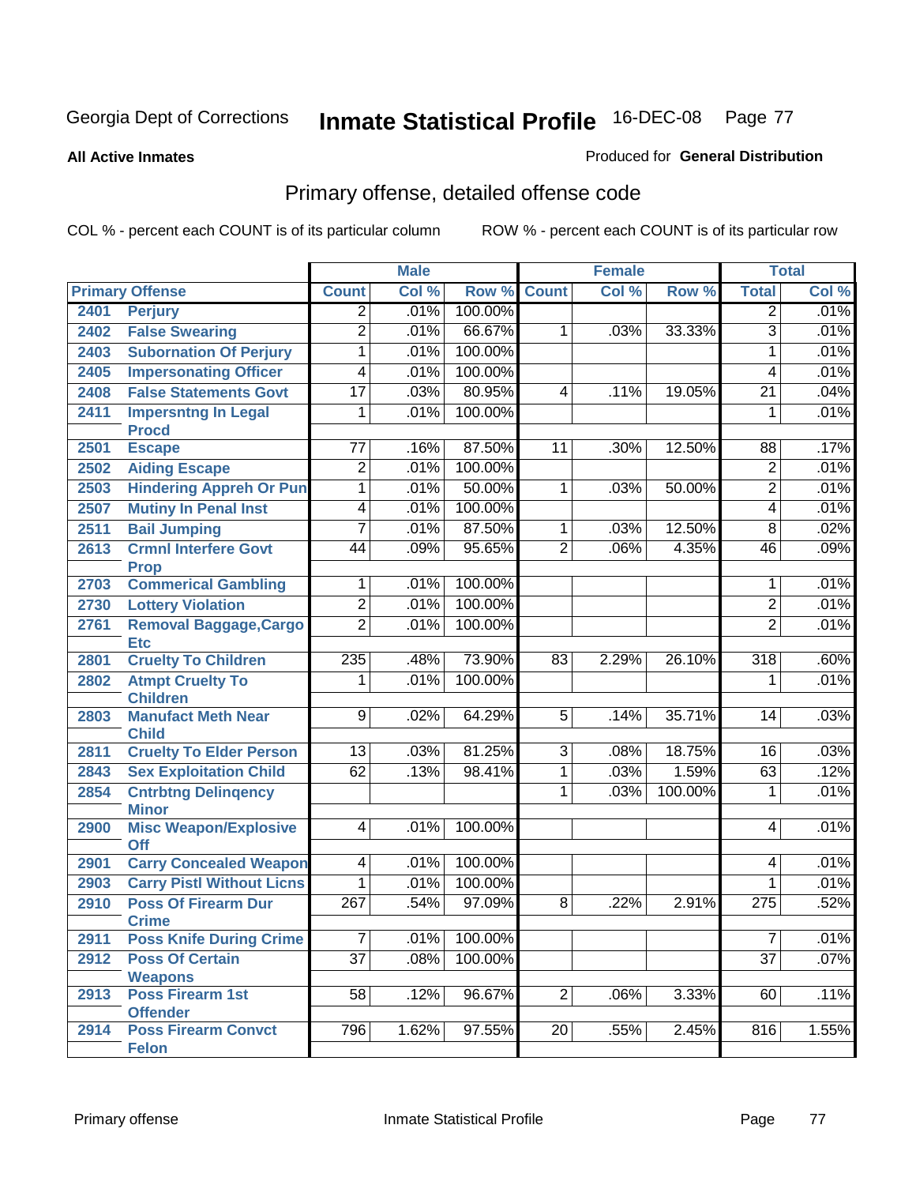Georgia Dept of Corrections **Inmate Statistical Profile** 16-DEC-08

**All Active Inmates**

Produced for **General Distribution**

## Primary offense, detailed offense code

COL % - percent each COUNT is of its particular column ROW % - percent each COUNT is of its particular row

| Primary Offense | | Male | | | Female | | | Total | |
|---|---|---|---|---|---|---|---|---|---|
| | | Count | Col % | Row % | Count | Col % | Row % | Total | Col % |
| 2401 | Perjury | 2 | .01% | 100.00% | | | | 2 | .01% |
| 2402 | False Swearing | 2 | .01% | 66.67% | 1 | .03% | 33.33% | 3 | .01% |
| 2403 | Subornation Of Perjury | 1 | .01% | 100.00% | | | | 1 | .01% |
| 2405 | Impersonating Officer | 4 | .01% | 100.00% | | | | 4 | .01% |
| 2408 | False Statements Govt | 17 | .03% | 80.95% | 4 | .11% | 19.05% | 21 | .04% |
| 2411 | Impersntng In Legal Procd | 1 | .01% | 100.00% | | | | 1 | .01% |
| 2501 | Escape | 77 | .16% | 87.50% | 11 | .30% | 12.50% | 88 | .17% |
| 2502 | Aiding Escape | 2 | .01% | 100.00% | | | | 2 | .01% |
| 2503 | Hindering Appreh Or Pun | 1 | .01% | 50.00% | 1 | .03% | 50.00% | 2 | .01% |
| 2507 | Mutiny In Penal Inst | 4 | .01% | 100.00% | | | | 4 | .01% |
| 2511 | Bail Jumping | 7 | .01% | 87.50% | 1 | .03% | 12.50% | 8 | .02% |
| 2613 | Crmnl Interfere Govt Prop | 44 | .09% | 95.65% | 2 | .06% | 4.35% | 46 | .09% |
| 2703 | Commerical Gambling | 1 | .01% | 100.00% | | | | 1 | .01% |
| 2730 | Lottery Violation | 2 | .01% | 100.00% | | | | 2 | .01% |
| 2761 | Removal Baggage,Cargo Etc | 2 | .01% | 100.00% | | | | 2 | .01% |
| 2801 | Cruelty To Children | 235 | .48% | 73.90% | 83 | 2.29% | 26.10% | 318 | .60% |
| 2802 | Atmpt Cruelty To Children | 1 | .01% | 100.00% | | | | 1 | .01% |
| 2803 | Manufact Meth Near Child | 9 | .02% | 64.29% | 5 | .14% | 35.71% | 14 | .03% |
| 2811 | Cruelty To Elder Person | 13 | .03% | 81.25% | 3 | .08% | 18.75% | 16 | .03% |
| 2843 | Sex Exploitation Child | 62 | .13% | 98.41% | 1 | .03% | 1.59% | 63 | .12% |
| 2854 | Cntrbtng Delinqency Minor | | | | 1 | .03% | 100.00% | 1 | .01% |
| 2900 | Misc Weapon/Explosive Off | 4 | .01% | 100.00% | | | | 4 | .01% |
| 2901 | Carry Concealed Weapon | 4 | .01% | 100.00% | | | | 4 | .01% |
| 2903 | Carry Pistl Without Licns | 1 | .01% | 100.00% | | | | 1 | .01% |
| 2910 | Poss Of Firearm Dur Crime | 267 | .54% | 97.09% | 8 | .22% | 2.91% | 275 | .52% |
| 2911 | Poss Knife During Crime | 7 | .01% | 100.00% | | | | 7 | .01% |
| 2912 | Poss Of Certain Weapons | 37 | .08% | 100.00% | | | | 37 | .07% |
| 2913 | Poss Firearm 1st Offender | 58 | .12% | 96.67% | 2 | .06% | 3.33% | 60 | .11% |
| 2914 | Poss Firearm Convct Felon | 796 | 1.62% | 97.55% | 20 | .55% | 2.45% | 816 | 1.55% |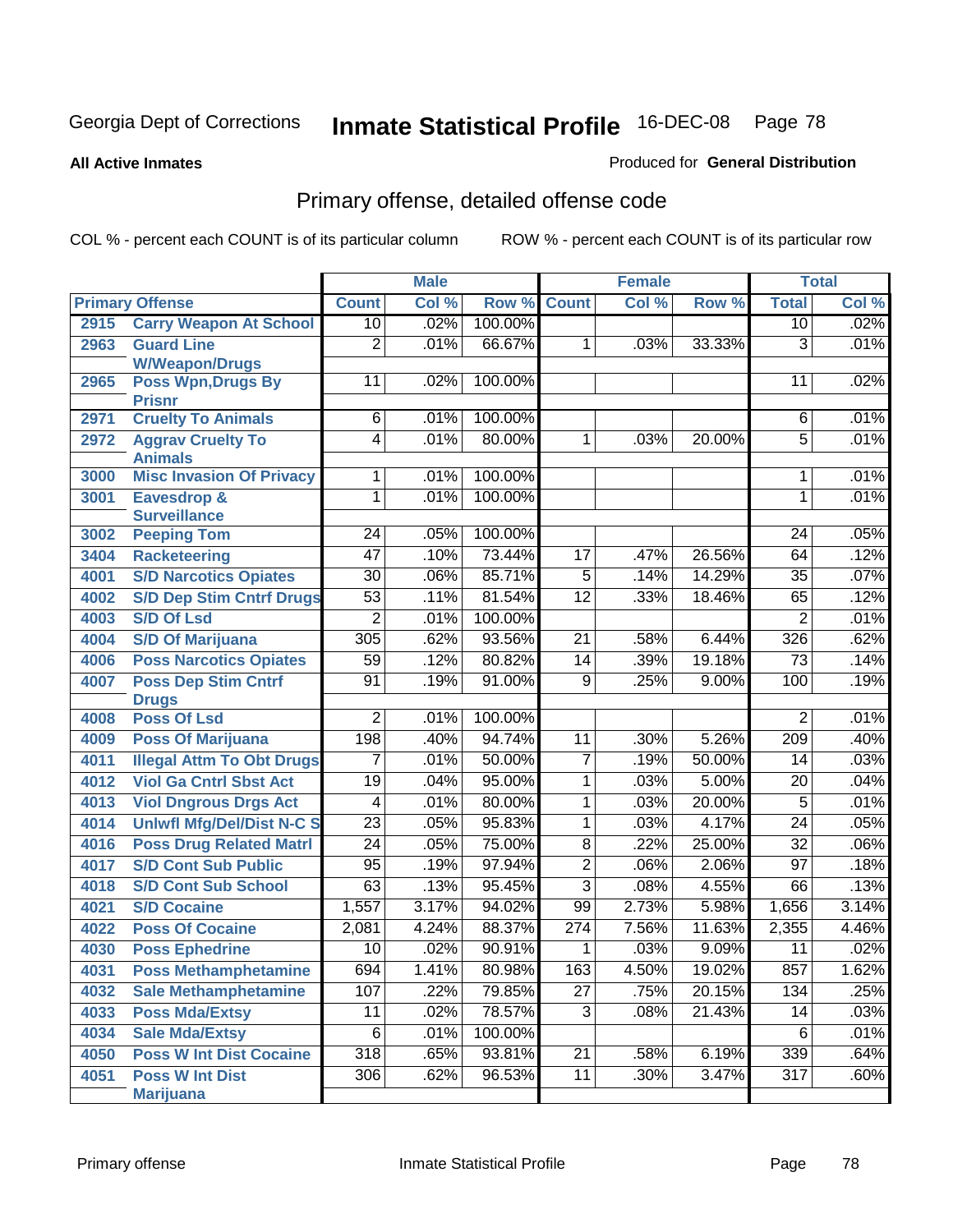Georgia Dept of Corrections **Inmate Statistical Profile** 16-DEC-08

**All Active Inmates**

Produced for **General Distribution**

## Primary offense, detailed offense code

COL % - percent each COUNT is of its particular column ROW % - percent each COUNT is of its particular row

| Primary Offense | | Male | | | Female | | | Total | |
|---|---|---|---|---|---|---|---|---|---|
| | | Count | Col % | Row % | Count | Col % | Row % | Total | Col % |
| 2915 | Carry Weapon At School | 10 | .02% | 100.00% | | | | 10 | .02% |
| 2963 | Guard Line W/Weapon/Drugs | 2 | .01% | 66.67% | 1 | .03% | 33.33% | 3 | .01% |
| 2965 | Poss Wpn,Drugs By Prisnr | 11 | .02% | 100.00% | | | | 11 | .02% |
| 2971 | Cruelty To Animals | 6 | .01% | 100.00% | | | | 6 | .01% |
| 2972 | Aggrav Cruelty To Animals | 4 | .01% | 80.00% | 1 | .03% | 20.00% | 5 | .01% |
| 3000 | Misc Invasion Of Privacy | 1 | .01% | 100.00% | | | | 1 | .01% |
| 3001 | Eavesdrop & Surveillance | 1 | .01% | 100.00% | | | | 1 | .01% |
| 3002 | Peeping Tom | 24 | .05% | 100.00% | | | | 24 | .05% |
| 3404 | Racketeering | 47 | .10% | 73.44% | 17 | .47% | 26.56% | 64 | .12% |
| 4001 | S/D Narcotics Opiates | 30 | .06% | 85.71% | 5 | .14% | 14.29% | 35 | .07% |
| 4002 | S/D Dep Stim Cntrf Drugs | 53 | .11% | 81.54% | 12 | .33% | 18.46% | 65 | .12% |
| 4003 | S/D Of Lsd | 2 | .01% | 100.00% | | | | 2 | .01% |
| 4004 | S/D Of Marijuana | 305 | .62% | 93.56% | 21 | .58% | 6.44% | 326 | .62% |
| 4006 | Poss Narcotics Opiates | 59 | .12% | 80.82% | 14 | .39% | 19.18% | 73 | .14% |
| 4007 | Poss Dep Stim Cntrf Drugs | 91 | .19% | 91.00% | 9 | .25% | 9.00% | 100 | .19% |
| 4008 | Poss Of Lsd | 2 | .01% | 100.00% | | | | 2 | .01% |
| 4009 | Poss Of Marijuana | 198 | .40% | 94.74% | 11 | .30% | 5.26% | 209 | .40% |
| 4011 | Illegal Attm To Obt Drugs | 7 | .01% | 50.00% | 7 | .19% | 50.00% | 14 | .03% |
| 4012 | Viol Ga Cntrl Sbst Act | 19 | .04% | 95.00% | 1 | .03% | 5.00% | 20 | .04% |
| 4013 | Viol Dngrous Drgs Act | 4 | .01% | 80.00% | 1 | .03% | 20.00% | 5 | .01% |
| 4014 | Unlwfl Mfg/Del/Dist N-C S | 23 | .05% | 95.83% | 1 | .03% | 4.17% | 24 | .05% |
| 4016 | Poss Drug Related Matrl | 24 | .05% | 75.00% | 8 | .22% | 25.00% | 32 | .06% |
| 4017 | S/D Cont Sub Public | 95 | .19% | 97.94% | 2 | .06% | 2.06% | 97 | .18% |
| 4018 | S/D Cont Sub School | 63 | .13% | 95.45% | 3 | .08% | 4.55% | 66 | .13% |
| 4021 | S/D Cocaine | 1,557 | 3.17% | 94.02% | 99 | 2.73% | 5.98% | 1,656 | 3.14% |
| 4022 | Poss Of Cocaine | 2,081 | 4.24% | 88.37% | 274 | 7.56% | 11.63% | 2,355 | 4.46% |
| 4030 | Poss Ephedrine | 10 | .02% | 90.91% | 1 | .03% | 9.09% | 11 | .02% |
| 4031 | Poss Methamphetamine | 694 | 1.41% | 80.98% | 163 | 4.50% | 19.02% | 857 | 1.62% |
| 4032 | Sale Methamphetamine | 107 | .22% | 79.85% | 27 | .75% | 20.15% | 134 | .25% |
| 4033 | Poss Mda/Extsy | 11 | .02% | 78.57% | 3 | .08% | 21.43% | 14 | .03% |
| 4034 | Sale Mda/Extsy | 6 | .01% | 100.00% | | | | 6 | .01% |
| 4050 | Poss W Int Dist Cocaine | 318 | .65% | 93.81% | 21 | .58% | 6.19% | 339 | .64% |
| 4051 | Poss W Int Dist Marijuana | 306 | .62% | 96.53% | 11 | .30% | 3.47% | 317 | .60% |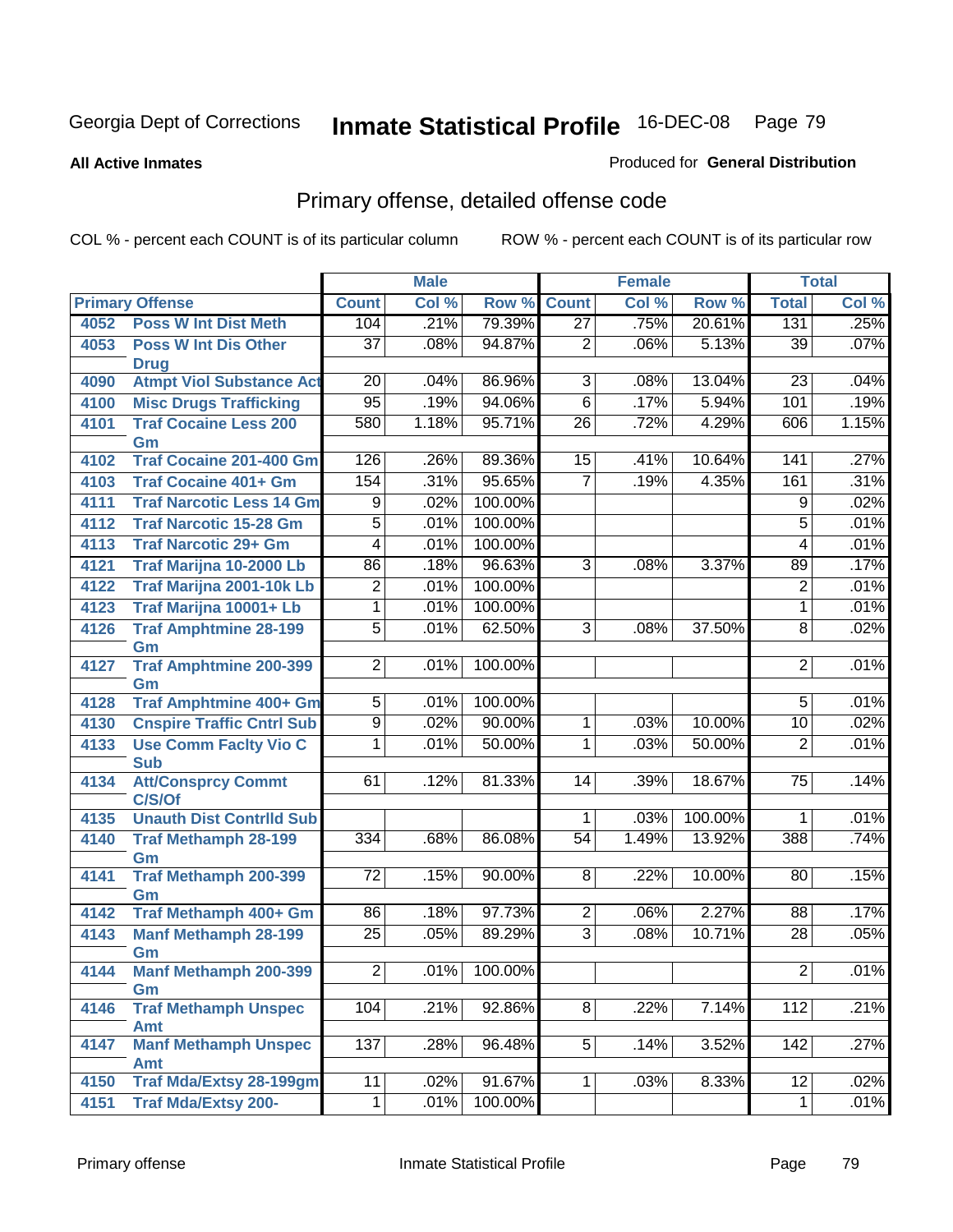Georgia Dept of Corrections **Inmate Statistical Profile** 16-DEC-08

**All Active Inmates**

Produced for **General Distribution**

## Primary offense, detailed offense code

COL % - percent each COUNT is of its particular column ROW % - percent each COUNT is of its particular row

| Primary Offense | | Male | | | Female | | | Total | |
|---|---|---|---|---|---|---|---|---|---|
| | | Count | Col % | Row % | Count | Col % | Row % | Total | Col % |
| 4052 | Poss W Int Dist Meth | 104 | .21% | 79.39% | 27 | .75% | 20.61% | 131 | .25% |
| 4053 | Poss W Int Dis Other Drug | 37 | .08% | 94.87% | 2 | .06% | 5.13% | 39 | .07% |
| 4090 | Atmpt Viol Substance Act | 20 | .04% | 86.96% | 3 | .08% | 13.04% | 23 | .04% |
| 4100 | Misc Drugs Trafficking | 95 | .19% | 94.06% | 6 | .17% | 5.94% | 101 | .19% |
| 4101 | Traf Cocaine Less 200 Gm | 580 | 1.18% | 95.71% | 26 | .72% | 4.29% | 606 | 1.15% |
| 4102 | Traf Cocaine 201-400 Gm | 126 | .26% | 89.36% | 15 | .41% | 10.64% | 141 | .27% |
| 4103 | Traf Cocaine 401+ Gm | 154 | .31% | 95.65% | 7 | .19% | 4.35% | 161 | .31% |
| 4111 | Traf Narcotic Less 14 Gm | 9 | .02% | 100.00% | | | | 9 | .02% |
| 4112 | Traf Narcotic 15-28 Gm | 5 | .01% | 100.00% | | | | 5 | .01% |
| 4113 | Traf Narcotic 29+ Gm | 4 | .01% | 100.00% | | | | 4 | .01% |
| 4121 | Traf Marijna 10-2000 Lb | 86 | .18% | 96.63% | 3 | .08% | 3.37% | 89 | .17% |
| 4122 | Traf Marijna 2001-10k Lb | 2 | .01% | 100.00% | | | | 2 | .01% |
| 4123 | Traf Marijna 10001+ Lb | 1 | .01% | 100.00% | | | | 1 | .01% |
| 4126 | Traf Amphtmine 28-199 Gm | 5 | .01% | 62.50% | 3 | .08% | 37.50% | 8 | .02% |
| 4127 | Traf Amphtmine 200-399 Gm | 2 | .01% | 100.00% | | | | 2 | .01% |
| 4128 | Traf Amphtmine 400+ Gm | 5 | .01% | 100.00% | | | | 5 | .01% |
| 4130 | Cnspire Traffic Cntrl Sub | 9 | .02% | 90.00% | 1 | .03% | 10.00% | 10 | .02% |
| 4133 | Use Comm Faclty Vio C Sub | 1 | .01% | 50.00% | 1 | .03% | 50.00% | 2 | .01% |
| 4134 | Att/Consprcy Commt C/S/Of | 61 | .12% | 81.33% | 14 | .39% | 18.67% | 75 | .14% |
| 4135 | Unauth Dist Contrlld Sub | | | | 1 | .03% | 100.00% | 1 | .01% |
| 4140 | Traf Methamph 28-199 Gm | 334 | .68% | 86.08% | 54 | 1.49% | 13.92% | 388 | .74% |
| 4141 | Traf Methamph 200-399 Gm | 72 | .15% | 90.00% | 8 | .22% | 10.00% | 80 | .15% |
| 4142 | Traf Methamph 400+ Gm | 86 | .18% | 97.73% | 2 | .06% | 2.27% | 88 | .17% |
| 4143 | Manf Methamph 28-199 Gm | 25 | .05% | 89.29% | 3 | .08% | 10.71% | 28 | .05% |
| 4144 | Manf Methamph 200-399 Gm | 2 | .01% | 100.00% | | | | 2 | .01% |
| 4146 | Traf Methamph Unspec Amt | 104 | .21% | 92.86% | 8 | .22% | 7.14% | 112 | .21% |
| 4147 | Manf Methamph Unspec Amt | 137 | .28% | 96.48% | 5 | .14% | 3.52% | 142 | .27% |
| 4150 | Traf Mda/Extsy 28-199gm | 11 | .02% | 91.67% | 1 | .03% | 8.33% | 12 | .02% |
| 4151 | Traf Mda/Extsy 200- | 1 | .01% | 100.00% | | | | 1 | .01% |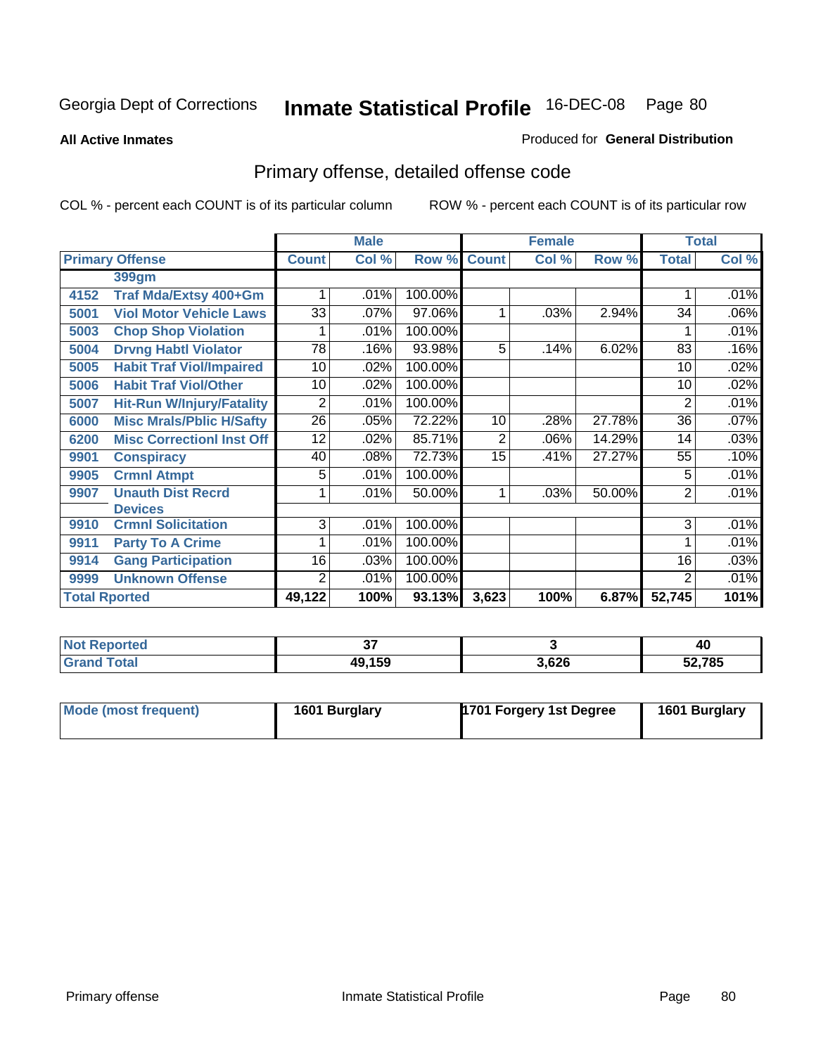Georgia Dept of Corrections

# Inmate Statistical Profile

16-DEC-08

**All Active Inmates**

Produced for **General Distribution**

## Primary offense, detailed offense code

COL % - percent each COUNT is of its particular column

ROW % - percent each COUNT is of its particular row

| Primary Offense | | Male | | | Female | | | Total | |
|---|---|---|---|---|---|---|---|---|---|
| | | Count | Col % | Row % | Count | Col % | Row % | Total | Col % |
| | 399gm | | | | | | | | |
| 4152 | Traf Mda/Extsy 400+Gm | 1 | .01% | 100.00% | | | | 1 | .01% |
| 5001 | Viol Motor Vehicle Laws | 33 | .07% | 97.06% | 1 | .03% | 2.94% | 34 | .06% |
| 5003 | Chop Shop Violation | 1 | .01% | 100.00% | | | | 1 | .01% |
| 5004 | Drvng Habtl Violator | 78 | .16% | 93.98% | 5 | .14% | 6.02% | 83 | .16% |
| 5005 | Habit Traf Viol/Impaired | 10 | .02% | 100.00% | | | | 10 | .02% |
| 5006 | Habit Traf Viol/Other | 10 | .02% | 100.00% | | | | 10 | .02% |
| 5007 | Hit-Run W/Injury/Fatality | 2 | .01% | 100.00% | | | | 2 | .01% |
| 6000 | Misc Mrals/Pblic H/Safty | 26 | .05% | 72.22% | 10 | .28% | 27.78% | 36 | .07% |
| 6200 | Misc Correctionl Inst Off | 12 | .02% | 85.71% | 2 | .06% | 14.29% | 14 | .03% |
| 9901 | Conspiracy | 40 | .08% | 72.73% | 15 | .41% | 27.27% | 55 | .10% |
| 9905 | Crmnl Atmpt | 5 | .01% | 100.00% | | | | 5 | .01% |
| 9907 | Unauth Dist Recrd Devices | 1 | .01% | 50.00% | 1 | .03% | 50.00% | 2 | .01% |
| 9910 | Crmnl Solicitation | 3 | .01% | 100.00% | | | | 3 | .01% |
| 9911 | Party To A Crime | 1 | .01% | 100.00% | | | | 1 | .01% |
| 9914 | Gang Participation | 16 | .03% | 100.00% | | | | 16 | .03% |
| 9999 | Unknown Offense | 2 | .01% | 100.00% | | | | 2 | .01% |
| Total Rported | | 49,122 | 100% | 93.13% | 3,623 | 100% | 6.87% | 52,745 | 101% |

| | Male | Female | Total |
|---|---|---|---|
| Not Reported | 37 | 3 | 40 |
| Grand Total | 49,159 | 3,626 | 52,785 |

| | Male | Female | Total |
|---|---|---|---|
| Mode (most frequent) | 1601 Burglary | 1701 Forgery 1st Degree | 1601 Burglary |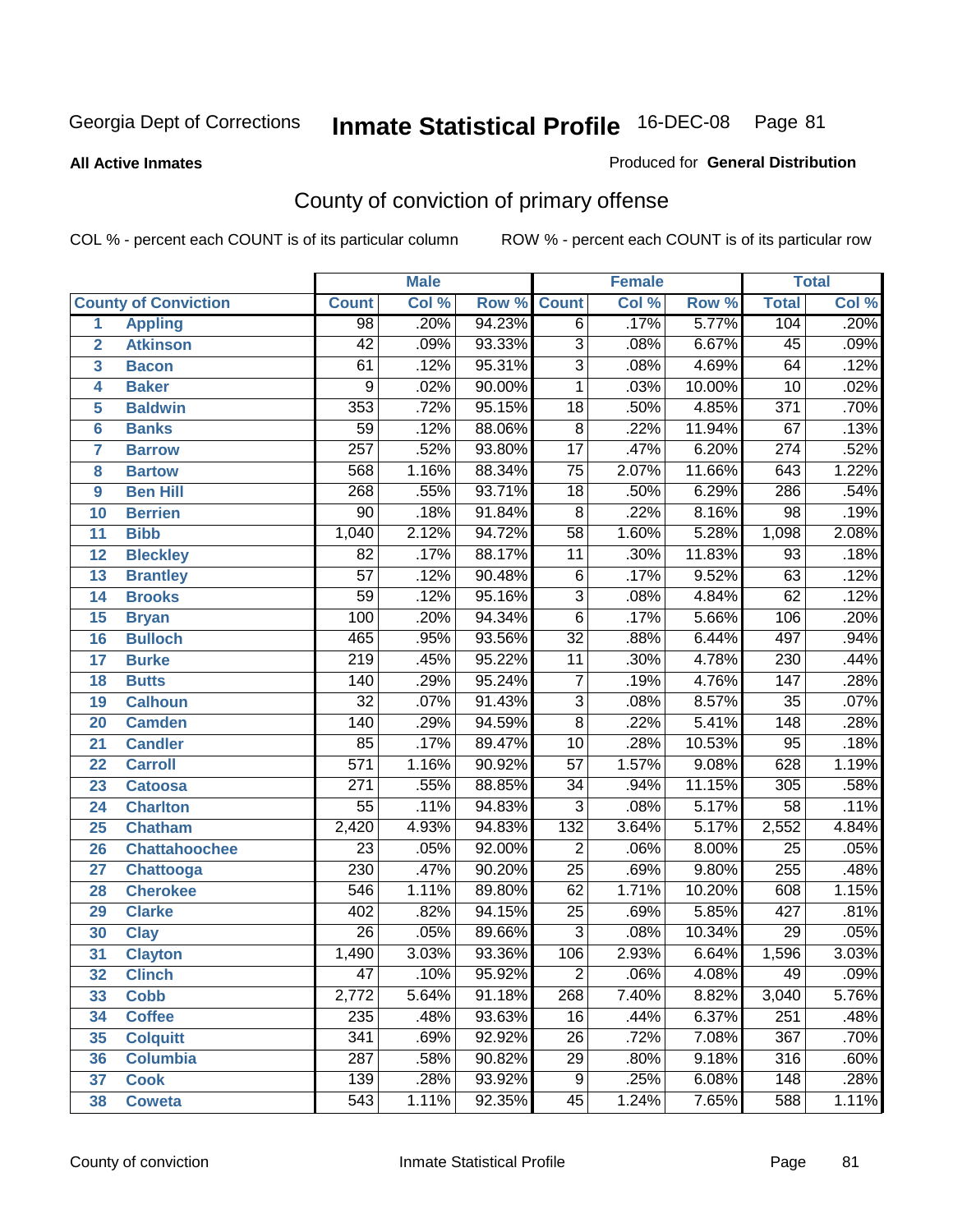Georgia Dept of Corrections **Inmate Statistical Profile** 16-DEC-08

**All Active Inmates**

Produced for **General Distribution**

## County of conviction of primary offense

COL % - percent each COUNT is of its particular column ROW % - percent each COUNT is of its particular row

| | | Male | | | Female | | | Total | |
|---|---|---|---|---|---|---|---|---|---|
| **County of Conviction** | | **Count** | **Col %** | **Row %** | **Count** | **Col %** | **Row %** | **Total** | **Col %** |
| 1 | **Appling** | 98 | .20% | 94.23% | 6 | .17% | 5.77% | 104 | .20% |
| 2 | **Atkinson** | 42 | .09% | 93.33% | 3 | .08% | 6.67% | 45 | .09% |
| 3 | **Bacon** | 61 | .12% | 95.31% | 3 | .08% | 4.69% | 64 | .12% |
| 4 | **Baker** | 9 | .02% | 90.00% | 1 | .03% | 10.00% | 10 | .02% |
| 5 | **Baldwin** | 353 | .72% | 95.15% | 18 | .50% | 4.85% | 371 | .70% |
| 6 | **Banks** | 59 | .12% | 88.06% | 8 | .22% | 11.94% | 67 | .13% |
| 7 | **Barrow** | 257 | .52% | 93.80% | 17 | .47% | 6.20% | 274 | .52% |
| 8 | **Bartow** | 568 | 1.16% | 88.34% | 75 | 2.07% | 11.66% | 643 | 1.22% |
| 9 | **Ben Hill** | 268 | .55% | 93.71% | 18 | .50% | 6.29% | 286 | .54% |
| 10 | **Berrien** | 90 | .18% | 91.84% | 8 | .22% | 8.16% | 98 | .19% |
| 11 | **Bibb** | 1,040 | 2.12% | 94.72% | 58 | 1.60% | 5.28% | 1,098 | 2.08% |
| 12 | **Bleckley** | 82 | .17% | 88.17% | 11 | .30% | 11.83% | 93 | .18% |
| 13 | **Brantley** | 57 | .12% | 90.48% | 6 | .17% | 9.52% | 63 | .12% |
| 14 | **Brooks** | 59 | .12% | 95.16% | 3 | .08% | 4.84% | 62 | .12% |
| 15 | **Bryan** | 100 | .20% | 94.34% | 6 | .17% | 5.66% | 106 | .20% |
| 16 | **Bulloch** | 465 | .95% | 93.56% | 32 | .88% | 6.44% | 497 | .94% |
| 17 | **Burke** | 219 | .45% | 95.22% | 11 | .30% | 4.78% | 230 | .44% |
| 18 | **Butts** | 140 | .29% | 95.24% | 7 | .19% | 4.76% | 147 | .28% |
| 19 | **Calhoun** | 32 | .07% | 91.43% | 3 | .08% | 8.57% | 35 | .07% |
| 20 | **Camden** | 140 | .29% | 94.59% | 8 | .22% | 5.41% | 148 | .28% |
| 21 | **Candler** | 85 | .17% | 89.47% | 10 | .28% | 10.53% | 95 | .18% |
| 22 | **Carroll** | 571 | 1.16% | 90.92% | 57 | 1.57% | 9.08% | 628 | 1.19% |
| 23 | **Catoosa** | 271 | .55% | 88.85% | 34 | .94% | 11.15% | 305 | .58% |
| 24 | **Charlton** | 55 | .11% | 94.83% | 3 | .08% | 5.17% | 58 | .11% |
| 25 | **Chatham** | 2,420 | 4.93% | 94.83% | 132 | 3.64% | 5.17% | 2,552 | 4.84% |
| 26 | **Chattahoochee** | 23 | .05% | 92.00% | 2 | .06% | 8.00% | 25 | .05% |
| 27 | **Chattooga** | 230 | .47% | 90.20% | 25 | .69% | 9.80% | 255 | .48% |
| 28 | **Cherokee** | 546 | 1.11% | 89.80% | 62 | 1.71% | 10.20% | 608 | 1.15% |
| 29 | **Clarke** | 402 | .82% | 94.15% | 25 | .69% | 5.85% | 427 | .81% |
| 30 | **Clay** | 26 | .05% | 89.66% | 3 | .08% | 10.34% | 29 | .05% |
| 31 | **Clayton** | 1,490 | 3.03% | 93.36% | 106 | 2.93% | 6.64% | 1,596 | 3.03% |
| 32 | **Clinch** | 47 | .10% | 95.92% | 2 | .06% | 4.08% | 49 | .09% |
| 33 | **Cobb** | 2,772 | 5.64% | 91.18% | 268 | 7.40% | 8.82% | 3,040 | 5.76% |
| 34 | **Coffee** | 235 | .48% | 93.63% | 16 | .44% | 6.37% | 251 | .48% |
| 35 | **Colquitt** | 341 | .69% | 92.92% | 26 | .72% | 7.08% | 367 | .70% |
| 36 | **Columbia** | 287 | .58% | 90.82% | 29 | .80% | 9.18% | 316 | .60% |
| 37 | **Cook** | 139 | .28% | 93.92% | 9 | .25% | 6.08% | 148 | .28% |
| 38 | **Coweta** | 543 | 1.11% | 92.35% | 45 | 1.24% | 7.65% | 588 | 1.11% |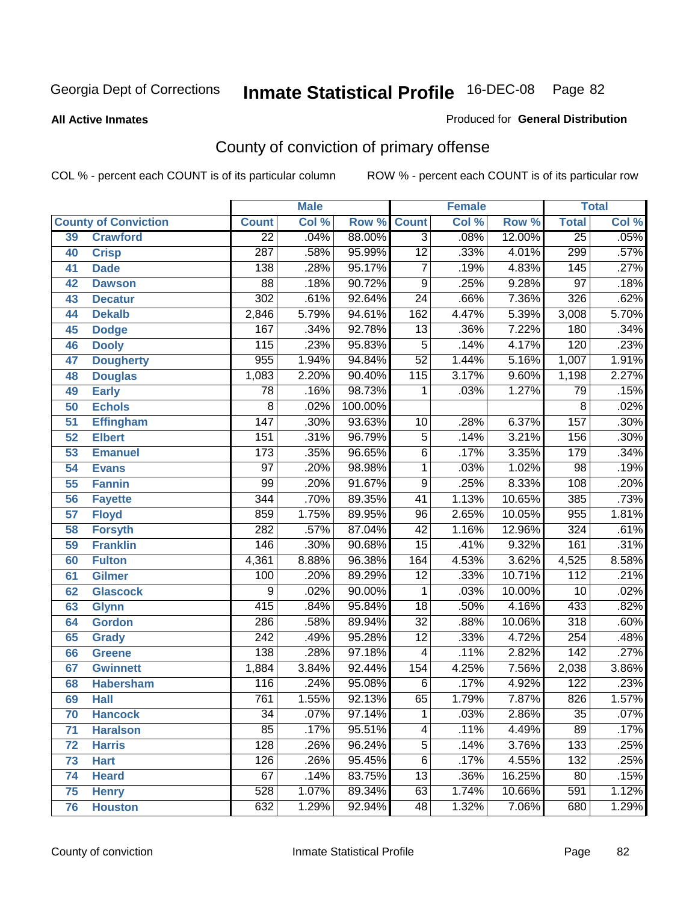Georgia Dept of Corrections **Inmate Statistical Profile** 16-DEC-08

**All Active Inmates**

Produced for **General Distribution**

## County of conviction of primary offense

COL % - percent each COUNT is of its particular column     ROW % - percent each COUNT is of its particular row

| County of Conviction | | Male | | | Female | | | Total | |
|---|---|---|---|---|---|---|---|---|---|
| | | Count | Col % | Row % | Count | Col % | Row % | Total | Col % |
| 39 | Crawford | 22 | .04% | 88.00% | 3 | .08% | 12.00% | 25 | .05% |
| 40 | Crisp | 287 | .58% | 95.99% | 12 | .33% | 4.01% | 299 | .57% |
| 41 | Dade | 138 | .28% | 95.17% | 7 | .19% | 4.83% | 145 | .27% |
| 42 | Dawson | 88 | .18% | 90.72% | 9 | .25% | 9.28% | 97 | .18% |
| 43 | Decatur | 302 | .61% | 92.64% | 24 | .66% | 7.36% | 326 | .62% |
| 44 | Dekalb | 2,846 | 5.79% | 94.61% | 162 | 4.47% | 5.39% | 3,008 | 5.70% |
| 45 | Dodge | 167 | .34% | 92.78% | 13 | .36% | 7.22% | 180 | .34% |
| 46 | Dooly | 115 | .23% | 95.83% | 5 | .14% | 4.17% | 120 | .23% |
| 47 | Dougherty | 955 | 1.94% | 94.84% | 52 | 1.44% | 5.16% | 1,007 | 1.91% |
| 48 | Douglas | 1,083 | 2.20% | 90.40% | 115 | 3.17% | 9.60% | 1,198 | 2.27% |
| 49 | Early | 78 | .16% | 98.73% | 1 | .03% | 1.27% | 79 | .15% |
| 50 | Echols | 8 | .02% | 100.00% | | | | 8 | .02% |
| 51 | Effingham | 147 | .30% | 93.63% | 10 | .28% | 6.37% | 157 | .30% |
| 52 | Elbert | 151 | .31% | 96.79% | 5 | .14% | 3.21% | 156 | .30% |
| 53 | Emanuel | 173 | .35% | 96.65% | 6 | .17% | 3.35% | 179 | .34% |
| 54 | Evans | 97 | .20% | 98.98% | 1 | .03% | 1.02% | 98 | .19% |
| 55 | Fannin | 99 | .20% | 91.67% | 9 | .25% | 8.33% | 108 | .20% |
| 56 | Fayette | 344 | .70% | 89.35% | 41 | 1.13% | 10.65% | 385 | .73% |
| 57 | Floyd | 859 | 1.75% | 89.95% | 96 | 2.65% | 10.05% | 955 | 1.81% |
| 58 | Forsyth | 282 | .57% | 87.04% | 42 | 1.16% | 12.96% | 324 | .61% |
| 59 | Franklin | 146 | .30% | 90.68% | 15 | .41% | 9.32% | 161 | .31% |
| 60 | Fulton | 4,361 | 8.88% | 96.38% | 164 | 4.53% | 3.62% | 4,525 | 8.58% |
| 61 | Gilmer | 100 | .20% | 89.29% | 12 | .33% | 10.71% | 112 | .21% |
| 62 | Glascock | 9 | .02% | 90.00% | 1 | .03% | 10.00% | 10 | .02% |
| 63 | Glynn | 415 | .84% | 95.84% | 18 | .50% | 4.16% | 433 | .82% |
| 64 | Gordon | 286 | .58% | 89.94% | 32 | .88% | 10.06% | 318 | .60% |
| 65 | Grady | 242 | .49% | 95.28% | 12 | .33% | 4.72% | 254 | .48% |
| 66 | Greene | 138 | .28% | 97.18% | 4 | .11% | 2.82% | 142 | .27% |
| 67 | Gwinnett | 1,884 | 3.84% | 92.44% | 154 | 4.25% | 7.56% | 2,038 | 3.86% |
| 68 | Habersham | 116 | .24% | 95.08% | 6 | .17% | 4.92% | 122 | .23% |
| 69 | Hall | 761 | 1.55% | 92.13% | 65 | 1.79% | 7.87% | 826 | 1.57% |
| 70 | Hancock | 34 | .07% | 97.14% | 1 | .03% | 2.86% | 35 | .07% |
| 71 | Haralson | 85 | .17% | 95.51% | 4 | .11% | 4.49% | 89 | .17% |
| 72 | Harris | 128 | .26% | 96.24% | 5 | .14% | 3.76% | 133 | .25% |
| 73 | Hart | 126 | .26% | 95.45% | 6 | .17% | 4.55% | 132 | .25% |
| 74 | Heard | 67 | .14% | 83.75% | 13 | .36% | 16.25% | 80 | .15% |
| 75 | Henry | 528 | 1.07% | 89.34% | 63 | 1.74% | 10.66% | 591 | 1.12% |
| 76 | Houston | 632 | 1.29% | 92.94% | 48 | 1.32% | 7.06% | 680 | 1.29% |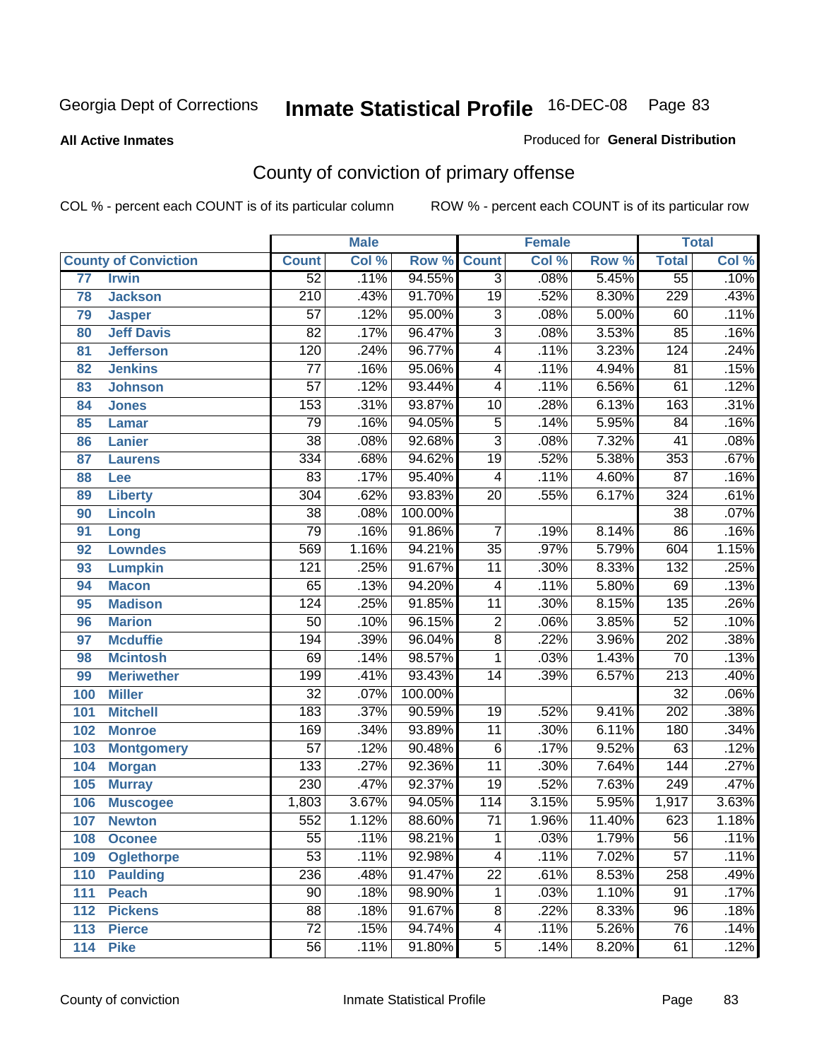Georgia Dept of Corrections **Inmate Statistical Profile** 16-DEC-08

**All Active Inmates**

Produced for **General Distribution**

## County of conviction of primary offense

COL % - percent each COUNT is of its particular column ROW % - percent each COUNT is of its particular row

| County of Conviction | | Male | | | Female | | | Total | |
|---|---|---|---|---|---|---|---|---|---|
| | | Count | Col % | Row % | Count | Col % | Row % | Total | Col % |
| 77 | Irwin | 52 | .11% | 94.55% | 3 | .08% | 5.45% | 55 | .10% |
| 78 | Jackson | 210 | .43% | 91.70% | 19 | .52% | 8.30% | 229 | .43% |
| 79 | Jasper | 57 | .12% | 95.00% | 3 | .08% | 5.00% | 60 | .11% |
| 80 | Jeff Davis | 82 | .17% | 96.47% | 3 | .08% | 3.53% | 85 | .16% |
| 81 | Jefferson | 120 | .24% | 96.77% | 4 | .11% | 3.23% | 124 | .24% |
| 82 | Jenkins | 77 | .16% | 95.06% | 4 | .11% | 4.94% | 81 | .15% |
| 83 | Johnson | 57 | .12% | 93.44% | 4 | .11% | 6.56% | 61 | .12% |
| 84 | Jones | 153 | .31% | 93.87% | 10 | .28% | 6.13% | 163 | .31% |
| 85 | Lamar | 79 | .16% | 94.05% | 5 | .14% | 5.95% | 84 | .16% |
| 86 | Lanier | 38 | .08% | 92.68% | 3 | .08% | 7.32% | 41 | .08% |
| 87 | Laurens | 334 | .68% | 94.62% | 19 | .52% | 5.38% | 353 | .67% |
| 88 | Lee | 83 | .17% | 95.40% | 4 | .11% | 4.60% | 87 | .16% |
| 89 | Liberty | 304 | .62% | 93.83% | 20 | .55% | 6.17% | 324 | .61% |
| 90 | Lincoln | 38 | .08% | 100.00% | | | | 38 | .07% |
| 91 | Long | 79 | .16% | 91.86% | 7 | .19% | 8.14% | 86 | .16% |
| 92 | Lowndes | 569 | 1.16% | 94.21% | 35 | .97% | 5.79% | 604 | 1.15% |
| 93 | Lumpkin | 121 | .25% | 91.67% | 11 | .30% | 8.33% | 132 | .25% |
| 94 | Macon | 65 | .13% | 94.20% | 4 | .11% | 5.80% | 69 | .13% |
| 95 | Madison | 124 | .25% | 91.85% | 11 | .30% | 8.15% | 135 | .26% |
| 96 | Marion | 50 | .10% | 96.15% | 2 | .06% | 3.85% | 52 | .10% |
| 97 | Mcduffie | 194 | .39% | 96.04% | 8 | .22% | 3.96% | 202 | .38% |
| 98 | Mcintosh | 69 | .14% | 98.57% | 1 | .03% | 1.43% | 70 | .13% |
| 99 | Meriwether | 199 | .41% | 93.43% | 14 | .39% | 6.57% | 213 | .40% |
| 100 | Miller | 32 | .07% | 100.00% | | | | 32 | .06% |
| 101 | Mitchell | 183 | .37% | 90.59% | 19 | .52% | 9.41% | 202 | .38% |
| 102 | Monroe | 169 | .34% | 93.89% | 11 | .30% | 6.11% | 180 | .34% |
| 103 | Montgomery | 57 | .12% | 90.48% | 6 | .17% | 9.52% | 63 | .12% |
| 104 | Morgan | 133 | .27% | 92.36% | 11 | .30% | 7.64% | 144 | .27% |
| 105 | Murray | 230 | .47% | 92.37% | 19 | .52% | 7.63% | 249 | .47% |
| 106 | Muscogee | 1,803 | 3.67% | 94.05% | 114 | 3.15% | 5.95% | 1,917 | 3.63% |
| 107 | Newton | 552 | 1.12% | 88.60% | 71 | 1.96% | 11.40% | 623 | 1.18% |
| 108 | Oconee | 55 | .11% | 98.21% | 1 | .03% | 1.79% | 56 | .11% |
| 109 | Oglethorpe | 53 | .11% | 92.98% | 4 | .11% | 7.02% | 57 | .11% |
| 110 | Paulding | 236 | .48% | 91.47% | 22 | .61% | 8.53% | 258 | .49% |
| 111 | Peach | 90 | .18% | 98.90% | 1 | .03% | 1.10% | 91 | .17% |
| 112 | Pickens | 88 | .18% | 91.67% | 8 | .22% | 8.33% | 96 | .18% |
| 113 | Pierce | 72 | .15% | 94.74% | 4 | .11% | 5.26% | 76 | .14% |
| 114 | Pike | 56 | .11% | 91.80% | 5 | .14% | 8.20% | 61 | .12% |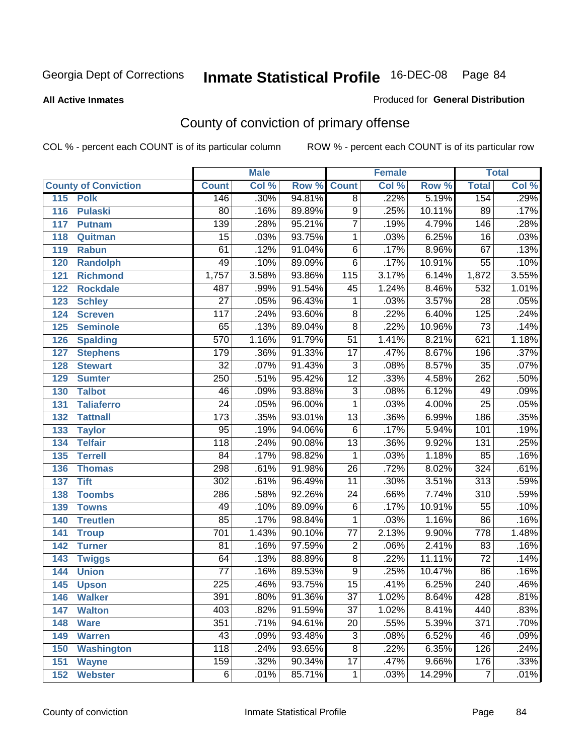Georgia Dept of Corrections **Inmate Statistical Profile** 16-DEC-08

**All Active Inmates** Produced for **General Distribution**

## County of conviction of primary offense

COL % - percent each COUNT is of its particular column ROW % - percent each COUNT is of its particular row

| County of Conviction | Male | | | Female | | | Total | |
|---|---|---|---|---|---|---|---|---|
| | Count | Col % | Row % | Count | Col % | Row % | Total | Col % |
| 115 Polk | 146 | .30% | 94.81% | 8 | .22% | 5.19% | 154 | .29% |
| 116 Pulaski | 80 | .16% | 89.89% | 9 | .25% | 10.11% | 89 | .17% |
| 117 Putnam | 139 | .28% | 95.21% | 7 | .19% | 4.79% | 146 | .28% |
| 118 Quitman | 15 | .03% | 93.75% | 1 | .03% | 6.25% | 16 | .03% |
| 119 Rabun | 61 | .12% | 91.04% | 6 | .17% | 8.96% | 67 | .13% |
| 120 Randolph | 49 | .10% | 89.09% | 6 | .17% | 10.91% | 55 | .10% |
| 121 Richmond | 1,757 | 3.58% | 93.86% | 115 | 3.17% | 6.14% | 1,872 | 3.55% |
| 122 Rockdale | 487 | .99% | 91.54% | 45 | 1.24% | 8.46% | 532 | 1.01% |
| 123 Schley | 27 | .05% | 96.43% | 1 | .03% | 3.57% | 28 | .05% |
| 124 Screven | 117 | .24% | 93.60% | 8 | .22% | 6.40% | 125 | .24% |
| 125 Seminole | 65 | .13% | 89.04% | 8 | .22% | 10.96% | 73 | .14% |
| 126 Spalding | 570 | 1.16% | 91.79% | 51 | 1.41% | 8.21% | 621 | 1.18% |
| 127 Stephens | 179 | .36% | 91.33% | 17 | .47% | 8.67% | 196 | .37% |
| 128 Stewart | 32 | .07% | 91.43% | 3 | .08% | 8.57% | 35 | .07% |
| 129 Sumter | 250 | .51% | 95.42% | 12 | .33% | 4.58% | 262 | .50% |
| 130 Talbot | 46 | .09% | 93.88% | 3 | .08% | 6.12% | 49 | .09% |
| 131 Taliaferro | 24 | .05% | 96.00% | 1 | .03% | 4.00% | 25 | .05% |
| 132 Tattnall | 173 | .35% | 93.01% | 13 | .36% | 6.99% | 186 | .35% |
| 133 Taylor | 95 | .19% | 94.06% | 6 | .17% | 5.94% | 101 | .19% |
| 134 Telfair | 118 | .24% | 90.08% | 13 | .36% | 9.92% | 131 | .25% |
| 135 Terrell | 84 | .17% | 98.82% | 1 | .03% | 1.18% | 85 | .16% |
| 136 Thomas | 298 | .61% | 91.98% | 26 | .72% | 8.02% | 324 | .61% |
| 137 Tift | 302 | .61% | 96.49% | 11 | .30% | 3.51% | 313 | .59% |
| 138 Toombs | 286 | .58% | 92.26% | 24 | .66% | 7.74% | 310 | .59% |
| 139 Towns | 49 | .10% | 89.09% | 6 | .17% | 10.91% | 55 | .10% |
| 140 Treutlen | 85 | .17% | 98.84% | 1 | .03% | 1.16% | 86 | .16% |
| 141 Troup | 701 | 1.43% | 90.10% | 77 | 2.13% | 9.90% | 778 | 1.48% |
| 142 Turner | 81 | .16% | 97.59% | 2 | .06% | 2.41% | 83 | .16% |
| 143 Twiggs | 64 | .13% | 88.89% | 8 | .22% | 11.11% | 72 | .14% |
| 144 Union | 77 | .16% | 89.53% | 9 | .25% | 10.47% | 86 | .16% |
| 145 Upson | 225 | .46% | 93.75% | 15 | .41% | 6.25% | 240 | .46% |
| 146 Walker | 391 | .80% | 91.36% | 37 | 1.02% | 8.64% | 428 | .81% |
| 147 Walton | 403 | .82% | 91.59% | 37 | 1.02% | 8.41% | 440 | .83% |
| 148 Ware | 351 | .71% | 94.61% | 20 | .55% | 5.39% | 371 | .70% |
| 149 Warren | 43 | .09% | 93.48% | 3 | .08% | 6.52% | 46 | .09% |
| 150 Washington | 118 | .24% | 93.65% | 8 | .22% | 6.35% | 126 | .24% |
| 151 Wayne | 159 | .32% | 90.34% | 17 | .47% | 9.66% | 176 | .33% |
| 152 Webster | 6 | .01% | 85.71% | 1 | .03% | 14.29% | 7 | .01% |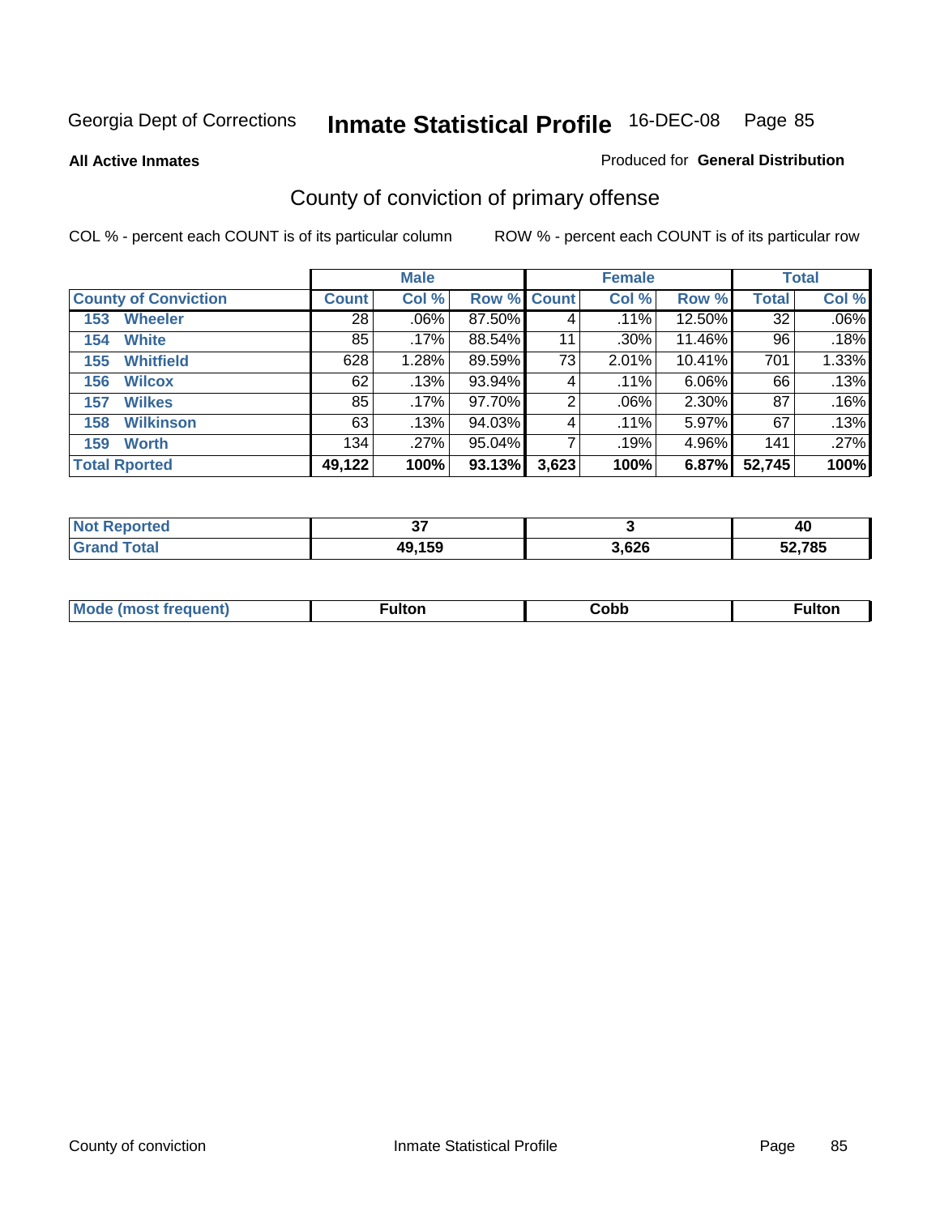Georgia Dept of Corrections **Inmate Statistical Profile** 16-DEC-08 Page 85

**All Active Inmates**

Produced for **General Distribution**

## County of conviction of primary offense

COL % - percent each COUNT is of its particular column

ROW % - percent each COUNT is of its particular row

| County of Conviction | Male | | | Female | | | Total | |
|---|---|---|---|---|---|---|---|---|
| | Count | Col % | Row % | Count | Col % | Row % | Total | Col % |
| 153 Wheeler | 28 | .06% | 87.50% | 4 | .11% | 12.50% | 32 | .06% |
| 154 White | 85 | .17% | 88.54% | 11 | .30% | 11.46% | 96 | .18% |
| 155 Whitfield | 628 | 1.28% | 89.59% | 73 | 2.01% | 10.41% | 701 | 1.33% |
| 156 Wilcox | 62 | .13% | 93.94% | 4 | .11% | 6.06% | 66 | .13% |
| 157 Wilkes | 85 | .17% | 97.70% | 2 | .06% | 2.30% | 87 | .16% |
| 158 Wilkinson | 63 | .13% | 94.03% | 4 | .11% | 5.97% | 67 | .13% |
| 159 Worth | 134 | .27% | 95.04% | 7 | .19% | 4.96% | 141 | .27% |
| **Total Rported** | **49,122** | **100%** | **93.13%** | **3,623** | **100%** | **6.87%** | **52,745** | **100%** |

| | Male | Female | Total |
|---|---|---|---|
| Not Reported | 37 | 3 | 40 |
| Grand Total | 49,159 | 3,626 | 52,785 |

| | Male | Female | Total |
|---|---|---|---|
| Mode (most frequent) | Fulton | Cobb | Fulton |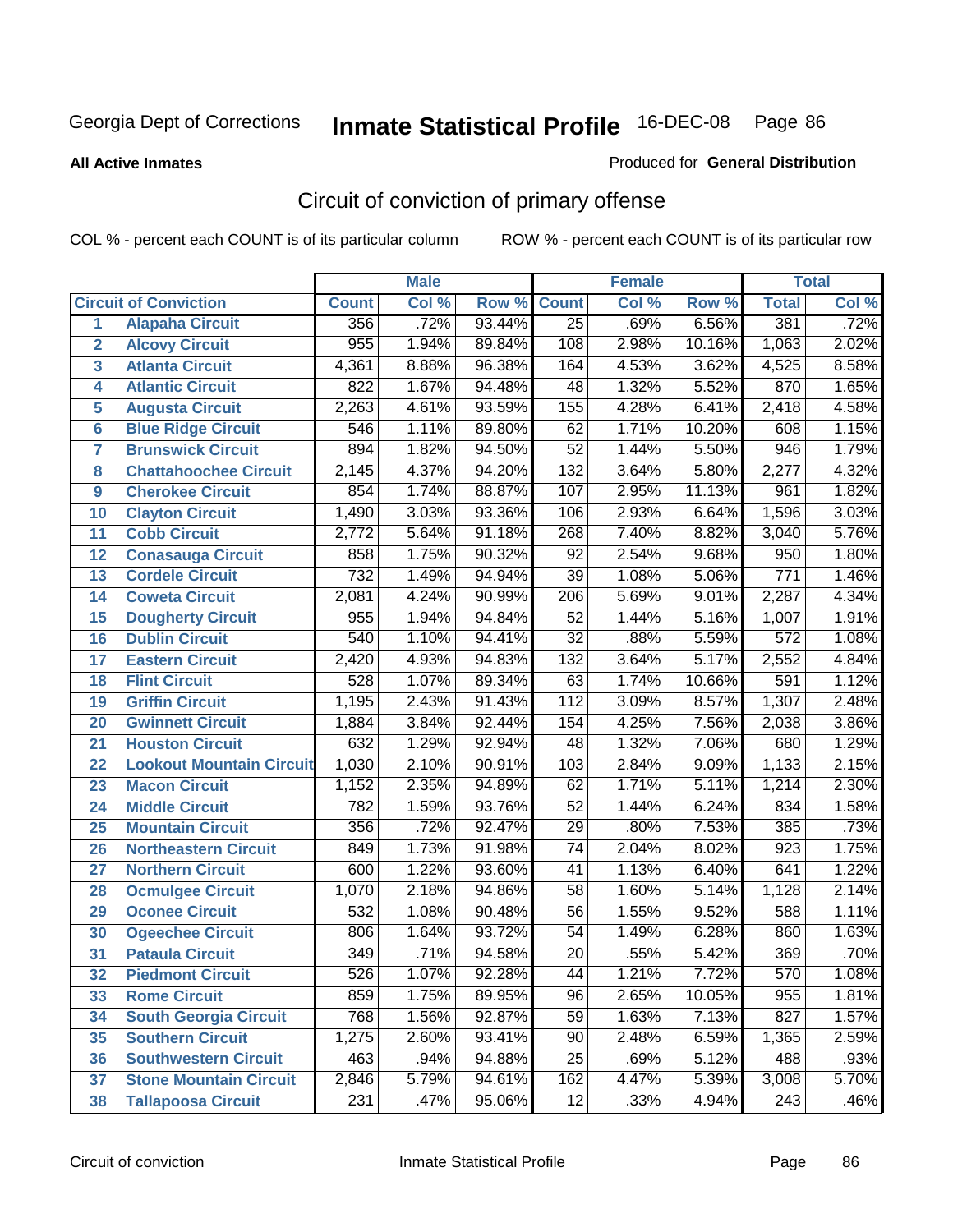Georgia Dept of Corrections **Inmate Statistical Profile** 16-DEC-08

**All Active Inmates**

Produced for **General Distribution**

## Circuit of conviction of primary offense

COL % - percent each COUNT is of its particular column ROW % - percent each COUNT is of its particular row

| | | Male | | | Female | | | Total | |
|---|---|---|---|---|---|---|---|---|---|
| **Circuit of Conviction** | | **Count** | **Col %** | **Row %** | **Count** | **Col %** | **Row %** | **Total** | **Col %** |
| 1 | Alapaha Circuit | 356 | .72% | 93.44% | 25 | .69% | 6.56% | 381 | .72% |
| 2 | Alcovy Circuit | 955 | 1.94% | 89.84% | 108 | 2.98% | 10.16% | 1,063 | 2.02% |
| 3 | Atlanta Circuit | 4,361 | 8.88% | 96.38% | 164 | 4.53% | 3.62% | 4,525 | 8.58% |
| 4 | Atlantic Circuit | 822 | 1.67% | 94.48% | 48 | 1.32% | 5.52% | 870 | 1.65% |
| 5 | Augusta Circuit | 2,263 | 4.61% | 93.59% | 155 | 4.28% | 6.41% | 2,418 | 4.58% |
| 6 | Blue Ridge Circuit | 546 | 1.11% | 89.80% | 62 | 1.71% | 10.20% | 608 | 1.15% |
| 7 | Brunswick Circuit | 894 | 1.82% | 94.50% | 52 | 1.44% | 5.50% | 946 | 1.79% |
| 8 | Chattahoochee Circuit | 2,145 | 4.37% | 94.20% | 132 | 3.64% | 5.80% | 2,277 | 4.32% |
| 9 | Cherokee Circuit | 854 | 1.74% | 88.87% | 107 | 2.95% | 11.13% | 961 | 1.82% |
| 10 | Clayton Circuit | 1,490 | 3.03% | 93.36% | 106 | 2.93% | 6.64% | 1,596 | 3.03% |
| 11 | Cobb Circuit | 2,772 | 5.64% | 91.18% | 268 | 7.40% | 8.82% | 3,040 | 5.76% |
| 12 | Conasauga Circuit | 858 | 1.75% | 90.32% | 92 | 2.54% | 9.68% | 950 | 1.80% |
| 13 | Cordele Circuit | 732 | 1.49% | 94.94% | 39 | 1.08% | 5.06% | 771 | 1.46% |
| 14 | Coweta Circuit | 2,081 | 4.24% | 90.99% | 206 | 5.69% | 9.01% | 2,287 | 4.34% |
| 15 | Dougherty Circuit | 955 | 1.94% | 94.84% | 52 | 1.44% | 5.16% | 1,007 | 1.91% |
| 16 | Dublin Circuit | 540 | 1.10% | 94.41% | 32 | .88% | 5.59% | 572 | 1.08% |
| 17 | Eastern Circuit | 2,420 | 4.93% | 94.83% | 132 | 3.64% | 5.17% | 2,552 | 4.84% |
| 18 | Flint Circuit | 528 | 1.07% | 89.34% | 63 | 1.74% | 10.66% | 591 | 1.12% |
| 19 | Griffin Circuit | 1,195 | 2.43% | 91.43% | 112 | 3.09% | 8.57% | 1,307 | 2.48% |
| 20 | Gwinnett Circuit | 1,884 | 3.84% | 92.44% | 154 | 4.25% | 7.56% | 2,038 | 3.86% |
| 21 | Houston Circuit | 632 | 1.29% | 92.94% | 48 | 1.32% | 7.06% | 680 | 1.29% |
| 22 | Lookout Mountain Circuit | 1,030 | 2.10% | 90.91% | 103 | 2.84% | 9.09% | 1,133 | 2.15% |
| 23 | Macon Circuit | 1,152 | 2.35% | 94.89% | 62 | 1.71% | 5.11% | 1,214 | 2.30% |
| 24 | Middle Circuit | 782 | 1.59% | 93.76% | 52 | 1.44% | 6.24% | 834 | 1.58% |
| 25 | Mountain Circuit | 356 | .72% | 92.47% | 29 | .80% | 7.53% | 385 | .73% |
| 26 | Northeastern Circuit | 849 | 1.73% | 91.98% | 74 | 2.04% | 8.02% | 923 | 1.75% |
| 27 | Northern Circuit | 600 | 1.22% | 93.60% | 41 | 1.13% | 6.40% | 641 | 1.22% |
| 28 | Ocmulgee Circuit | 1,070 | 2.18% | 94.86% | 58 | 1.60% | 5.14% | 1,128 | 2.14% |
| 29 | Oconee Circuit | 532 | 1.08% | 90.48% | 56 | 1.55% | 9.52% | 588 | 1.11% |
| 30 | Ogeechee Circuit | 806 | 1.64% | 93.72% | 54 | 1.49% | 6.28% | 860 | 1.63% |
| 31 | Pataula Circuit | 349 | .71% | 94.58% | 20 | .55% | 5.42% | 369 | .70% |
| 32 | Piedmont Circuit | 526 | 1.07% | 92.28% | 44 | 1.21% | 7.72% | 570 | 1.08% |
| 33 | Rome Circuit | 859 | 1.75% | 89.95% | 96 | 2.65% | 10.05% | 955 | 1.81% |
| 34 | South Georgia Circuit | 768 | 1.56% | 92.87% | 59 | 1.63% | 7.13% | 827 | 1.57% |
| 35 | Southern Circuit | 1,275 | 2.60% | 93.41% | 90 | 2.48% | 6.59% | 1,365 | 2.59% |
| 36 | Southwestern Circuit | 463 | .94% | 94.88% | 25 | .69% | 5.12% | 488 | .93% |
| 37 | Stone Mountain Circuit | 2,846 | 5.79% | 94.61% | 162 | 4.47% | 5.39% | 3,008 | 5.70% |
| 38 | Tallapoosa Circuit | 231 | .47% | 95.06% | 12 | .33% | 4.94% | 243 | .46% |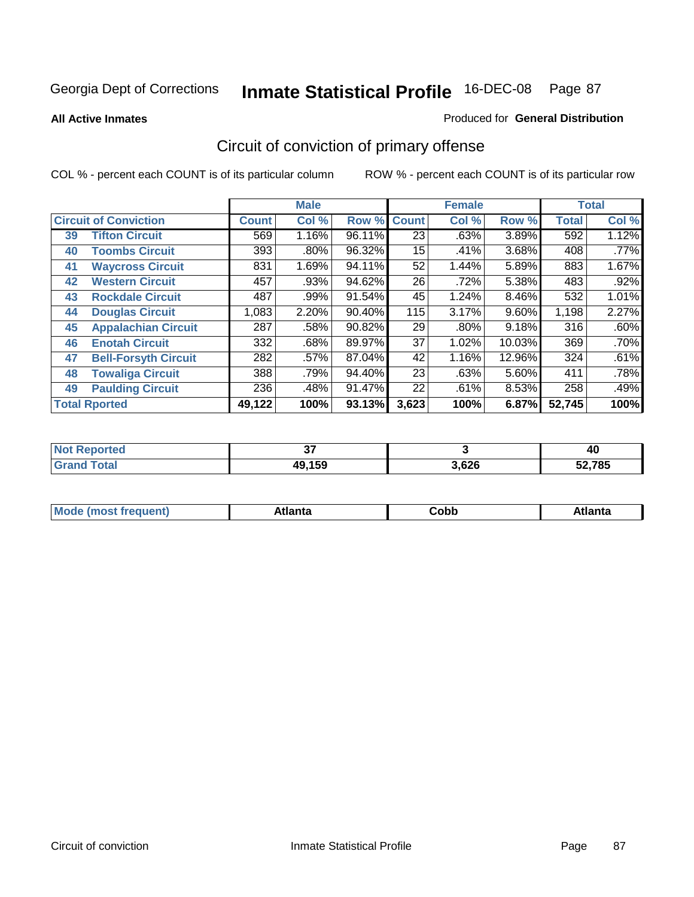Georgia Dept of Corrections **Inmate Statistical Profile** 16-DEC-08

**All Active Inmates**

Produced for **General Distribution**

## Circuit of conviction of primary offense

COL % - percent each COUNT is of its particular column

ROW % - percent each COUNT is of its particular row

| Circuit of Conviction | | Male | | | Female | | | Total | |
|---|---|---|---|---|---|---|---|---|---|
| | | Count | Col % | Row % | Count | Col % | Row % | Total | Col % |
| 39 | Tifton Circuit | 569 | 1.16% | 96.11% | 23 | .63% | 3.89% | 592 | 1.12% |
| 40 | Toombs Circuit | 393 | .80% | 96.32% | 15 | .41% | 3.68% | 408 | .77% |
| 41 | Waycross Circuit | 831 | 1.69% | 94.11% | 52 | 1.44% | 5.89% | 883 | 1.67% |
| 42 | Western Circuit | 457 | .93% | 94.62% | 26 | .72% | 5.38% | 483 | .92% |
| 43 | Rockdale Circuit | 487 | .99% | 91.54% | 45 | 1.24% | 8.46% | 532 | 1.01% |
| 44 | Douglas Circuit | 1,083 | 2.20% | 90.40% | 115 | 3.17% | 9.60% | 1,198 | 2.27% |
| 45 | Appalachian Circuit | 287 | .58% | 90.82% | 29 | .80% | 9.18% | 316 | .60% |
| 46 | Enotah Circuit | 332 | .68% | 89.97% | 37 | 1.02% | 10.03% | 369 | .70% |
| 47 | Bell-Forsyth Circuit | 282 | .57% | 87.04% | 42 | 1.16% | 12.96% | 324 | .61% |
| 48 | Towaliga Circuit | 388 | .79% | 94.40% | 23 | .63% | 5.60% | 411 | .78% |
| 49 | Paulding Circuit | 236 | .48% | 91.47% | 22 | .61% | 8.53% | 258 | .49% |
| **Total Rported** | | **49,122** | **100%** | **93.13%** | **3,623** | **100%** | **6.87%** | **52,745** | **100%** |

| | Male | Female | Total |
|---|---|---|---|
| Not Reported | 37 | 3 | 40 |
| Grand Total | 49,159 | 3,626 | 52,785 |

| | Male | Female | Total |
|---|---|---|---|
| Mode (most frequent) | Atlanta | Cobb | Atlanta |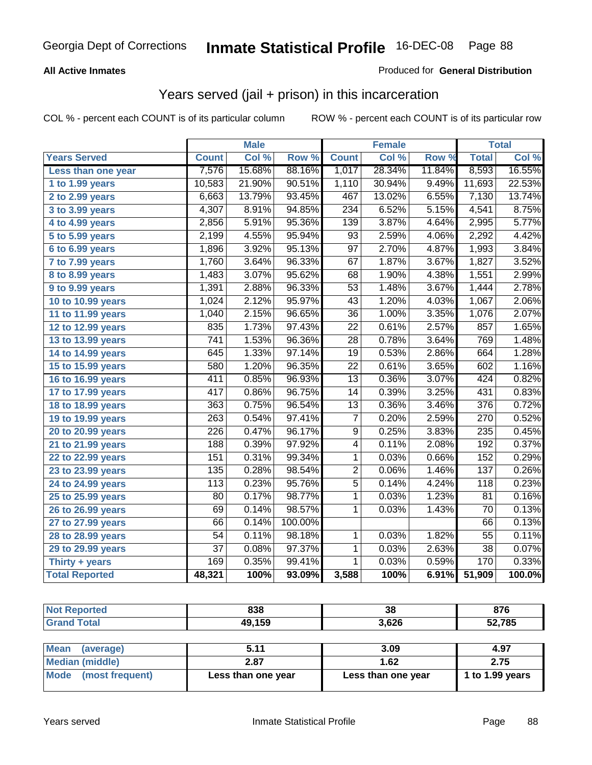Georgia Dept of Corrections **Inmate Statistical Profile** 16-DEC-08

**All Active Inmates**

Produced for **General Distribution**

## Years served (jail + prison) in this incarceration

COL % - percent each COUNT is of its particular column

ROW % - percent each COUNT is of its particular row

| | Male | | | Female | | | Total | |
|---|---|---|---|---|---|---|---|---|
| Years Served | Count | Col % | Row % | Count | Col % | Row % | Total | Col % |
| Less than one year | 7,576 | 15.68% | 88.16% | 1,017 | 28.34% | 11.84% | 8,593 | 16.55% |
| 1 to 1.99 years | 10,583 | 21.90% | 90.51% | 1,110 | 30.94% | 9.49% | 11,693 | 22.53% |
| 2 to 2.99 years | 6,663 | 13.79% | 93.45% | 467 | 13.02% | 6.55% | 7,130 | 13.74% |
| 3 to 3.99 years | 4,307 | 8.91% | 94.85% | 234 | 6.52% | 5.15% | 4,541 | 8.75% |
| 4 to 4.99 years | 2,856 | 5.91% | 95.36% | 139 | 3.87% | 4.64% | 2,995 | 5.77% |
| 5 to 5.99 years | 2,199 | 4.55% | 95.94% | 93 | 2.59% | 4.06% | 2,292 | 4.42% |
| 6 to 6.99 years | 1,896 | 3.92% | 95.13% | 97 | 2.70% | 4.87% | 1,993 | 3.84% |
| 7 to 7.99 years | 1,760 | 3.64% | 96.33% | 67 | 1.87% | 3.67% | 1,827 | 3.52% |
| 8 to 8.99 years | 1,483 | 3.07% | 95.62% | 68 | 1.90% | 4.38% | 1,551 | 2.99% |
| 9 to 9.99 years | 1,391 | 2.88% | 96.33% | 53 | 1.48% | 3.67% | 1,444 | 2.78% |
| 10 to 10.99 years | 1,024 | 2.12% | 95.97% | 43 | 1.20% | 4.03% | 1,067 | 2.06% |
| 11 to 11.99 years | 1,040 | 2.15% | 96.65% | 36 | 1.00% | 3.35% | 1,076 | 2.07% |
| 12 to 12.99 years | 835 | 1.73% | 97.43% | 22 | 0.61% | 2.57% | 857 | 1.65% |
| 13 to 13.99 years | 741 | 1.53% | 96.36% | 28 | 0.78% | 3.64% | 769 | 1.48% |
| 14 to 14.99 years | 645 | 1.33% | 97.14% | 19 | 0.53% | 2.86% | 664 | 1.28% |
| 15 to 15.99 years | 580 | 1.20% | 96.35% | 22 | 0.61% | 3.65% | 602 | 1.16% |
| 16 to 16.99 years | 411 | 0.85% | 96.93% | 13 | 0.36% | 3.07% | 424 | 0.82% |
| 17 to 17.99 years | 417 | 0.86% | 96.75% | 14 | 0.39% | 3.25% | 431 | 0.83% |
| 18 to 18.99 years | 363 | 0.75% | 96.54% | 13 | 0.36% | 3.46% | 376 | 0.72% |
| 19 to 19.99 years | 263 | 0.54% | 97.41% | 7 | 0.20% | 2.59% | 270 | 0.52% |
| 20 to 20.99 years | 226 | 0.47% | 96.17% | 9 | 0.25% | 3.83% | 235 | 0.45% |
| 21 to 21.99 years | 188 | 0.39% | 97.92% | 4 | 0.11% | 2.08% | 192 | 0.37% |
| 22 to 22.99 years | 151 | 0.31% | 99.34% | 1 | 0.03% | 0.66% | 152 | 0.29% |
| 23 to 23.99 years | 135 | 0.28% | 98.54% | 2 | 0.06% | 1.46% | 137 | 0.26% |
| 24 to 24.99 years | 113 | 0.23% | 95.76% | 5 | 0.14% | 4.24% | 118 | 0.23% |
| 25 to 25.99 years | 80 | 0.17% | 98.77% | 1 | 0.03% | 1.23% | 81 | 0.16% |
| 26 to 26.99 years | 69 | 0.14% | 98.57% | 1 | 0.03% | 1.43% | 70 | 0.13% |
| 27 to 27.99 years | 66 | 0.14% | 100.00% | | | | 66 | 0.13% |
| 28 to 28.99 years | 54 | 0.11% | 98.18% | 1 | 0.03% | 1.82% | 55 | 0.11% |
| 29 to 29.99 years | 37 | 0.08% | 97.37% | 1 | 0.03% | 2.63% | 38 | 0.07% |
| Thirty + years | 169 | 0.35% | 99.41% | 1 | 0.03% | 0.59% | 170 | 0.33% |
| **Total Reported** | **48,321** | **100%** | **93.09%** | **3,588** | **100%** | **6.91%** | **51,909** | **100.0%** |

| | Male | Female | Total |
|---|---|---|---|
| Not Reported | 838 | 38 | 876 |
| Grand Total | 49,159 | 3,626 | 52,785 |

| | Male | Female | Total |
|---|---|---|---|
| Mean (average) | 5.11 | 3.09 | 4.97 |
| Median (middle) | 2.87 | 1.62 | 2.75 |
| Mode (most frequent) | Less than one year | Less than one year | 1 to 1.99 years |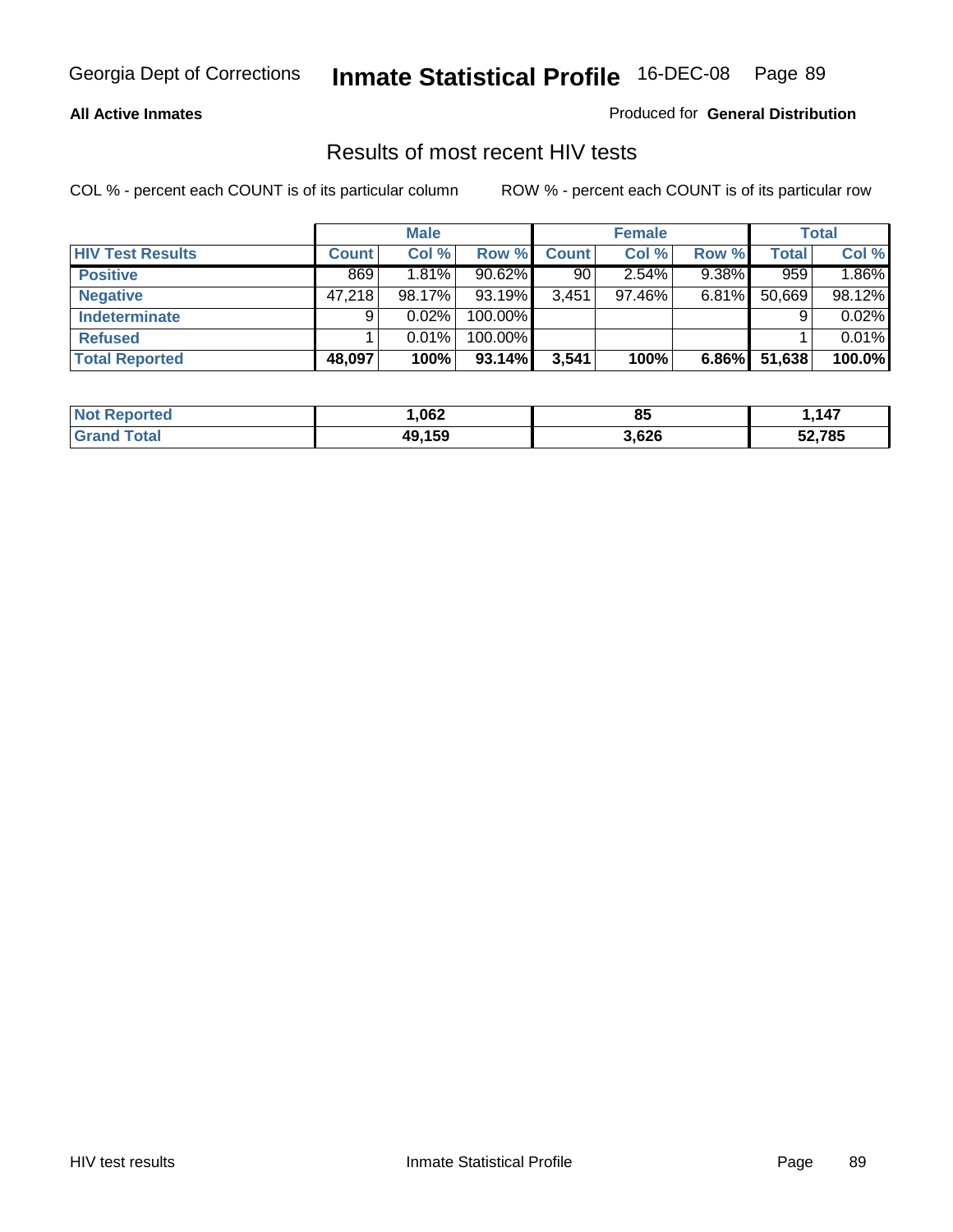Georgia Dept of Corrections **Inmate Statistical Profile** 16-DEC-08

**All Active Inmates**

Produced for **General Distribution**

## Results of most recent HIV tests

COL % - percent each COUNT is of its particular column     ROW % - percent each COUNT is of its particular row

| | Male | | | Female | | | Total | |
|---|---|---|---|---|---|---|---|---|
| **HIV Test Results** | **Count** | **Col %** | **Row %** | **Count** | **Col %** | **Row %** | **Total** | **Col %** |
| **Positive** | 869 | 1.81% | 90.62% | 90 | 2.54% | 9.38% | 959 | 1.86% |
| **Negative** | 47,218 | 98.17% | 93.19% | 3,451 | 97.46% | 6.81% | 50,669 | 98.12% |
| **Indeterminate** | 9 | 0.02% | 100.00% | | | | 9 | 0.02% |
| **Refused** | 1 | 0.01% | 100.00% | | | | 1 | 0.01% |
| **Total Reported** | **48,097** | **100%** | **93.14%** | **3,541** | **100%** | **6.86%** | **51,638** | **100.0%** |

| | Male | Female | Total |
|---|---|---|---|
| **Not Reported** | **1,062** | **85** | **1,147** |
| **Grand Total** | **49,159** | **3,626** | **52,785** |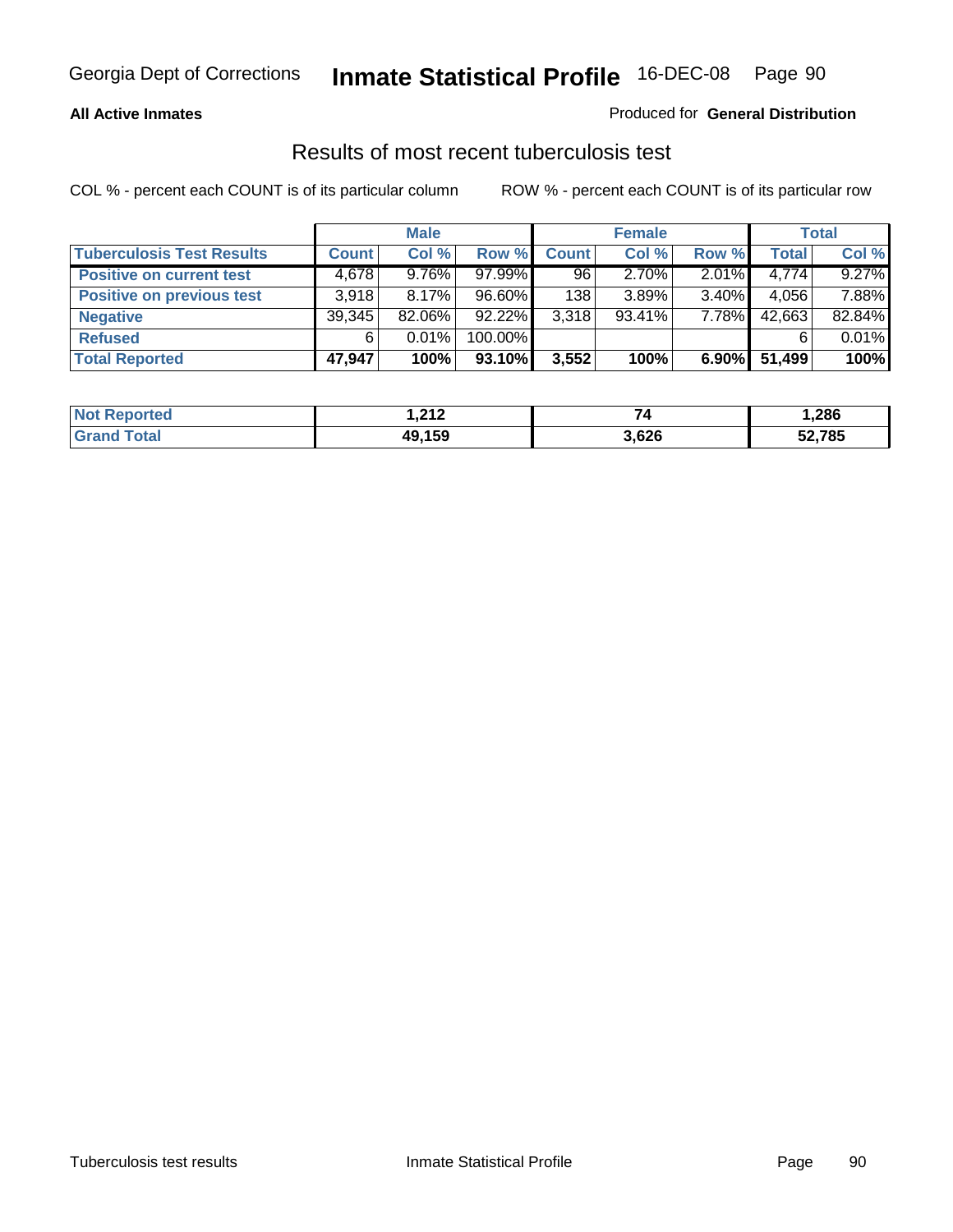**All Active Inmates**

Produced for **General Distribution**

## Results of most recent tuberculosis test

COL % - percent each COUNT is of its particular column

ROW % - percent each COUNT is of its particular row

| | Male | | | Female | | | Total | |
|---|---|---|---|---|---|---|---|---|
| **Tuberculosis Test Results** | **Count** | **Col %** | **Row %** | **Count** | **Col %** | **Row %** | **Total** | **Col %** |
| **Positive on current test** | 4,678 | 9.76% | 97.99% | 96 | 2.70% | 2.01% | 4,774 | 9.27% |
| **Positive on previous test** | 3,918 | 8.17% | 96.60% | 138 | 3.89% | 3.40% | 4,056 | 7.88% |
| **Negative** | 39,345 | 82.06% | 92.22% | 3,318 | 93.41% | 7.78% | 42,663 | 82.84% |
| **Refused** | 6 | 0.01% | 100.00% | | | | 6 | 0.01% |
| **Total Reported** | **47,947** | **100%** | **93.10%** | **3,552** | **100%** | **6.90%** | **51,499** | **100%** |

| | Male | Female | Total |
|---|---|---|---|
| **Not Reported** | **1,212** | **74** | **1,286** |
| **Grand Total** | **49,159** | **3,626** | **52,785** |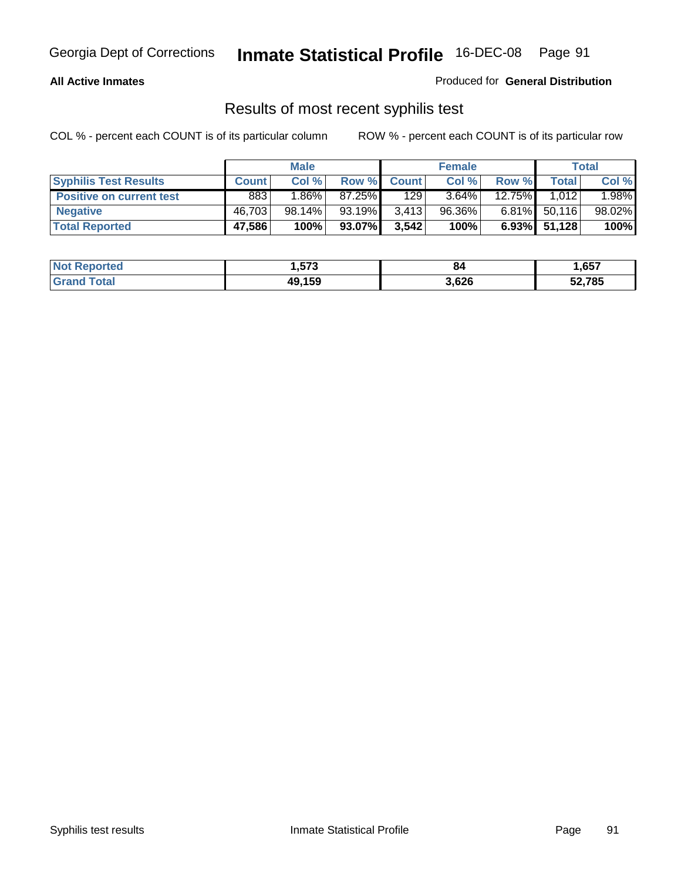**All Active Inmates**

Produced for **General Distribution**

## Results of most recent syphilis test

COL % - percent each COUNT is of its particular column

ROW % - percent each COUNT is of its particular row

| | Male | | | Female | | | Total | |
|---|---|---|---|---|---|---|---|---|
| **Syphilis Test Results** | **Count** | **Col %** | **Row %** | **Count** | **Col %** | **Row %** | **Total** | **Col %** |
| **Positive on current test** | 883 | 1.86% | 87.25% | 129 | 3.64% | 12.75% | 1,012 | 1.98% |
| **Negative** | 46,703 | 98.14% | 93.19% | 3,413 | 96.36% | 6.81% | 50,116 | 98.02% |
| **Total Reported** | **47,586** | **100%** | **93.07%** | **3,542** | **100%** | **6.93%** | **51,128** | **100%** |

| | Male | Female | Total |
|---|---|---|---|
| **Not Reported** | **1,573** | **84** | **1,657** |
| **Grand Total** | **49,159** | **3,626** | **52,785** |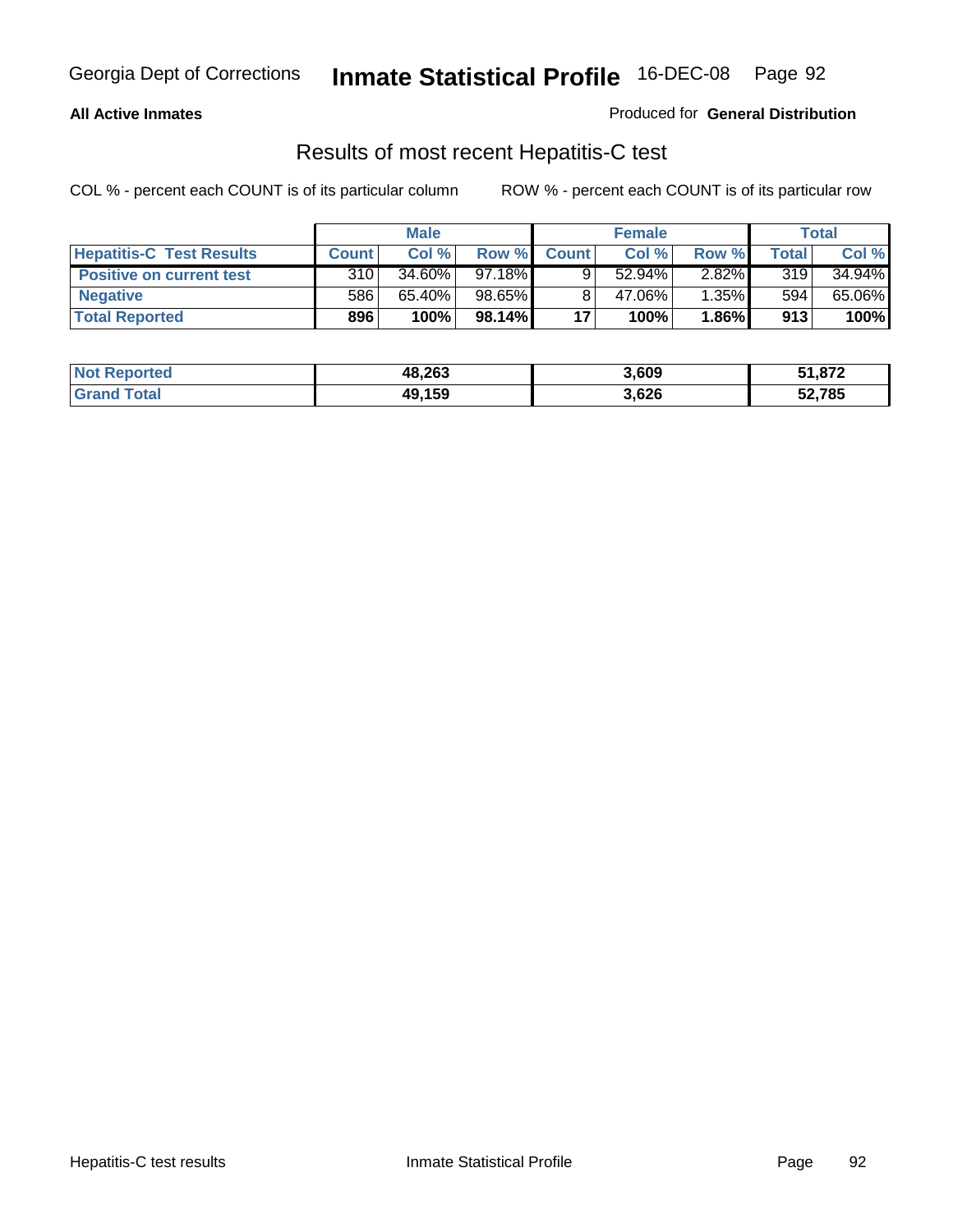**All Active Inmates**

Produced for **General Distribution**

## Results of most recent Hepatitis-C test

COL % - percent each COUNT is of its particular column

ROW % - percent each COUNT is of its particular row

| | Male | | | Female | | | Total | |
|---|---|---|---|---|---|---|---|---|
| **Hepatitis-C Test Results** | **Count** | **Col %** | **Row %** | **Count** | **Col %** | **Row %** | **Total** | **Col %** |
| **Positive on current test** | 310 | 34.60% | 97.18% | 9 | 52.94% | 2.82% | 319 | 34.94% |
| **Negative** | 586 | 65.40% | 98.65% | 8 | 47.06% | 1.35% | 594 | 65.06% |
| **Total Reported** | **896** | **100%** | **98.14%** | **17** | **100%** | **1.86%** | **913** | **100%** |

| | Male | Female | Total |
|---|---|---|---|
| **Not Reported** | **48,263** | **3,609** | **51,872** |
| **Grand Total** | **49,159** | **3,626** | **52,785** |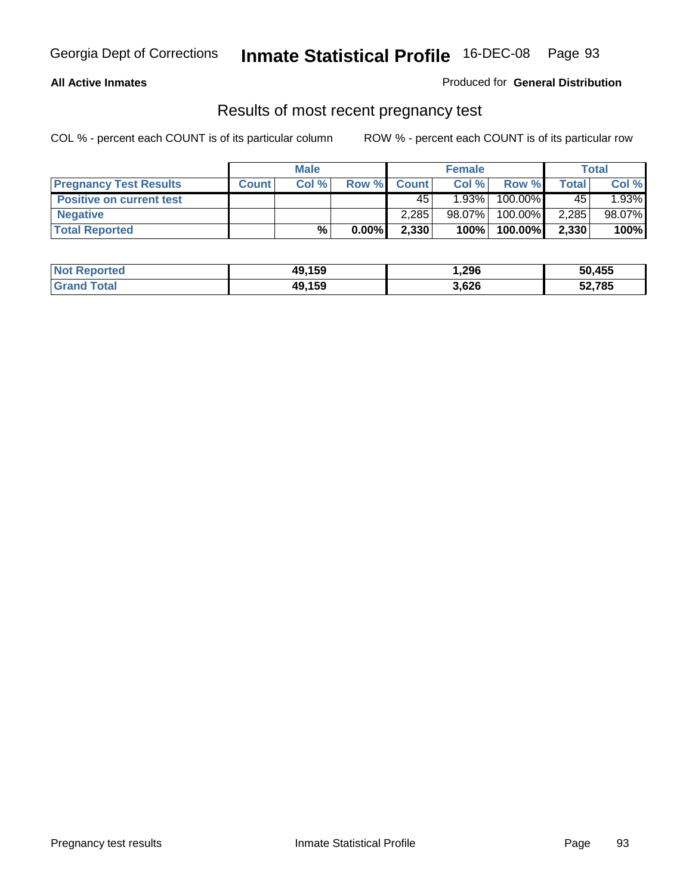Georgia Dept of Corrections **Inmate Statistical Profile** 16-DEC-08

**All Active Inmates**

Produced for **General Distribution**

## Results of most recent pregnancy test

COL % - percent each COUNT is of its particular column

ROW % - percent each COUNT is of its particular row

| | Male | | | Female | | | Total | |
|---|---|---|---|---|---|---|---|---|
| **Pregnancy Test Results** | **Count** | **Col %** | **Row %** | **Count** | **Col %** | **Row %** | **Total** | **Col %** |
| **Positive on current test** | | | | 45 | 1.93% | 100.00% | 45 | 1.93% |
| **Negative** | | | | 2,285 | 98.07% | 100.00% | 2,285 | 98.07% |
| **Total Reported** | | **%** | **0.00%** | **2,330** | **100%** | **100.00%** | **2,330** | **100%** |

| | Male | Female | Total |
|---|---|---|---|
| **Not Reported** | **49,159** | **1,296** | **50,455** |
| **Grand Total** | **49,159** | **3,626** | **52,785** |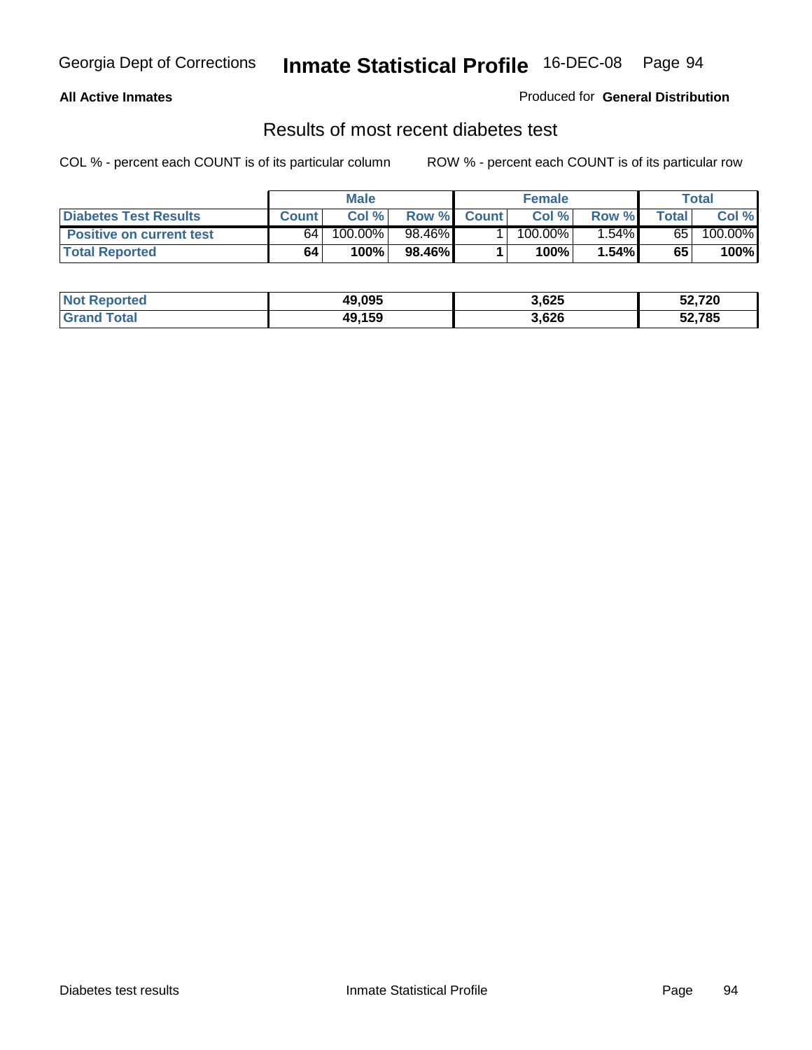**All Active Inmates**

Produced for **General Distribution**

## Results of most recent diabetes test

COL % - percent each COUNT is of its particular column

ROW % - percent each COUNT is of its particular row

| | Male | | | Female | | | Total | |
|---|---|---|---|---|---|---|---|---|
| **Diabetes Test Results** | **Count** | **Col %** | **Row %** | **Count** | **Col %** | **Row %** | **Total** | **Col %** |
| **Positive on current test** | 64 | 100.00% | 98.46% | 1 | 100.00% | 1.54% | 65 | 100.00% |
| **Total Reported** | **64** | **100%** | **98.46%** | **1** | **100%** | **1.54%** | **65** | **100%** |

| | Male | Female | Total |
|---|---|---|---|
| **Not Reported** | **49,095** | **3,625** | **52,720** |
| **Grand Total** | **49,159** | **3,626** | **52,785** |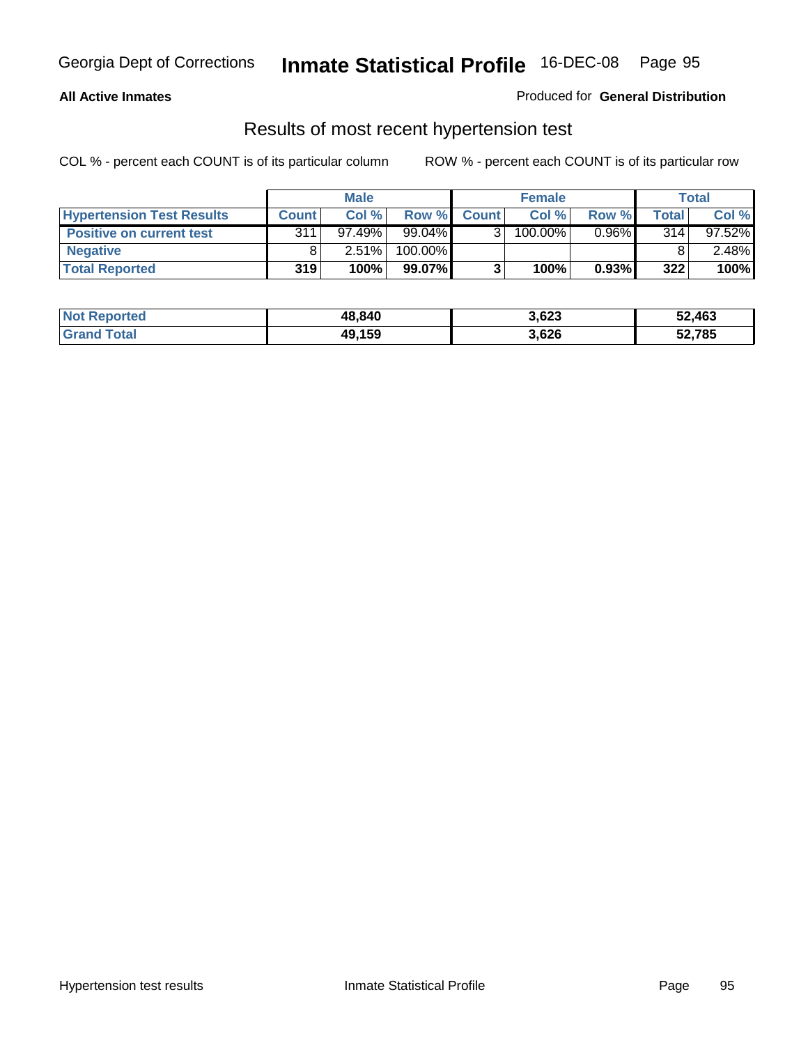**All Active Inmates**

Produced for **General Distribution**

## Results of most recent hypertension test

COL % - percent each COUNT is of its particular column

ROW % - percent each COUNT is of its particular row

| | Male | | | Female | | | Total | |
|---|---|---|---|---|---|---|---|---|
| **Hypertension Test Results** | **Count** | **Col %** | **Row %** | **Count** | **Col %** | **Row %** | **Total** | **Col %** |
| **Positive on current test** | 311 | 97.49% | 99.04% | 3 | 100.00% | 0.96% | 314 | 97.52% |
| **Negative** | 8 | 2.51% | 100.00% | | | | 8 | 2.48% |
| **Total Reported** | **319** | **100%** | **99.07%** | **3** | **100%** | **0.93%** | **322** | **100%** |

| | Male | Female | Total |
|---|---|---|---|
| **Not Reported** | **48,840** | **3,623** | **52,463** |
| **Grand Total** | **49,159** | **3,626** | **52,785** |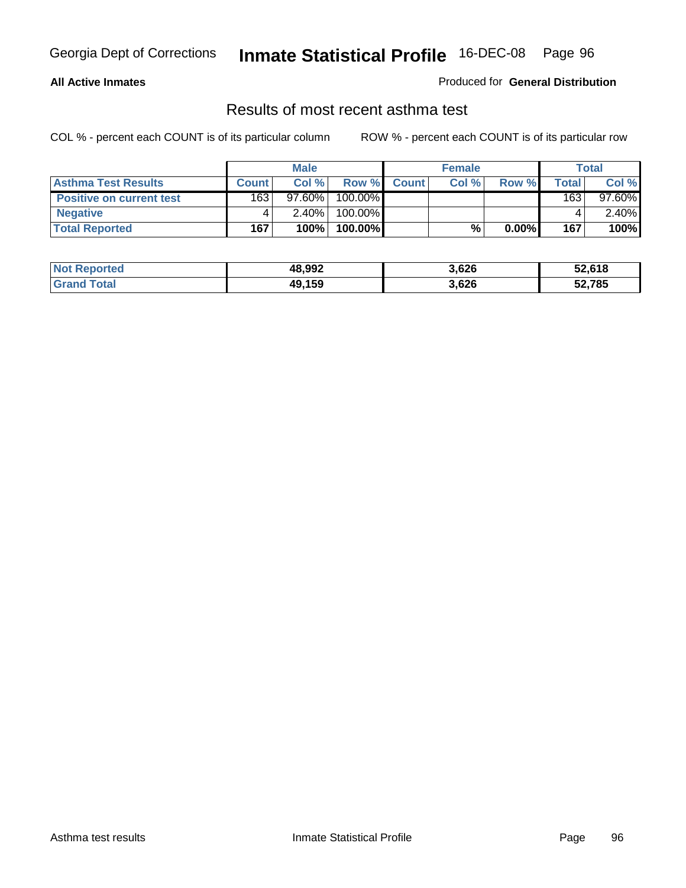Georgia Dept of Corrections **Inmate Statistical Profile** 16-DEC-08

**All Active Inmates**

Produced for **General Distribution**

## Results of most recent asthma test

COL % - percent each COUNT is of its particular column ROW % - percent each COUNT is of its particular row

| | Male | | | Female | | | Total | |
|---|---|---|---|---|---|---|---|---|
| **Asthma Test Results** | **Count** | **Col %** | **Row %** | **Count** | **Col %** | **Row %** | **Total** | **Col %** |
| **Positive on current test** | 163 | 97.60% | 100.00% | | | | 163 | 97.60% |
| **Negative** | 4 | 2.40% | 100.00% | | | | 4 | 2.40% |
| **Total Reported** | **167** | **100%** | **100.00%** | | **%** | **0.00%** | **167** | **100%** |

| | Male | Female | Total |
|---|---|---|---|
| **Not Reported** | **48,992** | **3,626** | **52,618** |
| **Grand Total** | **49,159** | **3,626** | **52,785** |

Asthma test results Inmate Statistical Profile